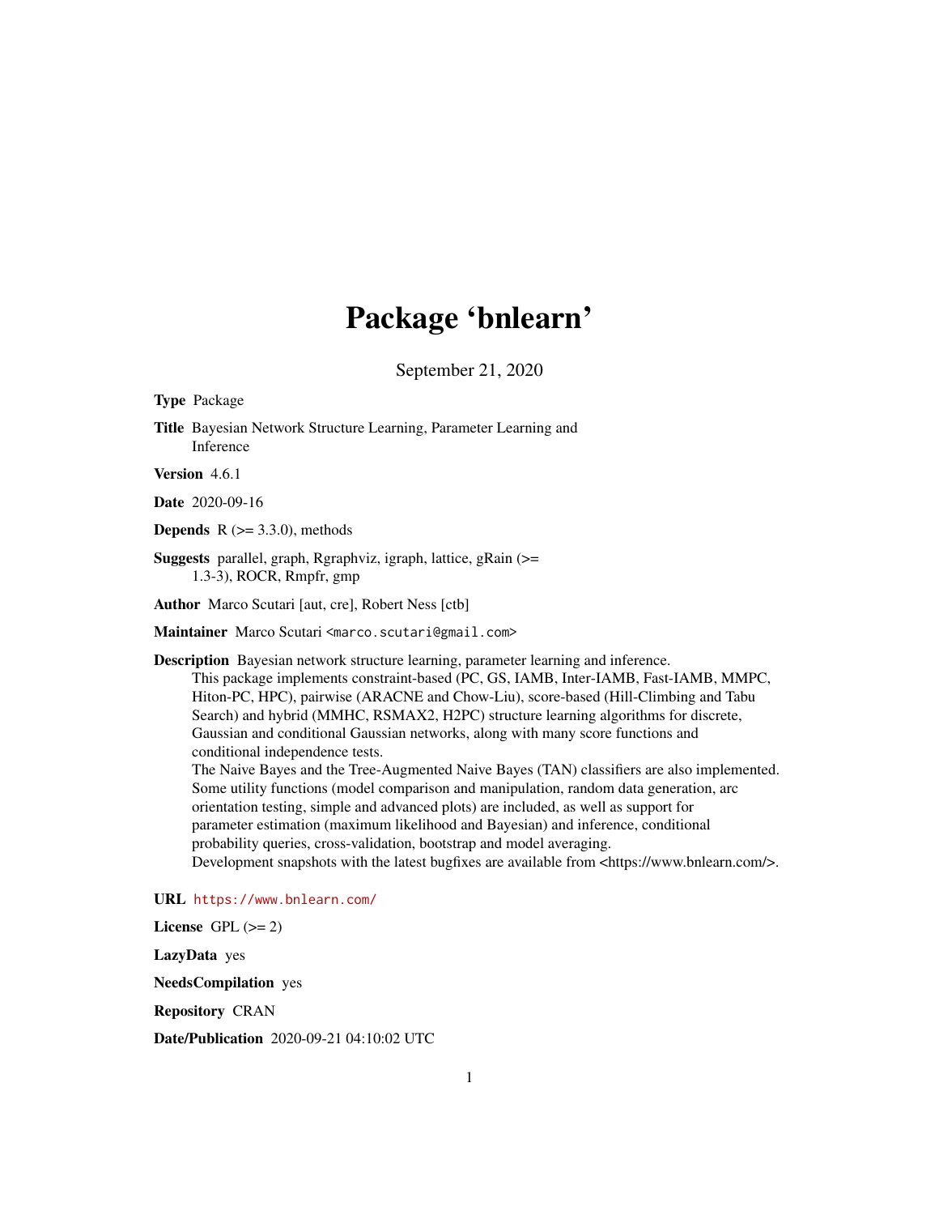# Package 'bnlearn'

September 21, 2020

**Type** Package

**Title** Bayesian Network Structure Learning, Parameter Learning and Inference

**Version** 4.6.1

**Date** 2020-09-16

**Depends** R (>= 3.3.0), methods

**Suggests** parallel, graph, Rgraphviz, igraph, lattice, gRain (>= 1.3-3), ROCR, Rmpfr, gmp

**Author** Marco Scutari [aut, cre], Robert Ness [ctb]

**Maintainer** Marco Scutari <marco.scutari@gmail.com>

**Description** Bayesian network structure learning, parameter learning and inference.
This package implements constraint-based (PC, GS, IAMB, Inter-IAMB, Fast-IAMB, MMPC, Hiton-PC, HPC), pairwise (ARACNE and Chow-Liu), score-based (Hill-Climbing and Tabu Search) and hybrid (MMHC, RSMAX2, H2PC) structure learning algorithms for discrete, Gaussian and conditional Gaussian networks, along with many score functions and conditional independence tests.
The Naive Bayes and the Tree-Augmented Naive Bayes (TAN) classifiers are also implemented.
Some utility functions (model comparison and manipulation, random data generation, arc orientation testing, simple and advanced plots) are included, as well as support for parameter estimation (maximum likelihood and Bayesian) and inference, conditional probability queries, cross-validation, bootstrap and model averaging.
Development snapshots with the latest bugfixes are available from <https://www.bnlearn.com/>.

**URL** https://www.bnlearn.com/

**License** GPL (>= 2)

**LazyData** yes

**NeedsCompilation** yes

**Repository** CRAN

**Date/Publication** 2020-09-21 04:10:02 UTC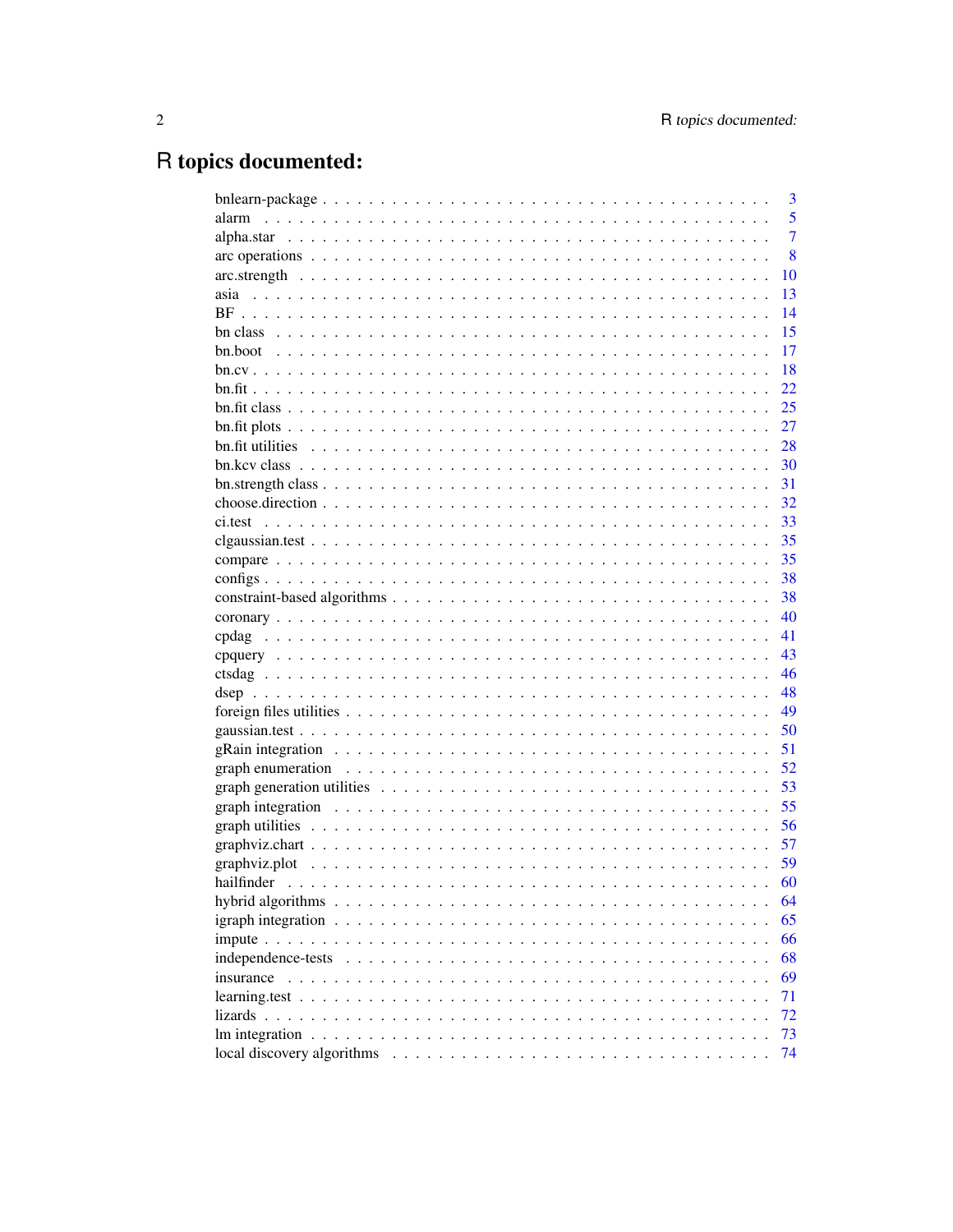# R topics documented:

| | |
|---|---|
| bnlearn-package | 3 |
| alarm | 5 |
| alpha.star | 7 |
| arc operations | 8 |
| arc.strength | 10 |
| asia | 13 |
| BF | 14 |
| bn class | 15 |
| bn.boot | 17 |
| bn.cv | 18 |
| bn.fit | 22 |
| bn.fit class | 25 |
| bn.fit plots | 27 |
| bn.fit utilities | 28 |
| bn.kcv class | 30 |
| bn.strength class | 31 |
| choose.direction | 32 |
| ci.test | 33 |
| clgaussian.test | 35 |
| compare | 35 |
| configs | 38 |
| constraint-based algorithms | 38 |
| coronary | 40 |
| cpdag | 41 |
| cpquery | 43 |
| ctsdag | 46 |
| dsep | 48 |
| foreign files utilities | 49 |
| gaussian.test | 50 |
| gRain integration | 51 |
| graph enumeration | 52 |
| graph generation utilities | 53 |
| graph integration | 55 |
| graph utilities | 56 |
| graphviz.chart | 57 |
| graphviz.plot | 59 |
| hailfinder | 60 |
| hybrid algorithms | 64 |
| igraph integration | 65 |
| impute | 66 |
| independence-tests | 68 |
| insurance | 69 |
| learning.test | 71 |
| lizards | 72 |
| lm integration | 73 |
| local discovery algorithms | 74 |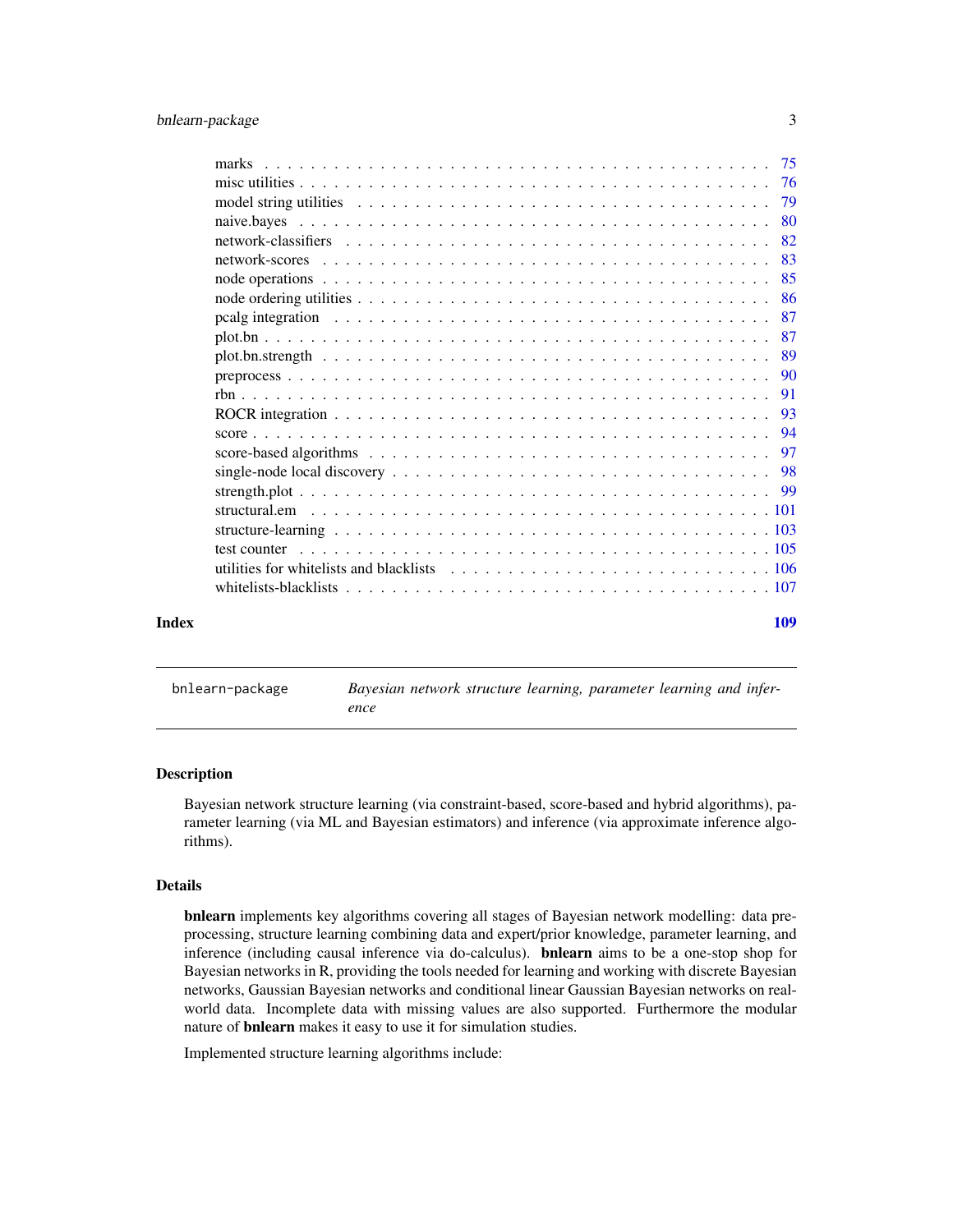| | |
|---|---|
| marks | 75 |
| misc utilities | 76 |
| model string utilities | 79 |
| naive.bayes | 80 |
| network-classifiers | 82 |
| network-scores | 83 |
| node operations | 85 |
| node ordering utilities | 86 |
| pcalg integration | 87 |
| plot.bn | 87 |
| plot.bn.strength | 89 |
| preprocess | 90 |
| rbn | 91 |
| ROCR integration | 93 |
| score | 94 |
| score-based algorithms | 97 |
| single-node local discovery | 98 |
| strength.plot | 99 |
| structural.em | 101 |
| structure-learning | 103 |
| test counter | 105 |
| utilities for whitelists and blacklists | 106 |
| whitelists-blacklists | 107 |

**Index** 109

---

`bnlearn-package` *Bayesian network structure learning, parameter learning and inference*

---

## Description

Bayesian network structure learning (via constraint-based, score-based and hybrid algorithms), parameter learning (via ML and Bayesian estimators) and inference (via approximate inference algorithms).

## Details

**bnlearn** implements key algorithms covering all stages of Bayesian network modelling: data preprocessing, structure learning combining data and expert/prior knowledge, parameter learning, and inference (including causal inference via do-calculus). **bnlearn** aims to be a one-stop shop for Bayesian networks in R, providing the tools needed for learning and working with discrete Bayesian networks, Gaussian Bayesian networks and conditional linear Gaussian Bayesian networks on real-world data. Incomplete data with missing values are also supported. Furthermore the modular nature of **bnlearn** makes it easy to use it for simulation studies.

Implemented structure learning algorithms include: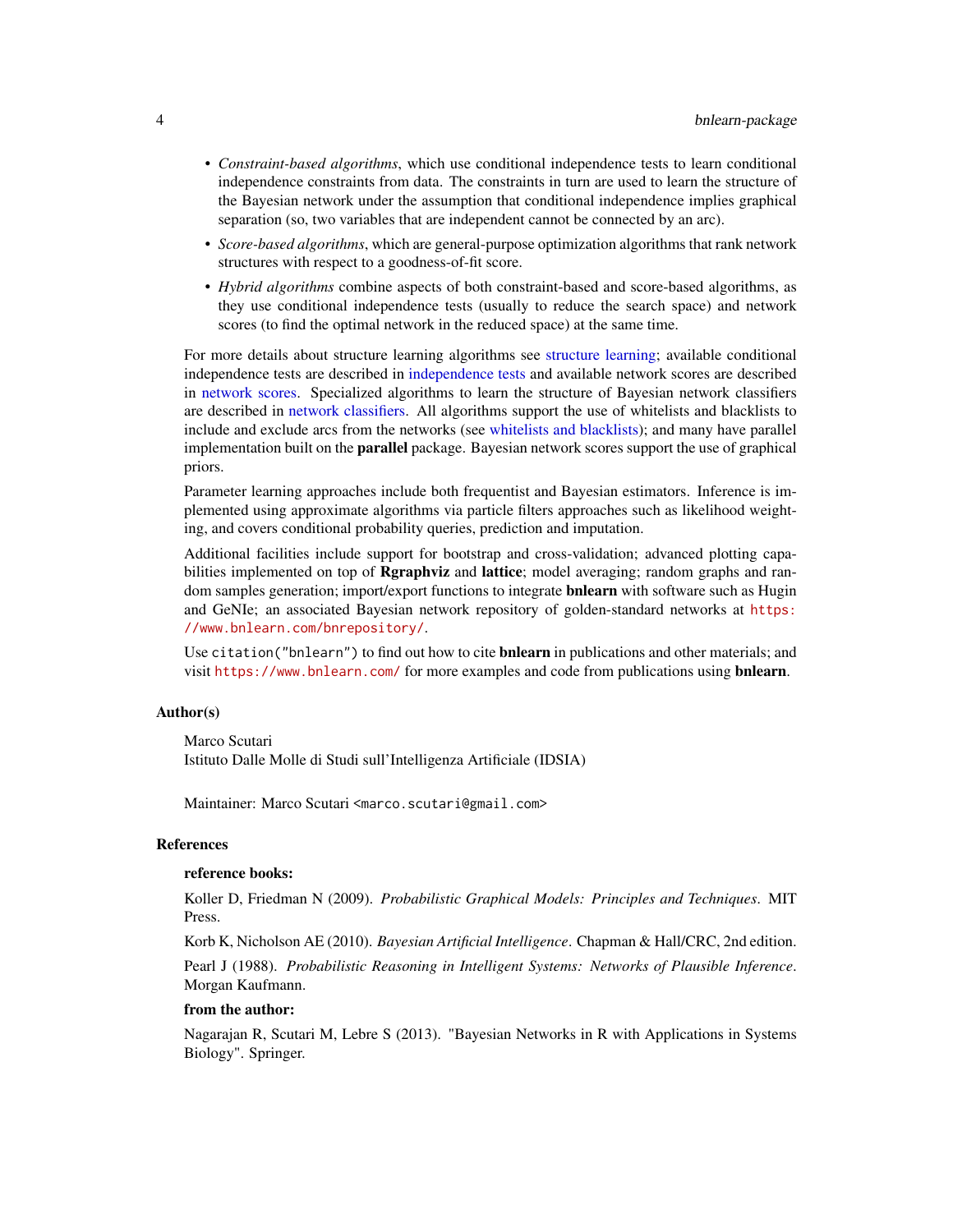- *Constraint-based algorithms*, which use conditional independence tests to learn conditional independence constraints from data. The constraints in turn are used to learn the structure of the Bayesian network under the assumption that conditional independence implies graphical separation (so, two variables that are independent cannot be connected by an arc).
- *Score-based algorithms*, which are general-purpose optimization algorithms that rank network structures with respect to a goodness-of-fit score.
- *Hybrid algorithms* combine aspects of both constraint-based and score-based algorithms, as they use conditional independence tests (usually to reduce the search space) and network scores (to find the optimal network in the reduced space) at the same time.

For more details about structure learning algorithms see structure learning; available conditional independence tests are described in independence tests and available network scores are described in network scores. Specialized algorithms to learn the structure of Bayesian network classifiers are described in network classifiers. All algorithms support the use of whitelists and blacklists to include and exclude arcs from the networks (see whitelists and blacklists); and many have parallel implementation built on the **parallel** package. Bayesian network scores support the use of graphical priors.

Parameter learning approaches include both frequentist and Bayesian estimators. Inference is implemented using approximate algorithms via particle filters approaches such as likelihood weighting, and covers conditional probability queries, prediction and imputation.

Additional facilities include support for bootstrap and cross-validation; advanced plotting capabilities implemented on top of **Rgraphviz** and **lattice**; model averaging; random graphs and random samples generation; import/export functions to integrate **bnlearn** with software such as Hugin and GeNIe; an associated Bayesian network repository of golden-standard networks at https://www.bnlearn.com/bnrepository/.

Use `citation("bnlearn")` to find out how to cite **bnlearn** in publications and other materials; and visit https://www.bnlearn.com/ for more examples and code from publications using **bnlearn**.

### Author(s)

Marco Scutari
Istituto Dalle Molle di Studi sull'Intelligenza Artificiale (IDSIA)

Maintainer: Marco Scutari <marco.scutari@gmail.com>

### References

**reference books:**

Koller D, Friedman N (2009). *Probabilistic Graphical Models: Principles and Techniques*. MIT Press.

Korb K, Nicholson AE (2010). *Bayesian Artificial Intelligence*. Chapman & Hall/CRC, 2nd edition.

Pearl J (1988). *Probabilistic Reasoning in Intelligent Systems: Networks of Plausible Inference*. Morgan Kaufmann.

**from the author:**

Nagarajan R, Scutari M, Lebre S (2013). "Bayesian Networks in R with Applications in Systems Biology". Springer.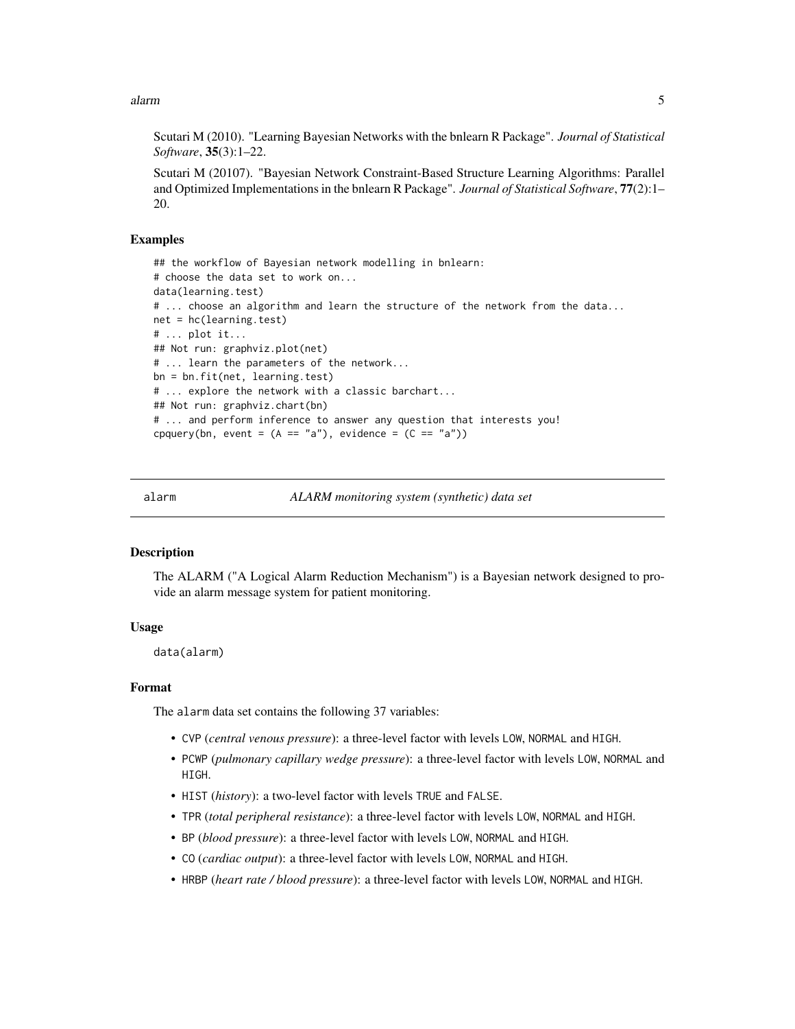Scutari M (2010). "Learning Bayesian Networks with the bnlearn R Package". *Journal of Statistical Software*, **35**(3):1–22.

Scutari M (20107). "Bayesian Network Constraint-Based Structure Learning Algorithms: Parallel and Optimized Implementations in the bnlearn R Package". *Journal of Statistical Software*, **77**(2):1–20.

### Examples

```
## the workflow of Bayesian network modelling in bnlearn:
# choose the data set to work on...
data(learning.test)
# ... choose an algorithm and learn the structure of the network from the data...
net = hc(learning.test)
# ... plot it...
## Not run: graphviz.plot(net)
# ... learn the parameters of the network...
bn = bn.fit(net, learning.test)
# ... explore the network with a classic barchart...
## Not run: graphviz.chart(bn)
# ... and perform inference to answer any question that interests you!
cpquery(bn, event = (A == "a"), evidence = (C == "a"))
```

---

## alarm — *ALARM monitoring system (synthetic) data set*

---

### Description

The ALARM ("A Logical Alarm Reduction Mechanism") is a Bayesian network designed to provide an alarm message system for patient monitoring.

### Usage

```
data(alarm)
```

### Format

The `alarm` data set contains the following 37 variables:

- `CVP` (*central venous pressure*): a three-level factor with levels `LOW`, `NORMAL` and `HIGH`.
- `PCWP` (*pulmonary capillary wedge pressure*): a three-level factor with levels `LOW`, `NORMAL` and `HIGH`.
- `HIST` (*history*): a two-level factor with levels `TRUE` and `FALSE`.
- `TPR` (*total peripheral resistance*): a three-level factor with levels `LOW`, `NORMAL` and `HIGH`.
- `BP` (*blood pressure*): a three-level factor with levels `LOW`, `NORMAL` and `HIGH`.
- `CO` (*cardiac output*): a three-level factor with levels `LOW`, `NORMAL` and `HIGH`.
- `HRBP` (*heart rate / blood pressure*): a three-level factor with levels `LOW`, `NORMAL` and `HIGH`.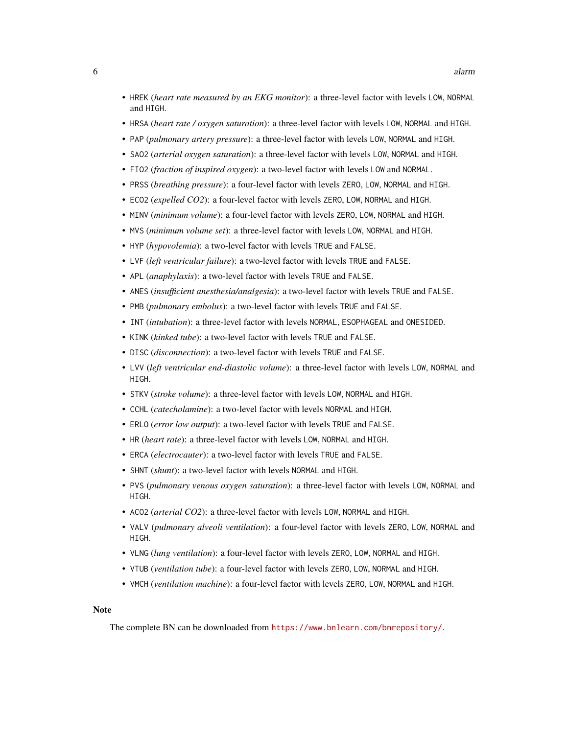- `HREK` (*heart rate measured by an EKG monitor*): a three-level factor with levels `LOW`, `NORMAL` and `HIGH`.
- `HRSA` (*heart rate / oxygen saturation*): a three-level factor with levels `LOW`, `NORMAL` and `HIGH`.
- `PAP` (*pulmonary artery pressure*): a three-level factor with levels `LOW`, `NORMAL` and `HIGH`.
- `SAO2` (*arterial oxygen saturation*): a three-level factor with levels `LOW`, `NORMAL` and `HIGH`.
- `FIO2` (*fraction of inspired oxygen*): a two-level factor with levels `LOW` and `NORMAL`.
- `PRSS` (*breathing pressure*): a four-level factor with levels `ZERO`, `LOW`, `NORMAL` and `HIGH`.
- `ECO2` (*expelled CO2*): a four-level factor with levels `ZERO`, `LOW`, `NORMAL` and `HIGH`.
- `MINV` (*minimum volume*): a four-level factor with levels `ZERO`, `LOW`, `NORMAL` and `HIGH`.
- `MVS` (*minimum volume set*): a three-level factor with levels `LOW`, `NORMAL` and `HIGH`.
- `HYP` (*hypovolemia*): a two-level factor with levels `TRUE` and `FALSE`.
- `LVF` (*left ventricular failure*): a two-level factor with levels `TRUE` and `FALSE`.
- `APL` (*anaphylaxis*): a two-level factor with levels `TRUE` and `FALSE`.
- `ANES` (*insufficient anesthesia/analgesia*): a two-level factor with levels `TRUE` and `FALSE`.
- `PMB` (*pulmonary embolus*): a two-level factor with levels `TRUE` and `FALSE`.
- `INT` (*intubation*): a three-level factor with levels `NORMAL`, `ESOPHAGEAL` and `ONESIDED`.
- `KINK` (*kinked tube*): a two-level factor with levels `TRUE` and `FALSE`.
- `DISC` (*disconnection*): a two-level factor with levels `TRUE` and `FALSE`.
- `LVV` (*left ventricular end-diastolic volume*): a three-level factor with levels `LOW`, `NORMAL` and `HIGH`.
- `STKV` (*stroke volume*): a three-level factor with levels `LOW`, `NORMAL` and `HIGH`.
- `CCHL` (*catecholamine*): a two-level factor with levels `NORMAL` and `HIGH`.
- `ERLO` (*error low output*): a two-level factor with levels `TRUE` and `FALSE`.
- `HR` (*heart rate*): a three-level factor with levels `LOW`, `NORMAL` and `HIGH`.
- `ERCA` (*electrocauter*): a two-level factor with levels `TRUE` and `FALSE`.
- `SHNT` (*shunt*): a two-level factor with levels `NORMAL` and `HIGH`.
- `PVS` (*pulmonary venous oxygen saturation*): a three-level factor with levels `LOW`, `NORMAL` and `HIGH`.
- `ACO2` (*arterial CO2*): a three-level factor with levels `LOW`, `NORMAL` and `HIGH`.
- `VALV` (*pulmonary alveoli ventilation*): a four-level factor with levels `ZERO`, `LOW`, `NORMAL` and `HIGH`.
- `VLNG` (*lung ventilation*): a four-level factor with levels `ZERO`, `LOW`, `NORMAL` and `HIGH`.
- `VTUB` (*ventilation tube*): a four-level factor with levels `ZERO`, `LOW`, `NORMAL` and `HIGH`.
- `VMCH` (*ventilation machine*): a four-level factor with levels `ZERO`, `LOW`, `NORMAL` and `HIGH`.

## Note

The complete BN can be downloaded from https://www.bnlearn.com/bnrepository/.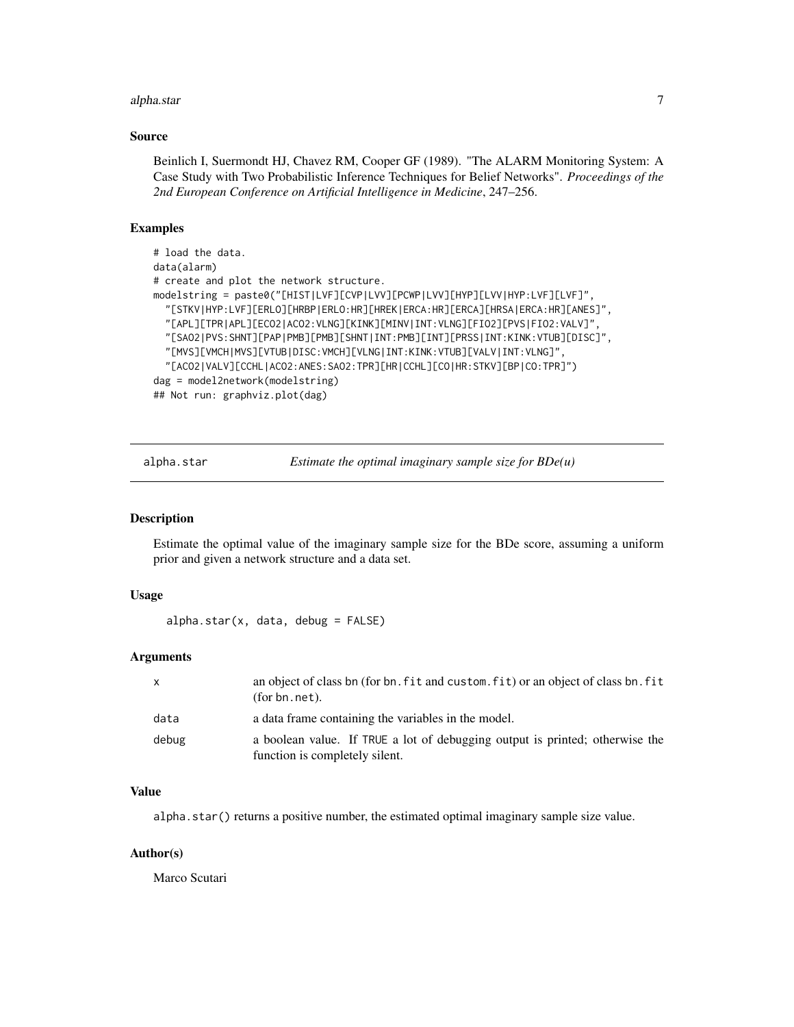## Source

Beinlich I, Suermondt HJ, Chavez RM, Cooper GF (1989). "The ALARM Monitoring System: A Case Study with Two Probabilistic Inference Techniques for Belief Networks". *Proceedings of the 2nd European Conference on Artificial Intelligence in Medicine*, 247–256.

## Examples

```
# load the data.
data(alarm)
# create and plot the network structure.
modelstring = paste0("[HIST|LVF][CVP|LVV][PCWP|LVV][HYP][LVV|HYP:LVF][LVF]",
  "[STKV|HYP:LVF][ERLO][HRBP|ERLO:HR][HREK|ERCA:HR][ERCA][HRSA|ERCA:HR][ANES]",
  "[APL][TPR|APL][ECO2|ACO2:VLNG][KINK][MINV|INT:VLNG][FIO2][PVS|FIO2:VALV]",
  "[SAO2|PVS:SHNT][PAP|PMB][PMB][SHNT|INT:PMB][INT][PRSS|INT:KINK:VTUB][DISC]",
  "[MVS][VMCH|MVS][VTUB|DISC:VMCH][VLNG|INT:KINK:VTUB][VALV|INT:VLNG]",
  "[ACO2|VALV][CCHL|ACO2:ANES:SAO2:TPR][HR|CCHL][CO|HR:STKV][BP|CO:TPR]")
dag = model2network(modelstring)
## Not run: graphviz.plot(dag)
```

---

# alpha.star — *Estimate the optimal imaginary sample size for BDe(u)*

## Description

Estimate the optimal value of the imaginary sample size for the BDe score, assuming a uniform prior and given a network structure and a data set.

## Usage

```
alpha.star(x, data, debug = FALSE)
```

## Arguments

| | |
|---|---|
| x | an object of class bn (for bn.fit and custom.fit) or an object of class bn.fit (for bn.net). |
| data | a data frame containing the variables in the model. |
| debug | a boolean value. If TRUE a lot of debugging output is printed; otherwise the function is completely silent. |

## Value

alpha.star() returns a positive number, the estimated optimal imaginary sample size value.

## Author(s)

Marco Scutari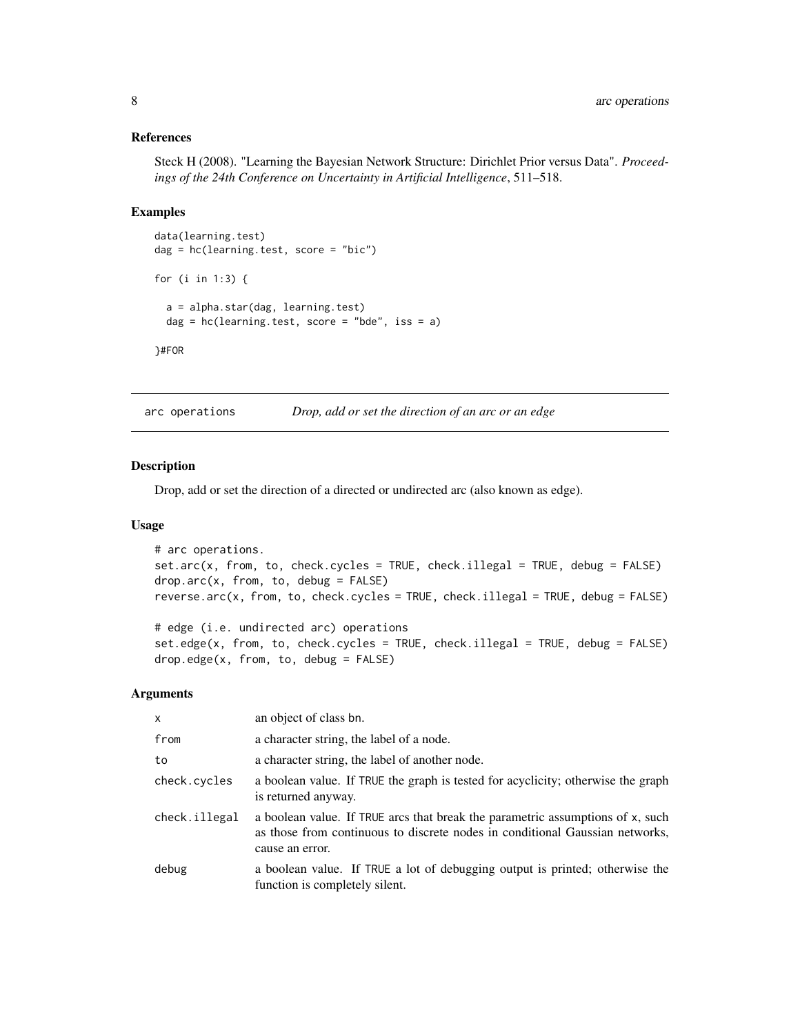## References

Steck H (2008). "Learning the Bayesian Network Structure: Dirichlet Prior versus Data". *Proceedings of the 24th Conference on Uncertainty in Artificial Intelligence*, 511–518.

## Examples

```
data(learning.test)
dag = hc(learning.test, score = "bic")

for (i in 1:3) {

  a = alpha.star(dag, learning.test)
  dag = hc(learning.test, score = "bde", iss = a)

}#FOR
```

---

# arc operations    *Drop, add or set the direction of an arc or an edge*

---

## Description

Drop, add or set the direction of a directed or undirected arc (also known as edge).

## Usage

```
# arc operations.
set.arc(x, from, to, check.cycles = TRUE, check.illegal = TRUE, debug = FALSE)
drop.arc(x, from, to, debug = FALSE)
reverse.arc(x, from, to, check.cycles = TRUE, check.illegal = TRUE, debug = FALSE)

# edge (i.e. undirected arc) operations
set.edge(x, from, to, check.cycles = TRUE, check.illegal = TRUE, debug = FALSE)
drop.edge(x, from, to, debug = FALSE)
```

## Arguments

| | |
|---|---|
| `x` | an object of class bn. |
| `from` | a character string, the label of a node. |
| `to` | a character string, the label of another node. |
| `check.cycles` | a boolean value. If `TRUE` the graph is tested for acyclicity; otherwise the graph is returned anyway. |
| `check.illegal` | a boolean value. If `TRUE` arcs that break the parametric assumptions of `x`, such as those from continuous to discrete nodes in conditional Gaussian networks, cause an error. |
| `debug` | a boolean value. If `TRUE` a lot of debugging output is printed; otherwise the function is completely silent. |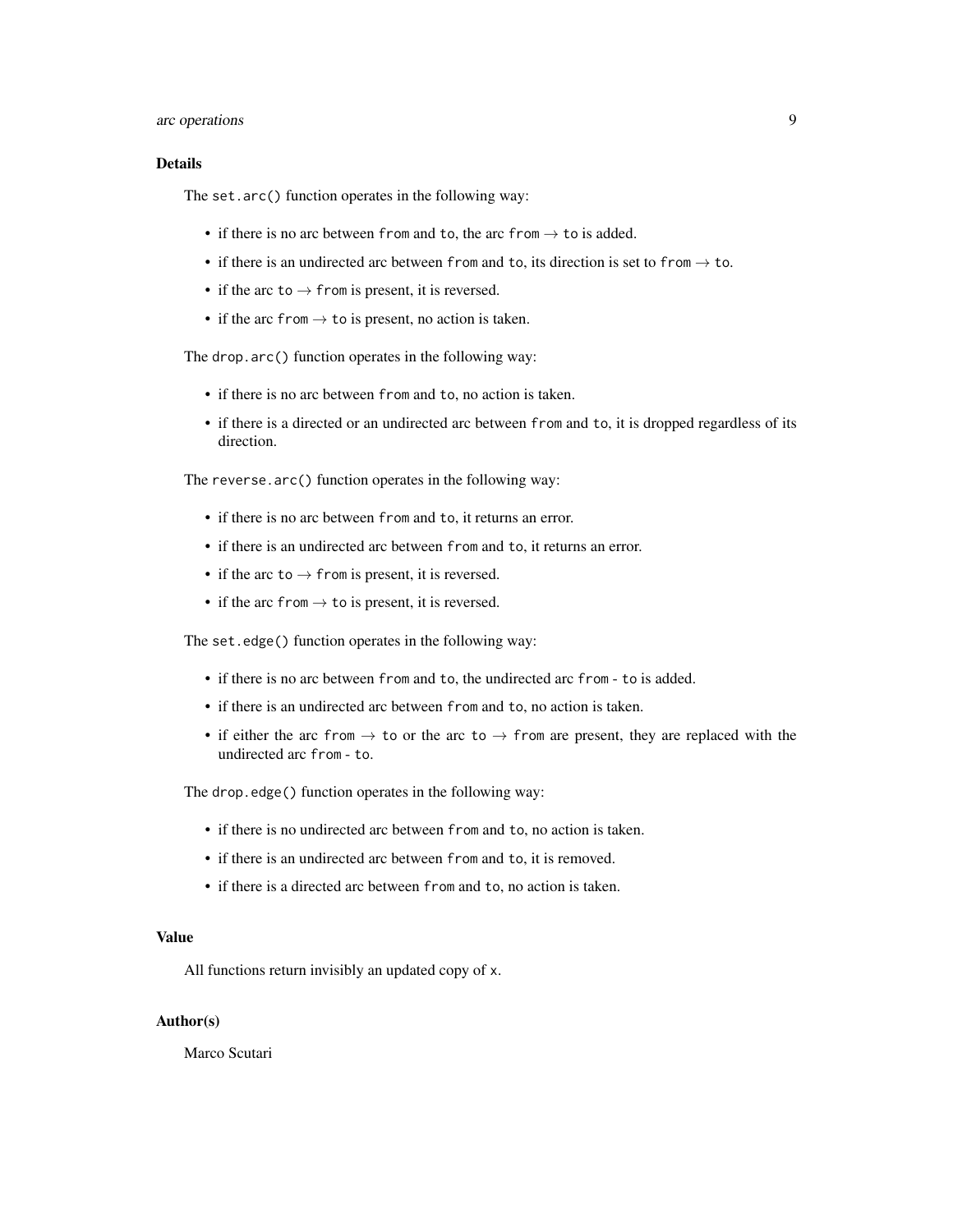## Details

The `set.arc()` function operates in the following way:

- if there is no arc between `from` and `to`, the arc `from` → `to` is added.
- if there is an undirected arc between `from` and `to`, its direction is set to `from` → `to`.
- if the arc `to` → `from` is present, it is reversed.
- if the arc `from` → `to` is present, no action is taken.

The `drop.arc()` function operates in the following way:

- if there is no arc between `from` and `to`, no action is taken.
- if there is a directed or an undirected arc between `from` and `to`, it is dropped regardless of its direction.

The `reverse.arc()` function operates in the following way:

- if there is no arc between `from` and `to`, it returns an error.
- if there is an undirected arc between `from` and `to`, it returns an error.
- if the arc `to` → `from` is present, it is reversed.
- if the arc `from` → `to` is present, it is reversed.

The `set.edge()` function operates in the following way:

- if there is no arc between `from` and `to`, the undirected arc `from` - `to` is added.
- if there is an undirected arc between `from` and `to`, no action is taken.
- if either the arc `from` → `to` or the arc `to` → `from` are present, they are replaced with the undirected arc `from` - `to`.

The `drop.edge()` function operates in the following way:

- if there is no undirected arc between `from` and `to`, no action is taken.
- if there is an undirected arc between `from` and `to`, it is removed.
- if there is a directed arc between `from` and `to`, no action is taken.

## Value

All functions return invisibly an updated copy of `x`.

## Author(s)

Marco Scutari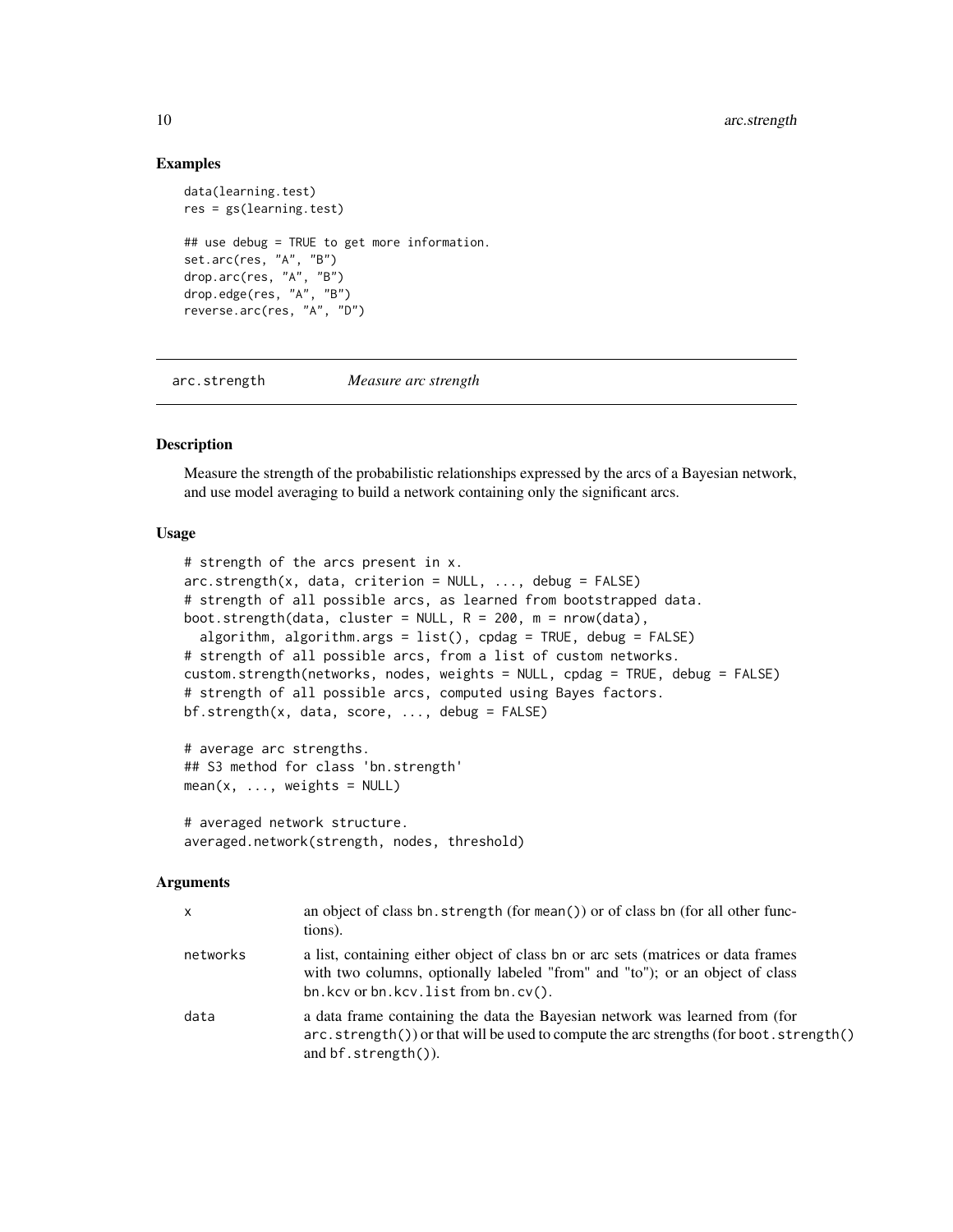## Examples

```
data(learning.test)
res = gs(learning.test)

## use debug = TRUE to get more information.
set.arc(res, "A", "B")
drop.arc(res, "A", "B")
drop.edge(res, "A", "B")
reverse.arc(res, "A", "D")
```

---

# arc.strength — *Measure arc strength*

---

## Description

Measure the strength of the probabilistic relationships expressed by the arcs of a Bayesian network, and use model averaging to build a network containing only the significant arcs.

## Usage

```
# strength of the arcs present in x.
arc.strength(x, data, criterion = NULL, ..., debug = FALSE)
# strength of all possible arcs, as learned from bootstrapped data.
boot.strength(data, cluster = NULL, R = 200, m = nrow(data),
  algorithm, algorithm.args = list(), cpdag = TRUE, debug = FALSE)
# strength of all possible arcs, from a list of custom networks.
custom.strength(networks, nodes, weights = NULL, cpdag = TRUE, debug = FALSE)
# strength of all possible arcs, computed using Bayes factors.
bf.strength(x, data, score, ..., debug = FALSE)

# average arc strengths.
## S3 method for class 'bn.strength'
mean(x, ..., weights = NULL)

# averaged network structure.
averaged.network(strength, nodes, threshold)
```

## Arguments

| | |
|---|---|
| `x` | an object of class `bn.strength` (for `mean()`) or of class `bn` (for all other functions). |
| `networks` | a list, containing either object of class `bn` or arc sets (matrices or data frames with two columns, optionally labeled "from" and "to"); or an object of class `bn.kcv` or `bn.kcv.list` from `bn.cv()`. |
| `data` | a data frame containing the data the Bayesian network was learned from (for `arc.strength()`) or that will be used to compute the arc strengths (for `boot.strength()` and `bf.strength()`). |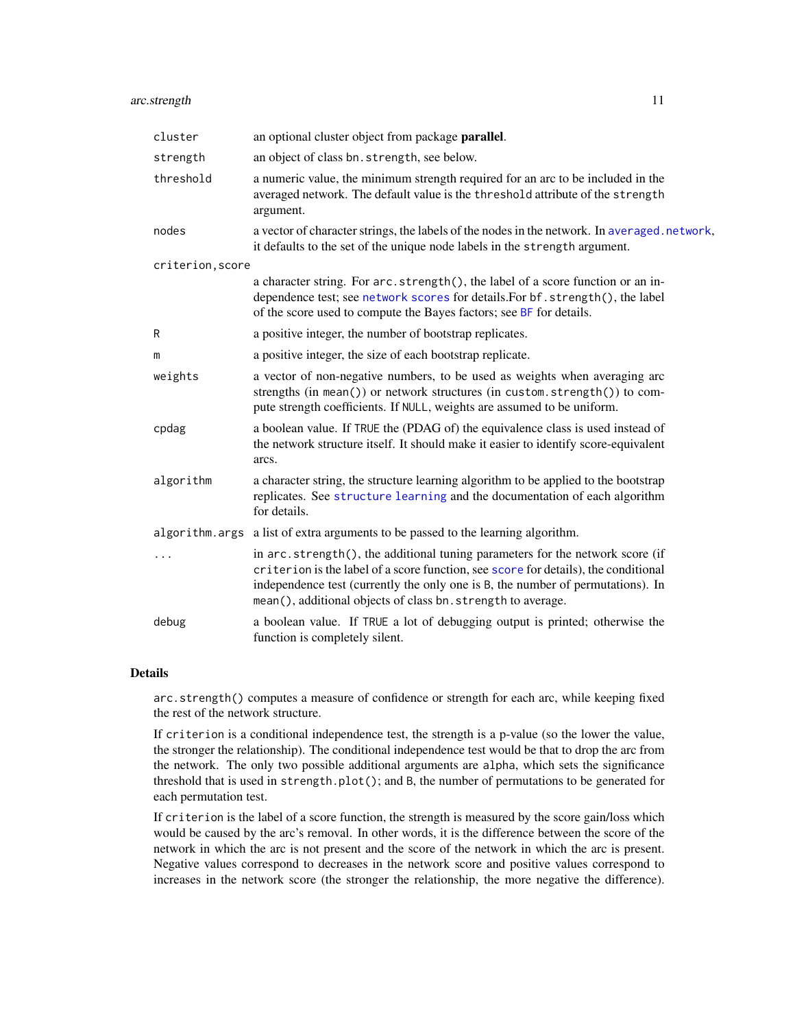| | |
|---|---|
| `cluster` | an optional cluster object from package **parallel**. |
| `strength` | an object of class `bn.strength`, see below. |
| `threshold` | a numeric value, the minimum strength required for an arc to be included in the averaged network. The default value is the `threshold` attribute of the `strength` argument. |
| `nodes` | a vector of character strings, the labels of the nodes in the network. In `averaged.network`, it defaults to the set of the unique node labels in the `strength` argument. |
| `criterion,score` | a character string. For `arc.strength()`, the label of a score function or an independence test; see `network scores` for details.For `bf.strength()`, the label of the score used to compute the Bayes factors; see `BF` for details. |
| `R` | a positive integer, the number of bootstrap replicates. |
| `m` | a positive integer, the size of each bootstrap replicate. |
| `weights` | a vector of non-negative numbers, to be used as weights when averaging arc strengths (in `mean()`) or network structures (in `custom.strength()`) to compute strength coefficients. If `NULL`, weights are assumed to be uniform. |
| `cpdag` | a boolean value. If `TRUE` the (PDAG of) the equivalence class is used instead of the network structure itself. It should make it easier to identify score-equivalent arcs. |
| `algorithm` | a character string, the structure learning algorithm to be applied to the bootstrap replicates. See `structure learning` and the documentation of each algorithm for details. |
| `algorithm.args` | a list of extra arguments to be passed to the learning algorithm. |
| `...` | in `arc.strength()`, the additional tuning parameters for the network score (if `criterion` is the label of a score function, see `score` for details), the conditional independence test (currently the only one is `B`, the number of permutations). In `mean()`, additional objects of class `bn.strength` to average. |
| `debug` | a boolean value. If `TRUE` a lot of debugging output is printed; otherwise the function is completely silent. |

## Details

`arc.strength()` computes a measure of confidence or strength for each arc, while keeping fixed the rest of the network structure.

If `criterion` is a conditional independence test, the strength is a p-value (so the lower the value, the stronger the relationship). The conditional independence test would be that to drop the arc from the network. The only two possible additional arguments are `alpha`, which sets the significance threshold that is used in `strength.plot()`; and `B`, the number of permutations to be generated for each permutation test.

If `criterion` is the label of a score function, the strength is measured by the score gain/loss which would be caused by the arc's removal. In other words, it is the difference between the score of the network in which the arc is not present and the score of the network in which the arc is present. Negative values correspond to decreases in the network score and positive values correspond to increases in the network score (the stronger the relationship, the more negative the difference).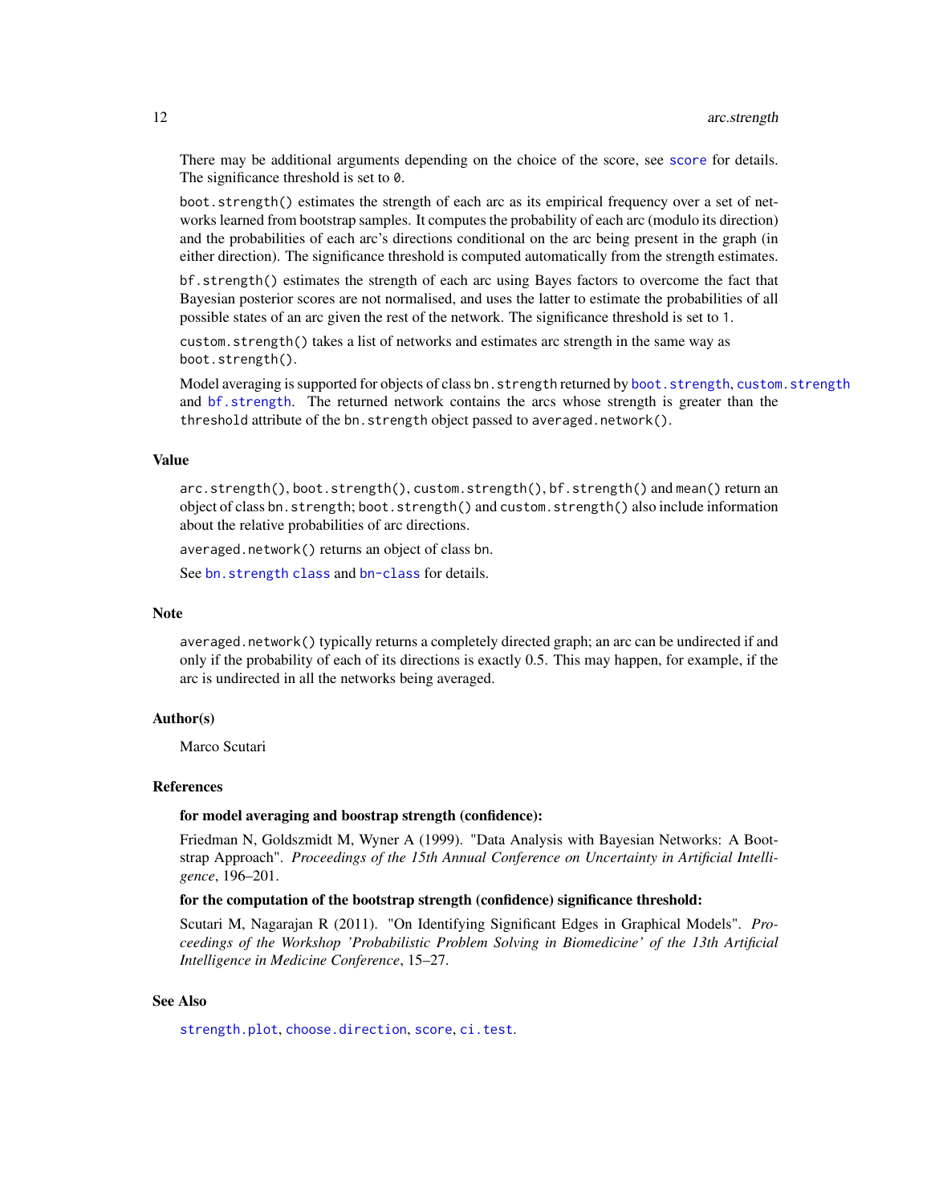There may be additional arguments depending on the choice of the score, see `score` for details. The significance threshold is set to `0`.

`boot.strength()` estimates the strength of each arc as its empirical frequency over a set of networks learned from bootstrap samples. It computes the probability of each arc (modulo its direction) and the probabilities of each arc's directions conditional on the arc being present in the graph (in either direction). The significance threshold is computed automatically from the strength estimates.

`bf.strength()` estimates the strength of each arc using Bayes factors to overcome the fact that Bayesian posterior scores are not normalised, and uses the latter to estimate the probabilities of all possible states of an arc given the rest of the network. The significance threshold is set to `1`.

`custom.strength()` takes a list of networks and estimates arc strength in the same way as `boot.strength()`.

Model averaging is supported for objects of class `bn.strength` returned by `boot.strength`, `custom.strength` and `bf.strength`. The returned network contains the arcs whose strength is greater than the `threshold` attribute of the `bn.strength` object passed to `averaged.network()`.

## Value

`arc.strength()`, `boot.strength()`, `custom.strength()`, `bf.strength()` and `mean()` return an object of class `bn.strength`; `boot.strength()` and `custom.strength()` also include information about the relative probabilities of arc directions.

`averaged.network()` returns an object of class `bn`.

See `bn.strength class` and `bn-class` for details.

## Note

`averaged.network()` typically returns a completely directed graph; an arc can be undirected if and only if the probability of each of its directions is exactly 0.5. This may happen, for example, if the arc is undirected in all the networks being averaged.

## Author(s)

Marco Scutari

## References

**for model averaging and boostrap strength (confidence):**

Friedman N, Goldszmidt M, Wyner A (1999). "Data Analysis with Bayesian Networks: A Bootstrap Approach". *Proceedings of the 15th Annual Conference on Uncertainty in Artificial Intelligence*, 196–201.

**for the computation of the bootstrap strength (confidence) significance threshold:**

Scutari M, Nagarajan R (2011). "On Identifying Significant Edges in Graphical Models". *Proceedings of the Workshop 'Probabilistic Problem Solving in Biomedicine' of the 13th Artificial Intelligence in Medicine Conference*, 15–27.

## See Also

`strength.plot`, `choose.direction`, `score`, `ci.test`.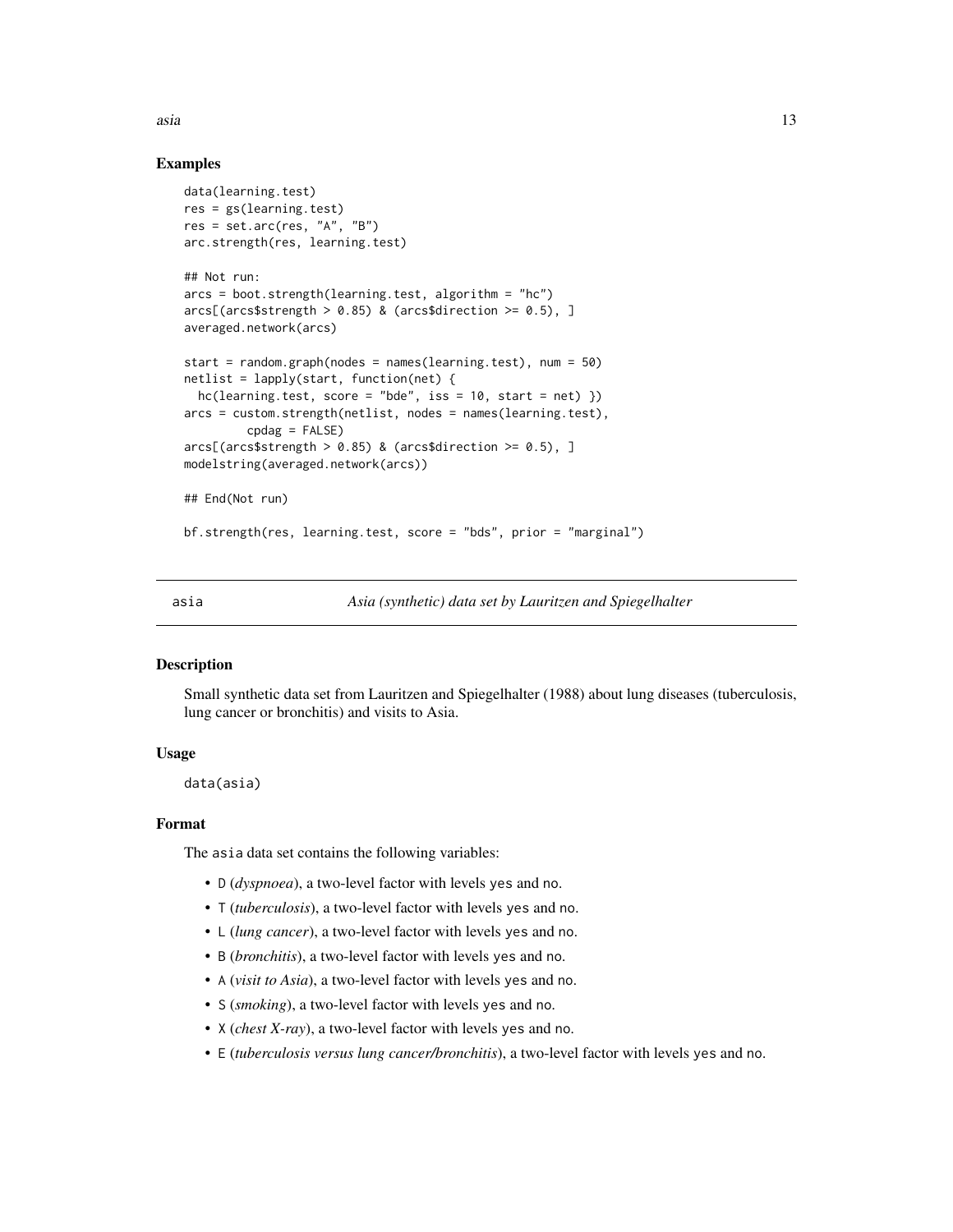## Examples

```
data(learning.test)
res = gs(learning.test)
res = set.arc(res, "A", "B")
arc.strength(res, learning.test)

## Not run:
arcs = boot.strength(learning.test, algorithm = "hc")
arcs[(arcs$strength > 0.85) & (arcs$direction >= 0.5), ]
averaged.network(arcs)

start = random.graph(nodes = names(learning.test), num = 50)
netlist = lapply(start, function(net) {
  hc(learning.test, score = "bde", iss = 10, start = net) })
arcs = custom.strength(netlist, nodes = names(learning.test),
         cpdag = FALSE)
arcs[(arcs$strength > 0.85) & (arcs$direction >= 0.5), ]
modelstring(averaged.network(arcs))

## End(Not run)

bf.strength(res, learning.test, score = "bds", prior = "marginal")
```

---

# asia — *Asia (synthetic) data set by Lauritzen and Spiegelhalter*

## Description

Small synthetic data set from Lauritzen and Spiegelhalter (1988) about lung diseases (tuberculosis, lung cancer or bronchitis) and visits to Asia.

## Usage

```
data(asia)
```

## Format

The `asia` data set contains the following variables:

- `D` (*dyspnoea*), a two-level factor with levels `yes` and `no`.
- `T` (*tuberculosis*), a two-level factor with levels `yes` and `no`.
- `L` (*lung cancer*), a two-level factor with levels `yes` and `no`.
- `B` (*bronchitis*), a two-level factor with levels `yes` and `no`.
- `A` (*visit to Asia*), a two-level factor with levels `yes` and `no`.
- `S` (*smoking*), a two-level factor with levels `yes` and `no`.
- `X` (*chest X-ray*), a two-level factor with levels `yes` and `no`.
- `E` (*tuberculosis versus lung cancer/bronchitis*), a two-level factor with levels `yes` and `no`.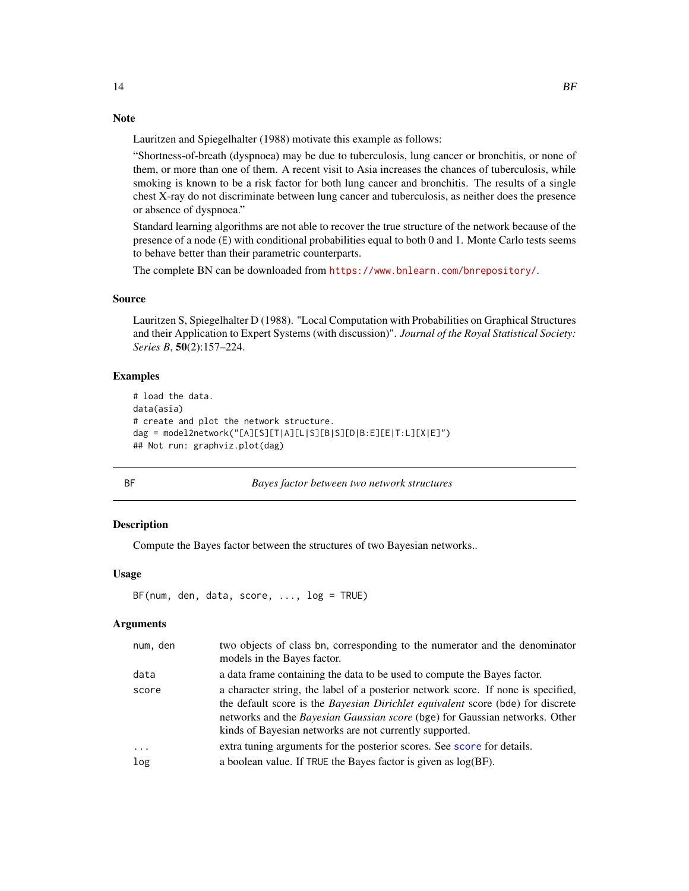## Note

Lauritzen and Spiegelhalter (1988) motivate this example as follows:

"Shortness-of-breath (dyspnoea) may be due to tuberculosis, lung cancer or bronchitis, or none of them, or more than one of them. A recent visit to Asia increases the chances of tuberculosis, while smoking is known to be a risk factor for both lung cancer and bronchitis. The results of a single chest X-ray do not discriminate between lung cancer and tuberculosis, as neither does the presence or absence of dyspnoea."

Standard learning algorithms are not able to recover the true structure of the network because of the presence of a node (E) with conditional probabilities equal to both 0 and 1. Monte Carlo tests seems to behave better than their parametric counterparts.

The complete BN can be downloaded from https://www.bnlearn.com/bnrepository/.

## Source

Lauritzen S, Spiegelhalter D (1988). "Local Computation with Probabilities on Graphical Structures and their Application to Expert Systems (with discussion)". *Journal of the Royal Statistical Society: Series B*, **50**(2):157–224.

## Examples

```
# load the data.
data(asia)
# create and plot the network structure.
dag = model2network("[A][S][T|A][L|S][B|S][D|B:E][E|T:L][X|E]")
## Not run: graphviz.plot(dag)
```

---

# BF — *Bayes factor between two network structures*

## Description

Compute the Bayes factor between the structures of two Bayesian networks..

## Usage

```
BF(num, den, data, score, ..., log = TRUE)
```

## Arguments

| | |
|---|---|
| `num, den` | two objects of class bn, corresponding to the numerator and the denominator models in the Bayes factor. |
| `data` | a data frame containing the data to be used to compute the Bayes factor. |
| `score` | a character string, the label of a posterior network score. If none is specified, the default score is the *Bayesian Dirichlet equivalent* score (bde) for discrete networks and the *Bayesian Gaussian score* (bge) for Gaussian networks. Other kinds of Bayesian networks are not currently supported. |
| `...` | extra tuning arguments for the posterior scores. See score for details. |
| `log` | a boolean value. If TRUE the Bayes factor is given as log(BF). |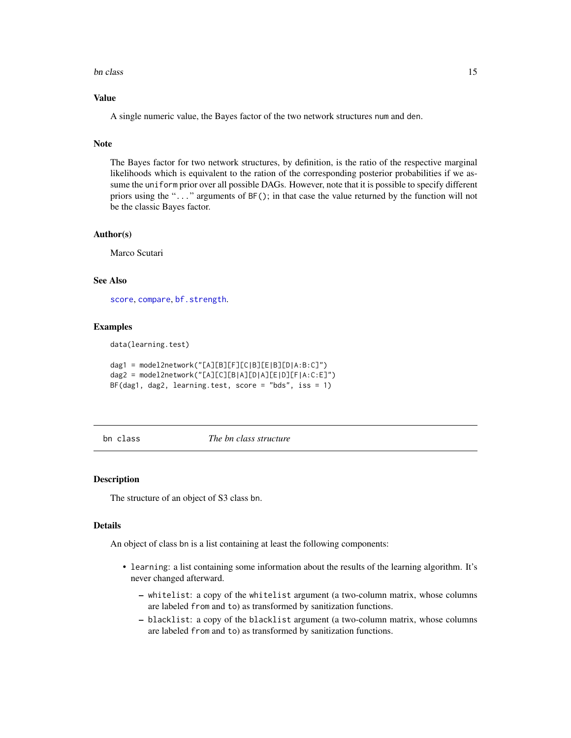### Value

A single numeric value, the Bayes factor of the two network structures `num` and `den`.

### Note

The Bayes factor for two network structures, by definition, is the ratio of the respective marginal likelihoods which is equivalent to the ration of the corresponding posterior probabilities if we assume the `uniform` prior over all possible DAGs. However, note that it is possible to specify different priors using the "`...`" arguments of `BF()`; in that case the value returned by the function will not be the classic Bayes factor.

### Author(s)

Marco Scutari

### See Also

`score`, `compare`, `bf.strength`.

### Examples

```
data(learning.test)

dag1 = model2network("[A][B][F][C|B][E|B][D|A:B:C]")
dag2 = model2network("[A][C][B|A][D|A][E|D][F|A:C:E]")
BF(dag1, dag2, learning.test, score = "bds", iss = 1)
```

---

## bn class — *The bn class structure*

### Description

The structure of an object of S3 class `bn`.

### Details

An object of class `bn` is a list containing at least the following components:

- `learning`: a list containing some information about the results of the learning algorithm. It's never changed afterward.
  - `whitelist`: a copy of the `whitelist` argument (a two-column matrix, whose columns are labeled `from` and `to`) as transformed by sanitization functions.
  - `blacklist`: a copy of the `blacklist` argument (a two-column matrix, whose columns are labeled `from` and `to`) as transformed by sanitization functions.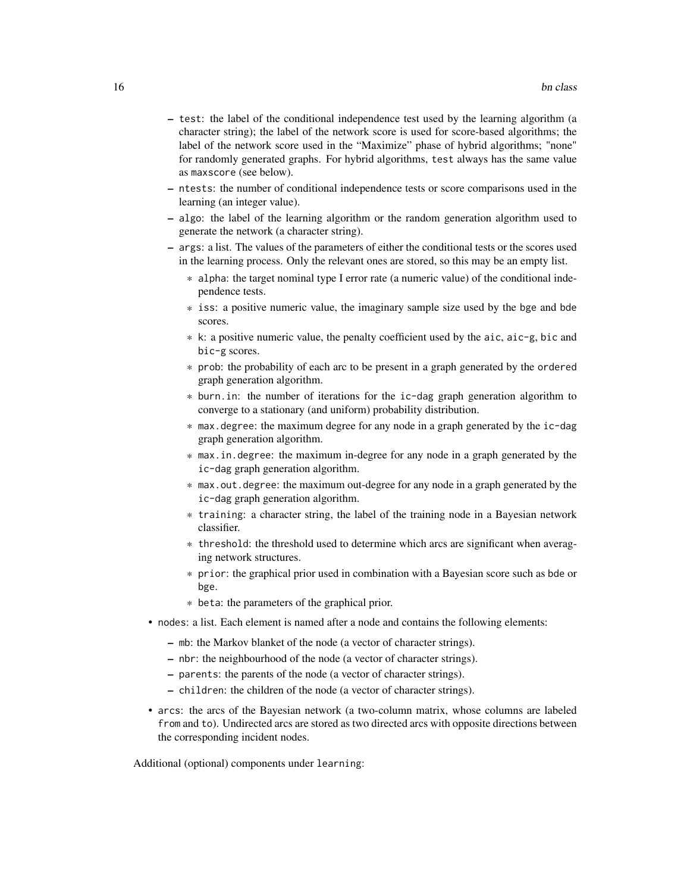- `test`: the label of the conditional independence test used by the learning algorithm (a character string); the label of the network score is used for score-based algorithms; the label of the network score used in the "Maximize" phase of hybrid algorithms; "none" for randomly generated graphs. For hybrid algorithms, `test` always has the same value as `maxscore` (see below).
- `ntests`: the number of conditional independence tests or score comparisons used in the learning (an integer value).
- `algo`: the label of the learning algorithm or the random generation algorithm used to generate the network (a character string).
- `args`: a list. The values of the parameters of either the conditional tests or the scores used in the learning process. Only the relevant ones are stored, so this may be an empty list.
  - `alpha`: the target nominal type I error rate (a numeric value) of the conditional independence tests.
  - `iss`: a positive numeric value, the imaginary sample size used by the `bge` and `bde` scores.
  - `k`: a positive numeric value, the penalty coefficient used by the `aic`, `aic-g`, `bic` and `bic-g` scores.
  - `prob`: the probability of each arc to be present in a graph generated by the `ordered` graph generation algorithm.
  - `burn.in`: the number of iterations for the `ic-dag` graph generation algorithm to converge to a stationary (and uniform) probability distribution.
  - `max.degree`: the maximum degree for any node in a graph generated by the `ic-dag` graph generation algorithm.
  - `max.in.degree`: the maximum in-degree for any node in a graph generated by the `ic-dag` graph generation algorithm.
  - `max.out.degree`: the maximum out-degree for any node in a graph generated by the `ic-dag` graph generation algorithm.
  - `training`: a character string, the label of the training node in a Bayesian network classifier.
  - `threshold`: the threshold used to determine which arcs are significant when averaging network structures.
  - `prior`: the graphical prior used in combination with a Bayesian score such as `bde` or `bge`.
  - `beta`: the parameters of the graphical prior.

- `nodes`: a list. Each element is named after a node and contains the following elements:
  - `mb`: the Markov blanket of the node (a vector of character strings).
  - `nbr`: the neighbourhood of the node (a vector of character strings).
  - `parents`: the parents of the node (a vector of character strings).
  - `children`: the children of the node (a vector of character strings).
- `arcs`: the arcs of the Bayesian network (a two-column matrix, whose columns are labeled `from` and `to`). Undirected arcs are stored as two directed arcs with opposite directions between the corresponding incident nodes.

Additional (optional) components under `learning`: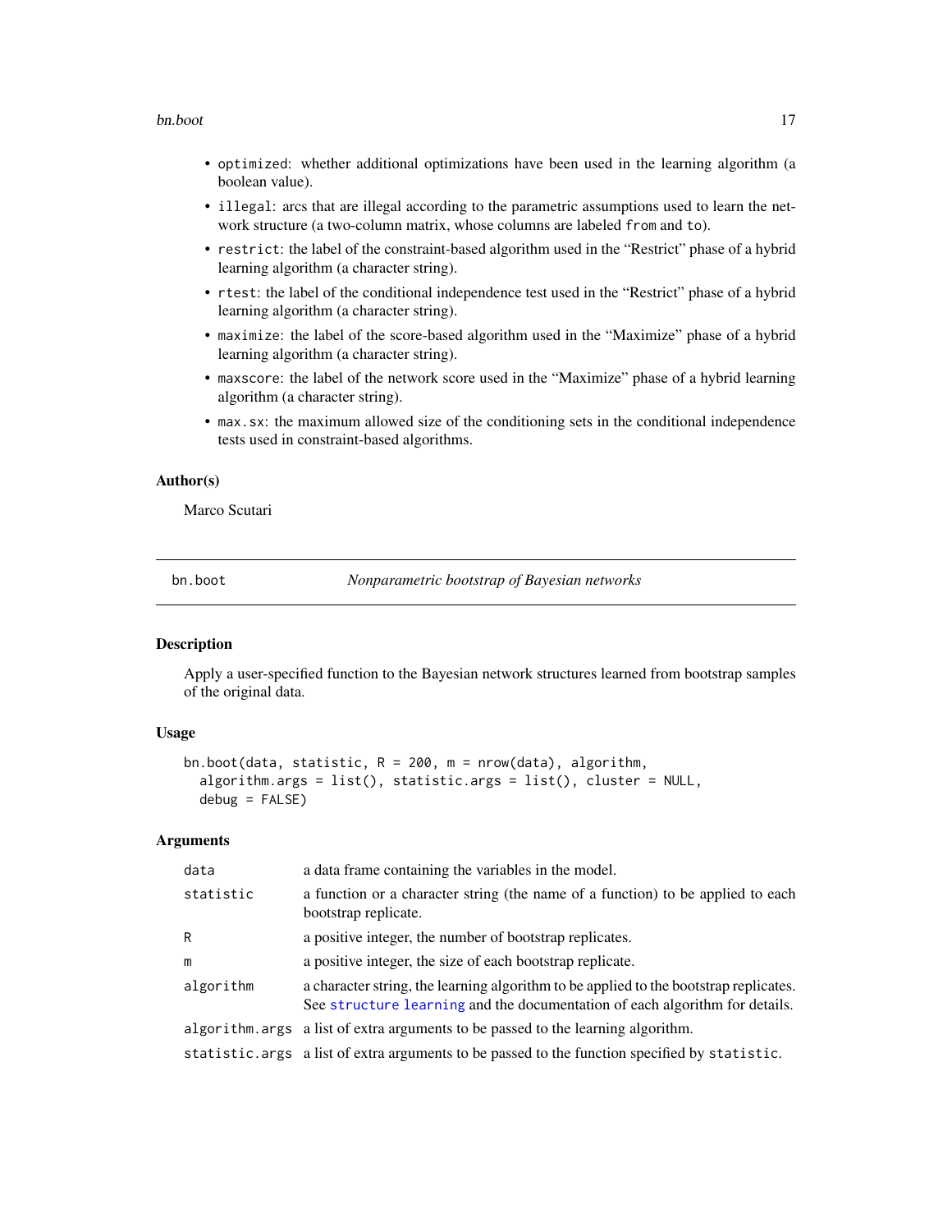- `optimized`: whether additional optimizations have been used in the learning algorithm (a boolean value).
- `illegal`: arcs that are illegal according to the parametric assumptions used to learn the network structure (a two-column matrix, whose columns are labeled `from` and `to`).
- `restrict`: the label of the constraint-based algorithm used in the "Restrict" phase of a hybrid learning algorithm (a character string).
- `rtest`: the label of the conditional independence test used in the "Restrict" phase of a hybrid learning algorithm (a character string).
- `maximize`: the label of the score-based algorithm used in the "Maximize" phase of a hybrid learning algorithm (a character string).
- `maxscore`: the label of the network score used in the "Maximize" phase of a hybrid learning algorithm (a character string).
- `max.sx`: the maximum allowed size of the conditioning sets in the conditional independence tests used in constraint-based algorithms.

### Author(s)

Marco Scutari

---

## bn.boot — *Nonparametric bootstrap of Bayesian networks*

### Description

Apply a user-specified function to the Bayesian network structures learned from bootstrap samples of the original data.

### Usage

```
bn.boot(data, statistic, R = 200, m = nrow(data), algorithm,
  algorithm.args = list(), statistic.args = list(), cluster = NULL,
  debug = FALSE)
```

### Arguments

| | |
|---|---|
| `data` | a data frame containing the variables in the model. |
| `statistic` | a function or a character string (the name of a function) to be applied to each bootstrap replicate. |
| `R` | a positive integer, the number of bootstrap replicates. |
| `m` | a positive integer, the size of each bootstrap replicate. |
| `algorithm` | a character string, the learning algorithm to be applied to the bootstrap replicates. See `structure learning` and the documentation of each algorithm for details. |
| `algorithm.args` | a list of extra arguments to be passed to the learning algorithm. |
| `statistic.args` | a list of extra arguments to be passed to the function specified by `statistic`. |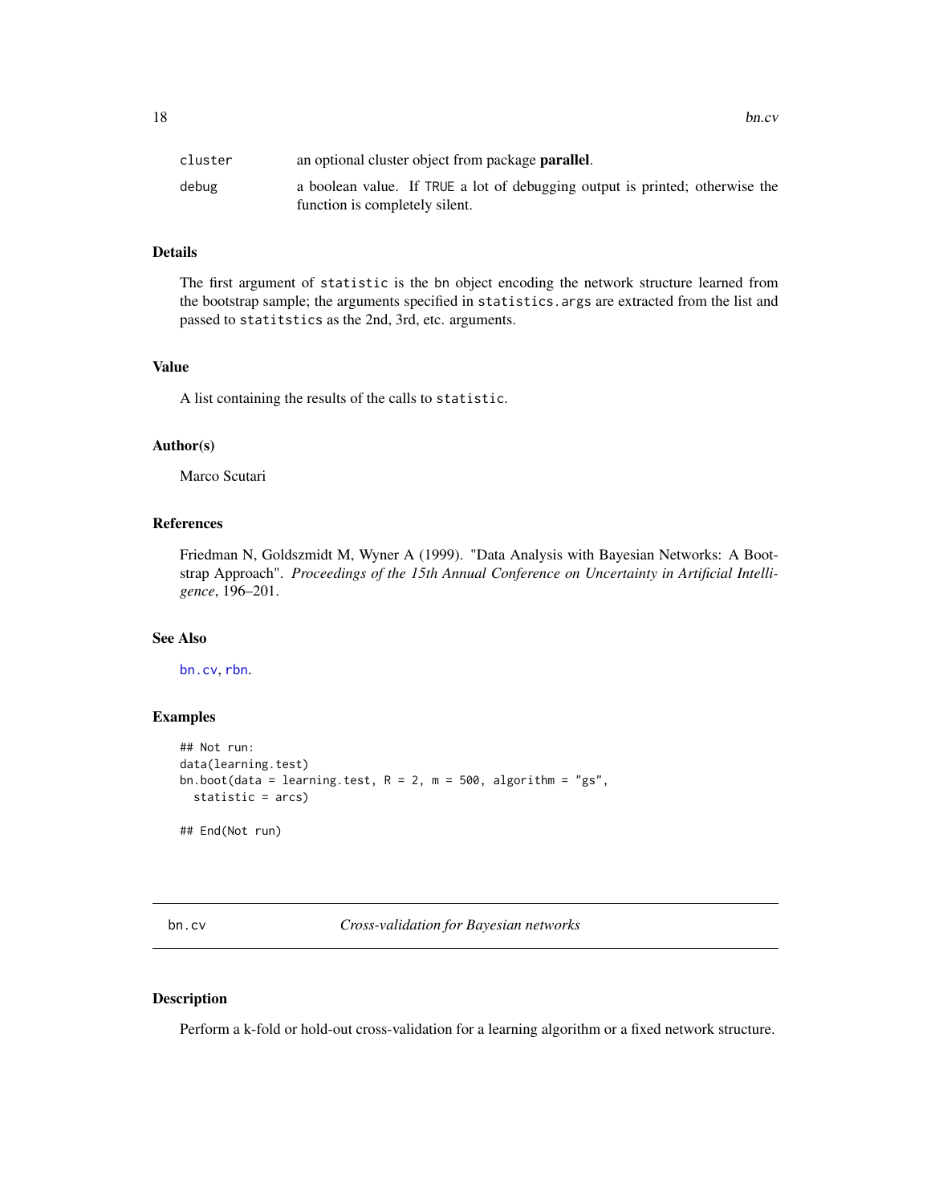| | |
|---|---|
| cluster | an optional cluster object from package **parallel**. |
| debug | a boolean value. If TRUE a lot of debugging output is printed; otherwise the function is completely silent. |

### Details

The first argument of statistic is the bn object encoding the network structure learned from the bootstrap sample; the arguments specified in statistics.args are extracted from the list and passed to statitstics as the 2nd, 3rd, etc. arguments.

### Value

A list containing the results of the calls to statistic.

### Author(s)

Marco Scutari

### References

Friedman N, Goldszmidt M, Wyner A (1999). "Data Analysis with Bayesian Networks: A Bootstrap Approach". *Proceedings of the 15th Annual Conference on Uncertainty in Artificial Intelligence*, 196–201.

### See Also

bn.cv, rbn.

### Examples

```
## Not run:
data(learning.test)
bn.boot(data = learning.test, R = 2, m = 500, algorithm = "gs",
  statistic = arcs)

## End(Not run)
```

---

## bn.cv — *Cross-validation for Bayesian networks*

---

### Description

Perform a k-fold or hold-out cross-validation for a learning algorithm or a fixed network structure.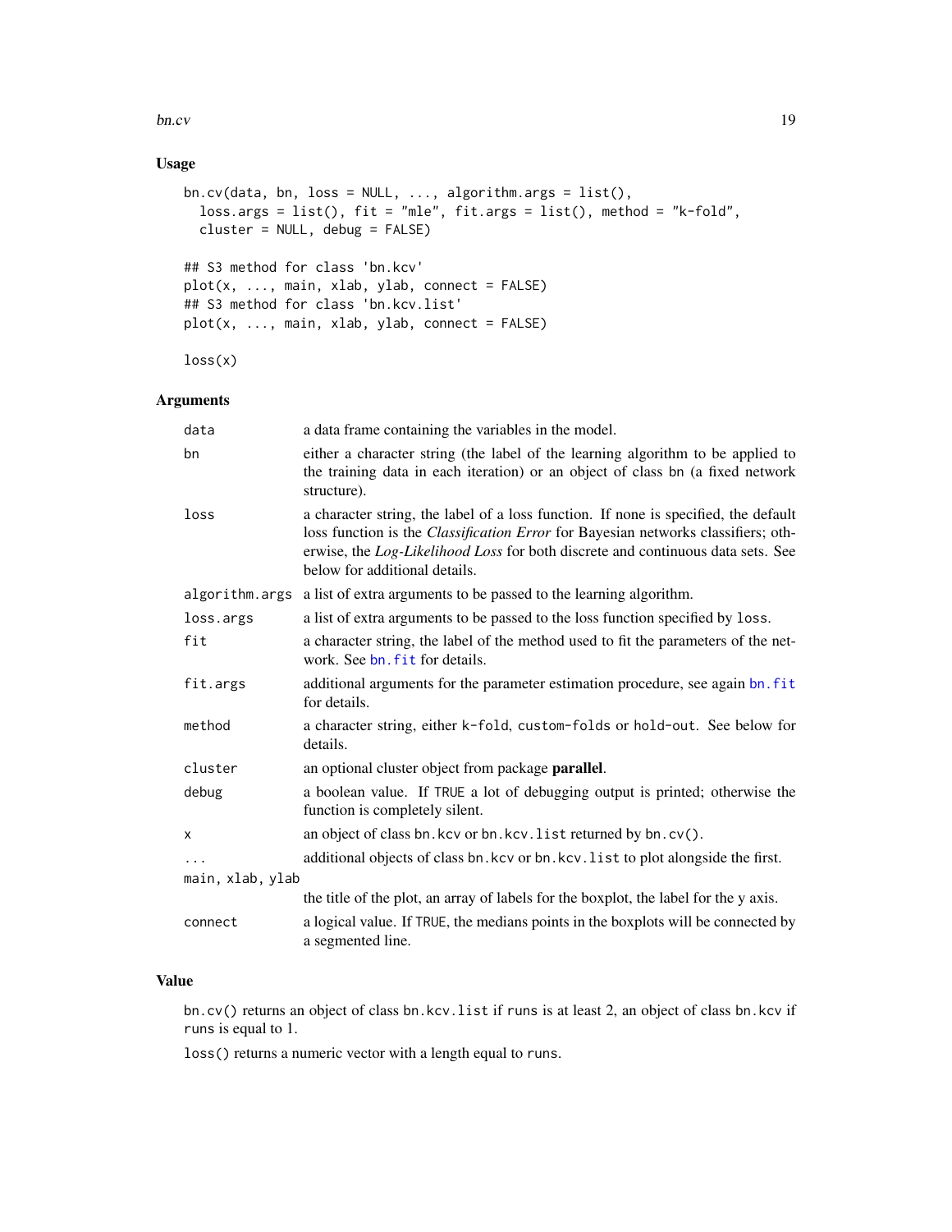## Usage

```
bn.cv(data, bn, loss = NULL, ..., algorithm.args = list(),
  loss.args = list(), fit = "mle", fit.args = list(), method = "k-fold",
  cluster = NULL, debug = FALSE)

## S3 method for class 'bn.kcv'
plot(x, ..., main, xlab, ylab, connect = FALSE)
## S3 method for class 'bn.kcv.list'
plot(x, ..., main, xlab, ylab, connect = FALSE)

loss(x)
```

## Arguments

| | |
|---|---|
| `data` | a data frame containing the variables in the model. |
| `bn` | either a character string (the label of the learning algorithm to be applied to the training data in each iteration) or an object of class `bn` (a fixed network structure). |
| `loss` | a character string, the label of a loss function. If none is specified, the default loss function is the *Classification Error* for Bayesian networks classifiers; otherwise, the *Log-Likelihood Loss* for both discrete and continuous data sets. See below for additional details. |
| `algorithm.args` | a list of extra arguments to be passed to the learning algorithm. |
| `loss.args` | a list of extra arguments to be passed to the loss function specified by `loss`. |
| `fit` | a character string, the label of the method used to fit the parameters of the network. See `bn.fit` for details. |
| `fit.args` | additional arguments for the parameter estimation procedure, see again `bn.fit` for details. |
| `method` | a character string, either `k-fold`, `custom-folds` or `hold-out`. See below for details. |
| `cluster` | an optional cluster object from package **parallel**. |
| `debug` | a boolean value. If `TRUE` a lot of debugging output is printed; otherwise the function is completely silent. |
| `x` | an object of class `bn.kcv` or `bn.kcv.list` returned by `bn.cv()`. |
| `...` | additional objects of class `bn.kcv` or `bn.kcv.list` to plot alongside the first. |
| `main, xlab, ylab` | the title of the plot, an array of labels for the boxplot, the label for the y axis. |
| `connect` | a logical value. If `TRUE`, the medians points in the boxplots will be connected by a segmented line. |

## Value

`bn.cv()` returns an object of class `bn.kcv.list` if `runs` is at least 2, an object of class `bn.kcv` if `runs` is equal to 1.

`loss()` returns a numeric vector with a length equal to `runs`.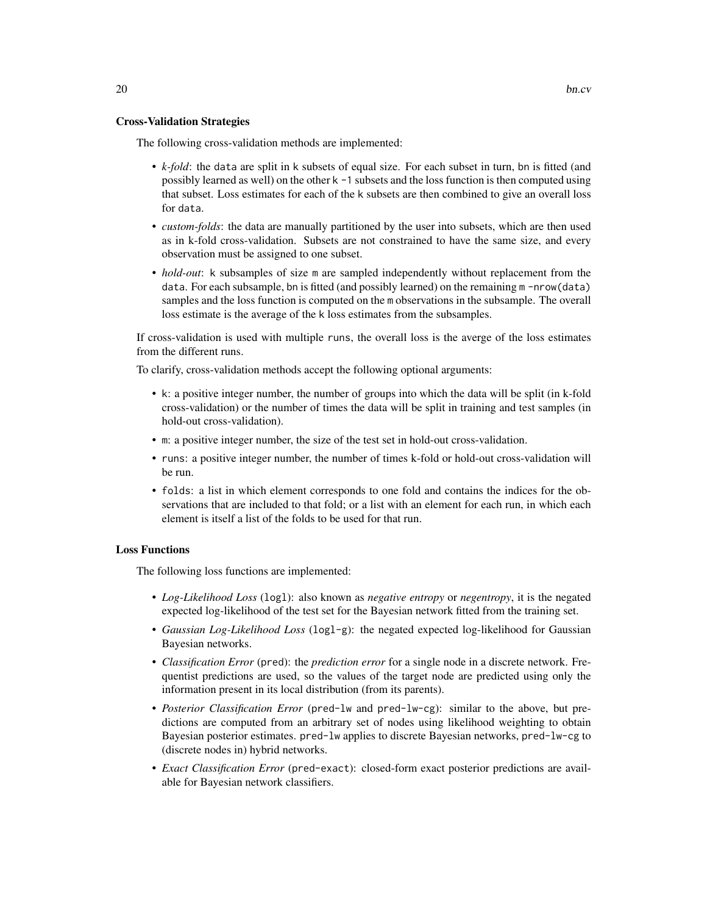### Cross-Validation Strategies

The following cross-validation methods are implemented:

- *k-fold*: the `data` are split in `k` subsets of equal size. For each subset in turn, `bn` is fitted (and possibly learned as well) on the other `k - 1` subsets and the loss function is then computed using that subset. Loss estimates for each of the `k` subsets are then combined to give an overall loss for `data`.
- *custom-folds*: the data are manually partitioned by the user into subsets, which are then used as in k-fold cross-validation. Subsets are not constrained to have the same size, and every observation must be assigned to one subset.
- *hold-out*: `k` subsamples of size `m` are sampled independently without replacement from the `data`. For each subsample, `bn` is fitted (and possibly learned) on the remaining `m - nrow(data)` samples and the loss function is computed on the `m` observations in the subsample. The overall loss estimate is the average of the `k` loss estimates from the subsamples.

If cross-validation is used with multiple `runs`, the overall loss is the averge of the loss estimates from the different runs.

To clarify, cross-validation methods accept the following optional arguments:

- `k`: a positive integer number, the number of groups into which the data will be split (in k-fold cross-validation) or the number of times the data will be split in training and test samples (in hold-out cross-validation).
- `m`: a positive integer number, the size of the test set in hold-out cross-validation.
- `runs`: a positive integer number, the number of times k-fold or hold-out cross-validation will be run.
- `folds`: a list in which element corresponds to one fold and contains the indices for the observations that are included to that fold; or a list with an element for each run, in which each element is itself a list of the folds to be used for that run.

### Loss Functions

The following loss functions are implemented:

- *Log-Likelihood Loss* (`logl`): also known as *negative entropy* or *negentropy*, it is the negated expected log-likelihood of the test set for the Bayesian network fitted from the training set.
- *Gaussian Log-Likelihood Loss* (`logl-g`): the negated expected log-likelihood for Gaussian Bayesian networks.
- *Classification Error* (`pred`): the *prediction error* for a single node in a discrete network. Frequentist predictions are used, so the values of the target node are predicted using only the information present in its local distribution (from its parents).
- *Posterior Classification Error* (`pred-lw` and `pred-lw-cg`): similar to the above, but predictions are computed from an arbitrary set of nodes using likelihood weighting to obtain Bayesian posterior estimates. `pred-lw` applies to discrete Bayesian networks, `pred-lw-cg` to (discrete nodes in) hybrid networks.
- *Exact Classification Error* (`pred-exact`): closed-form exact posterior predictions are available for Bayesian network classifiers.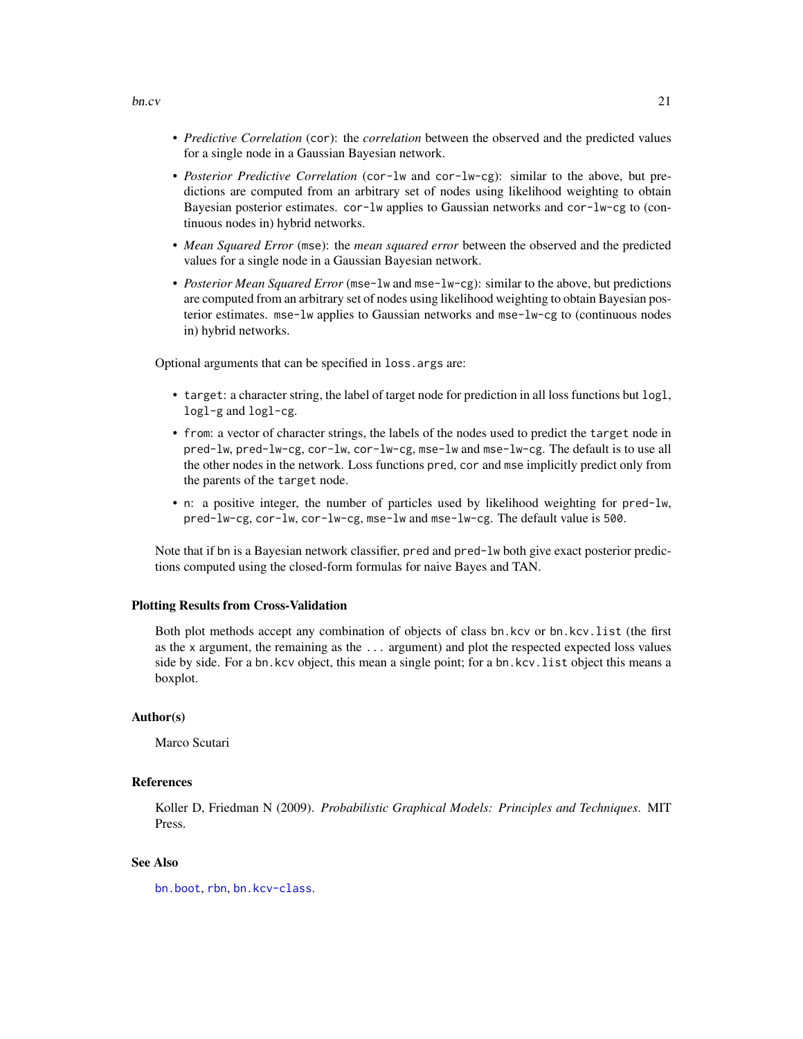- *Predictive Correlation* (`cor`): the *correlation* between the observed and the predicted values for a single node in a Gaussian Bayesian network.
- *Posterior Predictive Correlation* (`cor-lw` and `cor-lw-cg`): similar to the above, but predictions are computed from an arbitrary set of nodes using likelihood weighting to obtain Bayesian posterior estimates. `cor-lw` applies to Gaussian networks and `cor-lw-cg` to (continuous nodes in) hybrid networks.
- *Mean Squared Error* (`mse`): the *mean squared error* between the observed and the predicted values for a single node in a Gaussian Bayesian network.
- *Posterior Mean Squared Error* (`mse-lw` and `mse-lw-cg`): similar to the above, but predictions are computed from an arbitrary set of nodes using likelihood weighting to obtain Bayesian posterior estimates. `mse-lw` applies to Gaussian networks and `mse-lw-cg` to (continuous nodes in) hybrid networks.

Optional arguments that can be specified in `loss.args` are:

- `target`: a character string, the label of target node for prediction in all loss functions but `logl`, `logl-g` and `logl-cg`.
- `from`: a vector of character strings, the labels of the nodes used to predict the `target` node in `pred-lw`, `pred-lw-cg`, `cor-lw`, `cor-lw-cg`, `mse-lw` and `mse-lw-cg`. The default is to use all the other nodes in the network. Loss functions `pred`, `cor` and `mse` implicitly predict only from the parents of the `target` node.
- `n`: a positive integer, the number of particles used by likelihood weighting for `pred-lw`, `pred-lw-cg`, `cor-lw`, `cor-lw-cg`, `mse-lw` and `mse-lw-cg`. The default value is `500`.

Note that if `bn` is a Bayesian network classifier, `pred` and `pred-lw` both give exact posterior predictions computed using the closed-form formulas for naive Bayes and TAN.

### Plotting Results from Cross-Validation

Both plot methods accept any combination of objects of class `bn.kcv` or `bn.kcv.list` (the first as the `x` argument, the remaining as the `...` argument) and plot the respected expected loss values side by side. For a `bn.kcv` object, this mean a single point; for a `bn.kcv.list` object this means a boxplot.

### Author(s)

Marco Scutari

### References

Koller D, Friedman N (2009). *Probabilistic Graphical Models: Principles and Techniques*. MIT Press.

### See Also

`bn.boot`, `rbn`, `bn.kcv-class`.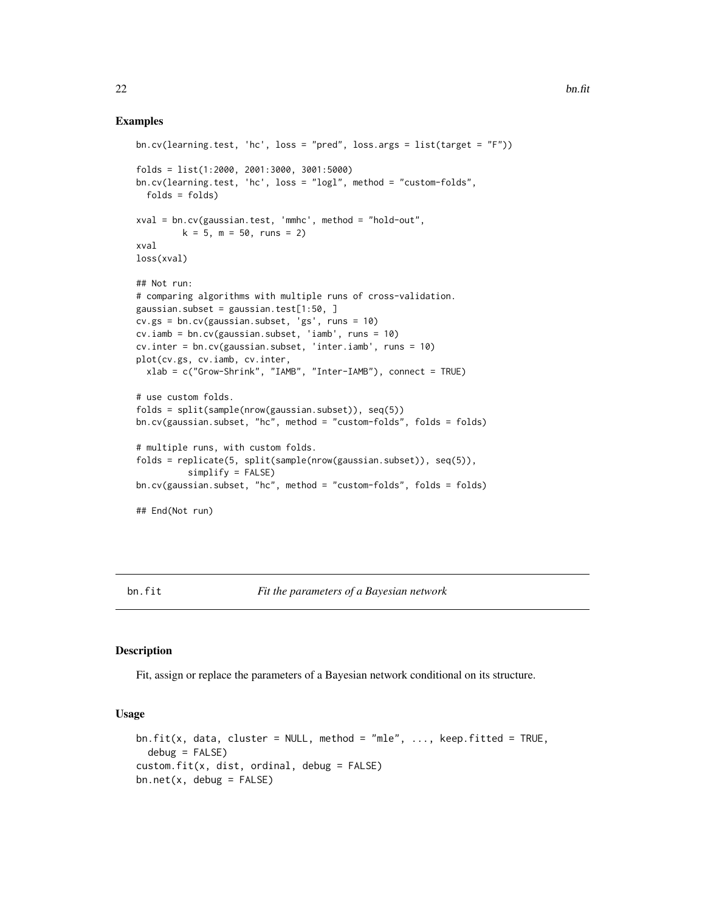## Examples

```
bn.cv(learning.test, 'hc', loss = "pred", loss.args = list(target = "F"))

folds = list(1:2000, 2001:3000, 3001:5000)
bn.cv(learning.test, 'hc', loss = "logl", method = "custom-folds",
  folds = folds)

xval = bn.cv(gaussian.test, 'mmhc', method = "hold-out",
         k = 5, m = 50, runs = 2)
xval
loss(xval)

## Not run:
# comparing algorithms with multiple runs of cross-validation.
gaussian.subset = gaussian.test[1:50, ]
cv.gs = bn.cv(gaussian.subset, 'gs', runs = 10)
cv.iamb = bn.cv(gaussian.subset, 'iamb', runs = 10)
cv.inter = bn.cv(gaussian.subset, 'inter.iamb', runs = 10)
plot(cv.gs, cv.iamb, cv.inter,
  xlab = c("Grow-Shrink", "IAMB", "Inter-IAMB"), connect = TRUE)

# use custom folds.
folds = split(sample(nrow(gaussian.subset)), seq(5))
bn.cv(gaussian.subset, "hc", method = "custom-folds", folds = folds)

# multiple runs, with custom folds.
folds = replicate(5, split(sample(nrow(gaussian.subset)), seq(5)),
          simplify = FALSE)
bn.cv(gaussian.subset, "hc", method = "custom-folds", folds = folds)

## End(Not run)
```

---

bn.fit *Fit the parameters of a Bayesian network*

---

## Description

Fit, assign or replace the parameters of a Bayesian network conditional on its structure.

## Usage

```
bn.fit(x, data, cluster = NULL, method = "mle", ..., keep.fitted = TRUE,
  debug = FALSE)
custom.fit(x, dist, ordinal, debug = FALSE)
bn.net(x, debug = FALSE)
```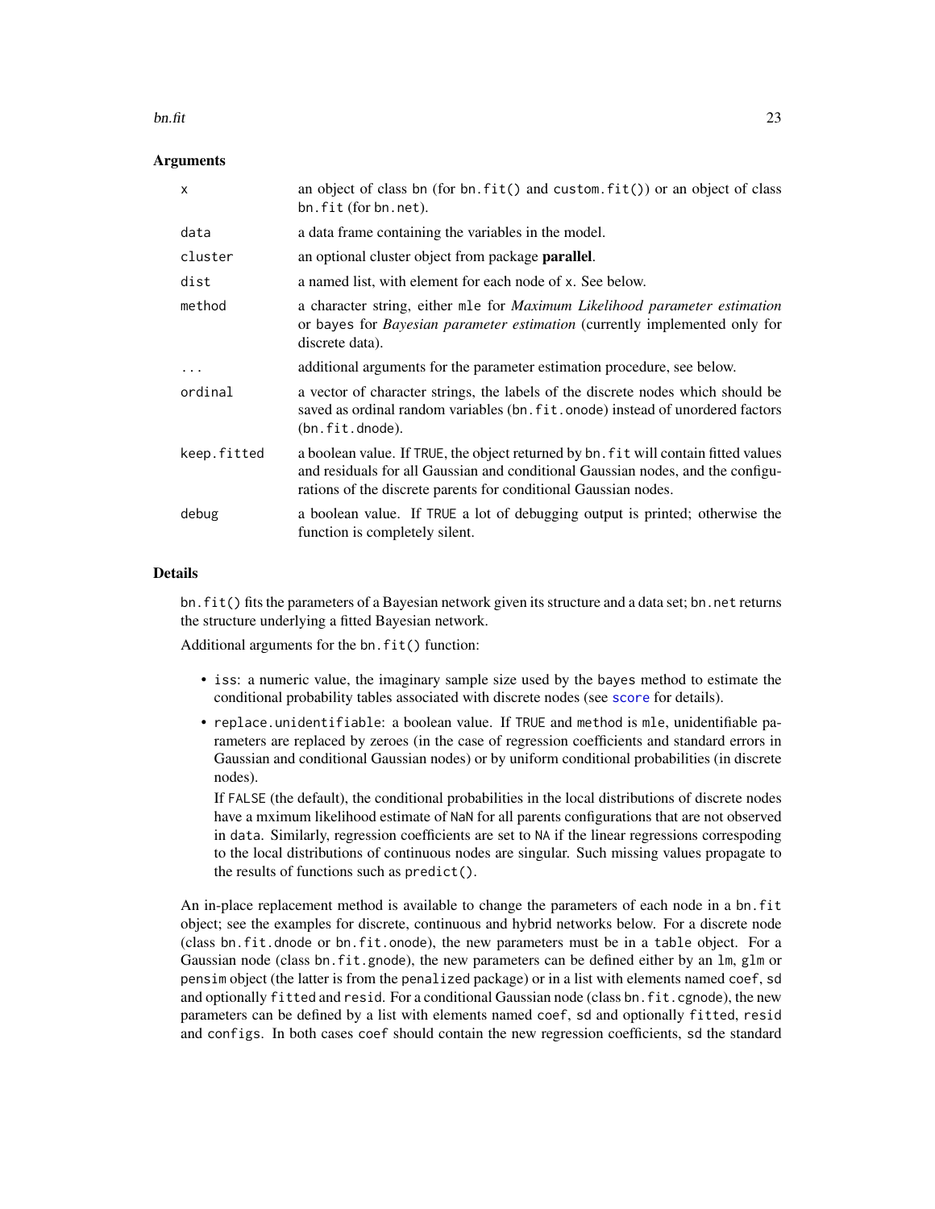### Arguments

| | |
|---|---|
| `x` | an object of class `bn` (for `bn.fit()` and `custom.fit()`) or an object of class `bn.fit` (for `bn.net`). |
| `data` | a data frame containing the variables in the model. |
| `cluster` | an optional cluster object from package **parallel**. |
| `dist` | a named list, with element for each node of `x`. See below. |
| `method` | a character string, either `mle` for *Maximum Likelihood parameter estimation* or `bayes` for *Bayesian parameter estimation* (currently implemented only for discrete data). |
| `...` | additional arguments for the parameter estimation procedure, see below. |
| `ordinal` | a vector of character strings, the labels of the discrete nodes which should be saved as ordinal random variables (`bn.fit.onode`) instead of unordered factors (`bn.fit.dnode`). |
| `keep.fitted` | a boolean value. If `TRUE`, the object returned by `bn.fit` will contain fitted values and residuals for all Gaussian and conditional Gaussian nodes, and the configurations of the discrete parents for conditional Gaussian nodes. |
| `debug` | a boolean value. If `TRUE` a lot of debugging output is printed; otherwise the function is completely silent. |

### Details

`bn.fit()` fits the parameters of a Bayesian network given its structure and a data set; `bn.net` returns the structure underlying a fitted Bayesian network.

Additional arguments for the `bn.fit()` function:

- `iss`: a numeric value, the imaginary sample size used by the `bayes` method to estimate the conditional probability tables associated with discrete nodes (see `score` for details).
- `replace.unidentifiable`: a boolean value. If `TRUE` and `method` is `mle`, unidentifiable parameters are replaced by zeroes (in the case of regression coefficients and standard errors in Gaussian and conditional Gaussian nodes) or by uniform conditional probabilities (in discrete nodes).

  If `FALSE` (the default), the conditional probabilities in the local distributions of discrete nodes have a mximum likelihood estimate of `NaN` for all parents configurations that are not observed in `data`. Similarly, regression coefficients are set to `NA` if the linear regressions correspoding to the local distributions of continuous nodes are singular. Such missing values propagate to the results of functions such as `predict()`.

An in-place replacement method is available to change the parameters of each node in a `bn.fit` object; see the examples for discrete, continuous and hybrid networks below. For a discrete node (class `bn.fit.dnode` or `bn.fit.onode`), the new parameters must be in a `table` object. For a Gaussian node (class `bn.fit.gnode`), the new parameters can be defined either by an `lm`, `glm` or `pensim` object (the latter is from the `penalized` package) or in a list with elements named `coef`, `sd` and optionally `fitted` and `resid`. For a conditional Gaussian node (class `bn.fit.cgnode`), the new parameters can be defined by a list with elements named `coef`, `sd` and optionally `fitted`, `resid` and `configs`. In both cases `coef` should contain the new regression coefficients, `sd` the standard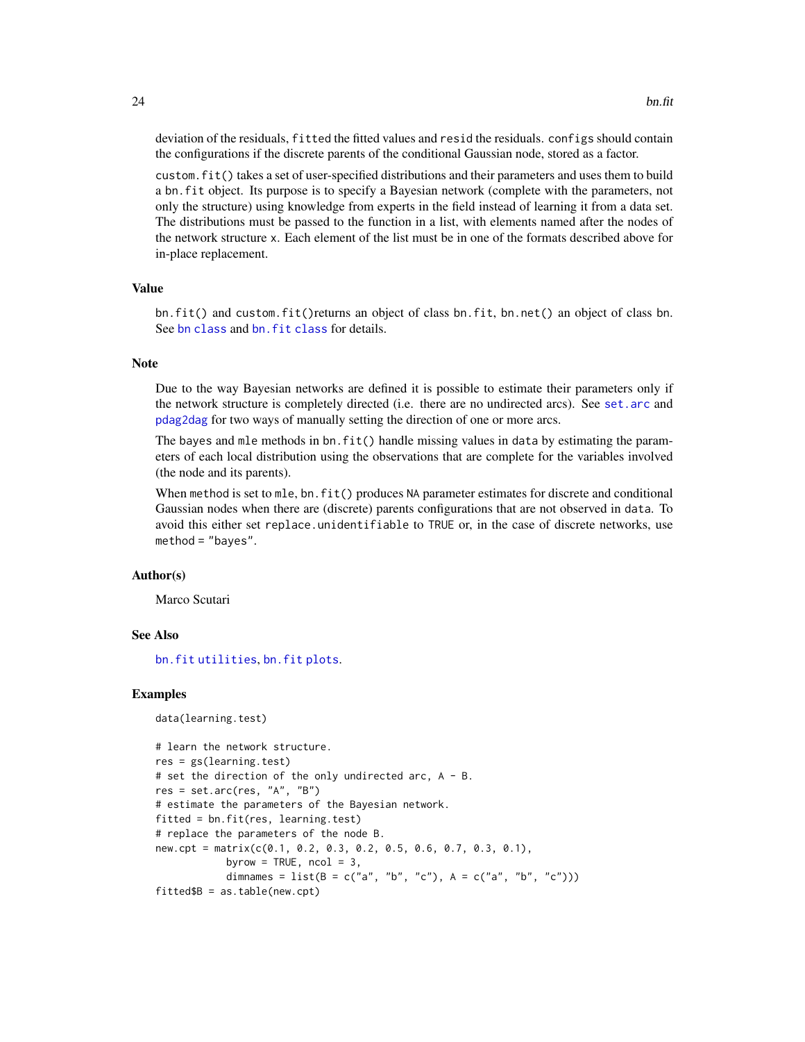deviation of the residuals, `fitted` the fitted values and `resid` the residuals. `configs` should contain the configurations if the discrete parents of the conditional Gaussian node, stored as a factor.

`custom.fit()` takes a set of user-specified distributions and their parameters and uses them to build a `bn.fit` object. Its purpose is to specify a Bayesian network (complete with the parameters, not only the structure) using knowledge from experts in the field instead of learning it from a data set. The distributions must be passed to the function in a list, with elements named after the nodes of the network structure `x`. Each element of the list must be in one of the formats described above for in-place replacement.

## Value

`bn.fit()` and `custom.fit()`returns an object of class `bn.fit`, `bn.net()` an object of class `bn`. See `bn class` and `bn.fit class` for details.

## Note

Due to the way Bayesian networks are defined it is possible to estimate their parameters only if the network structure is completely directed (i.e. there are no undirected arcs). See `set.arc` and `pdag2dag` for two ways of manually setting the direction of one or more arcs.

The `bayes` and `mle` methods in `bn.fit()` handle missing values in `data` by estimating the parameters of each local distribution using the observations that are complete for the variables involved (the node and its parents).

When `method` is set to `mle`, `bn.fit()` produces `NA` parameter estimates for discrete and conditional Gaussian nodes when there are (discrete) parents configurations that are not observed in `data`. To avoid this either set `replace.unidentifiable` to `TRUE` or, in the case of discrete networks, use `method = "bayes"`.

## Author(s)

Marco Scutari

## See Also

`bn.fit utilities`, `bn.fit plots`.

## Examples

```
data(learning.test)

# learn the network structure.
res = gs(learning.test)
# set the direction of the only undirected arc, A - B.
res = set.arc(res, "A", "B")
# estimate the parameters of the Bayesian network.
fitted = bn.fit(res, learning.test)
# replace the parameters of the node B.
new.cpt = matrix(c(0.1, 0.2, 0.3, 0.2, 0.5, 0.6, 0.7, 0.3, 0.1),
            byrow = TRUE, ncol = 3,
            dimnames = list(B = c("a", "b", "c"), A = c("a", "b", "c")))
fitted$B = as.table(new.cpt)
```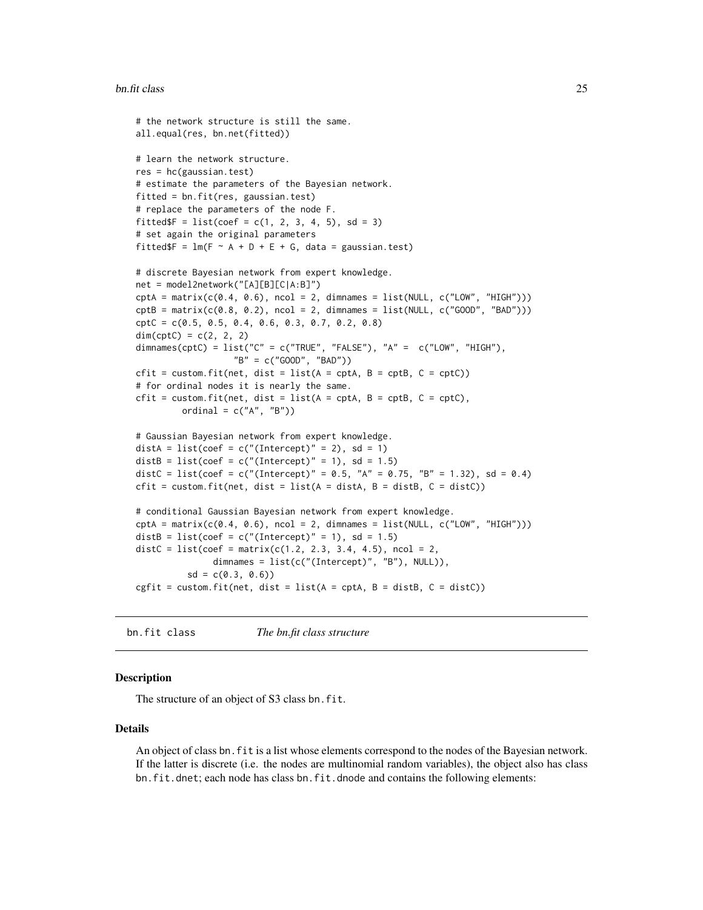```
# the network structure is still the same.
all.equal(res, bn.net(fitted))

# learn the network structure.
res = hc(gaussian.test)
# estimate the parameters of the Bayesian network.
fitted = bn.fit(res, gaussian.test)
# replace the parameters of the node F.
fitted$F = list(coef = c(1, 2, 3, 4, 5), sd = 3)
# set again the original parameters
fitted$F = lm(F ~ A + D + E + G, data = gaussian.test)

# discrete Bayesian network from expert knowledge.
net = model2network("[A][B][C|A:B]")
cptA = matrix(c(0.4, 0.6), ncol = 2, dimnames = list(NULL, c("LOW", "HIGH")))
cptB = matrix(c(0.8, 0.2), ncol = 2, dimnames = list(NULL, c("GOOD", "BAD")))
cptC = c(0.5, 0.5, 0.4, 0.6, 0.3, 0.7, 0.2, 0.8)
dim(cptC) = c(2, 2, 2)
dimnames(cptC) = list("C" = c("TRUE", "FALSE"), "A" =  c("LOW", "HIGH"),
                 "B" = c("GOOD", "BAD"))
cfit = custom.fit(net, dist = list(A = cptA, B = cptB, C = cptC))
# for ordinal nodes it is nearly the same.
cfit = custom.fit(net, dist = list(A = cptA, B = cptB, C = cptC),
         ordinal = c("A", "B"))

# Gaussian Bayesian network from expert knowledge.
distA = list(coef = c("(Intercept)" = 2), sd = 1)
distB = list(coef = c("(Intercept)" = 1), sd = 1.5)
distC = list(coef = c("(Intercept)" = 0.5, "A" = 0.75, "B" = 1.32), sd = 0.4)
cfit = custom.fit(net, dist = list(A = distA, B = distB, C = distC))

# conditional Gaussian Bayesian network from expert knowledge.
cptA = matrix(c(0.4, 0.6), ncol = 2, dimnames = list(NULL, c("LOW", "HIGH")))
distB = list(coef = c("(Intercept)" = 1), sd = 1.5)
distC = list(coef = matrix(c(1.2, 2.3, 3.4, 4.5), ncol = 2,
             dimnames = list(c("(Intercept)", "B"), NULL)),
          sd = c(0.3, 0.6))
cgfit = custom.fit(net, dist = list(A = cptA, B = distB, C = distC))
```

## bn.fit class — *The bn.fit class structure*

### Description

The structure of an object of S3 class `bn.fit`.

### Details

An object of class `bn.fit` is a list whose elements correspond to the nodes of the Bayesian network. If the latter is discrete (i.e. the nodes are multinomial random variables), the object also has class `bn.fit.dnet`; each node has class `bn.fit.dnode` and contains the following elements: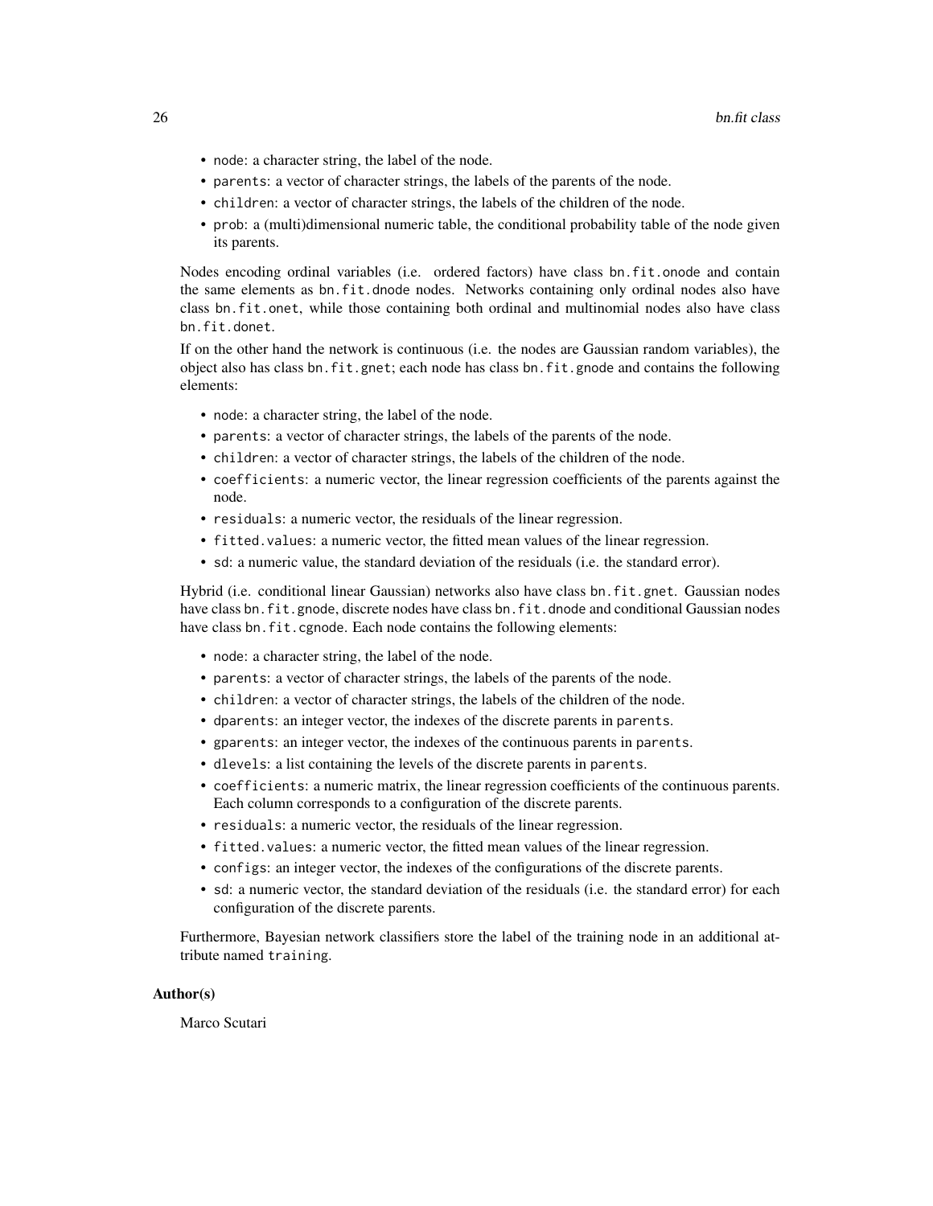- `node`: a character string, the label of the node.
- `parents`: a vector of character strings, the labels of the parents of the node.
- `children`: a vector of character strings, the labels of the children of the node.
- `prob`: a (multi)dimensional numeric table, the conditional probability table of the node given its parents.

Nodes encoding ordinal variables (i.e. ordered factors) have class `bn.fit.onode` and contain the same elements as `bn.fit.dnode` nodes. Networks containing only ordinal nodes also have class `bn.fit.onet`, while those containing both ordinal and multinomial nodes also have class `bn.fit.donet`.

If on the other hand the network is continuous (i.e. the nodes are Gaussian random variables), the object also has class `bn.fit.gnet`; each node has class `bn.fit.gnode` and contains the following elements:

- `node`: a character string, the label of the node.
- `parents`: a vector of character strings, the labels of the parents of the node.
- `children`: a vector of character strings, the labels of the children of the node.
- `coefficients`: a numeric vector, the linear regression coefficients of the parents against the node.
- `residuals`: a numeric vector, the residuals of the linear regression.
- `fitted.values`: a numeric vector, the fitted mean values of the linear regression.
- `sd`: a numeric value, the standard deviation of the residuals (i.e. the standard error).

Hybrid (i.e. conditional linear Gaussian) networks also have class `bn.fit.gnet`. Gaussian nodes have class `bn.fit.gnode`, discrete nodes have class `bn.fit.dnode` and conditional Gaussian nodes have class `bn.fit.cgnode`. Each node contains the following elements:

- `node`: a character string, the label of the node.
- `parents`: a vector of character strings, the labels of the parents of the node.
- `children`: a vector of character strings, the labels of the children of the node.
- `dparents`: an integer vector, the indexes of the discrete parents in `parents`.
- `gparents`: an integer vector, the indexes of the continuous parents in `parents`.
- `dlevels`: a list containing the levels of the discrete parents in `parents`.
- `coefficients`: a numeric matrix, the linear regression coefficients of the continuous parents. Each column corresponds to a configuration of the discrete parents.
- `residuals`: a numeric vector, the residuals of the linear regression.
- `fitted.values`: a numeric vector, the fitted mean values of the linear regression.
- `configs`: an integer vector, the indexes of the configurations of the discrete parents.
- `sd`: a numeric vector, the standard deviation of the residuals (i.e. the standard error) for each configuration of the discrete parents.

Furthermore, Bayesian network classifiers store the label of the training node in an additional attribute named `training`.

### Author(s)

Marco Scutari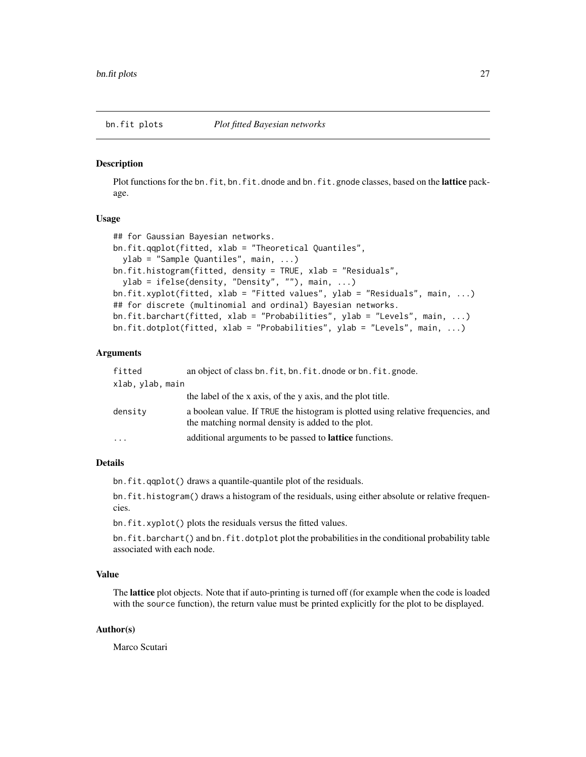# bn.fit plots — *Plot fitted Bayesian networks*

## Description

Plot functions for the `bn.fit`, `bn.fit.dnode` and `bn.fit.gnode` classes, based on the **lattice** package.

## Usage

```
## for Gaussian Bayesian networks.
bn.fit.qqplot(fitted, xlab = "Theoretical Quantiles",
  ylab = "Sample Quantiles", main, ...)
bn.fit.histogram(fitted, density = TRUE, xlab = "Residuals",
  ylab = ifelse(density, "Density", ""), main, ...)
bn.fit.xyplot(fitted, xlab = "Fitted values", ylab = "Residuals", main, ...)
## for discrete (multinomial and ordinal) Bayesian networks.
bn.fit.barchart(fitted, xlab = "Probabilities", ylab = "Levels", main, ...)
bn.fit.dotplot(fitted, xlab = "Probabilities", ylab = "Levels", main, ...)
```

## Arguments

| | |
|---|---|
| `fitted` | an object of class `bn.fit`, `bn.fit.dnode` or `bn.fit.gnode`. |
| `xlab, ylab, main` | the label of the x axis, of the y axis, and the plot title. |
| `density` | a boolean value. If `TRUE` the histogram is plotted using relative frequencies, and the matching normal density is added to the plot. |
| `...` | additional arguments to be passed to **lattice** functions. |

## Details

`bn.fit.qqplot()` draws a quantile-quantile plot of the residuals.

`bn.fit.histogram()` draws a histogram of the residuals, using either absolute or relative frequencies.

`bn.fit.xyplot()` plots the residuals versus the fitted values.

`bn.fit.barchart()` and `bn.fit.dotplot` plot the probabilities in the conditional probability table associated with each node.

## Value

The **lattice** plot objects. Note that if auto-printing is turned off (for example when the code is loaded with the `source` function), the return value must be printed explicitly for the plot to be displayed.

## Author(s)

Marco Scutari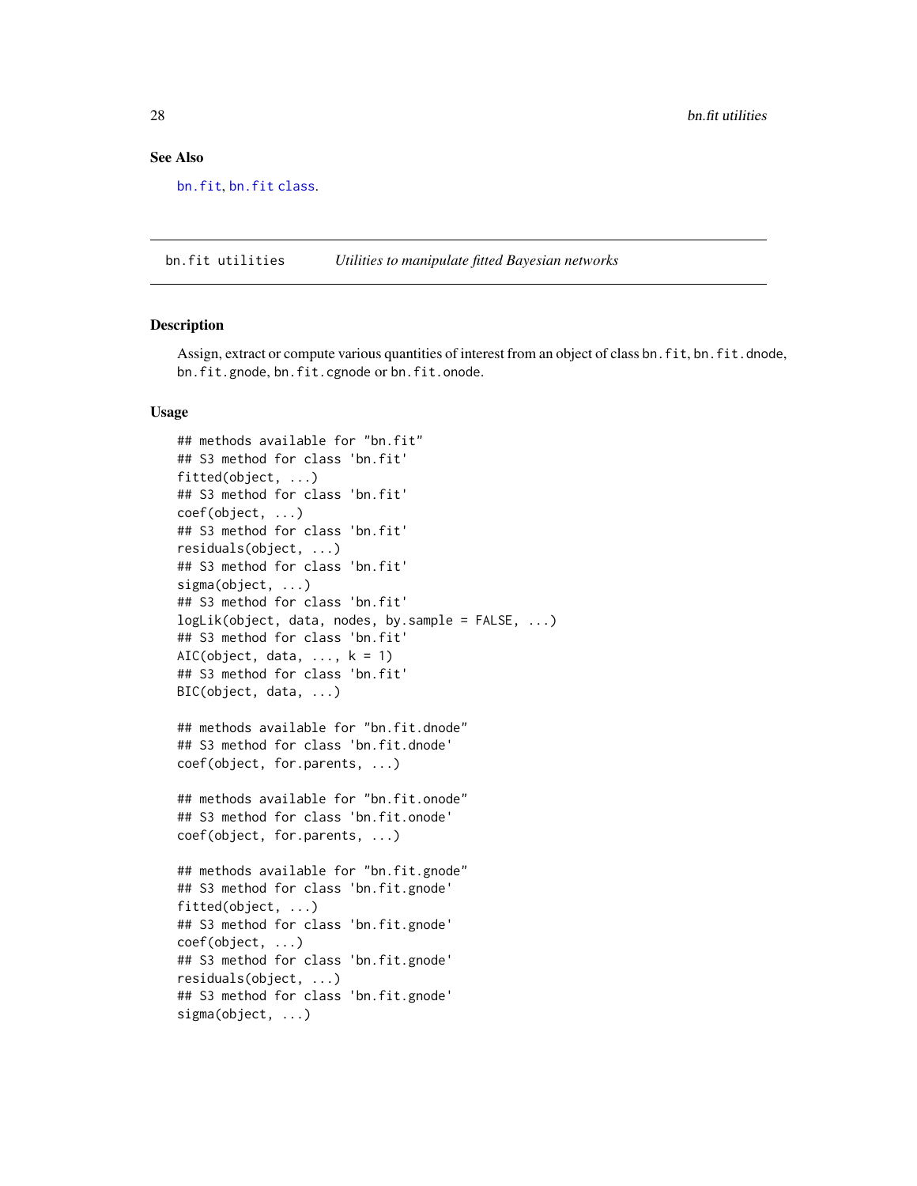### See Also

bn.fit, bn.fit class.

## bn.fit utilities — *Utilities to manipulate fitted Bayesian networks*

### Description

Assign, extract or compute various quantities of interest from an object of class `bn.fit`, `bn.fit.dnode`, `bn.fit.gnode`, `bn.fit.cgnode` or `bn.fit.onode`.

### Usage

```
## methods available for "bn.fit"
## S3 method for class 'bn.fit'
fitted(object, ...)
## S3 method for class 'bn.fit'
coef(object, ...)
## S3 method for class 'bn.fit'
residuals(object, ...)
## S3 method for class 'bn.fit'
sigma(object, ...)
## S3 method for class 'bn.fit'
logLik(object, data, nodes, by.sample = FALSE, ...)
## S3 method for class 'bn.fit'
AIC(object, data, ..., k = 1)
## S3 method for class 'bn.fit'
BIC(object, data, ...)

## methods available for "bn.fit.dnode"
## S3 method for class 'bn.fit.dnode'
coef(object, for.parents, ...)

## methods available for "bn.fit.onode"
## S3 method for class 'bn.fit.onode'
coef(object, for.parents, ...)

## methods available for "bn.fit.gnode"
## S3 method for class 'bn.fit.gnode'
fitted(object, ...)
## S3 method for class 'bn.fit.gnode'
coef(object, ...)
## S3 method for class 'bn.fit.gnode'
residuals(object, ...)
## S3 method for class 'bn.fit.gnode'
sigma(object, ...)
```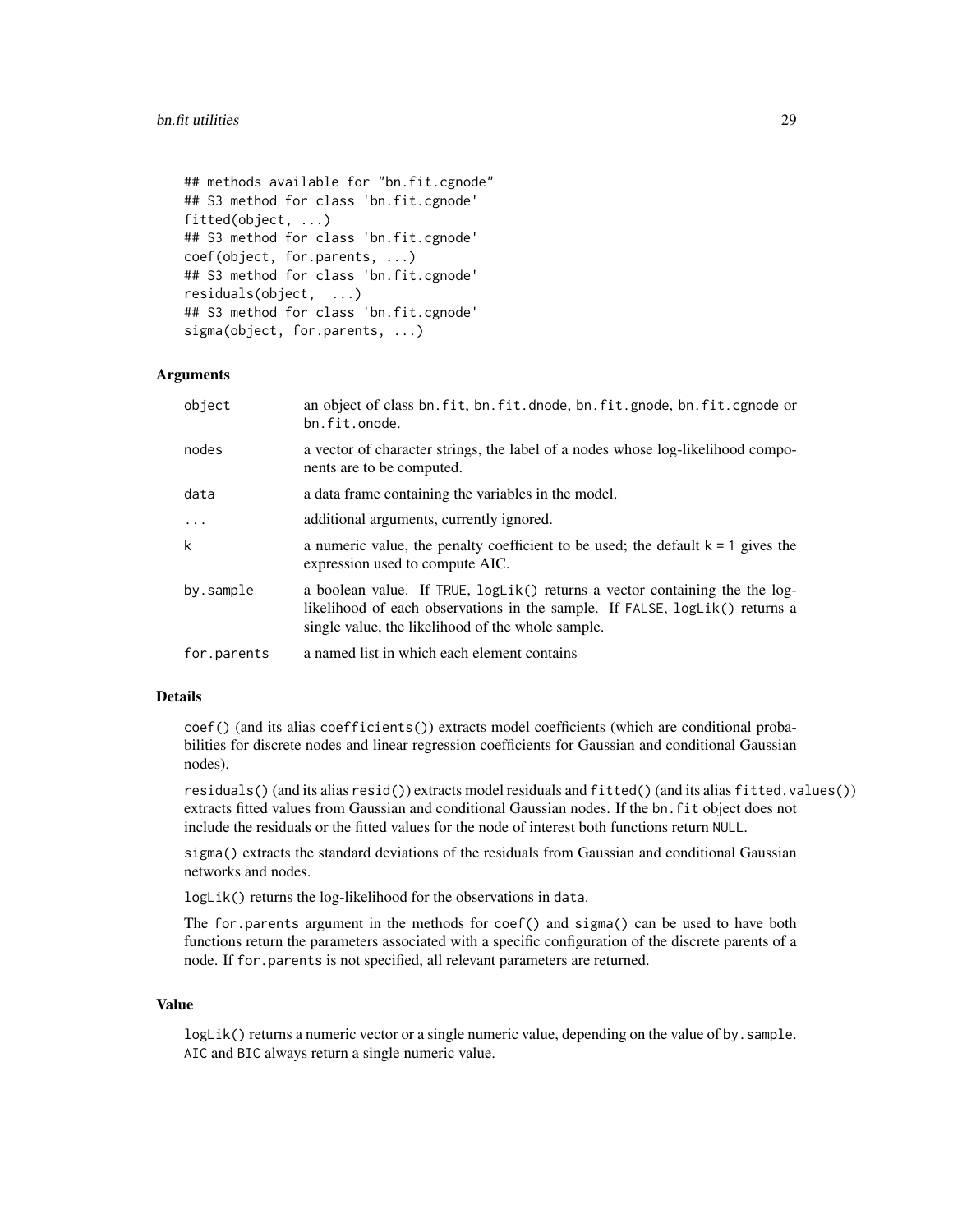```
## methods available for "bn.fit.cgnode"
## S3 method for class 'bn.fit.cgnode'
fitted(object, ...)
## S3 method for class 'bn.fit.cgnode'
coef(object, for.parents, ...)
## S3 method for class 'bn.fit.cgnode'
residuals(object,  ...)
## S3 method for class 'bn.fit.cgnode'
sigma(object, for.parents, ...)
```

### Arguments

| | |
|---|---|
| `object` | an object of class `bn.fit`, `bn.fit.dnode`, `bn.fit.gnode`, `bn.fit.cgnode` or `bn.fit.onode`. |
| `nodes` | a vector of character strings, the label of a nodes whose log-likelihood components are to be computed. |
| `data` | a data frame containing the variables in the model. |
| `...` | additional arguments, currently ignored. |
| `k` | a numeric value, the penalty coefficient to be used; the default `k = 1` gives the expression used to compute AIC. |
| `by.sample` | a boolean value. If `TRUE`, `logLik()` returns a vector containing the the log-likelihood of each observations in the sample. If `FALSE`, `logLik()` returns a single value, the likelihood of the whole sample. |
| `for.parents` | a named list in which each element contains |

### Details

`coef()` (and its alias `coefficients()`) extracts model coefficients (which are conditional probabilities for discrete nodes and linear regression coefficients for Gaussian and conditional Gaussian nodes).

`residuals()` (and its alias `resid()`) extracts model residuals and `fitted()` (and its alias `fitted.values()`) extracts fitted values from Gaussian and conditional Gaussian nodes. If the `bn.fit` object does not include the residuals or the fitted values for the node of interest both functions return `NULL`.

`sigma()` extracts the standard deviations of the residuals from Gaussian and conditional Gaussian networks and nodes.

`logLik()` returns the log-likelihood for the observations in `data`.

The `for.parents` argument in the methods for `coef()` and `sigma()` can be used to have both functions return the parameters associated with a specific configuration of the discrete parents of a node. If `for.parents` is not specified, all relevant parameters are returned.

### Value

`logLik()` returns a numeric vector or a single numeric value, depending on the value of `by.sample`. `AIC` and `BIC` always return a single numeric value.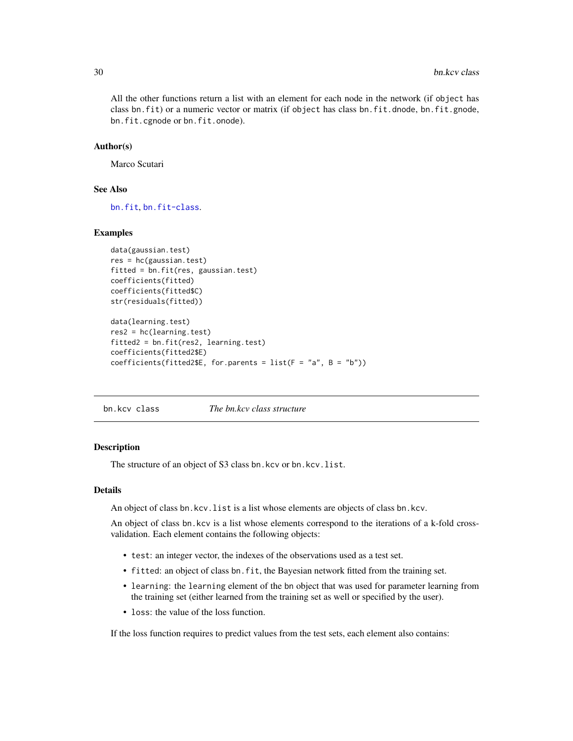All the other functions return a list with an element for each node in the network (if `object` has class `bn.fit`) or a numeric vector or matrix (if `object` has class `bn.fit.dnode`, `bn.fit.gnode`, `bn.fit.cgnode` or `bn.fit.onode`).

### Author(s)

Marco Scutari

### See Also

`bn.fit`, `bn.fit-class`.

### Examples

```
data(gaussian.test)
res = hc(gaussian.test)
fitted = bn.fit(res, gaussian.test)
coefficients(fitted)
coefficients(fitted$C)
str(residuals(fitted))

data(learning.test)
res2 = hc(learning.test)
fitted2 = bn.fit(res2, learning.test)
coefficients(fitted2$E)
coefficients(fitted2$E, for.parents = list(F = "a", B = "b"))
```

---

## bn.kcv class — *The bn.kcv class structure*

### Description

The structure of an object of S3 class `bn.kcv` or `bn.kcv.list`.

### Details

An object of class `bn.kcv.list` is a list whose elements are objects of class `bn.kcv`.

An object of class `bn.kcv` is a list whose elements correspond to the iterations of a k-fold cross-validation. Each element contains the following objects:

- `test`: an integer vector, the indexes of the observations used as a test set.
- `fitted`: an object of class `bn.fit`, the Bayesian network fitted from the training set.
- `learning`: the `learning` element of the `bn` object that was used for parameter learning from the training set (either learned from the training set as well or specified by the user).
- `loss`: the value of the loss function.

If the loss function requires to predict values from the test sets, each element also contains: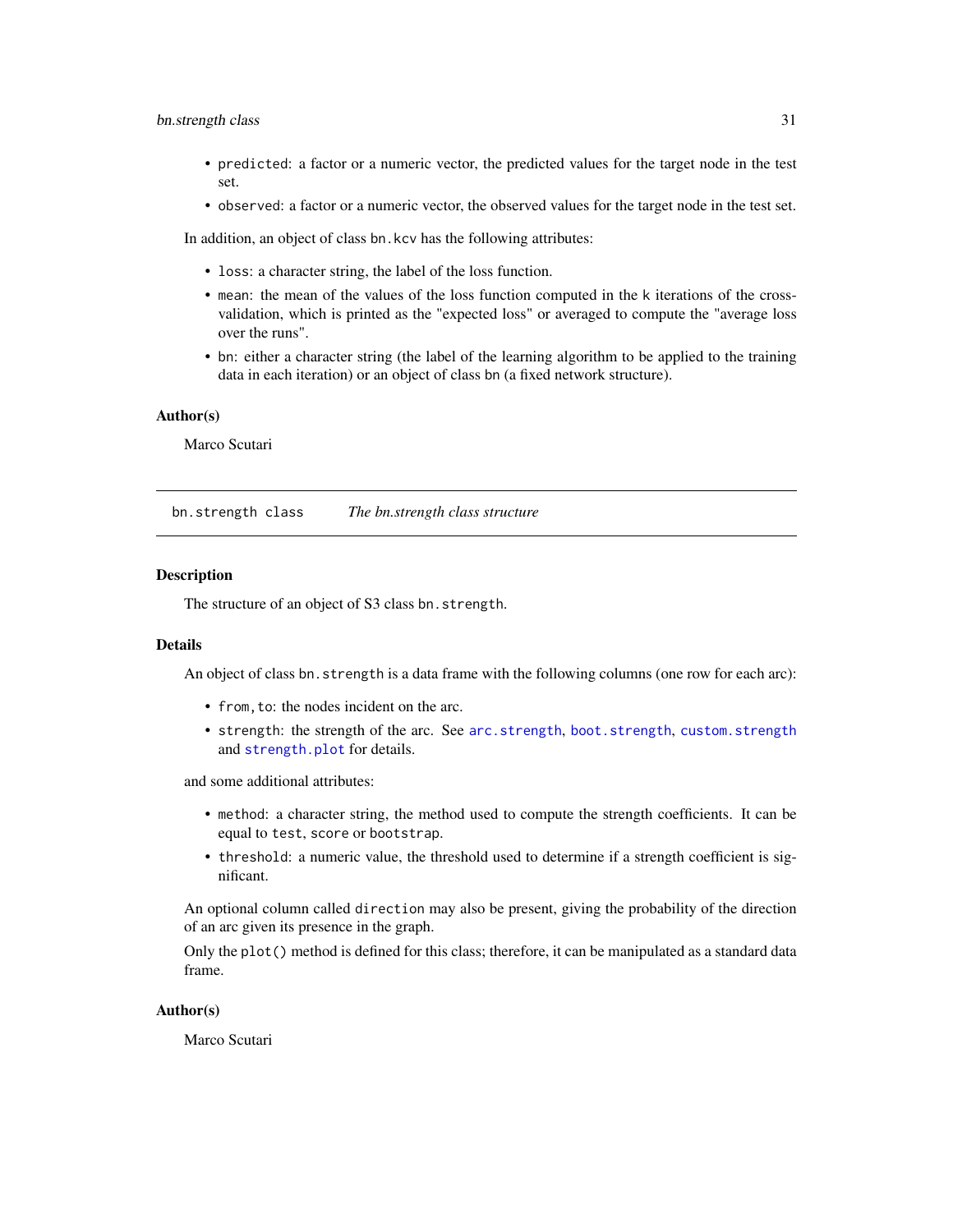- `predicted`: a factor or a numeric vector, the predicted values for the target node in the test set.
- `observed`: a factor or a numeric vector, the observed values for the target node in the test set.

In addition, an object of class `bn.kcv` has the following attributes:

- `loss`: a character string, the label of the loss function.
- `mean`: the mean of the values of the loss function computed in the `k` iterations of the cross-validation, which is printed as the "expected loss" or averaged to compute the "average loss over the runs".
- `bn`: either a character string (the label of the learning algorithm to be applied to the training data in each iteration) or an object of class `bn` (a fixed network structure).

### Author(s)

Marco Scutari

---

## `bn.strength class` — *The bn.strength class structure*

### Description

The structure of an object of S3 class `bn.strength`.

### Details

An object of class `bn.strength` is a data frame with the following columns (one row for each arc):

- `from,to`: the nodes incident on the arc.
- `strength`: the strength of the arc. See `arc.strength`, `boot.strength`, `custom.strength` and `strength.plot` for details.

and some additional attributes:

- `method`: a character string, the method used to compute the strength coefficients. It can be equal to `test`, `score` or `bootstrap`.
- `threshold`: a numeric value, the threshold used to determine if a strength coefficient is significant.

An optional column called `direction` may also be present, giving the probability of the direction of an arc given its presence in the graph.

Only the `plot()` method is defined for this class; therefore, it can be manipulated as a standard data frame.

### Author(s)

Marco Scutari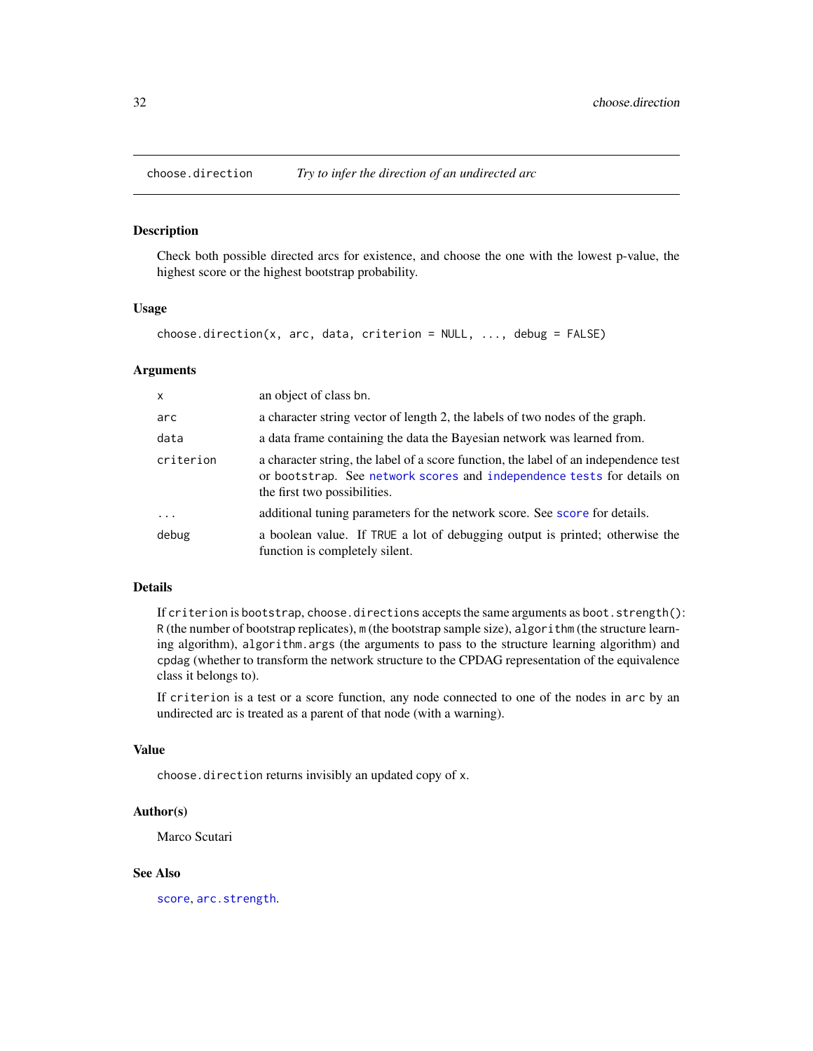# choose.direction *Try to infer the direction of an undirected arc*

## Description

Check both possible directed arcs for existence, and choose the one with the lowest p-value, the highest score or the highest bootstrap probability.

## Usage

```
choose.direction(x, arc, data, criterion = NULL, ..., debug = FALSE)
```

## Arguments

| | |
|---|---|
| `x` | an object of class `bn`. |
| `arc` | a character string vector of length 2, the labels of two nodes of the graph. |
| `data` | a data frame containing the data the Bayesian network was learned from. |
| `criterion` | a character string, the label of a score function, the label of an independence test or `bootstrap`. See `network scores` and `independence tests` for details on the first two possibilities. |
| `...` | additional tuning parameters for the network score. See `score` for details. |
| `debug` | a boolean value. If `TRUE` a lot of debugging output is printed; otherwise the function is completely silent. |

## Details

If `criterion` is `bootstrap`, `choose.directions` accepts the same arguments as `boot.strength()`: `R` (the number of bootstrap replicates), `m` (the bootstrap sample size), `algorithm` (the structure learning algorithm), `algorithm.args` (the arguments to pass to the structure learning algorithm) and `cpdag` (whether to transform the network structure to the CPDAG representation of the equivalence class it belongs to).

If `criterion` is a test or a score function, any node connected to one of the nodes in `arc` by an undirected arc is treated as a parent of that node (with a warning).

## Value

`choose.direction` returns invisibly an updated copy of `x`.

## Author(s)

Marco Scutari

## See Also

`score`, `arc.strength`.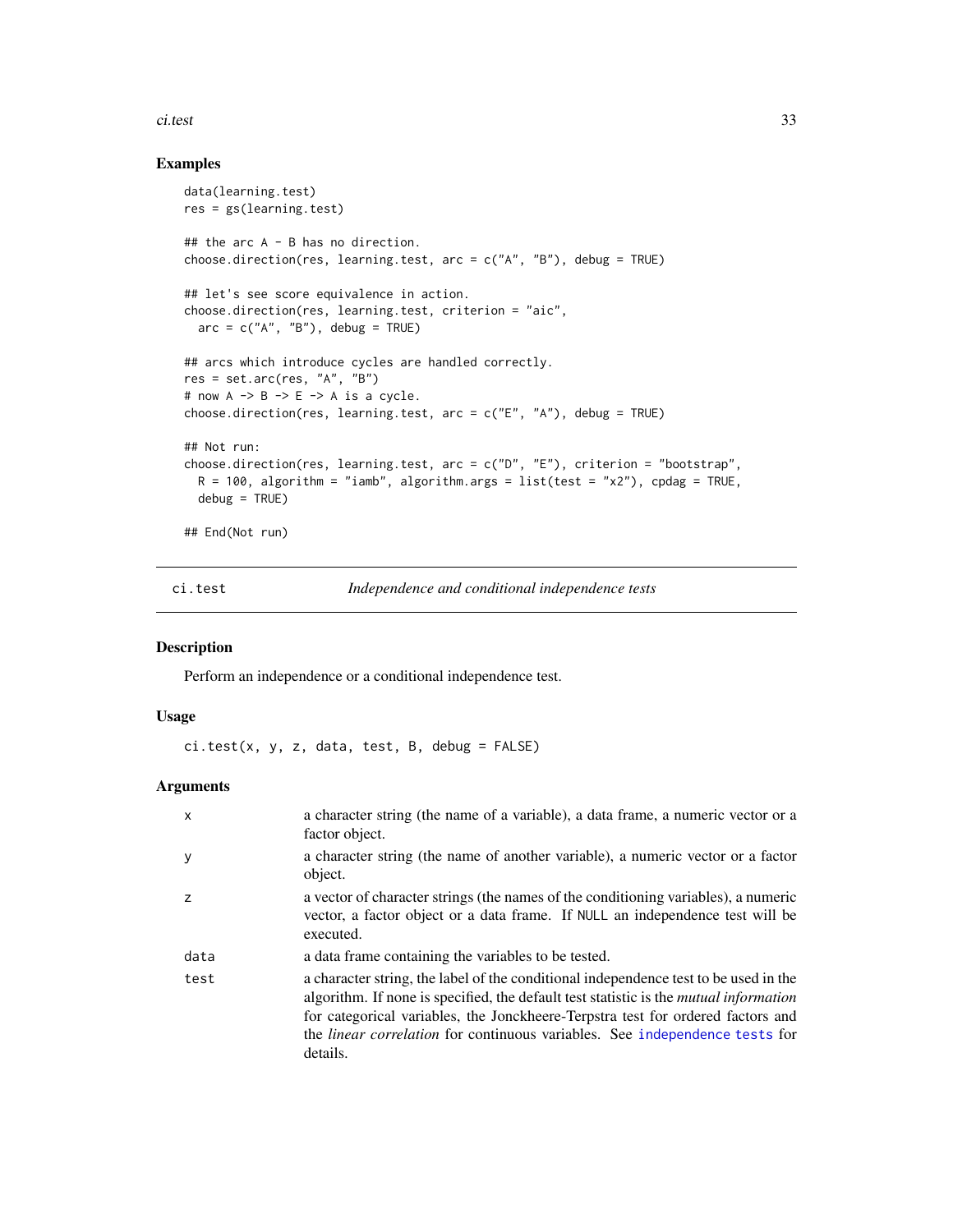## Examples

```
data(learning.test)
res = gs(learning.test)

## the arc A - B has no direction.
choose.direction(res, learning.test, arc = c("A", "B"), debug = TRUE)

## let's see score equivalence in action.
choose.direction(res, learning.test, criterion = "aic",
  arc = c("A", "B"), debug = TRUE)

## arcs which introduce cycles are handled correctly.
res = set.arc(res, "A", "B")
# now A -> B -> E -> A is a cycle.
choose.direction(res, learning.test, arc = c("E", "A"), debug = TRUE)

## Not run:
choose.direction(res, learning.test, arc = c("D", "E"), criterion = "bootstrap",
  R = 100, algorithm = "iamb", algorithm.args = list(test = "x2"), cpdag = TRUE,
  debug = TRUE)

## End(Not run)
```

---

# ci.test *Independence and conditional independence tests*

## Description

Perform an independence or a conditional independence test.

## Usage

```
ci.test(x, y, z, data, test, B, debug = FALSE)
```

## Arguments

| | |
|---|---|
| `x` | a character string (the name of a variable), a data frame, a numeric vector or a factor object. |
| `y` | a character string (the name of another variable), a numeric vector or a factor object. |
| `z` | a vector of character strings (the names of the conditioning variables), a numeric vector, a factor object or a data frame. If `NULL` an independence test will be executed. |
| `data` | a data frame containing the variables to be tested. |
| `test` | a character string, the label of the conditional independence test to be used in the algorithm. If none is specified, the default test statistic is the *mutual information* for categorical variables, the Jonckheere-Terpstra test for ordered factors and the *linear correlation* for continuous variables. See `independence tests` for details. |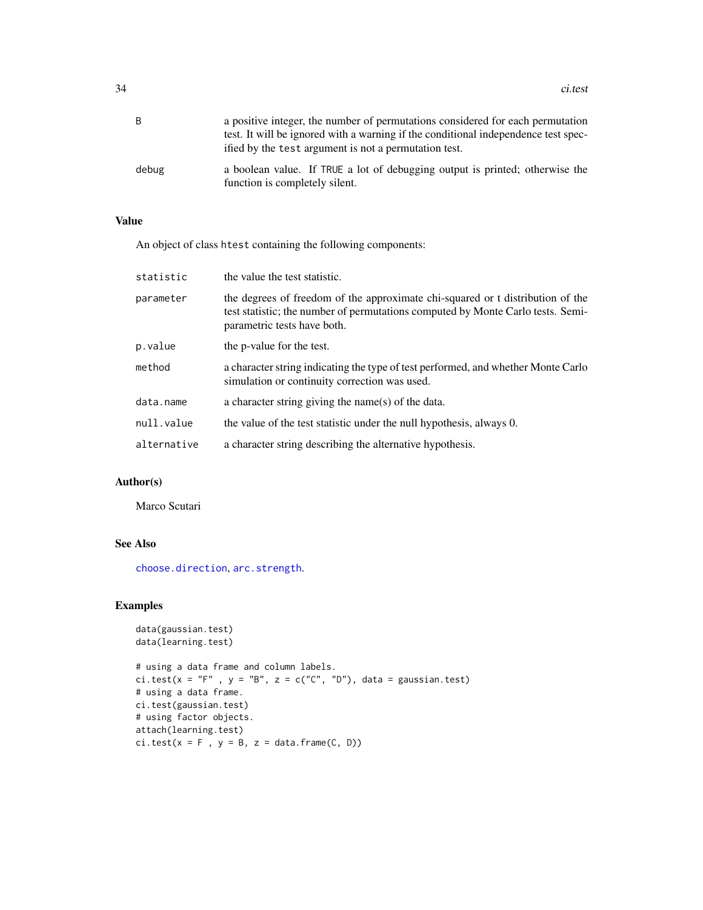B
: a positive integer, the number of permutations considered for each permutation test. It will be ignored with a warning if the conditional independence test specified by the `test` argument is not a permutation test.

debug
: a boolean value. If `TRUE` a lot of debugging output is printed; otherwise the function is completely silent.

## Value

An object of class `htest` containing the following components:

| | |
|---|---|
| `statistic` | the value the test statistic. |
| `parameter` | the degrees of freedom of the approximate chi-squared or t distribution of the test statistic; the number of permutations computed by Monte Carlo tests. Semi-parametric tests have both. |
| `p.value` | the p-value for the test. |
| `method` | a character string indicating the type of test performed, and whether Monte Carlo simulation or continuity correction was used. |
| `data.name` | a character string giving the name(s) of the data. |
| `null.value` | the value of the test statistic under the null hypothesis, always 0. |
| `alternative` | a character string describing the alternative hypothesis. |

## Author(s)

Marco Scutari

## See Also

`choose.direction`, `arc.strength`.

## Examples

```
data(gaussian.test)
data(learning.test)

# using a data frame and column labels.
ci.test(x = "F" , y = "B", z = c("C", "D"), data = gaussian.test)
# using a data frame.
ci.test(gaussian.test)
# using factor objects.
attach(learning.test)
ci.test(x = F , y = B, z = data.frame(C, D))
```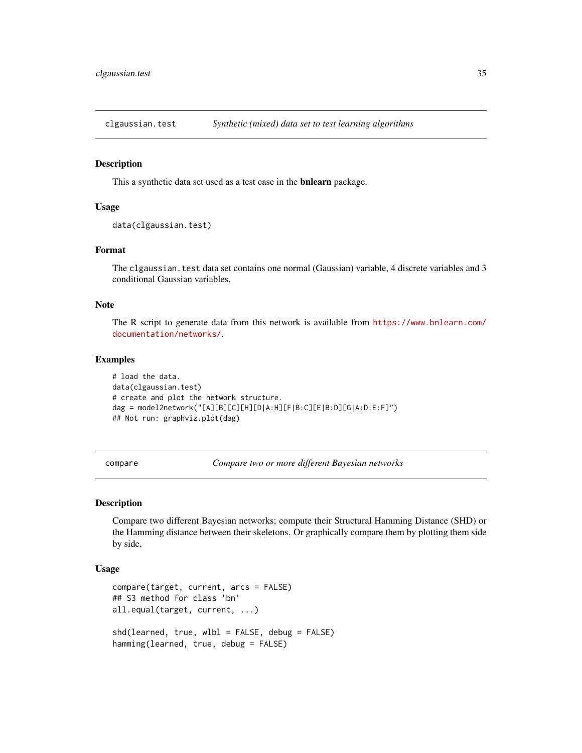## clgaussian.test — *Synthetic (mixed) data set to test learning algorithms*

### Description

This a synthetic data set used as a test case in the **bnlearn** package.

### Usage

```
data(clgaussian.test)
```

### Format

The `clgaussian.test` data set contains one normal (Gaussian) variable, 4 discrete variables and 3 conditional Gaussian variables.

### Note

The R script to generate data from this network is available from https://www.bnlearn.com/documentation/networks/.

### Examples

```
# load the data.
data(clgaussian.test)
# create and plot the network structure.
dag = model2network("[A][B][C][H][D|A:H][F|B:C][E|B:D][G|A:D:E:F]")
## Not run: graphviz.plot(dag)
```

## compare — *Compare two or more different Bayesian networks*

### Description

Compare two different Bayesian networks; compute their Structural Hamming Distance (SHD) or the Hamming distance between their skeletons. Or graphically compare them by plotting them side by side,

### Usage

```
compare(target, current, arcs = FALSE)
## S3 method for class 'bn'
all.equal(target, current, ...)

shd(learned, true, wlbl = FALSE, debug = FALSE)
hamming(learned, true, debug = FALSE)
```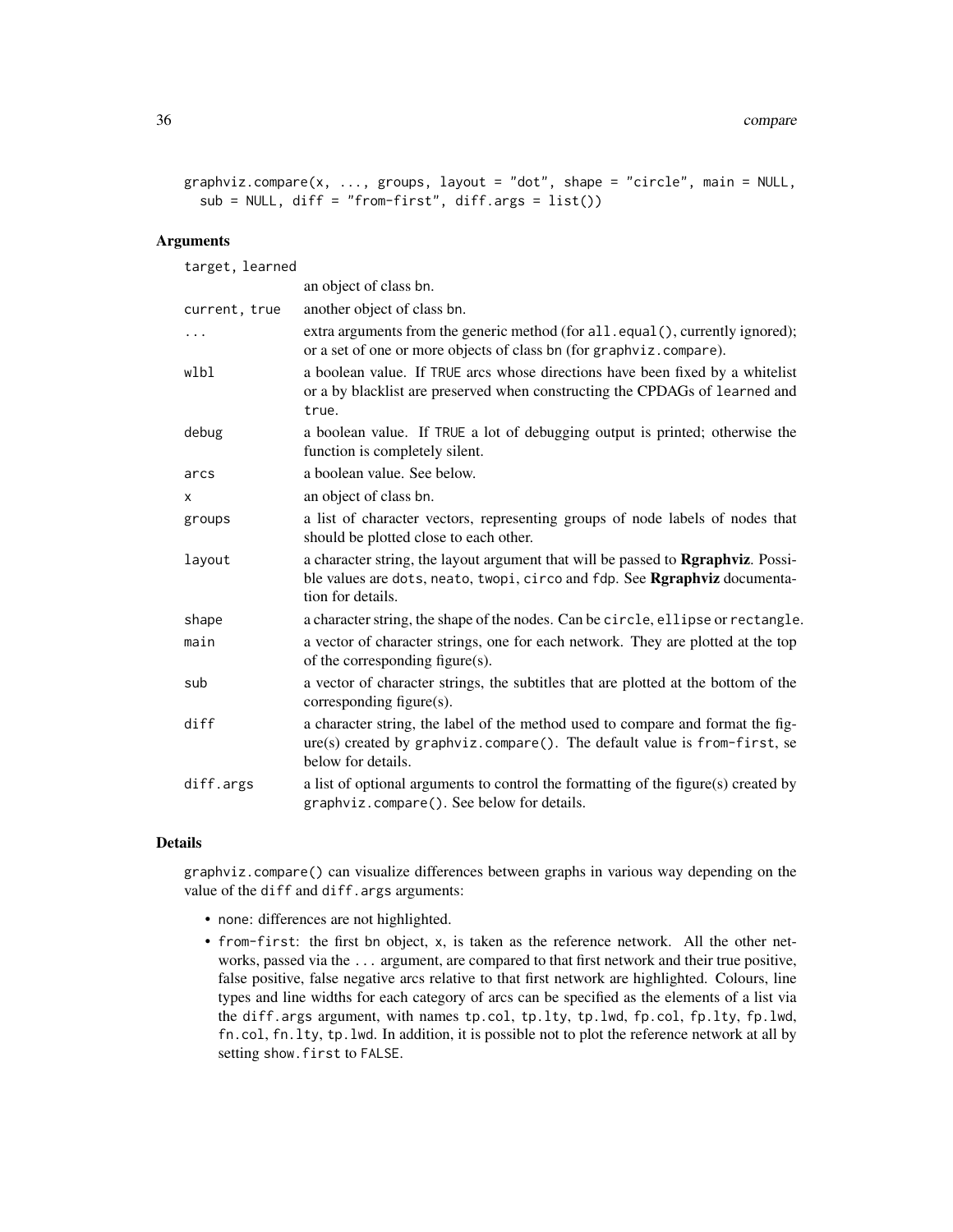```
graphviz.compare(x, ..., groups, layout = "dot", shape = "circle", main = NULL,
  sub = NULL, diff = "from-first", diff.args = list())
```

## Arguments

| | |
|---|---|
| `target, learned` | an object of class `bn`. |
| `current, true` | another object of class `bn`. |
| `...` | extra arguments from the generic method (for `all.equal()`, currently ignored); or a set of one or more objects of class `bn` (for `graphviz.compare`). |
| `wlbl` | a boolean value. If `TRUE` arcs whose directions have been fixed by a whitelist or a by blacklist are preserved when constructing the CPDAGs of `learned` and `true`. |
| `debug` | a boolean value. If `TRUE` a lot of debugging output is printed; otherwise the function is completely silent. |
| `arcs` | a boolean value. See below. |
| `x` | an object of class `bn`. |
| `groups` | a list of character vectors, representing groups of node labels of nodes that should be plotted close to each other. |
| `layout` | a character string, the layout argument that will be passed to **Rgraphviz**. Possible values are `dots`, `neato`, `twopi`, `circo` and `fdp`. See **Rgraphviz** documentation for details. |
| `shape` | a character string, the shape of the nodes. Can be `circle`, `ellipse` or `rectangle`. |
| `main` | a vector of character strings, one for each network. They are plotted at the top of the corresponding figure(s). |
| `sub` | a vector of character strings, the subtitles that are plotted at the bottom of the corresponding figure(s). |
| `diff` | a character string, the label of the method used to compare and format the figure(s) created by `graphviz.compare()`. The default value is `from-first`, se below for details. |
| `diff.args` | a list of optional arguments to control the formatting of the figure(s) created by `graphviz.compare()`. See below for details. |

## Details

`graphviz.compare()` can visualize differences between graphs in various way depending on the value of the `diff` and `diff.args` arguments:

- `none`: differences are not highlighted.
- `from-first`: the first `bn` object, `x`, is taken as the reference network. All the other networks, passed via the `...` argument, are compared to that first network and their true positive, false positive, false negative arcs relative to that first network are highlighted. Colours, line types and line widths for each category of arcs can be specified as the elements of a list via the `diff.args` argument, with names `tp.col`, `tp.lty`, `tp.lwd`, `fp.col`, `fp.lty`, `fp.lwd`, `fn.col`, `fn.lty`, `tp.lwd`. In addition, it is possible not to plot the reference network at all by setting `show.first` to `FALSE`.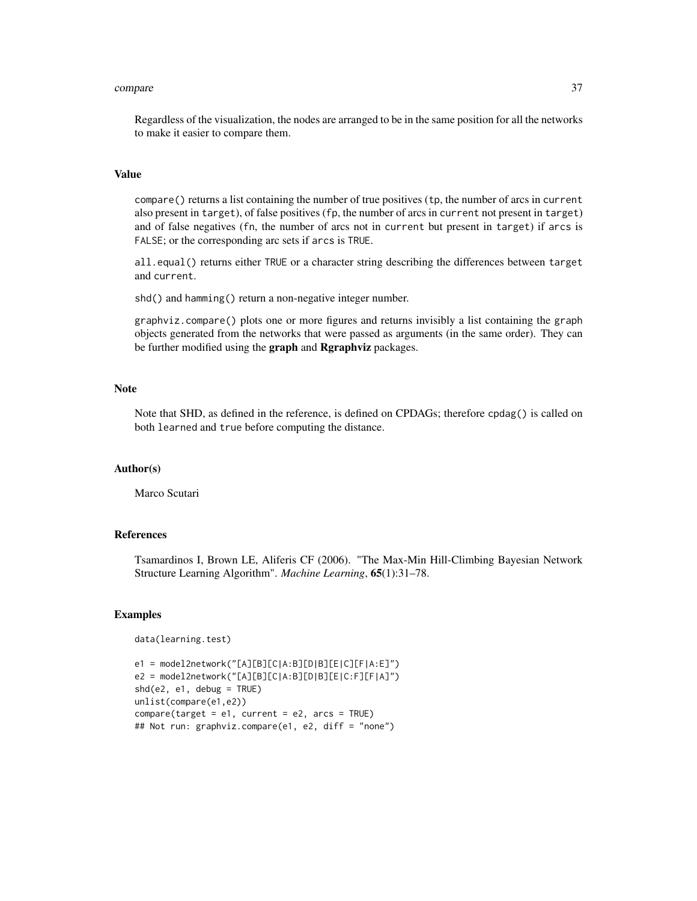Regardless of the visualization, the nodes are arranged to be in the same position for all the networks to make it easier to compare them.

## Value

`compare()` returns a list containing the number of true positives (`tp`, the number of arcs in `current` also present in `target`), of false positives (`fp`, the number of arcs in `current` not present in `target`) and of false negatives (`fn`, the number of arcs not in `current` but present in `target`) if `arcs` is `FALSE`; or the corresponding arc sets if `arcs` is `TRUE`.

`all.equal()` returns either `TRUE` or a character string describing the differences between `target` and `current`.

`shd()` and `hamming()` return a non-negative integer number.

`graphviz.compare()` plots one or more figures and returns invisibly a list containing the `graph` objects generated from the networks that were passed as arguments (in the same order). They can be further modified using the **graph** and **Rgraphviz** packages.

## Note

Note that SHD, as defined in the reference, is defined on CPDAGs; therefore `cpdag()` is called on both `learned` and `true` before computing the distance.

## Author(s)

Marco Scutari

## References

Tsamardinos I, Brown LE, Aliferis CF (2006). "The Max-Min Hill-Climbing Bayesian Network Structure Learning Algorithm". *Machine Learning*, **65**(1):31–78.

## Examples

```
data(learning.test)

e1 = model2network("[A][B][C|A:B][D|B][E|C][F|A:E]")
e2 = model2network("[A][B][C|A:B][D|B][E|C:F][F|A]")
shd(e2, e1, debug = TRUE)
unlist(compare(e1,e2))
compare(target = e1, current = e2, arcs = TRUE)
## Not run: graphviz.compare(e1, e2, diff = "none")
```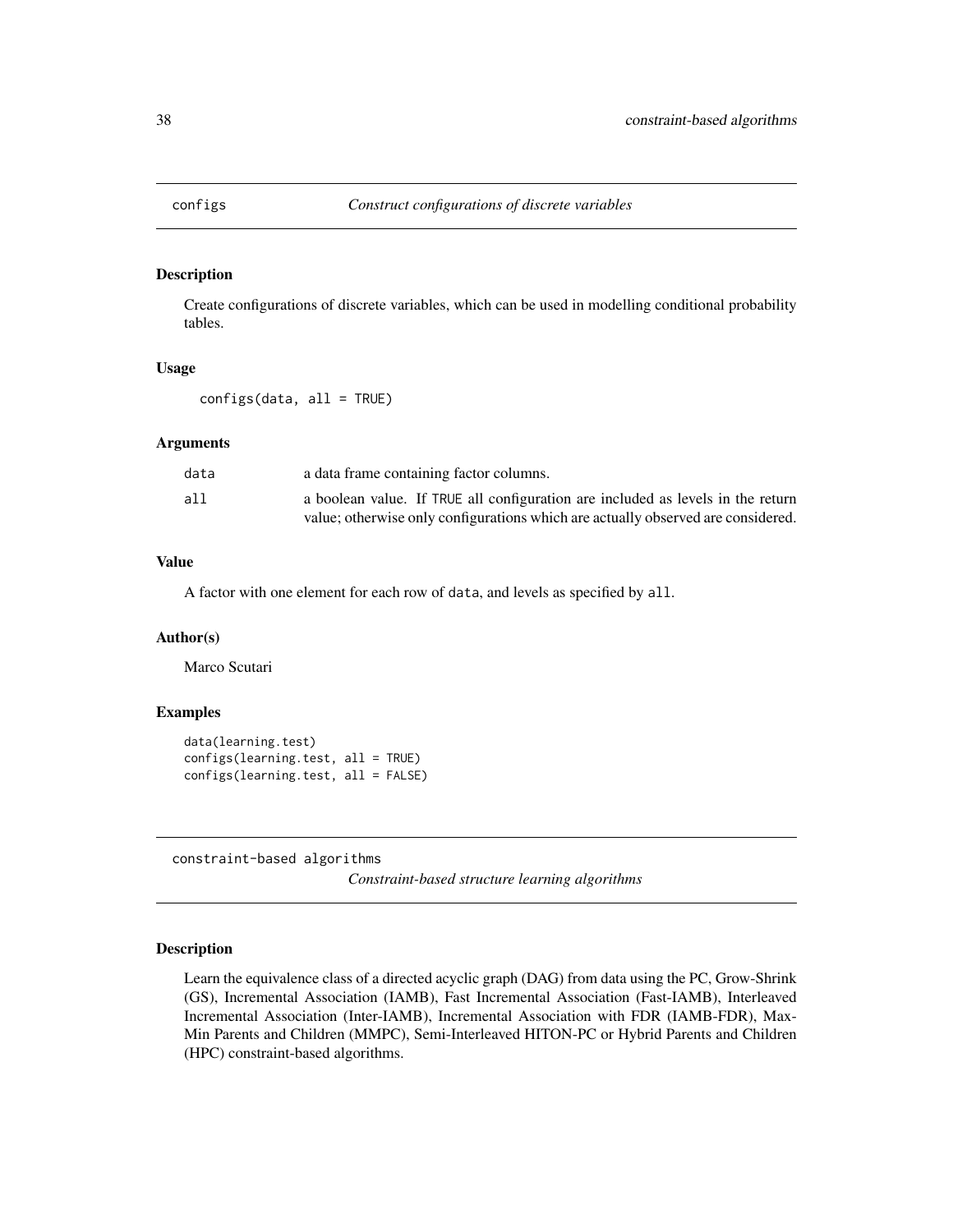## configs *Construct configurations of discrete variables*

### Description

Create configurations of discrete variables, which can be used in modelling conditional probability tables.

### Usage

```
configs(data, all = TRUE)
```

### Arguments

| | |
|---|---|
| `data` | a data frame containing factor columns. |
| `all` | a boolean value. If `TRUE` all configuration are included as levels in the return value; otherwise only configurations which are actually observed are considered. |

### Value

A factor with one element for each row of `data`, and levels as specified by `all`.

### Author(s)

Marco Scutari

### Examples

```
data(learning.test)
configs(learning.test, all = TRUE)
configs(learning.test, all = FALSE)
```

## constraint-based algorithms *Constraint-based structure learning algorithms*

### Description

Learn the equivalence class of a directed acyclic graph (DAG) from data using the PC, Grow-Shrink (GS), Incremental Association (IAMB), Fast Incremental Association (Fast-IAMB), Interleaved Incremental Association (Inter-IAMB), Incremental Association with FDR (IAMB-FDR), Max-Min Parents and Children (MMPC), Semi-Interleaved HITON-PC or Hybrid Parents and Children (HPC) constraint-based algorithms.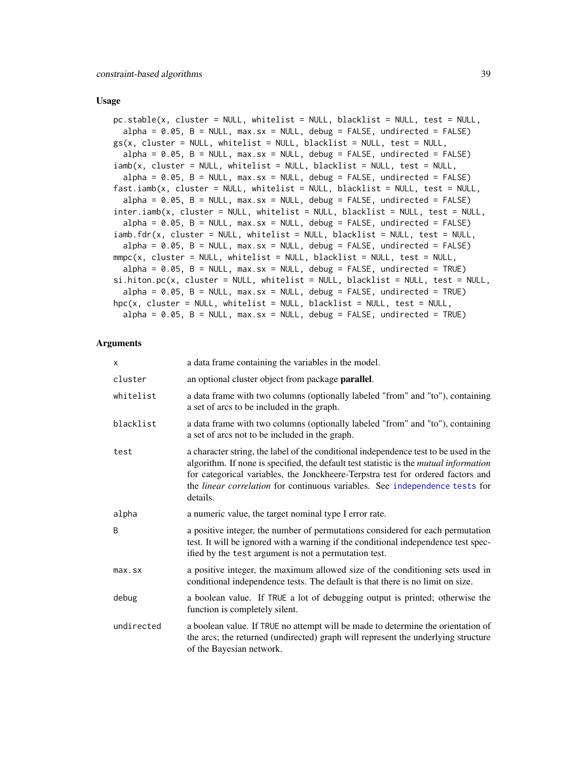## Usage

```
pc.stable(x, cluster = NULL, whitelist = NULL, blacklist = NULL, test = NULL,
  alpha = 0.05, B = NULL, max.sx = NULL, debug = FALSE, undirected = FALSE)
gs(x, cluster = NULL, whitelist = NULL, blacklist = NULL, test = NULL,
  alpha = 0.05, B = NULL, max.sx = NULL, debug = FALSE, undirected = FALSE)
iamb(x, cluster = NULL, whitelist = NULL, blacklist = NULL, test = NULL,
  alpha = 0.05, B = NULL, max.sx = NULL, debug = FALSE, undirected = FALSE)
fast.iamb(x, cluster = NULL, whitelist = NULL, blacklist = NULL, test = NULL,
  alpha = 0.05, B = NULL, max.sx = NULL, debug = FALSE, undirected = FALSE)
inter.iamb(x, cluster = NULL, whitelist = NULL, blacklist = NULL, test = NULL,
  alpha = 0.05, B = NULL, max.sx = NULL, debug = FALSE, undirected = FALSE)
iamb.fdr(x, cluster = NULL, whitelist = NULL, blacklist = NULL, test = NULL,
  alpha = 0.05, B = NULL, max.sx = NULL, debug = FALSE, undirected = FALSE)
mmpc(x, cluster = NULL, whitelist = NULL, blacklist = NULL, test = NULL,
  alpha = 0.05, B = NULL, max.sx = NULL, debug = FALSE, undirected = TRUE)
si.hiton.pc(x, cluster = NULL, whitelist = NULL, blacklist = NULL, test = NULL,
  alpha = 0.05, B = NULL, max.sx = NULL, debug = FALSE, undirected = TRUE)
hpc(x, cluster = NULL, whitelist = NULL, blacklist = NULL, test = NULL,
  alpha = 0.05, B = NULL, max.sx = NULL, debug = FALSE, undirected = TRUE)
```

## Arguments

| | |
|---|---|
| `x` | a data frame containing the variables in the model. |
| `cluster` | an optional cluster object from package **parallel**. |
| `whitelist` | a data frame with two columns (optionally labeled "from" and "to"), containing a set of arcs to be included in the graph. |
| `blacklist` | a data frame with two columns (optionally labeled "from" and "to"), containing a set of arcs not to be included in the graph. |
| `test` | a character string, the label of the conditional independence test to be used in the algorithm. If none is specified, the default test statistic is the *mutual information* for categorical variables, the Jonckheere-Terpstra test for ordered factors and the *linear correlation* for continuous variables. See `independence tests` for details. |
| `alpha` | a numeric value, the target nominal type I error rate. |
| `B` | a positive integer, the number of permutations considered for each permutation test. It will be ignored with a warning if the conditional independence test specified by the `test` argument is not a permutation test. |
| `max.sx` | a positive integer, the maximum allowed size of the conditioning sets used in conditional independence tests. The default is that there is no limit on size. |
| `debug` | a boolean value. If `TRUE` a lot of debugging output is printed; otherwise the function is completely silent. |
| `undirected` | a boolean value. If `TRUE` no attempt will be made to determine the orientation of the arcs; the returned (undirected) graph will represent the underlying structure of the Bayesian network. |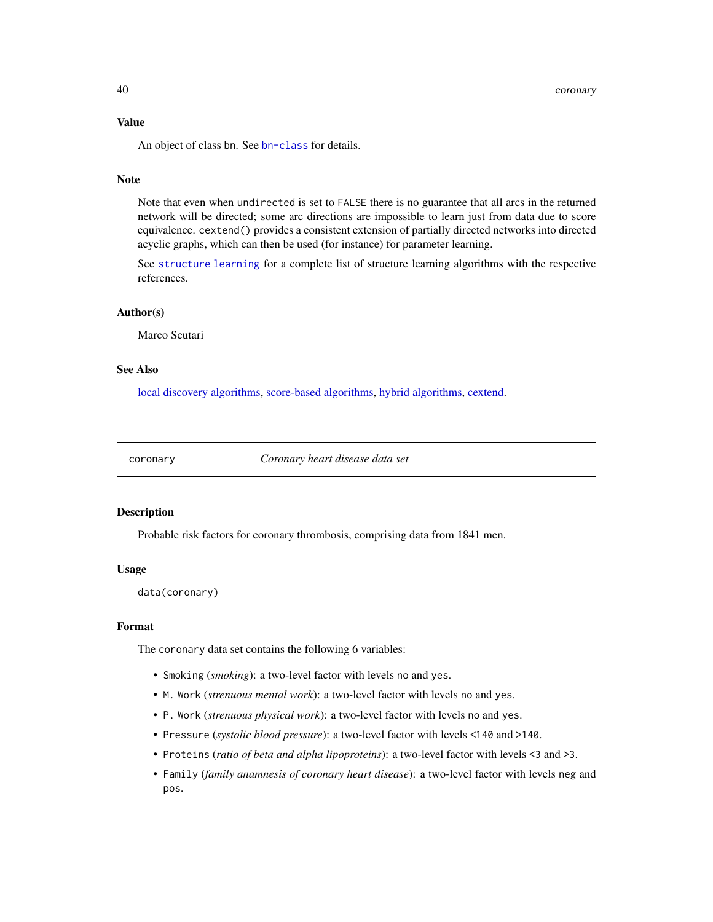### Value

An object of class `bn`. See `bn-class` for details.

### Note

Note that even when `undirected` is set to `FALSE` there is no guarantee that all arcs in the returned network will be directed; some arc directions are impossible to learn just from data due to score equivalence. `cextend()` provides a consistent extension of partially directed networks into directed acyclic graphs, which can then be used (for instance) for parameter learning.

See `structure learning` for a complete list of structure learning algorithms with the respective references.

### Author(s)

Marco Scutari

### See Also

local discovery algorithms, score-based algorithms, hybrid algorithms, cextend.

---

## coronary — *Coronary heart disease data set*

---

### Description

Probable risk factors for coronary thrombosis, comprising data from 1841 men.

### Usage

```
data(coronary)
```

### Format

The `coronary` data set contains the following 6 variables:

- `Smoking` (*smoking*): a two-level factor with levels `no` and `yes`.
- `M. Work` (*strenuous mental work*): a two-level factor with levels `no` and `yes`.
- `P. Work` (*strenuous physical work*): a two-level factor with levels `no` and `yes`.
- `Pressure` (*systolic blood pressure*): a two-level factor with levels `<140` and `>140`.
- `Proteins` (*ratio of beta and alpha lipoproteins*): a two-level factor with levels `<3` and `>3`.
- `Family` (*family anamnesis of coronary heart disease*): a two-level factor with levels `neg` and `pos`.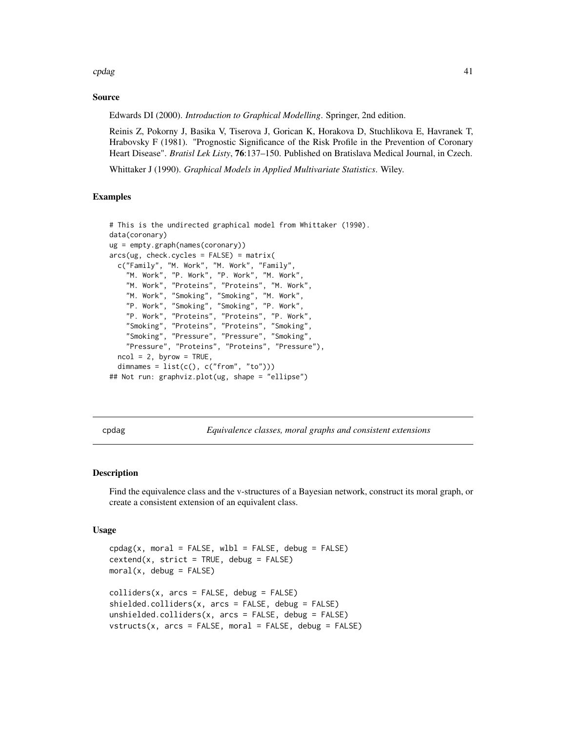### Source

Edwards DI (2000). *Introduction to Graphical Modelling*. Springer, 2nd edition.

Reinis Z, Pokorny J, Basika V, Tiserova J, Gorican K, Horakova D, Stuchlikova E, Havranek T, Hrabovsky F (1981). "Prognostic Significance of the Risk Profile in the Prevention of Coronary Heart Disease". *Bratisl Lek Listy*, **76**:137–150. Published on Bratislava Medical Journal, in Czech.

Whittaker J (1990). *Graphical Models in Applied Multivariate Statistics*. Wiley.

### Examples

```
# This is the undirected graphical model from Whittaker (1990).
data(coronary)
ug = empty.graph(names(coronary))
arcs(ug, check.cycles = FALSE) = matrix(
  c("Family", "M. Work", "M. Work", "Family",
    "M. Work", "P. Work", "P. Work", "M. Work",
    "M. Work", "Proteins", "Proteins", "M. Work",
    "M. Work", "Smoking", "Smoking", "M. Work",
    "P. Work", "Smoking", "Smoking", "P. Work",
    "P. Work", "Proteins", "Proteins", "P. Work",
    "Smoking", "Proteins", "Proteins", "Smoking",
    "Smoking", "Pressure", "Pressure", "Smoking",
    "Pressure", "Proteins", "Proteins", "Pressure"),
  ncol = 2, byrow = TRUE,
  dimnames = list(c(), c("from", "to")))
## Not run: graphviz.plot(ug, shape = "ellipse")
```

---

## cpdag — *Equivalence classes, moral graphs and consistent extensions*

### Description

Find the equivalence class and the v-structures of a Bayesian network, construct its moral graph, or create a consistent extension of an equivalent class.

### Usage

```
cpdag(x, moral = FALSE, wlbl = FALSE, debug = FALSE)
cextend(x, strict = TRUE, debug = FALSE)
moral(x, debug = FALSE)

colliders(x, arcs = FALSE, debug = FALSE)
shielded.colliders(x, arcs = FALSE, debug = FALSE)
unshielded.colliders(x, arcs = FALSE, debug = FALSE)
vstructs(x, arcs = FALSE, moral = FALSE, debug = FALSE)
```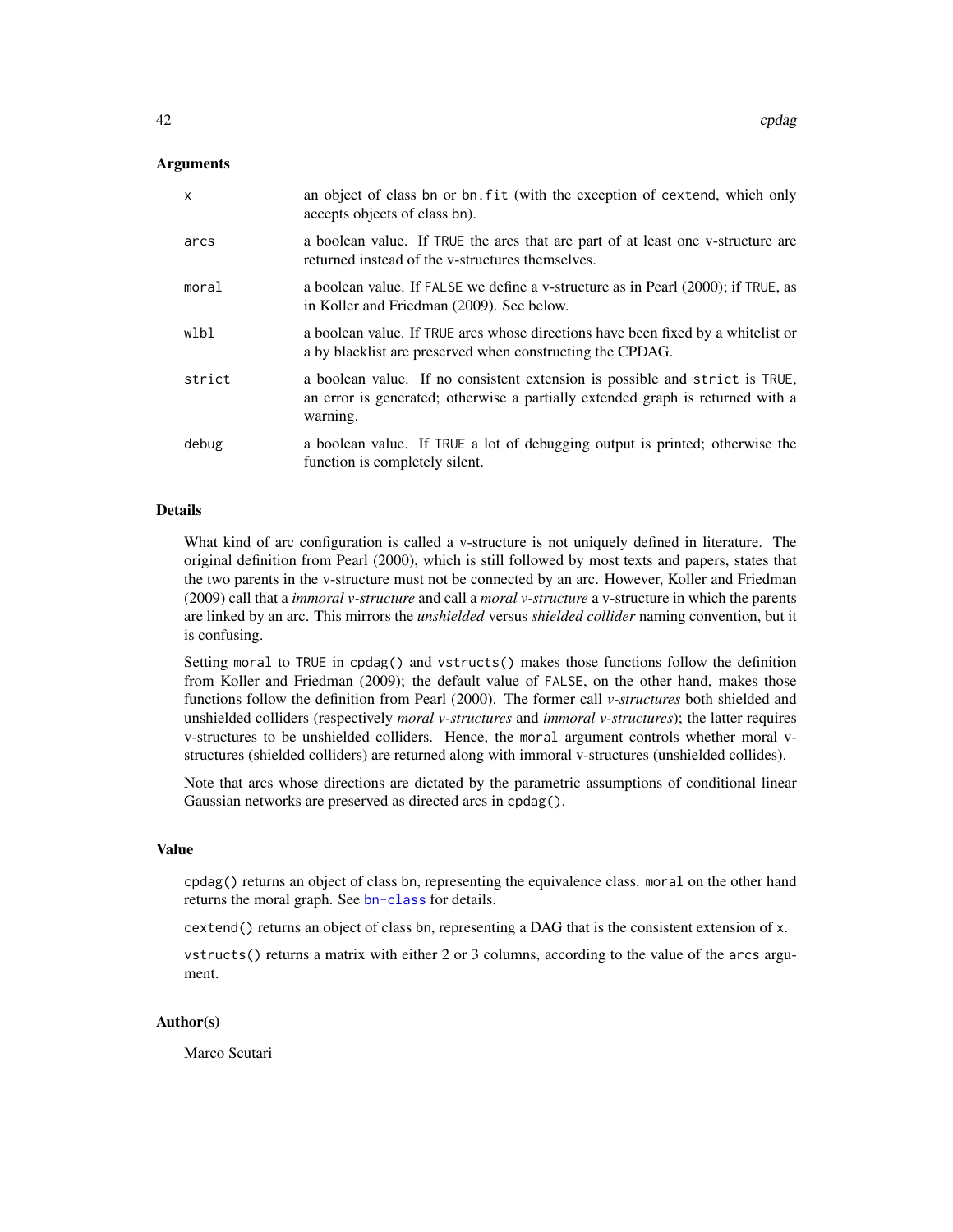## Arguments

| | |
|---|---|
| x | an object of class bn or bn.fit (with the exception of cextend, which only accepts objects of class bn). |
| arcs | a boolean value. If TRUE the arcs that are part of at least one v-structure are returned instead of the v-structures themselves. |
| moral | a boolean value. If FALSE we define a v-structure as in Pearl (2000); if TRUE, as in Koller and Friedman (2009). See below. |
| wlbl | a boolean value. If TRUE arcs whose directions have been fixed by a whitelist or a by blacklist are preserved when constructing the CPDAG. |
| strict | a boolean value. If no consistent extension is possible and strict is TRUE, an error is generated; otherwise a partially extended graph is returned with a warning. |
| debug | a boolean value. If TRUE a lot of debugging output is printed; otherwise the function is completely silent. |

## Details

What kind of arc configuration is called a v-structure is not uniquely defined in literature. The original definition from Pearl (2000), which is still followed by most texts and papers, states that the two parents in the v-structure must not be connected by an arc. However, Koller and Friedman (2009) call that a *immoral v-structure* and call a *moral v-structure* a v-structure in which the parents are linked by an arc. This mirrors the *unshielded* versus *shielded collider* naming convention, but it is confusing.

Setting moral to TRUE in cpdag() and vstructs() makes those functions follow the definition from Koller and Friedman (2009); the default value of FALSE, on the other hand, makes those functions follow the definition from Pearl (2000). The former call *v-structures* both shielded and unshielded colliders (respectively *moral v-structures* and *immoral v-structures*); the latter requires v-structures to be unshielded colliders. Hence, the moral argument controls whether moral v-structures (shielded colliders) are returned along with immoral v-structures (unshielded collides).

Note that arcs whose directions are dictated by the parametric assumptions of conditional linear Gaussian networks are preserved as directed arcs in cpdag().

## Value

cpdag() returns an object of class bn, representing the equivalence class. moral on the other hand returns the moral graph. See bn-class for details.

cextend() returns an object of class bn, representing a DAG that is the consistent extension of x.

vstructs() returns a matrix with either 2 or 3 columns, according to the value of the arcs argument.

## Author(s)

Marco Scutari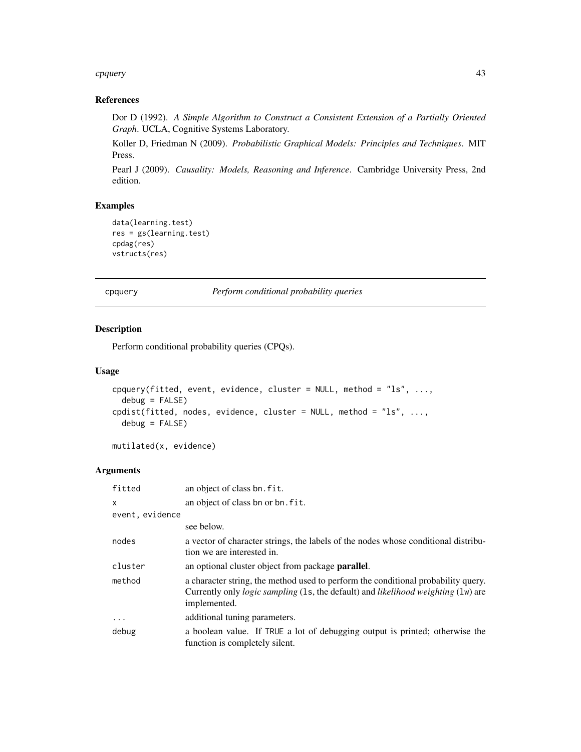## References

Dor D (1992). *A Simple Algorithm to Construct a Consistent Extension of a Partially Oriented Graph*. UCLA, Cognitive Systems Laboratory.

Koller D, Friedman N (2009). *Probabilistic Graphical Models: Principles and Techniques*. MIT Press.

Pearl J (2009). *Causality: Models, Reasoning and Inference*. Cambridge University Press, 2nd edition.

## Examples

```
data(learning.test)
res = gs(learning.test)
cpdag(res)
vstructs(res)
```

---

# cpquery — *Perform conditional probability queries*

## Description

Perform conditional probability queries (CPQs).

## Usage

```
cpquery(fitted, event, evidence, cluster = NULL, method = "ls", ...,
  debug = FALSE)
cpdist(fitted, nodes, evidence, cluster = NULL, method = "ls", ...,
  debug = FALSE)

mutilated(x, evidence)
```

## Arguments

| | |
|---|---|
| fitted | an object of class bn.fit. |
| x | an object of class bn or bn.fit. |
| event, evidence | see below. |
| nodes | a vector of character strings, the labels of the nodes whose conditional distribution we are interested in. |
| cluster | an optional cluster object from package **parallel**. |
| method | a character string, the method used to perform the conditional probability query. Currently only *logic sampling* (ls, the default) and *likelihood weighting* (lw) are implemented. |
| ... | additional tuning parameters. |
| debug | a boolean value. If TRUE a lot of debugging output is printed; otherwise the function is completely silent. |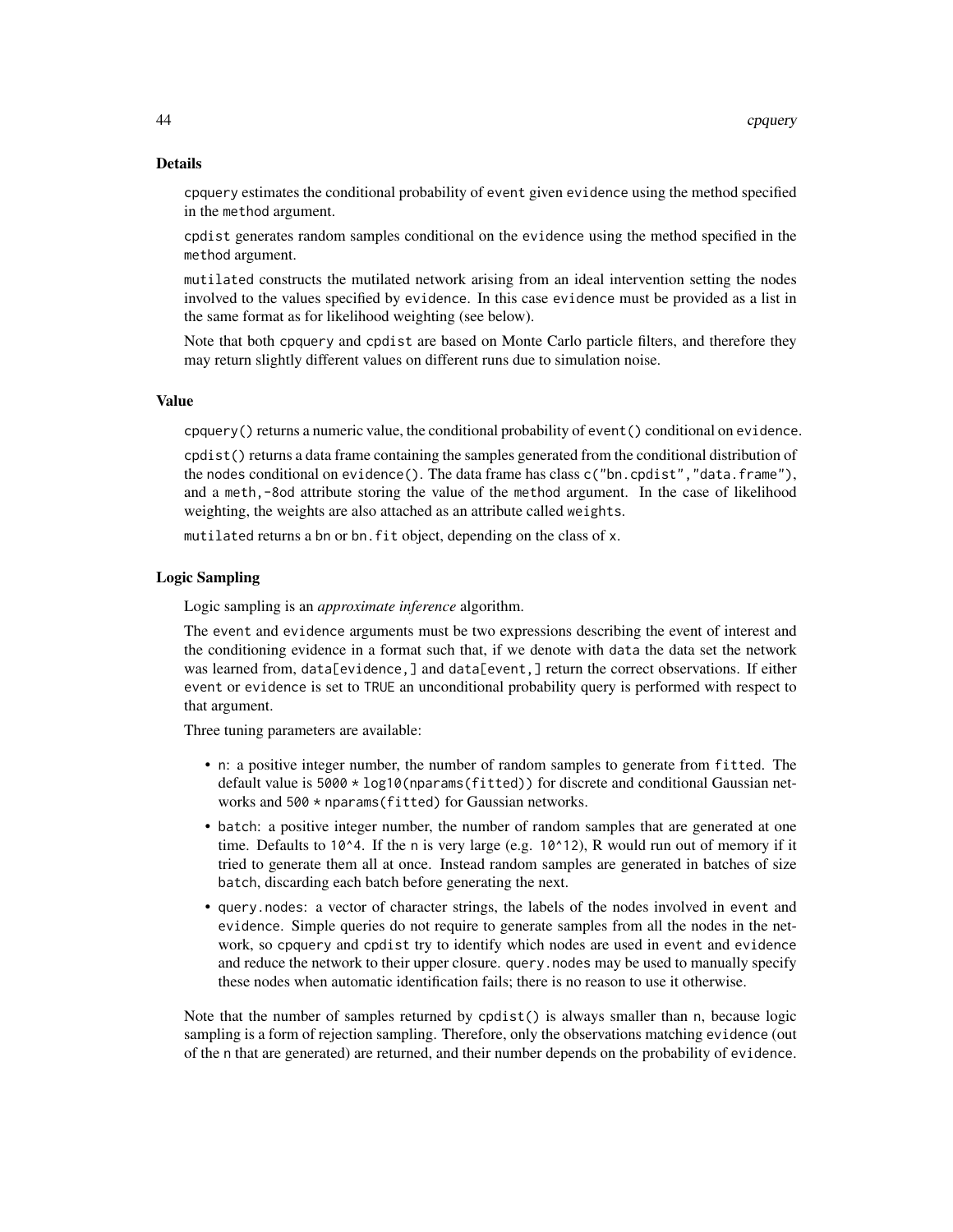### Details

cpquery estimates the conditional probability of event given evidence using the method specified in the method argument.

cpdist generates random samples conditional on the evidence using the method specified in the method argument.

mutilated constructs the mutilated network arising from an ideal intervention setting the nodes involved to the values specified by evidence. In this case evidence must be provided as a list in the same format as for likelihood weighting (see below).

Note that both cpquery and cpdist are based on Monte Carlo particle filters, and therefore they may return slightly different values on different runs due to simulation noise.

### Value

cpquery() returns a numeric value, the conditional probability of event() conditional on evidence.

cpdist() returns a data frame containing the samples generated from the conditional distribution of the nodes conditional on evidence(). The data frame has class c("bn.cpdist","data.frame"), and a meth,-8od attribute storing the value of the method argument. In the case of likelihood weighting, the weights are also attached as an attribute called weights.

mutilated returns a bn or bn.fit object, depending on the class of x.

### Logic Sampling

Logic sampling is an *approximate inference* algorithm.

The event and evidence arguments must be two expressions describing the event of interest and the conditioning evidence in a format such that, if we denote with data the data set the network was learned from, data[evidence,] and data[event,] return the correct observations. If either event or evidence is set to TRUE an unconditional probability query is performed with respect to that argument.

Three tuning parameters are available:

- n: a positive integer number, the number of random samples to generate from fitted. The default value is 5000 * log10(nparams(fitted)) for discrete and conditional Gaussian networks and 500 * nparams(fitted) for Gaussian networks.
- batch: a positive integer number, the number of random samples that are generated at one time. Defaults to 10^4. If the n is very large (e.g. 10^12), R would run out of memory if it tried to generate them all at once. Instead random samples are generated in batches of size batch, discarding each batch before generating the next.
- query.nodes: a vector of character strings, the labels of the nodes involved in event and evidence. Simple queries do not require to generate samples from all the nodes in the network, so cpquery and cpdist try to identify which nodes are used in event and evidence and reduce the network to their upper closure. query.nodes may be used to manually specify these nodes when automatic identification fails; there is no reason to use it otherwise.

Note that the number of samples returned by cpdist() is always smaller than n, because logic sampling is a form of rejection sampling. Therefore, only the observations matching evidence (out of the n that are generated) are returned, and their number depends on the probability of evidence.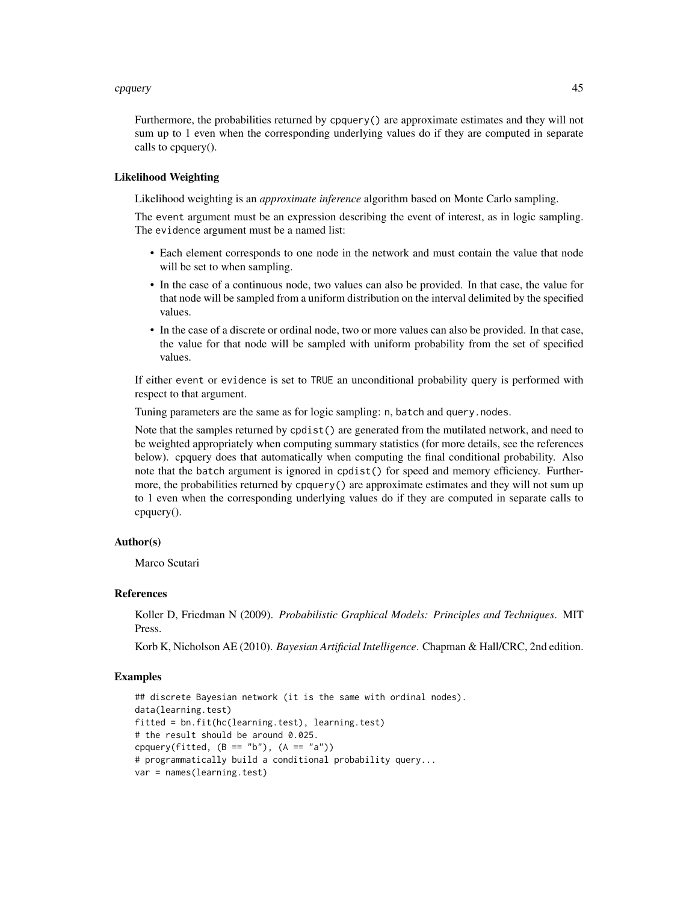Furthermore, the probabilities returned by `cpquery()` are approximate estimates and they will not sum up to 1 even when the corresponding underlying values do if they are computed in separate calls to cpquery().

### Likelihood Weighting

Likelihood weighting is an *approximate inference* algorithm based on Monte Carlo sampling.

The `event` argument must be an expression describing the event of interest, as in logic sampling. The `evidence` argument must be a named list:

- Each element corresponds to one node in the network and must contain the value that node will be set to when sampling.
- In the case of a continuous node, two values can also be provided. In that case, the value for that node will be sampled from a uniform distribution on the interval delimited by the specified values.
- In the case of a discrete or ordinal node, two or more values can also be provided. In that case, the value for that node will be sampled with uniform probability from the set of specified values.

If either `event` or `evidence` is set to `TRUE` an unconditional probability query is performed with respect to that argument.

Tuning parameters are the same as for logic sampling: `n`, `batch` and `query.nodes`.

Note that the samples returned by `cpdist()` are generated from the mutilated network, and need to be weighted appropriately when computing summary statistics (for more details, see the references below). cpquery does that automatically when computing the final conditional probability. Also note that the `batch` argument is ignored in `cpdist()` for speed and memory efficiency. Furthermore, the probabilities returned by `cpquery()` are approximate estimates and they will not sum up to 1 even when the corresponding underlying values do if they are computed in separate calls to cpquery().

### Author(s)

Marco Scutari

### References

Koller D, Friedman N (2009). *Probabilistic Graphical Models: Principles and Techniques*. MIT Press.

Korb K, Nicholson AE (2010). *Bayesian Artificial Intelligence*. Chapman & Hall/CRC, 2nd edition.

### Examples

```
## discrete Bayesian network (it is the same with ordinal nodes).
data(learning.test)
fitted = bn.fit(hc(learning.test), learning.test)
# the result should be around 0.025.
cpquery(fitted, (B == "b"), (A == "a"))
# programmatically build a conditional probability query...
var = names(learning.test)
```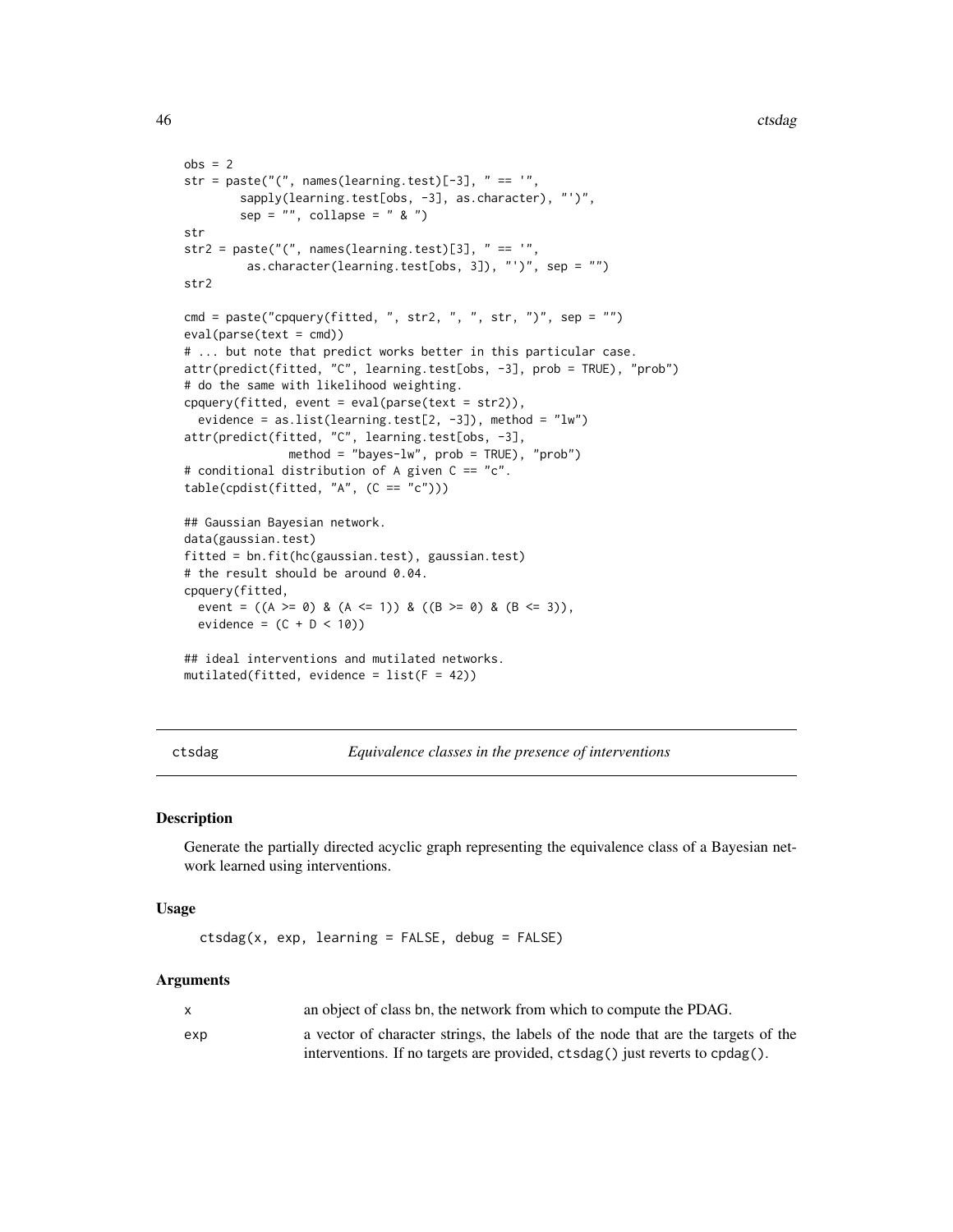```
obs = 2
str = paste("(", names(learning.test)[-3], " == '",
        sapply(learning.test[obs, -3], as.character), "')",
        sep = "", collapse = " & ")
str
str2 = paste("(", names(learning.test)[3], " == '",
         as.character(learning.test[obs, 3]), "')", sep = "")
str2

cmd = paste("cpquery(fitted, ", str2, ", ", str, ")", sep = "")
eval(parse(text = cmd))
# ... but note that predict works better in this particular case.
attr(predict(fitted, "C", learning.test[obs, -3], prob = TRUE), "prob")
# do the same with likelihood weighting.
cpquery(fitted, event = eval(parse(text = str2)),
  evidence = as.list(learning.test[2, -3]), method = "lw")
attr(predict(fitted, "C", learning.test[obs, -3],
              method = "bayes-lw", prob = TRUE), "prob")
# conditional distribution of A given C == "c".
table(cpdist(fitted, "A", (C == "c")))

## Gaussian Bayesian network.
data(gaussian.test)
fitted = bn.fit(hc(gaussian.test), gaussian.test)
# the result should be around 0.04.
cpquery(fitted,
  event = ((A >= 0) & (A <= 1)) & ((B >= 0) & (B <= 3)),
  evidence = (C + D < 10))

## ideal interventions and mutilated networks.
mutilated(fitted, evidence = list(F = 42))
```

---

## ctsdag — *Equivalence classes in the presence of interventions*

### Description

Generate the partially directed acyclic graph representing the equivalence class of a Bayesian network learned using interventions.

### Usage

```
ctsdag(x, exp, learning = FALSE, debug = FALSE)
```

### Arguments

| | |
|---|---|
| x | an object of class bn, the network from which to compute the PDAG. |
| exp | a vector of character strings, the labels of the node that are the targets of the interventions. If no targets are provided, `ctsdag()` just reverts to `cpdag()`. |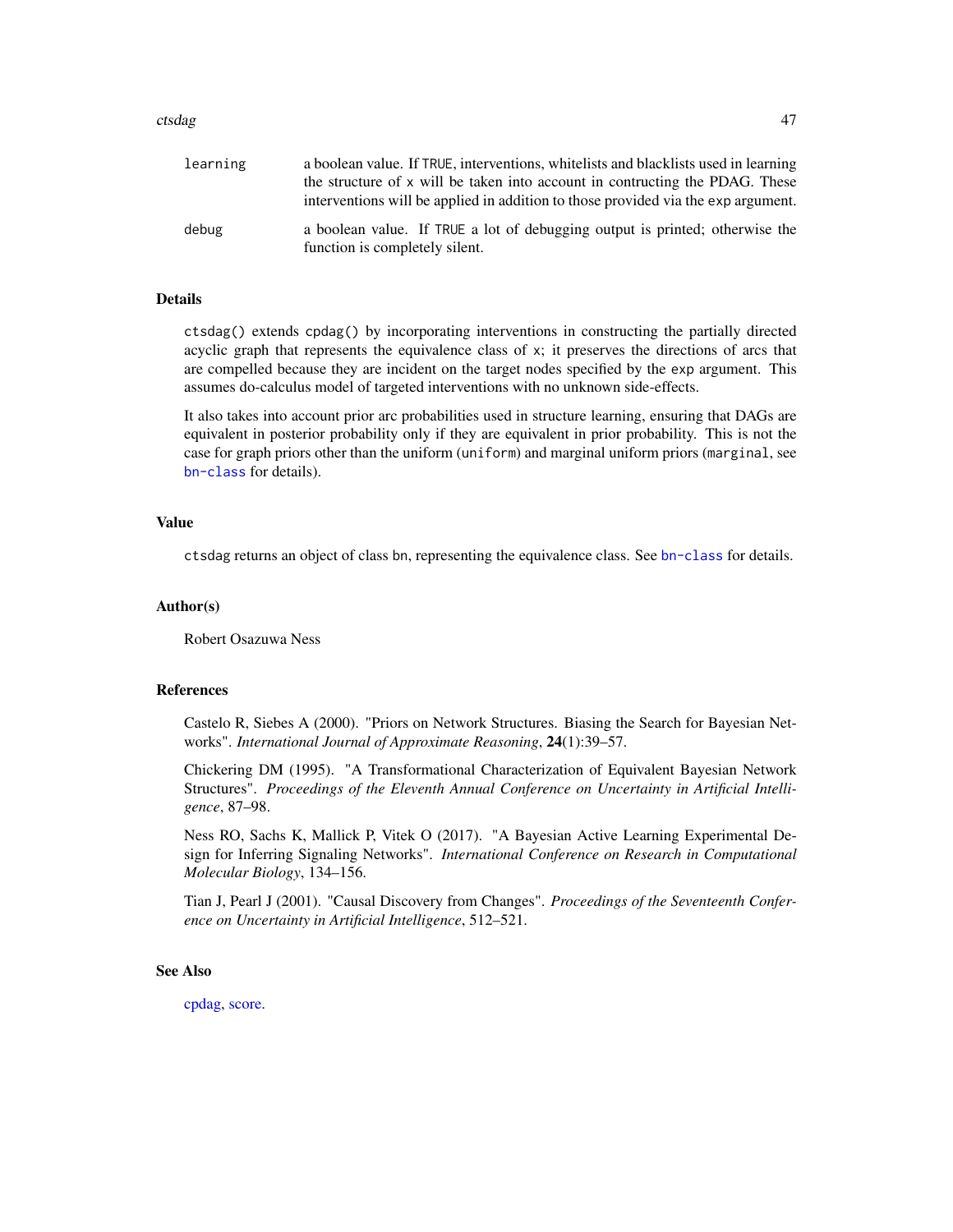| | |
|---|---|
| `learning` | a boolean value. If `TRUE`, interventions, whitelists and blacklists used in learning the structure of `x` will be taken into account in contructing the PDAG. These interventions will be applied in addition to those provided via the `exp` argument. |
| `debug` | a boolean value. If `TRUE` a lot of debugging output is printed; otherwise the function is completely silent. |

## Details

`ctsdag()` extends `cpdag()` by incorporating interventions in constructing the partially directed acyclic graph that represents the equivalence class of `x`; it preserves the directions of arcs that are compelled because they are incident on the target nodes specified by the `exp` argument. This assumes do-calculus model of targeted interventions with no unknown side-effects.

It also takes into account prior arc probabilities used in structure learning, ensuring that DAGs are equivalent in posterior probability only if they are equivalent in prior probability. This is not the case for graph priors other than the uniform (`uniform`) and marginal uniform priors (`marginal`, see `bn-class` for details).

## Value

`ctsdag` returns an object of class `bn`, representing the equivalence class. See `bn-class` for details.

## Author(s)

Robert Osazuwa Ness

## References

Castelo R, Siebes A (2000). "Priors on Network Structures. Biasing the Search for Bayesian Networks". *International Journal of Approximate Reasoning*, **24**(1):39–57.

Chickering DM (1995). "A Transformational Characterization of Equivalent Bayesian Network Structures". *Proceedings of the Eleventh Annual Conference on Uncertainty in Artificial Intelligence*, 87–98.

Ness RO, Sachs K, Mallick P, Vitek O (2017). "A Bayesian Active Learning Experimental Design for Inferring Signaling Networks". *International Conference on Research in Computational Molecular Biology*, 134–156.

Tian J, Pearl J (2001). "Causal Discovery from Changes". *Proceedings of the Seventeenth Conference on Uncertainty in Artificial Intelligence*, 512–521.

## See Also

cpdag, score.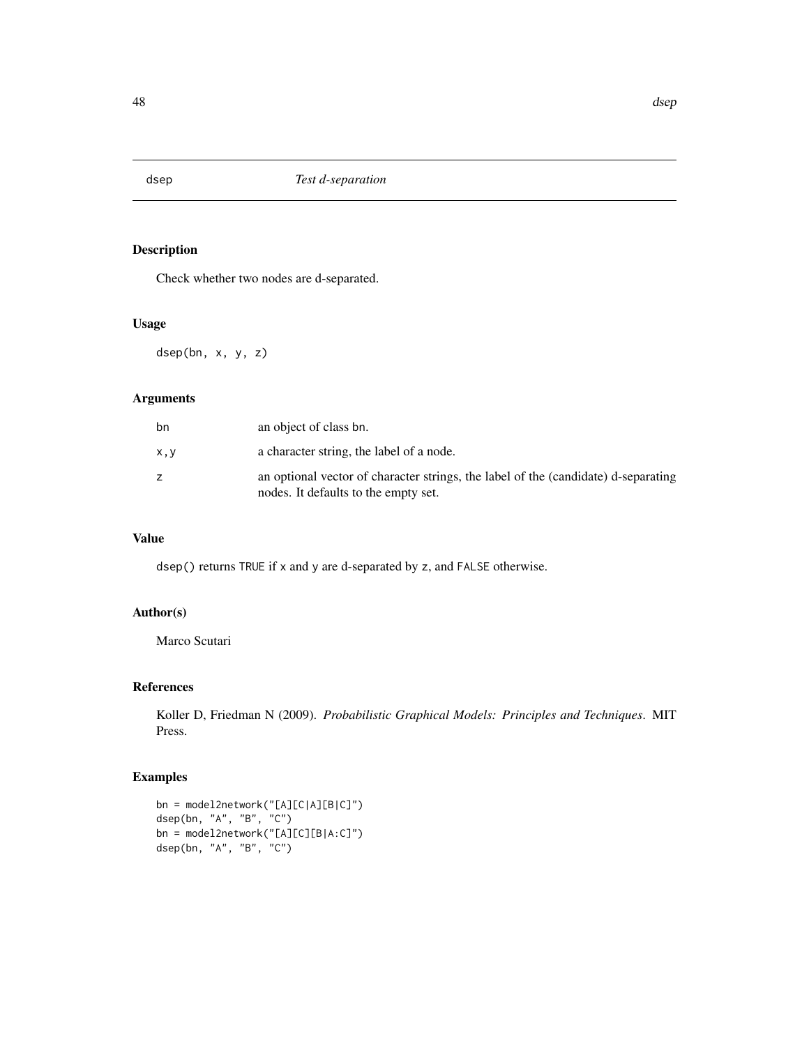# dsep — *Test d-separation*

## Description

Check whether two nodes are d-separated.

## Usage

```
dsep(bn, x, y, z)
```

## Arguments

| | |
|---|---|
| bn | an object of class bn. |
| x,y | a character string, the label of a node. |
| z | an optional vector of character strings, the label of the (candidate) d-separating nodes. It defaults to the empty set. |

## Value

dsep() returns TRUE if x and y are d-separated by z, and FALSE otherwise.

## Author(s)

Marco Scutari

## References

Koller D, Friedman N (2009). *Probabilistic Graphical Models: Principles and Techniques*. MIT Press.

## Examples

```
bn = model2network("[A][C|A][B|C]")
dsep(bn, "A", "B", "C")
bn = model2network("[A][C][B|A:C]")
dsep(bn, "A", "B", "C")
```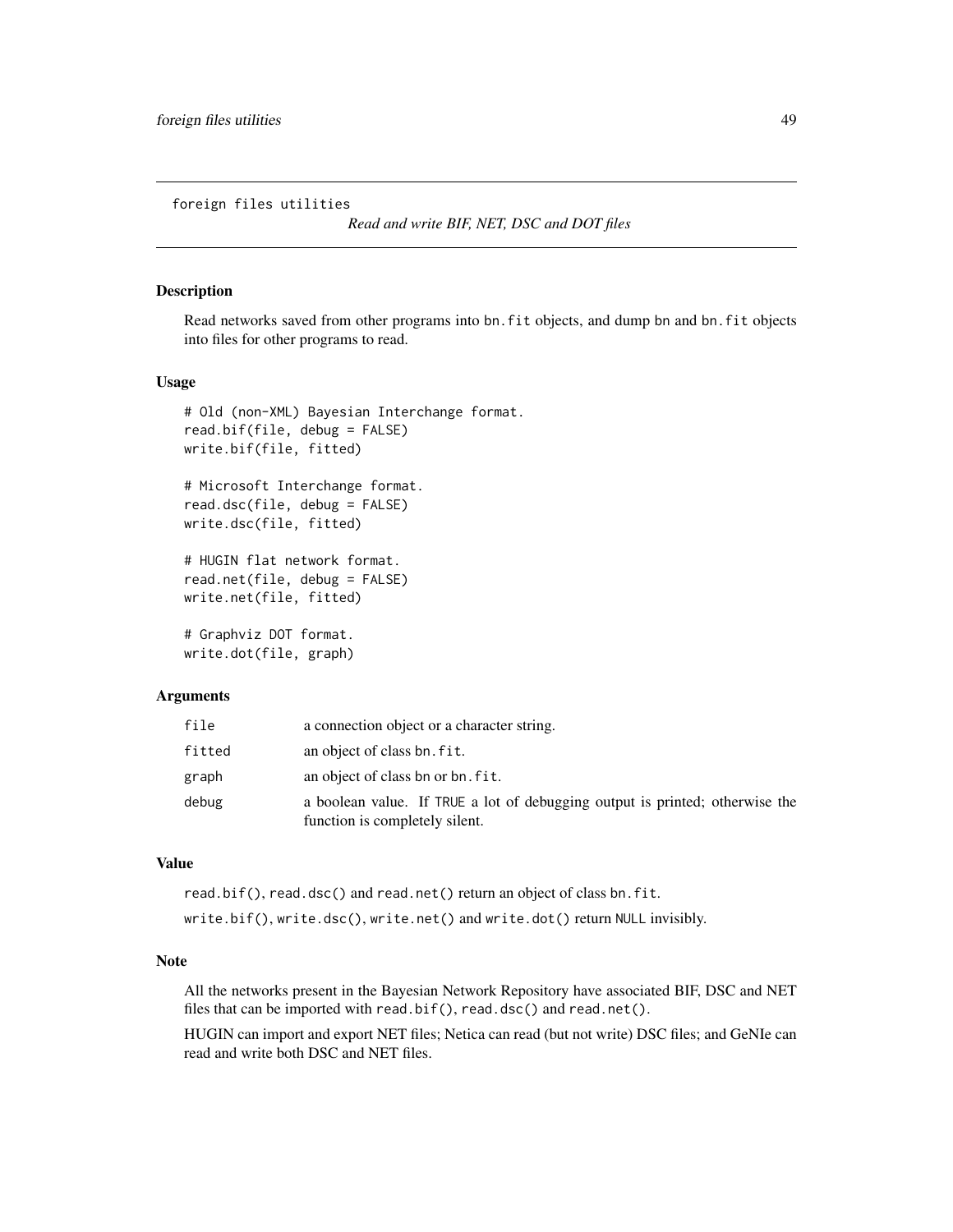foreign files utilities

*Read and write BIF, NET, DSC and DOT files*

## Description

Read networks saved from other programs into `bn.fit` objects, and dump `bn` and `bn.fit` objects into files for other programs to read.

## Usage

```
# Old (non-XML) Bayesian Interchange format.
read.bif(file, debug = FALSE)
write.bif(file, fitted)

# Microsoft Interchange format.
read.dsc(file, debug = FALSE)
write.dsc(file, fitted)

# HUGIN flat network format.
read.net(file, debug = FALSE)
write.net(file, fitted)

# Graphviz DOT format.
write.dot(file, graph)
```

## Arguments

| | |
|---|---|
| `file` | a connection object or a character string. |
| `fitted` | an object of class `bn.fit`. |
| `graph` | an object of class `bn` or `bn.fit`. |
| `debug` | a boolean value. If `TRUE` a lot of debugging output is printed; otherwise the function is completely silent. |

## Value

`read.bif()`, `read.dsc()` and `read.net()` return an object of class `bn.fit`.

`write.bif()`, `write.dsc()`, `write.net()` and `write.dot()` return `NULL` invisibly.

## Note

All the networks present in the Bayesian Network Repository have associated BIF, DSC and NET files that can be imported with `read.bif()`, `read.dsc()` and `read.net()`.

HUGIN can import and export NET files; Netica can read (but not write) DSC files; and GeNIe can read and write both DSC and NET files.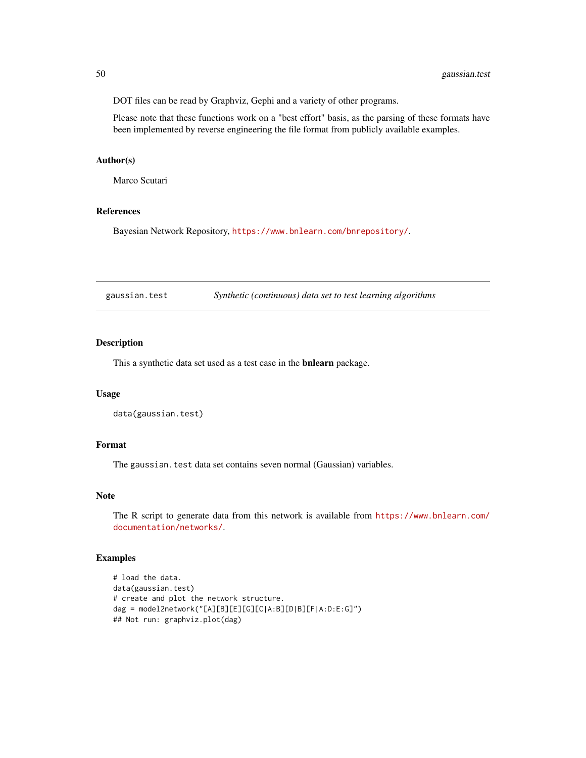DOT files can be read by Graphviz, Gephi and a variety of other programs.

Please note that these functions work on a "best effort" basis, as the parsing of these formats have been implemented by reverse engineering the file format from publicly available examples.

### Author(s)

Marco Scutari

### References

Bayesian Network Repository, https://www.bnlearn.com/bnrepository/.

---

## gaussian.test *Synthetic (continuous) data set to test learning algorithms*

---

### Description

This a synthetic data set used as a test case in the **bnlearn** package.

### Usage

```
data(gaussian.test)
```

### Format

The `gaussian.test` data set contains seven normal (Gaussian) variables.

### Note

The R script to generate data from this network is available from https://www.bnlearn.com/documentation/networks/.

### Examples

```
# load the data.
data(gaussian.test)
# create and plot the network structure.
dag = model2network("[A][B][E][G][C|A:B][D|B][F|A:D:E:G]")
## Not run: graphviz.plot(dag)
```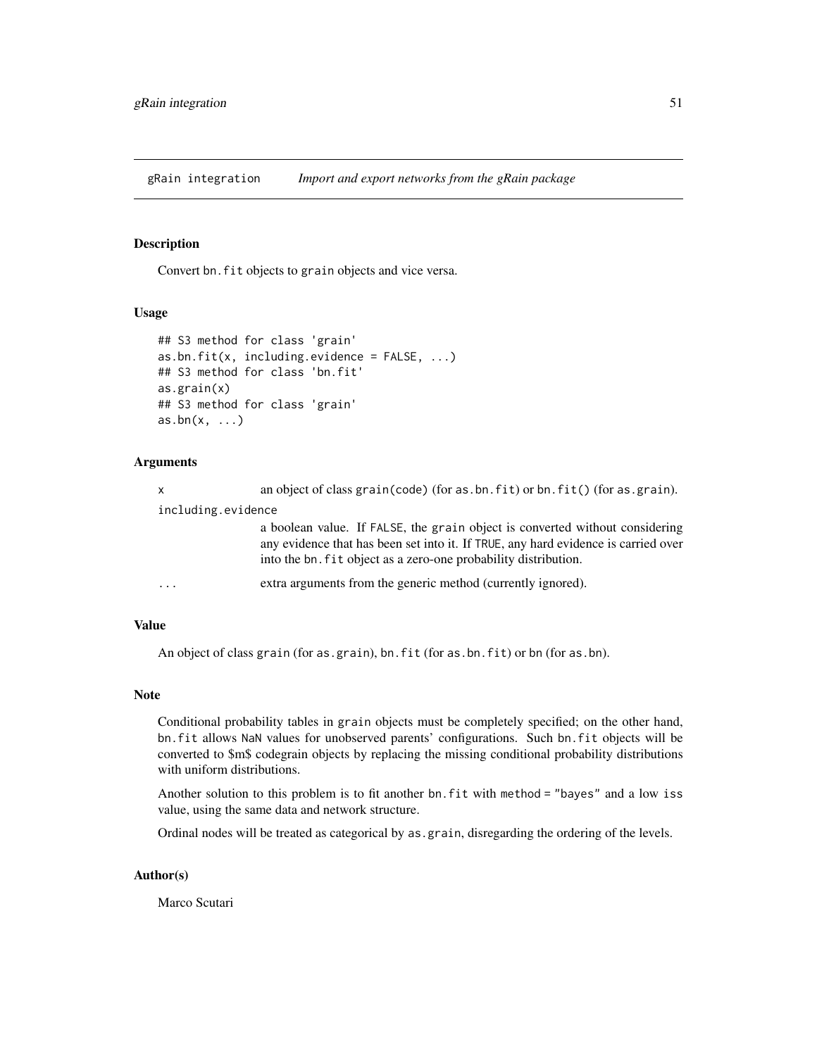# gRain integration — *Import and export networks from the gRain package*

## Description

Convert `bn.fit` objects to `grain` objects and vice versa.

## Usage

```
## S3 method for class 'grain'
as.bn.fit(x, including.evidence = FALSE, ...)
## S3 method for class 'bn.fit'
as.grain(x)
## S3 method for class 'grain'
as.bn(x, ...)
```

## Arguments

`x` — an object of class `grain(code)` (for `as.bn.fit`) or `bn.fit()` (for `as.grain`).

`including.evidence` — a boolean value. If `FALSE`, the `grain` object is converted without considering any evidence that has been set into it. If `TRUE`, any hard evidence is carried over into the `bn.fit` object as a zero-one probability distribution.

`...` — extra arguments from the generic method (currently ignored).

## Value

An object of class `grain` (for `as.grain`), `bn.fit` (for `as.bn.fit`) or `bn` (for `as.bn`).

## Note

Conditional probability tables in `grain` objects must be completely specified; on the other hand, `bn.fit` allows `NaN` values for unobserved parents' configurations. Such `bn.fit` objects will be converted to $m$ codegrain objects by replacing the missing conditional probability distributions with uniform distributions.

Another solution to this problem is to fit another `bn.fit` with `method = "bayes"` and a low `iss` value, using the same data and network structure.

Ordinal nodes will be treated as categorical by `as.grain`, disregarding the ordering of the levels.

## Author(s)

Marco Scutari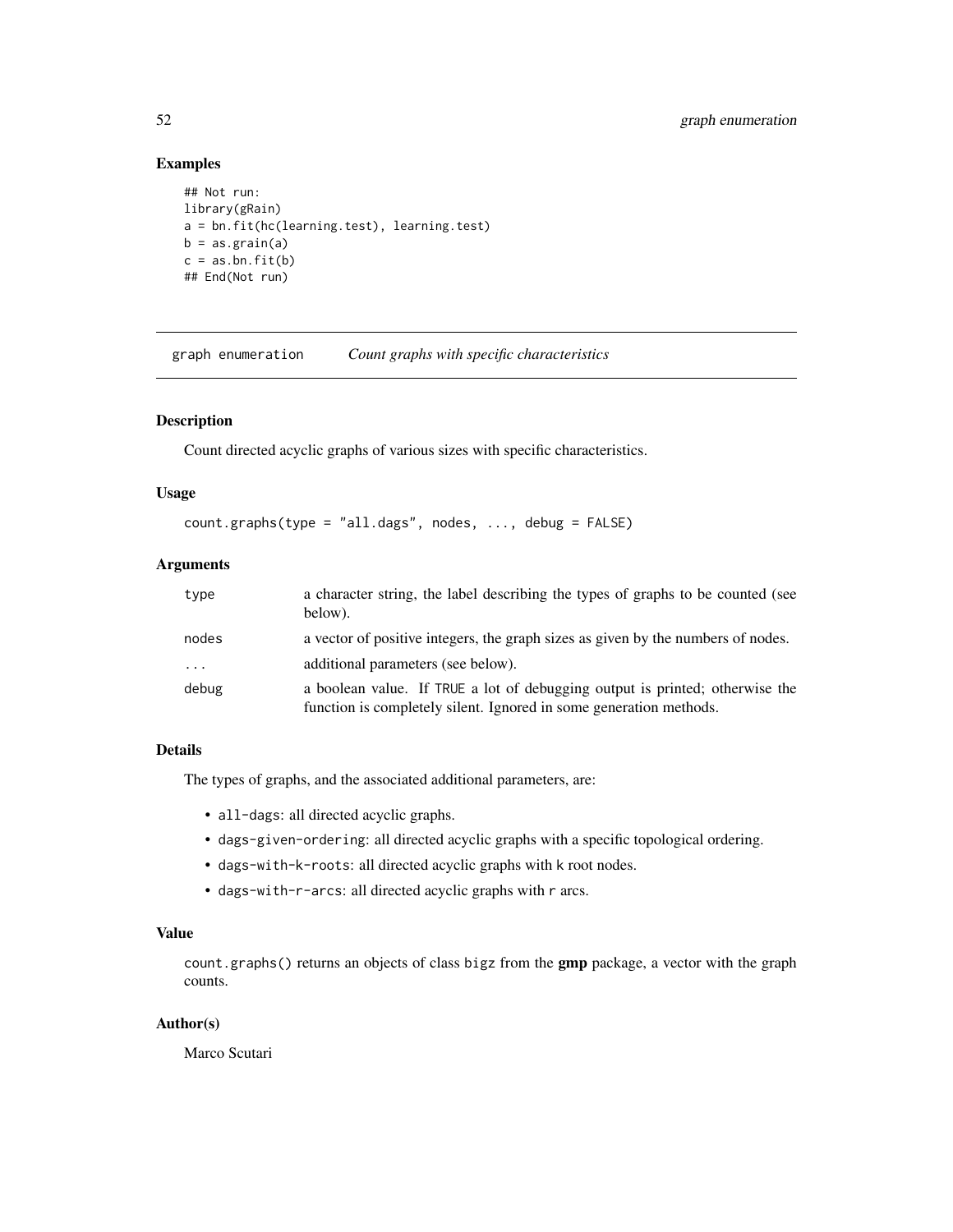## Examples

```
## Not run:
library(gRain)
a = bn.fit(hc(learning.test), learning.test)
b = as.grain(a)
c = as.bn.fit(b)
## End(Not run)
```

---

graph enumeration *Count graphs with specific characteristics*

---

### Description

Count directed acyclic graphs of various sizes with specific characteristics.

### Usage

```
count.graphs(type = "all.dags", nodes, ..., debug = FALSE)
```

### Arguments

| | |
|---|---|
| type | a character string, the label describing the types of graphs to be counted (see below). |
| nodes | a vector of positive integers, the graph sizes as given by the numbers of nodes. |
| ... | additional parameters (see below). |
| debug | a boolean value. If TRUE a lot of debugging output is printed; otherwise the function is completely silent. Ignored in some generation methods. |

### Details

The types of graphs, and the associated additional parameters, are:

- all-dags: all directed acyclic graphs.
- dags-given-ordering: all directed acyclic graphs with a specific topological ordering.
- dags-with-k-roots: all directed acyclic graphs with k root nodes.
- dags-with-r-arcs: all directed acyclic graphs with r arcs.

### Value

count.graphs() returns an objects of class bigz from the **gmp** package, a vector with the graph counts.

### Author(s)

Marco Scutari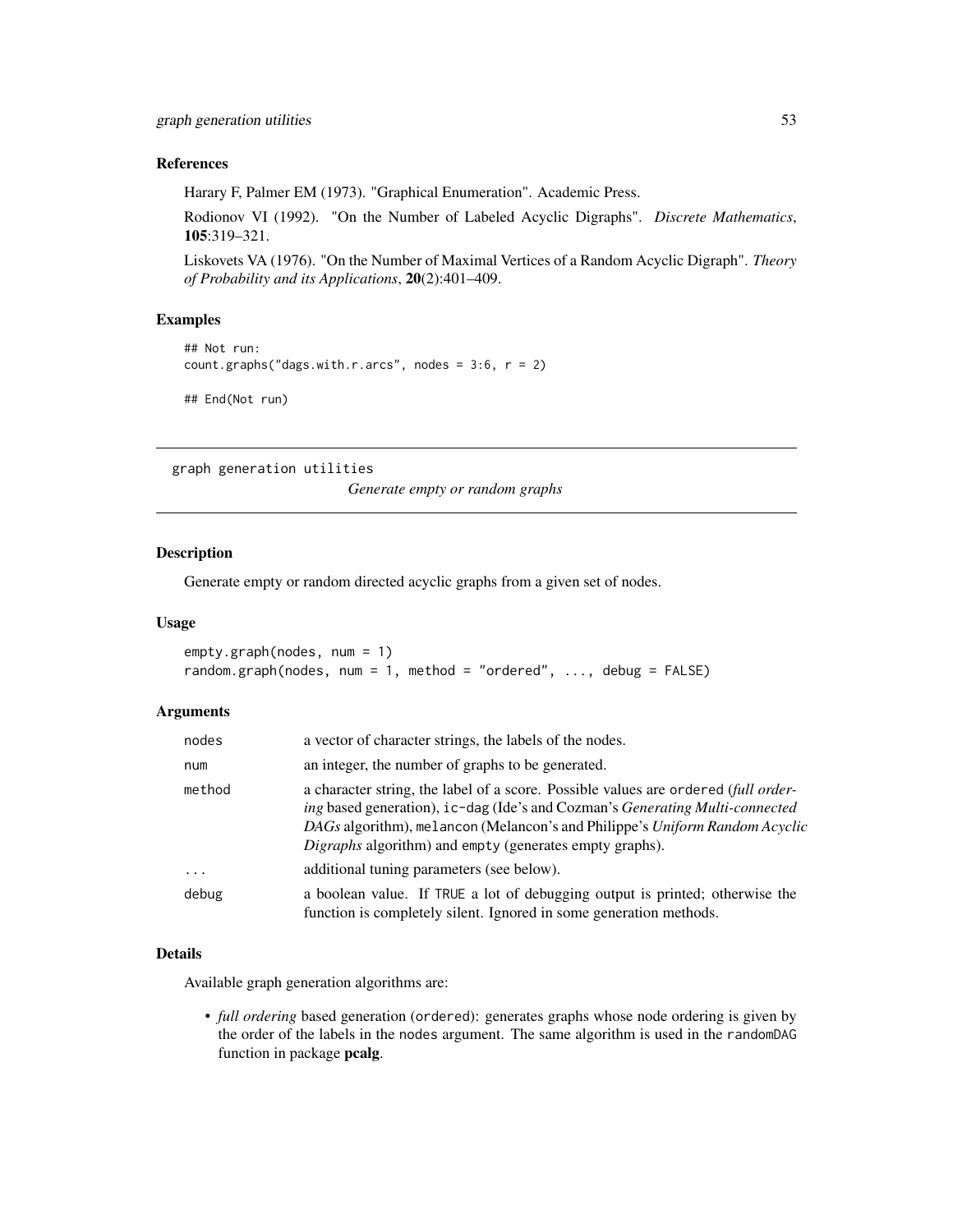### References

Harary F, Palmer EM (1973). "Graphical Enumeration". Academic Press.

Rodionov VI (1992). "On the Number of Labeled Acyclic Digraphs". *Discrete Mathematics*, **105**:319–321.

Liskovets VA (1976). "On the Number of Maximal Vertices of a Random Acyclic Digraph". *Theory of Probability and its Applications*, **20**(2):401–409.

### Examples

```
## Not run:
count.graphs("dags.with.r.arcs", nodes = 3:6, r = 2)

## End(Not run)
```

---

## graph generation utilities — *Generate empty or random graphs*

---

### Description

Generate empty or random directed acyclic graphs from a given set of nodes.

### Usage

```
empty.graph(nodes, num = 1)
random.graph(nodes, num = 1, method = "ordered", ..., debug = FALSE)
```

### Arguments

| | |
|---|---|
| nodes | a vector of character strings, the labels of the nodes. |
| num | an integer, the number of graphs to be generated. |
| method | a character string, the label of a score. Possible values are ordered (*full ordering* based generation), ic-dag (Ide's and Cozman's *Generating Multi-connected DAGs* algorithm), melancon (Melancon's and Philippe's *Uniform Random Acyclic Digraphs* algorithm) and empty (generates empty graphs). |
| ... | additional tuning parameters (see below). |
| debug | a boolean value. If TRUE a lot of debugging output is printed; otherwise the function is completely silent. Ignored in some generation methods. |

### Details

Available graph generation algorithms are:

- *full ordering* based generation (ordered): generates graphs whose node ordering is given by the order of the labels in the nodes argument. The same algorithm is used in the randomDAG function in package **pcalg**.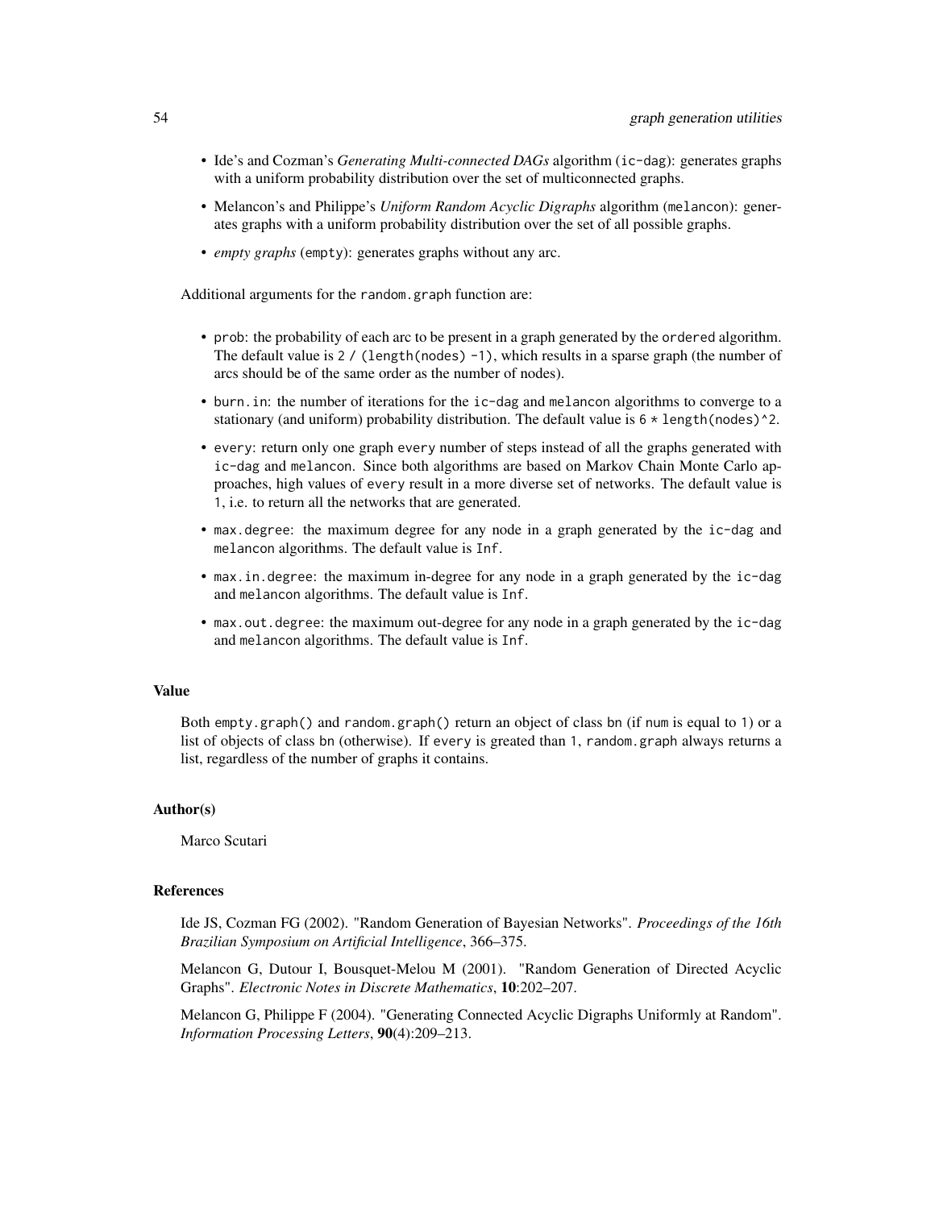- Ide's and Cozman's *Generating Multi-connected DAGs* algorithm (`ic-dag`): generates graphs with a uniform probability distribution over the set of multiconnected graphs.
- Melancon's and Philippe's *Uniform Random Acyclic Digraphs* algorithm (`melancon`): generates graphs with a uniform probability distribution over the set of all possible graphs.
- *empty graphs* (`empty`): generates graphs without any arc.

Additional arguments for the `random.graph` function are:

- `prob`: the probability of each arc to be present in a graph generated by the `ordered` algorithm. The default value is `2 / (length(nodes) -1)`, which results in a sparse graph (the number of arcs should be of the same order as the number of nodes).
- `burn.in`: the number of iterations for the `ic-dag` and `melancon` algorithms to converge to a stationary (and uniform) probability distribution. The default value is `6 * length(nodes)^2`.
- `every`: return only one graph `every` number of steps instead of all the graphs generated with `ic-dag` and `melancon`. Since both algorithms are based on Markov Chain Monte Carlo approaches, high values of `every` result in a more diverse set of networks. The default value is `1`, i.e. to return all the networks that are generated.
- `max.degree`: the maximum degree for any node in a graph generated by the `ic-dag` and `melancon` algorithms. The default value is `Inf`.
- `max.in.degree`: the maximum in-degree for any node in a graph generated by the `ic-dag` and `melancon` algorithms. The default value is `Inf`.
- `max.out.degree`: the maximum out-degree for any node in a graph generated by the `ic-dag` and `melancon` algorithms. The default value is `Inf`.

### Value

Both `empty.graph()` and `random.graph()` return an object of class `bn` (if `num` is equal to `1`) or a list of objects of class `bn` (otherwise). If `every` is greated than `1`, `random.graph` always returns a list, regardless of the number of graphs it contains.

### Author(s)

Marco Scutari

### References

Ide JS, Cozman FG (2002). "Random Generation of Bayesian Networks". *Proceedings of the 16th Brazilian Symposium on Artificial Intelligence*, 366–375.

Melancon G, Dutour I, Bousquet-Melou M (2001). "Random Generation of Directed Acyclic Graphs". *Electronic Notes in Discrete Mathematics*, **10**:202–207.

Melancon G, Philippe F (2004). "Generating Connected Acyclic Digraphs Uniformly at Random". *Information Processing Letters*, **90**(4):209–213.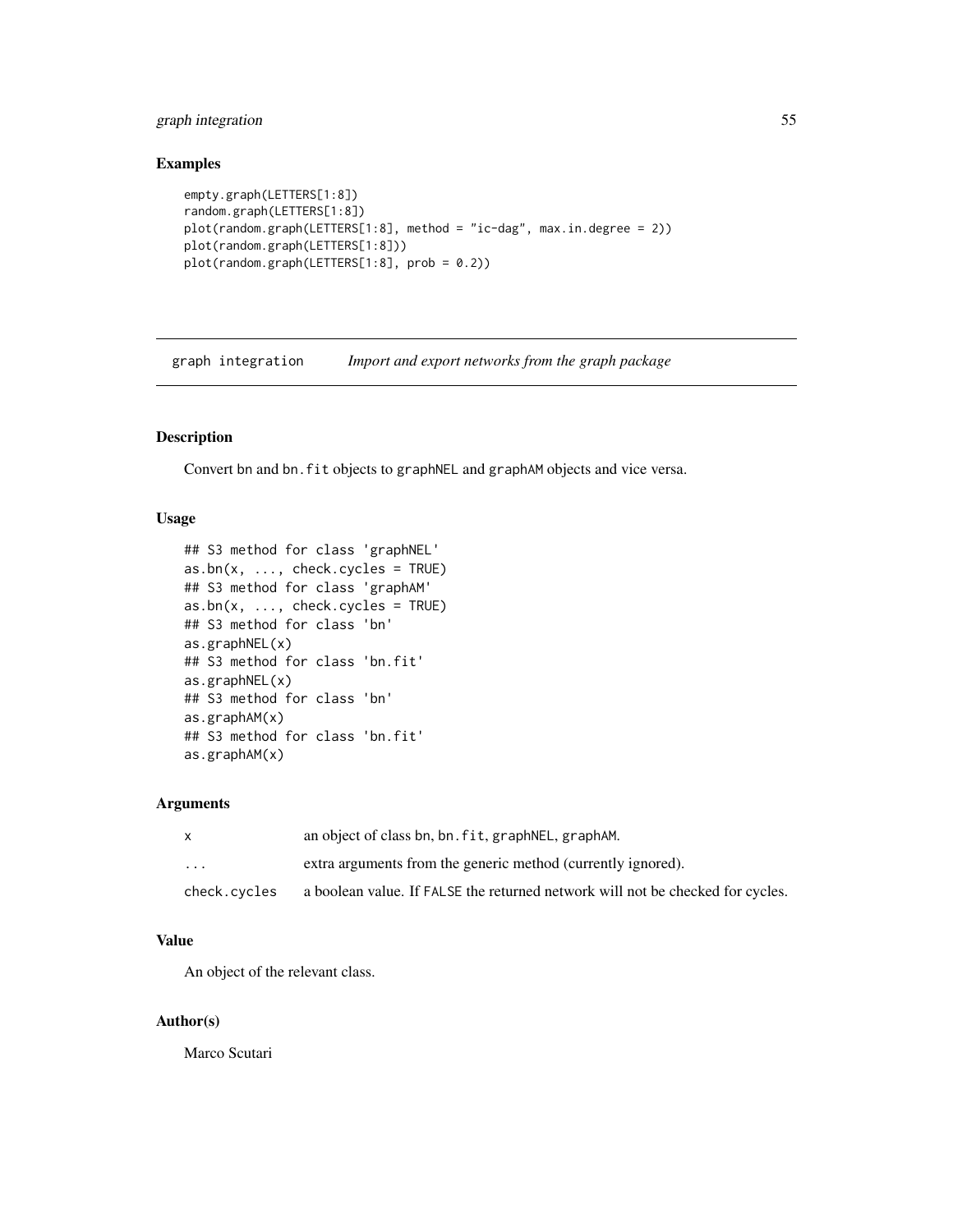## Examples

```
empty.graph(LETTERS[1:8])
random.graph(LETTERS[1:8])
plot(random.graph(LETTERS[1:8], method = "ic-dag", max.in.degree = 2))
plot(random.graph(LETTERS[1:8]))
plot(random.graph(LETTERS[1:8], prob = 0.2))
```

---

# graph integration — *Import and export networks from the graph package*

---

## Description

Convert bn and bn.fit objects to graphNEL and graphAM objects and vice versa.

## Usage

```
## S3 method for class 'graphNEL'
as.bn(x, ..., check.cycles = TRUE)
## S3 method for class 'graphAM'
as.bn(x, ..., check.cycles = TRUE)
## S3 method for class 'bn'
as.graphNEL(x)
## S3 method for class 'bn.fit'
as.graphNEL(x)
## S3 method for class 'bn'
as.graphAM(x)
## S3 method for class 'bn.fit'
as.graphAM(x)
```

## Arguments

| | |
|---|---|
| x | an object of class bn, bn.fit, graphNEL, graphAM. |
| ... | extra arguments from the generic method (currently ignored). |
| check.cycles | a boolean value. If FALSE the returned network will not be checked for cycles. |

## Value

An object of the relevant class.

## Author(s)

Marco Scutari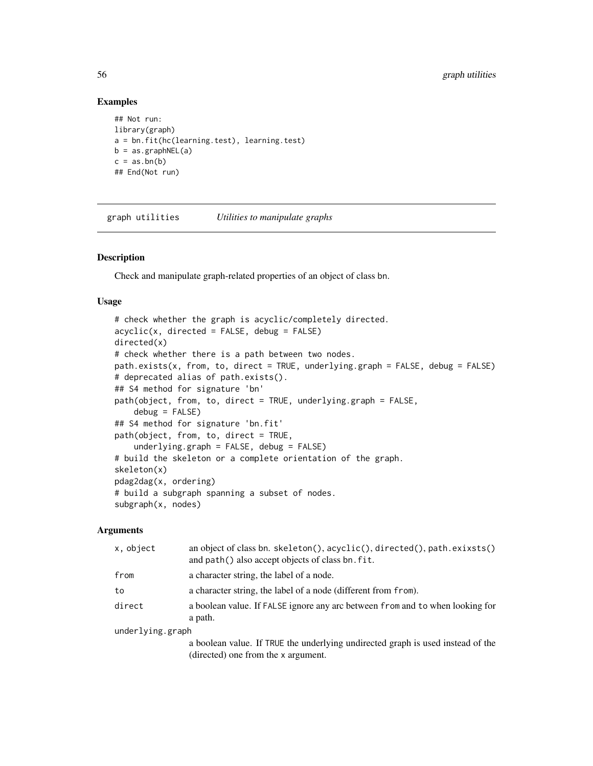### Examples

```
## Not run:
library(graph)
a = bn.fit(hc(learning.test), learning.test)
b = as.graphNEL(a)
c = as.bn(b)
## End(Not run)
```

---

## graph utilities *Utilities to manipulate graphs*

---

### Description

Check and manipulate graph-related properties of an object of class bn.

### Usage

```
# check whether the graph is acyclic/completely directed.
acyclic(x, directed = FALSE, debug = FALSE)
directed(x)
# check whether there is a path between two nodes.
path.exists(x, from, to, direct = TRUE, underlying.graph = FALSE, debug = FALSE)
# deprecated alias of path.exists().
## S4 method for signature 'bn'
path(object, from, to, direct = TRUE, underlying.graph = FALSE,
    debug = FALSE)
## S4 method for signature 'bn.fit'
path(object, from, to, direct = TRUE,
    underlying.graph = FALSE, debug = FALSE)
# build the skeleton or a complete orientation of the graph.
skeleton(x)
pdag2dag(x, ordering)
# build a subgraph spanning a subset of nodes.
subgraph(x, nodes)
```

### Arguments

| | |
|---|---|
| `x, object` | an object of class bn. `skeleton()`, `acyclic()`, `directed()`, `path.exixsts()` and `path()` also accept objects of class `bn.fit`. |
| `from` | a character string, the label of a node. |
| `to` | a character string, the label of a node (different from `from`). |
| `direct` | a boolean value. If `FALSE` ignore any arc between `from` and `to` when looking for a path. |
| `underlying.graph` | a boolean value. If `TRUE` the underlying undirected graph is used instead of the (directed) one from the `x` argument. |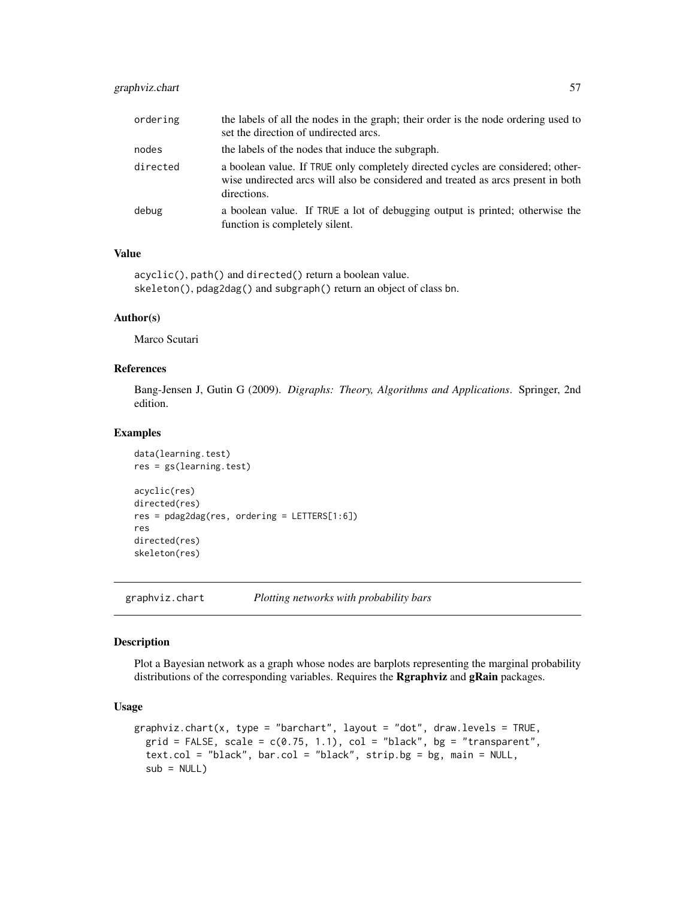| | |
|---|---|
| ordering | the labels of all the nodes in the graph; their order is the node ordering used to set the direction of undirected arcs. |
| nodes | the labels of the nodes that induce the subgraph. |
| directed | a boolean value. If TRUE only completely directed cycles are considered; otherwise undirected arcs will also be considered and treated as arcs present in both directions. |
| debug | a boolean value. If TRUE a lot of debugging output is printed; otherwise the function is completely silent. |

### Value

acyclic(), path() and directed() return a boolean value.
skeleton(), pdag2dag() and subgraph() return an object of class bn.

### Author(s)

Marco Scutari

### References

Bang-Jensen J, Gutin G (2009). *Digraphs: Theory, Algorithms and Applications*. Springer, 2nd edition.

### Examples

```
data(learning.test)
res = gs(learning.test)

acyclic(res)
directed(res)
res = pdag2dag(res, ordering = LETTERS[1:6])
res
directed(res)
skeleton(res)
```

---

## graphviz.chart — *Plotting networks with probability bars*

### Description

Plot a Bayesian network as a graph whose nodes are barplots representing the marginal probability distributions of the corresponding variables. Requires the **Rgraphviz** and **gRain** packages.

### Usage

```
graphviz.chart(x, type = "barchart", layout = "dot", draw.levels = TRUE,
  grid = FALSE, scale = c(0.75, 1.1), col = "black", bg = "transparent",
  text.col = "black", bar.col = "black", strip.bg = bg, main = NULL,
  sub = NULL)
```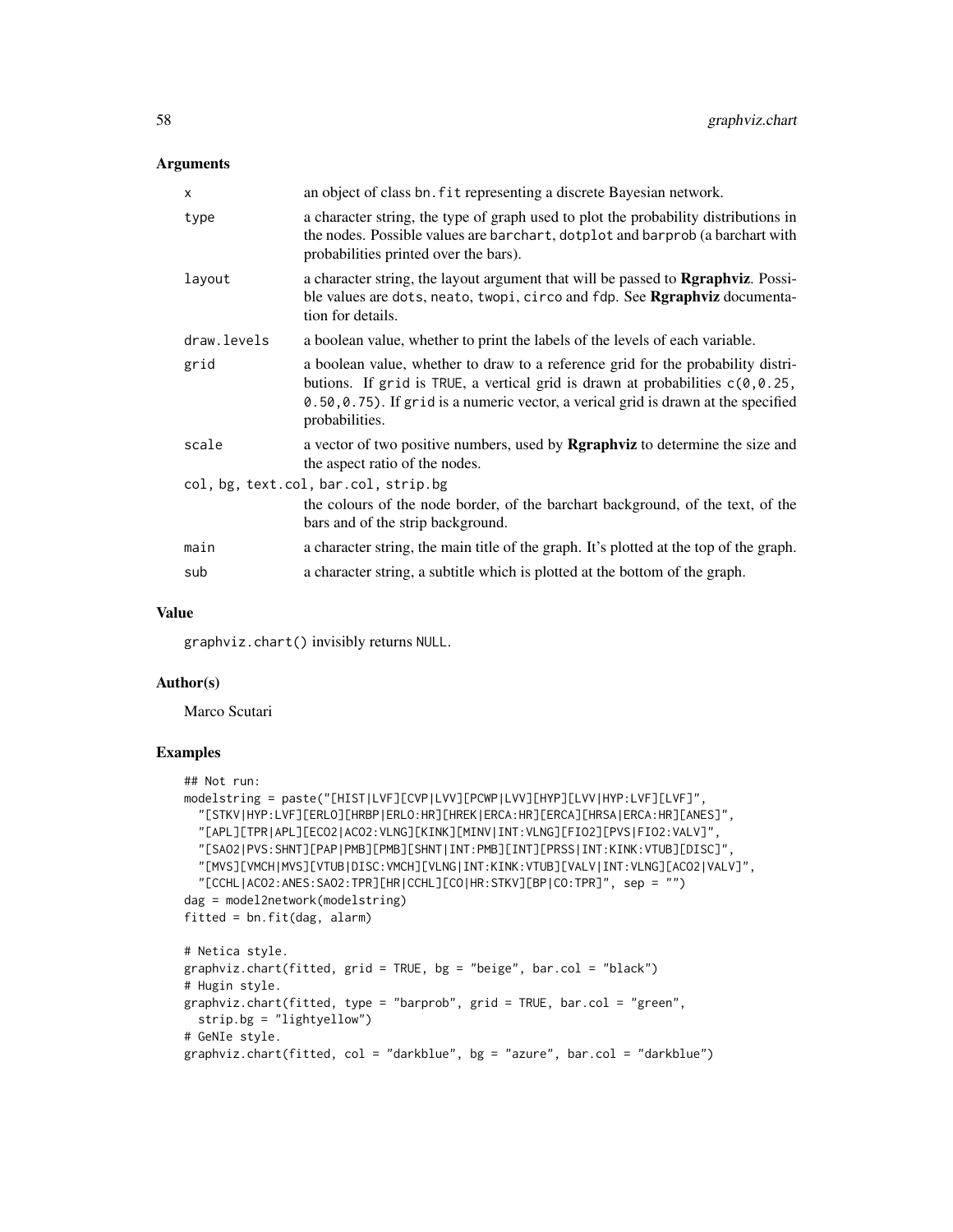## Arguments

- `x` — an object of class `bn.fit` representing a discrete Bayesian network.
- `type` — a character string, the type of graph used to plot the probability distributions in the nodes. Possible values are `barchart`, `dotplot` and `barprob` (a barchart with probabilities printed over the bars).
- `layout` — a character string, the layout argument that will be passed to **Rgraphviz**. Possible values are `dots`, `neato`, `twopi`, `circo` and `fdp`. See **Rgraphviz** documentation for details.
- `draw.levels` — a boolean value, whether to print the labels of the levels of each variable.
- `grid` — a boolean value, whether to draw to a reference grid for the probability distributions. If `grid` is `TRUE`, a vertical grid is drawn at probabilities `c(0,0.25, 0.50,0.75)`. If `grid` is a numeric vector, a verical grid is drawn at the specified probabilities.
- `scale` — a vector of two positive numbers, used by **Rgraphviz** to determine the size and the aspect ratio of the nodes.
- `col, bg, text.col, bar.col, strip.bg` — the colours of the node border, of the barchart background, of the text, of the bars and of the strip background.
- `main` — a character string, the main title of the graph. It's plotted at the top of the graph.
- `sub` — a character string, a subtitle which is plotted at the bottom of the graph.

## Value

`graphviz.chart()` invisibly returns `NULL`.

## Author(s)

Marco Scutari

## Examples

```
## Not run:
modelstring = paste("[HIST|LVF][CVP|LVV][PCWP|LVV][HYP][LVV|HYP:LVF][LVF]",
  "[STKV|HYP:LVF][ERLO][HRBP|ERLO:HR][HREK|ERCA:HR][ERCA][HRSA|ERCA:HR][ANES]",
  "[APL][TPR|APL][ECO2|ACO2:VLNG][KINK][MINV|INT:VLNG][FIO2][PVS|FIO2:VALV]",
  "[SAO2|PVS:SHNT][PAP|PMB][PMB][SHNT|INT:PMB][INT][PRSS|INT:KINK:VTUB][DISC]",
  "[MVS][VMCH|MVS][VTUB|DISC:VMCH][VLNG|INT:KINK:VTUB][VALV|INT:VLNG][ACO2|VALV]",
  "[CCHL|ACO2:ANES:SAO2:TPR][HR|CCHL][CO|HR:STKV][BP|CO:TPR]", sep = "")
dag = model2network(modelstring)
fitted = bn.fit(dag, alarm)

# Netica style.
graphviz.chart(fitted, grid = TRUE, bg = "beige", bar.col = "black")
# Hugin style.
graphviz.chart(fitted, type = "barprob", grid = TRUE, bar.col = "green",
  strip.bg = "lightyellow")
# GeNIe style.
graphviz.chart(fitted, col = "darkblue", bg = "azure", bar.col = "darkblue")
```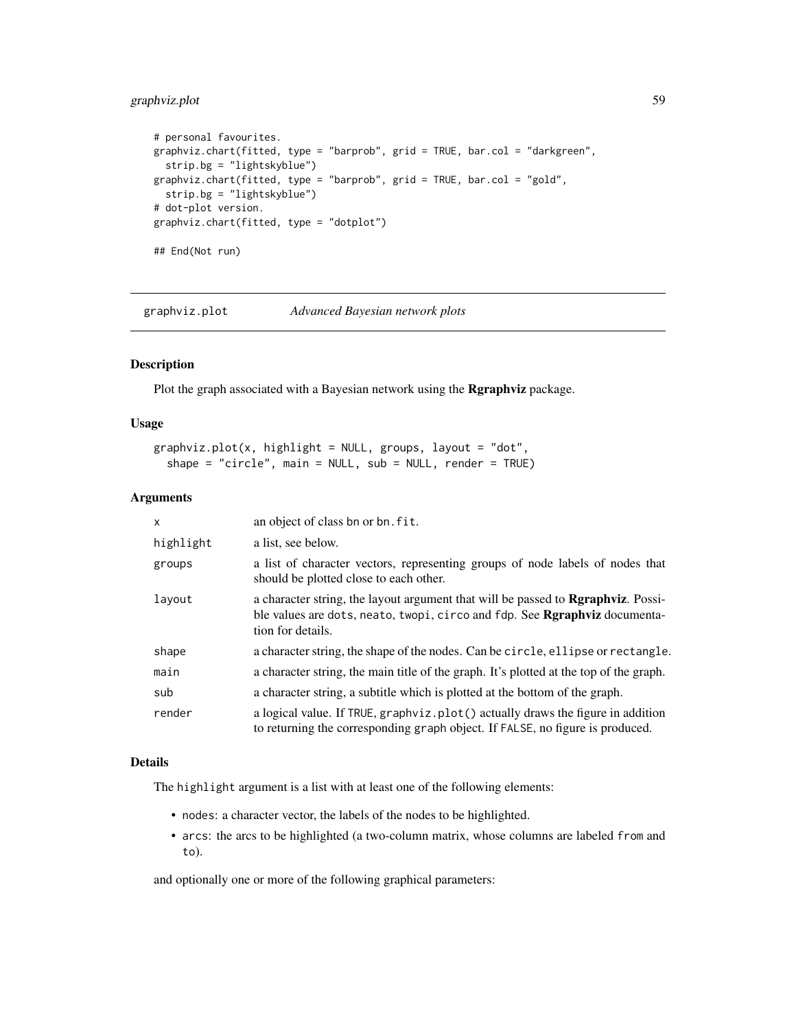```
# personal favourites.
graphviz.chart(fitted, type = "barprob", grid = TRUE, bar.col = "darkgreen",
  strip.bg = "lightskyblue")
graphviz.chart(fitted, type = "barprob", grid = TRUE, bar.col = "gold",
  strip.bg = "lightskyblue")
# dot-plot version.
graphviz.chart(fitted, type = "dotplot")

## End(Not run)
```

---

## graphviz.plot *Advanced Bayesian network plots*

---

### Description

Plot the graph associated with a Bayesian network using the **Rgraphviz** package.

### Usage

```
graphviz.plot(x, highlight = NULL, groups, layout = "dot",
  shape = "circle", main = NULL, sub = NULL, render = TRUE)
```

### Arguments

| | |
|---|---|
| x | an object of class bn or bn.fit. |
| highlight | a list, see below. |
| groups | a list of character vectors, representing groups of node labels of nodes that should be plotted close to each other. |
| layout | a character string, the layout argument that will be passed to **Rgraphviz**. Possible values are dots, neato, twopi, circo and fdp. See **Rgraphviz** documentation for details. |
| shape | a character string, the shape of the nodes. Can be circle, ellipse or rectangle. |
| main | a character string, the main title of the graph. It's plotted at the top of the graph. |
| sub | a character string, a subtitle which is plotted at the bottom of the graph. |
| render | a logical value. If TRUE, graphviz.plot() actually draws the figure in addition to returning the corresponding graph object. If FALSE, no figure is produced. |

### Details

The highlight argument is a list with at least one of the following elements:

- nodes: a character vector, the labels of the nodes to be highlighted.
- arcs: the arcs to be highlighted (a two-column matrix, whose columns are labeled from and to).

and optionally one or more of the following graphical parameters: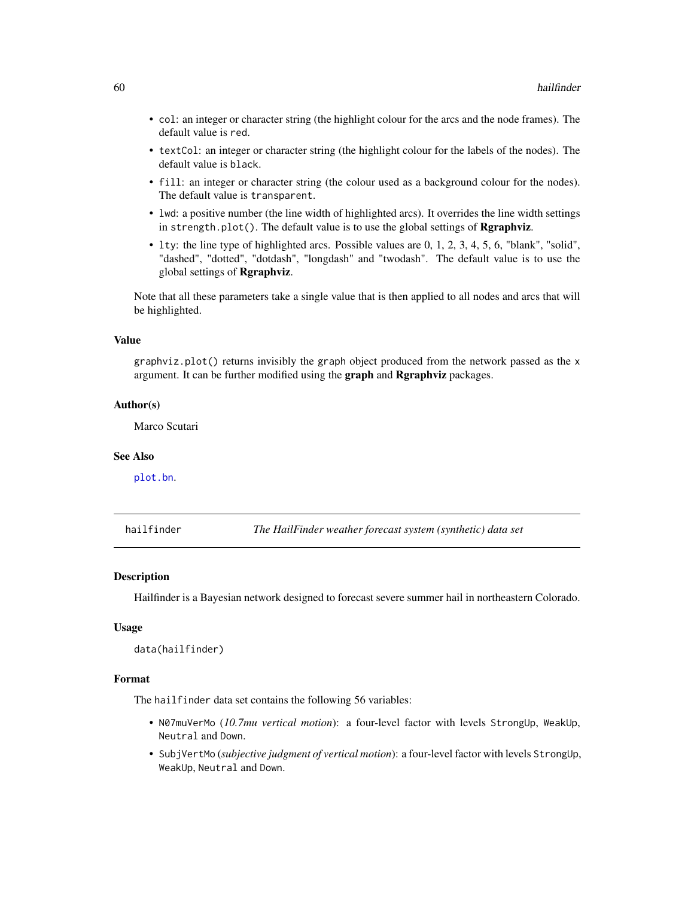- `col`: an integer or character string (the highlight colour for the arcs and the node frames). The default value is `red`.
- `textCol`: an integer or character string (the highlight colour for the labels of the nodes). The default value is `black`.
- `fill`: an integer or character string (the colour used as a background colour for the nodes). The default value is `transparent`.
- `lwd`: a positive number (the line width of highlighted arcs). It overrides the line width settings in `strength.plot()`. The default value is to use the global settings of **Rgraphviz**.
- `lty`: the line type of highlighted arcs. Possible values are 0, 1, 2, 3, 4, 5, 6, "blank", "solid", "dashed", "dotted", "dotdash", "longdash" and "twodash". The default value is to use the global settings of **Rgraphviz**.

Note that all these parameters take a single value that is then applied to all nodes and arcs that will be highlighted.

### Value

`graphviz.plot()` returns invisibly the `graph` object produced from the network passed as the `x` argument. It can be further modified using the **graph** and **Rgraphviz** packages.

### Author(s)

Marco Scutari

### See Also

`plot.bn`.

---

## hailfinder — *The HailFinder weather forecast system (synthetic) data set*

### Description

Hailfinder is a Bayesian network designed to forecast severe summer hail in northeastern Colorado.

### Usage

```
data(hailfinder)
```

### Format

The `hailfinder` data set contains the following 56 variables:

- `N07muVerMo` (*10.7mu vertical motion*): a four-level factor with levels `StrongUp`, `WeakUp`, `Neutral` and `Down`.
- `SubjVertMo` (*subjective judgment of vertical motion*): a four-level factor with levels `StrongUp`, `WeakUp`, `Neutral` and `Down`.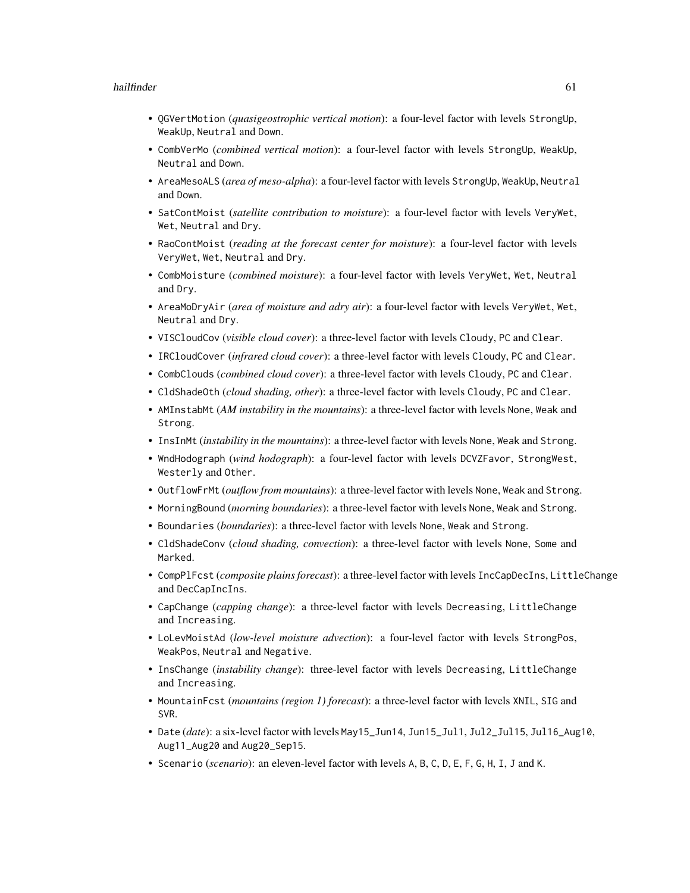- `QGVertMotion` (*quasigeostrophic vertical motion*): a four-level factor with levels `StrongUp`, `WeakUp`, `Neutral` and `Down`.
- `CombVerMo` (*combined vertical motion*): a four-level factor with levels `StrongUp`, `WeakUp`, `Neutral` and `Down`.
- `AreaMesoALS` (*area of meso-alpha*): a four-level factor with levels `StrongUp`, `WeakUp`, `Neutral` and `Down`.
- `SatContMoist` (*satellite contribution to moisture*): a four-level factor with levels `VeryWet`, `Wet`, `Neutral` and `Dry`.
- `RaoContMoist` (*reading at the forecast center for moisture*): a four-level factor with levels `VeryWet`, `Wet`, `Neutral` and `Dry`.
- `CombMoisture` (*combined moisture*): a four-level factor with levels `VeryWet`, `Wet`, `Neutral` and `Dry`.
- `AreaMoDryAir` (*area of moisture and adry air*): a four-level factor with levels `VeryWet`, `Wet`, `Neutral` and `Dry`.
- `VISCloudCov` (*visible cloud cover*): a three-level factor with levels `Cloudy`, `PC` and `Clear`.
- `IRCloudCover` (*infrared cloud cover*): a three-level factor with levels `Cloudy`, `PC` and `Clear`.
- `CombClouds` (*combined cloud cover*): a three-level factor with levels `Cloudy`, `PC` and `Clear`.
- `CldShadeOth` (*cloud shading, other*): a three-level factor with levels `Cloudy`, `PC` and `Clear`.
- `AMInstabMt` (*AM instability in the mountains*): a three-level factor with levels `None`, `Weak` and `Strong`.
- `InsInMt` (*instability in the mountains*): a three-level factor with levels `None`, `Weak` and `Strong`.
- `WndHodograph` (*wind hodograph*): a four-level factor with levels `DCVZFavor`, `StrongWest`, `Westerly` and `Other`.
- `OutflowFrMt` (*outflow from mountains*): a three-level factor with levels `None`, `Weak` and `Strong`.
- `MorningBound` (*morning boundaries*): a three-level factor with levels `None`, `Weak` and `Strong`.
- `Boundaries` (*boundaries*): a three-level factor with levels `None`, `Weak` and `Strong`.
- `CldShadeConv` (*cloud shading, convection*): a three-level factor with levels `None`, `Some` and `Marked`.
- `CompPlFcst` (*composite plains forecast*): a three-level factor with levels `IncCapDecIns`, `LittleChange` and `DecCapIncIns`.
- `CapChange` (*capping change*): a three-level factor with levels `Decreasing`, `LittleChange` and `Increasing`.
- `LoLevMoistAd` (*low-level moisture advection*): a four-level factor with levels `StrongPos`, `WeakPos`, `Neutral` and `Negative`.
- `InsChange` (*instability change*): three-level factor with levels `Decreasing`, `LittleChange` and `Increasing`.
- `MountainFcst` (*mountains (region 1) forecast*): a three-level factor with levels `XNIL`, `SIG` and `SVR`.
- `Date` (*date*): a six-level factor with levels `May15_Jun14`, `Jun15_Jul1`, `Jul2_Jul15`, `Jul16_Aug10`, `Aug11_Aug20` and `Aug20_Sep15`.
- `Scenario` (*scenario*): an eleven-level factor with levels `A`, `B`, `C`, `D`, `E`, `F`, `G`, `H`, `I`, `J` and `K`.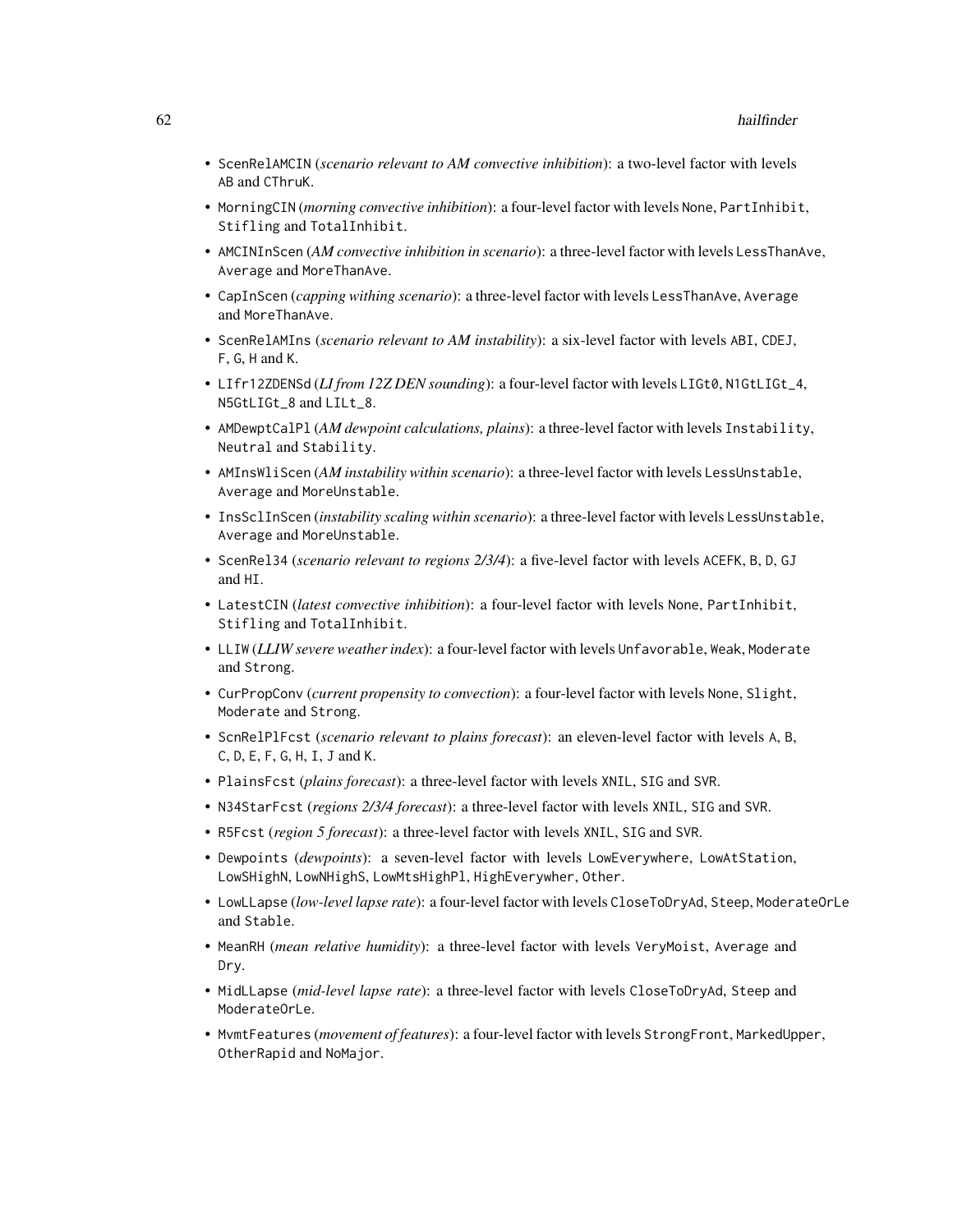- `ScenRelAMCIN` (*scenario relevant to AM convective inhibition*): a two-level factor with levels `AB` and `CThruK`.
- `MorningCIN` (*morning convective inhibition*): a four-level factor with levels `None`, `PartInhibit`, `Stifling` and `TotalInhibit`.
- `AMCINInScen` (*AM convective inhibition in scenario*): a three-level factor with levels `LessThanAve`, `Average` and `MoreThanAve`.
- `CapInScen` (*capping withing scenario*): a three-level factor with levels `LessThanAve`, `Average` and `MoreThanAve`.
- `ScenRelAMIns` (*scenario relevant to AM instability*): a six-level factor with levels `ABI`, `CDEJ`, `F`, `G`, `H` and `K`.
- `LIfr12ZDENSd` (*LI from 12Z DEN sounding*): a four-level factor with levels `LIGt0`, `N1GtLIGt_4`, `N5GtLIGt_8` and `LILt_8`.
- `AMDewptCalPl` (*AM dewpoint calculations, plains*): a three-level factor with levels `Instability`, `Neutral` and `Stability`.
- `AMInsWliScen` (*AM instability within scenario*): a three-level factor with levels `LessUnstable`, `Average` and `MoreUnstable`.
- `InsSclInScen` (*instability scaling within scenario*): a three-level factor with levels `LessUnstable`, `Average` and `MoreUnstable`.
- `ScenRel34` (*scenario relevant to regions 2/3/4*): a five-level factor with levels `ACEFK`, `B`, `D`, `GJ` and `HI`.
- `LatestCIN` (*latest convective inhibition*): a four-level factor with levels `None`, `PartInhibit`, `Stifling` and `TotalInhibit`.
- `LLIW` (*LLIW severe weather index*): a four-level factor with levels `Unfavorable`, `Weak`, `Moderate` and `Strong`.
- `CurPropConv` (*current propensity to convection*): a four-level factor with levels `None`, `Slight`, `Moderate` and `Strong`.
- `ScnRelPlFcst` (*scenario relevant to plains forecast*): an eleven-level factor with levels `A`, `B`, `C`, `D`, `E`, `F`, `G`, `H`, `I`, `J` and `K`.
- `PlainsFcst` (*plains forecast*): a three-level factor with levels `XNIL`, `SIG` and `SVR`.
- `N34StarFcst` (*regions 2/3/4 forecast*): a three-level factor with levels `XNIL`, `SIG` and `SVR`.
- `R5Fcst` (*region 5 forecast*): a three-level factor with levels `XNIL`, `SIG` and `SVR`.
- `Dewpoints` (*dewpoints*): a seven-level factor with levels `LowEverywhere`, `LowAtStation`, `LowSHighN`, `LowNHighS`, `LowMtsHighPl`, `HighEverywher`, `Other`.
- `LowLLapse` (*low-level lapse rate*): a four-level factor with levels `CloseToDryAd`, `Steep`, `ModerateOrLe` and `Stable`.
- `MeanRH` (*mean relative humidity*): a three-level factor with levels `VeryMoist`, `Average` and `Dry`.
- `MidLLapse` (*mid-level lapse rate*): a three-level factor with levels `CloseToDryAd`, `Steep` and `ModerateOrLe`.
- `MvmtFeatures` (*movement of features*): a four-level factor with levels `StrongFront`, `MarkedUpper`, `OtherRapid` and `NoMajor`.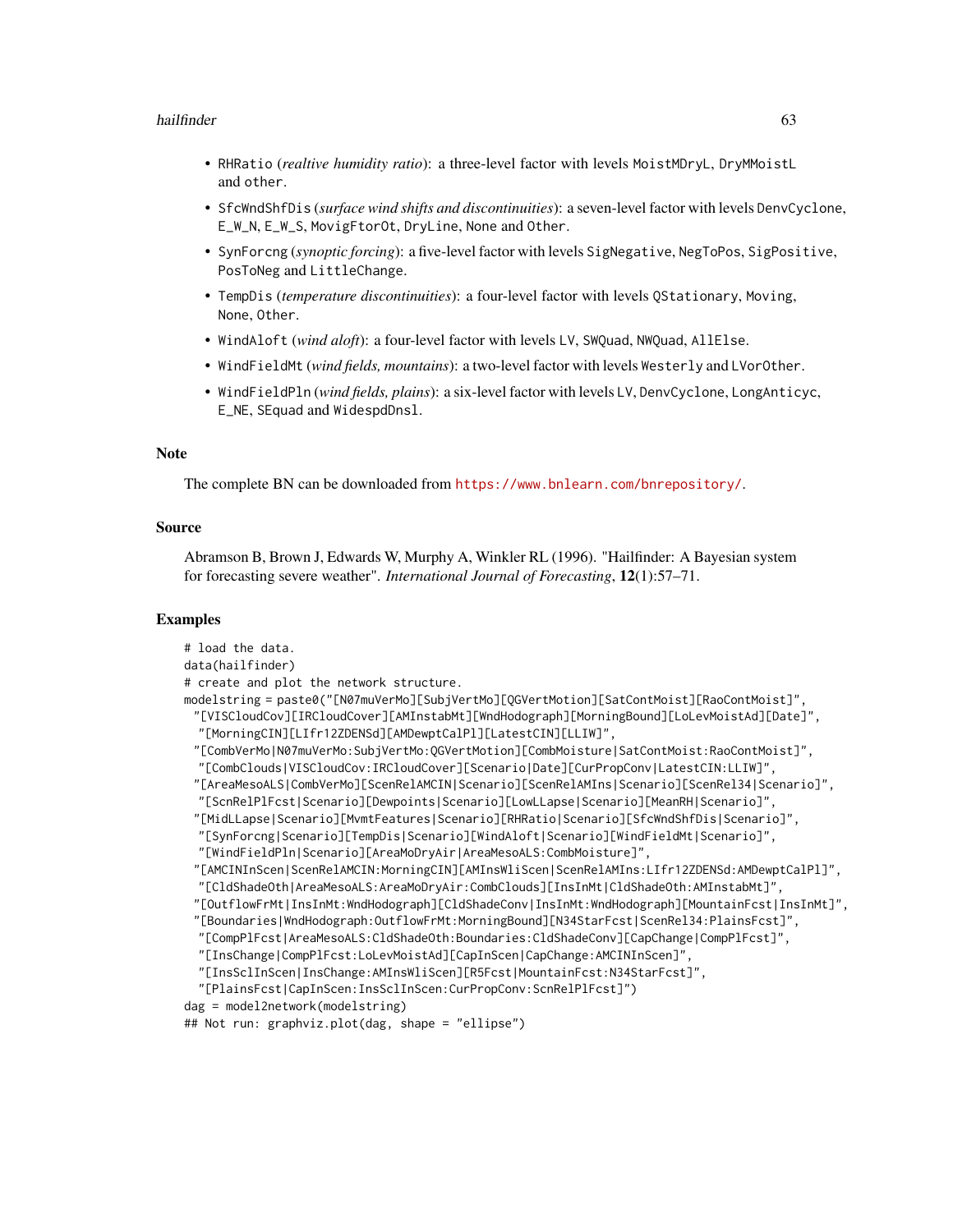- RHRatio (*realtive humidity ratio*): a three-level factor with levels MoistMDryL, DryMMoistL and other.
- SfcWndShfDis (*surface wind shifts and discontinuities*): a seven-level factor with levels DenvCyclone, E_W_N, E_W_S, MovigFtorOt, DryLine, None and Other.
- SynForcng (*synoptic forcing*): a five-level factor with levels SigNegative, NegToPos, SigPositive, PosToNeg and LittleChange.
- TempDis (*temperature discontinuities*): a four-level factor with levels QStationary, Moving, None, Other.
- WindAloft (*wind aloft*): a four-level factor with levels LV, SWQuad, NWQuad, AllElse.
- WindFieldMt (*wind fields, mountains*): a two-level factor with levels Westerly and LVorOther.
- WindFieldPln (*wind fields, plains*): a six-level factor with levels LV, DenvCyclone, LongAnticyc, E_NE, SEquad and WidespdDnsl.

## Note

The complete BN can be downloaded from https://www.bnlearn.com/bnrepository/.

## Source

Abramson B, Brown J, Edwards W, Murphy A, Winkler RL (1996). "Hailfinder: A Bayesian system for forecasting severe weather". *International Journal of Forecasting*, **12**(1):57–71.

## Examples

```
# load the data.
data(hailfinder)
# create and plot the network structure.
modelstring = paste0("[N07muVerMo][SubjVertMo][QGVertMotion][SatContMoist][RaoContMoist]",
  "[VISCloudCov][IRCloudCover][AMInstabMt][WndHodograph][MorningBound][LoLevMoistAd][Date]",
   "[MorningCIN][LIfr12ZDENSd][AMDewptCalPl][LatestCIN][LLIW]",
  "[CombVerMo|N07muVerMo:SubjVertMo:QGVertMotion][CombMoisture|SatContMoist:RaoContMoist]",
   "[CombClouds|VISCloudCov:IRCloudCover][Scenario|Date][CurPropConv|LatestCIN:LLIW]",
  "[AreaMesoALS|CombVerMo][ScenRelAMCIN|Scenario][ScenRelAMIns|Scenario][ScenRel34|Scenario]",
   "[ScnRelPlFcst|Scenario][Dewpoints|Scenario][LowLLapse|Scenario][MeanRH|Scenario]",
  "[MidLLapse|Scenario][MvmtFeatures|Scenario][RHRatio|Scenario][SfcWndShfDis|Scenario]",
   "[SynForcng|Scenario][TempDis|Scenario][WindAloft|Scenario][WindFieldMt|Scenario]",
   "[WindFieldPln|Scenario][AreaMoDryAir|AreaMesoALS:CombMoisture]",
  "[AMCINInScen|ScenRelAMCIN:MorningCIN][AMInsWliScen|ScenRelAMIns:LIfr12ZDENSd:AMDewptCalPl]",
   "[CldShadeOth|AreaMesoALS:AreaMoDryAir:CombClouds][InsInMt|CldShadeOth:AMInstabMt]",
  "[OutflowFrMt|InsInMt:WndHodograph][CldShadeConv|InsInMt:WndHodograph][MountainFcst|InsInMt]",
  "[Boundaries|WndHodograph:OutflowFrMt:MorningBound][N34StarFcst|ScenRel34:PlainsFcst]",
   "[CompPlFcst|AreaMesoALS:CldShadeOth:Boundaries:CldShadeConv][CapChange|CompPlFcst]",
   "[InsChange|CompPlFcst:LoLevMoistAd][CapInScen|CapChange:AMCINInScen]",
   "[InsSclInScen|InsChange:AMInsWliScen][R5Fcst|MountainFcst:N34StarFcst]",
   "[PlainsFcst|CapInScen:InsSclInScen:CurPropConv:ScnRelPlFcst]")
dag = model2network(modelstring)
## Not run: graphviz.plot(dag, shape = "ellipse")
```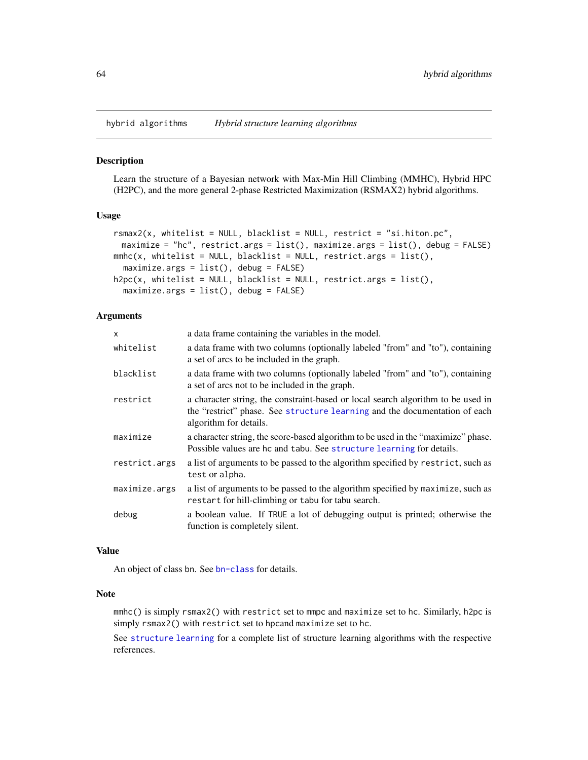hybrid algorithms *Hybrid structure learning algorithms*

## Description

Learn the structure of a Bayesian network with Max-Min Hill Climbing (MMHC), Hybrid HPC (H2PC), and the more general 2-phase Restricted Maximization (RSMAX2) hybrid algorithms.

## Usage

```
rsmax2(x, whitelist = NULL, blacklist = NULL, restrict = "si.hiton.pc",
  maximize = "hc", restrict.args = list(), maximize.args = list(), debug = FALSE)
mmhc(x, whitelist = NULL, blacklist = NULL, restrict.args = list(),
  maximize.args = list(), debug = FALSE)
h2pc(x, whitelist = NULL, blacklist = NULL, restrict.args = list(),
  maximize.args = list(), debug = FALSE)
```

## Arguments

| | |
|---|---|
| `x` | a data frame containing the variables in the model. |
| `whitelist` | a data frame with two columns (optionally labeled "from" and "to"), containing a set of arcs to be included in the graph. |
| `blacklist` | a data frame with two columns (optionally labeled "from" and "to"), containing a set of arcs not to be included in the graph. |
| `restrict` | a character string, the constraint-based or local search algorithm to be used in the "restrict" phase. See structure learning and the documentation of each algorithm for details. |
| `maximize` | a character string, the score-based algorithm to be used in the "maximize" phase. Possible values are `hc` and `tabu`. See structure learning for details. |
| `restrict.args` | a list of arguments to be passed to the algorithm specified by `restrict`, such as `test` or `alpha`. |
| `maximize.args` | a list of arguments to be passed to the algorithm specified by `maximize`, such as `restart` for hill-climbing or `tabu` for tabu search. |
| `debug` | a boolean value. If `TRUE` a lot of debugging output is printed; otherwise the function is completely silent. |

## Value

An object of class `bn`. See bn-class for details.

## Note

`mmhc()` is simply `rsmax2()` with `restrict` set to `mmpc` and `maximize` set to `hc`. Similarly, `h2pc` is simply `rsmax2()` with `restrict` set to `hpc`and `maximize` set to `hc`.

See structure learning for a complete list of structure learning algorithms with the respective references.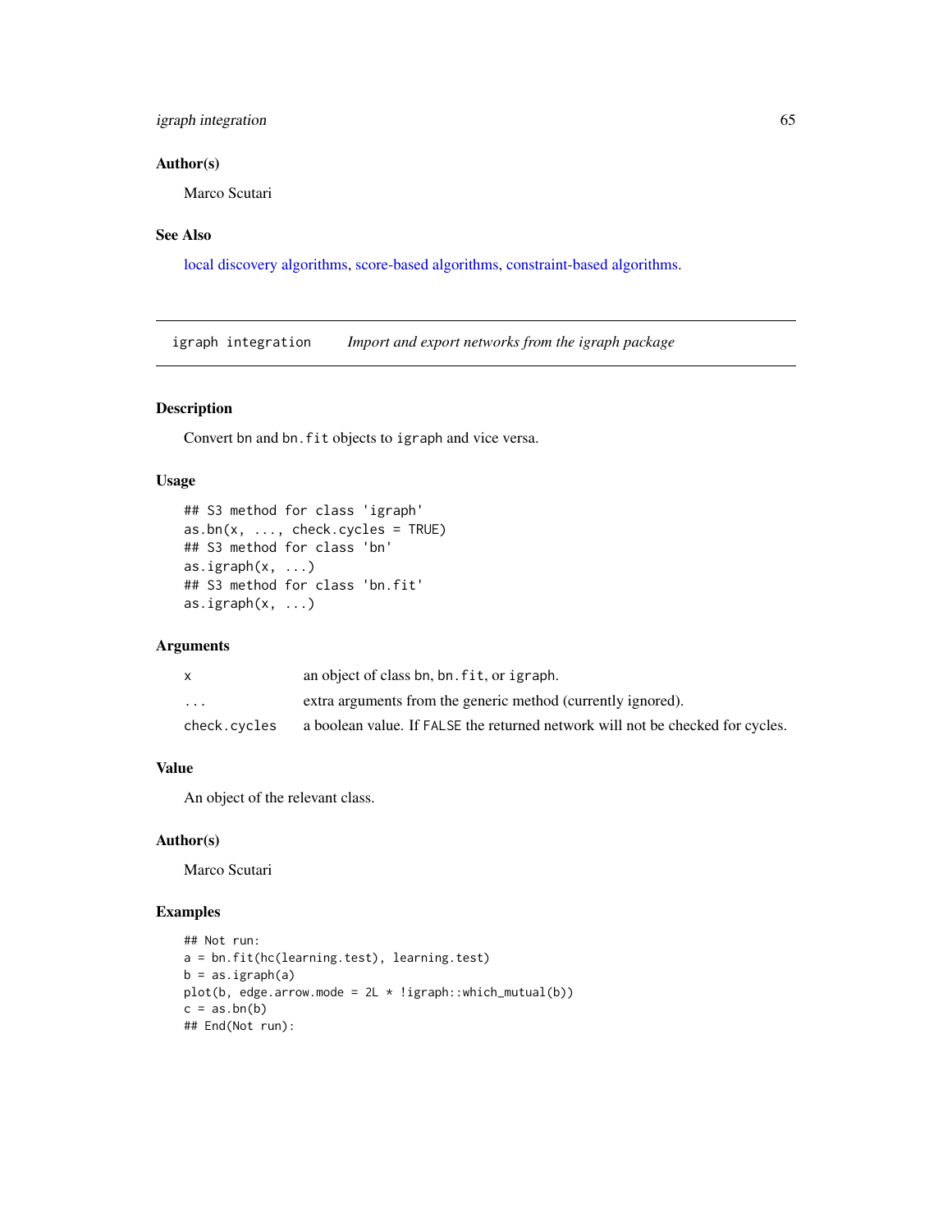## Author(s)

Marco Scutari

## See Also

local discovery algorithms, score-based algorithms, constraint-based algorithms.

---

# igraph integration — *Import and export networks from the igraph package*

## Description

Convert bn and bn.fit objects to igraph and vice versa.

## Usage

```
## S3 method for class 'igraph'
as.bn(x, ..., check.cycles = TRUE)
## S3 method for class 'bn'
as.igraph(x, ...)
## S3 method for class 'bn.fit'
as.igraph(x, ...)
```

## Arguments

| | |
|---|---|
| x | an object of class bn, bn.fit, or igraph. |
| ... | extra arguments from the generic method (currently ignored). |
| check.cycles | a boolean value. If FALSE the returned network will not be checked for cycles. |

## Value

An object of the relevant class.

## Author(s)

Marco Scutari

## Examples

```
## Not run:
a = bn.fit(hc(learning.test), learning.test)
b = as.igraph(a)
plot(b, edge.arrow.mode = 2L * !igraph::which_mutual(b))
c = as.bn(b)
## End(Not run):
```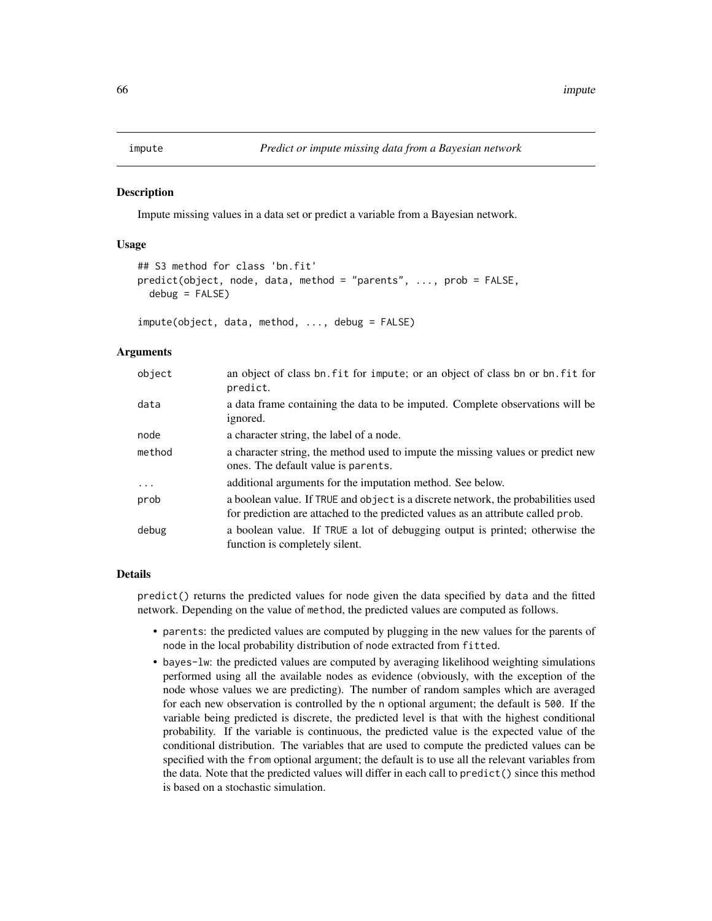# impute *Predict or impute missing data from a Bayesian network*

## Description

Impute missing values in a data set or predict a variable from a Bayesian network.

## Usage

```
## S3 method for class 'bn.fit'
predict(object, node, data, method = "parents", ..., prob = FALSE,
  debug = FALSE)

impute(object, data, method, ..., debug = FALSE)
```

## Arguments

| | |
|---|---|
| object | an object of class bn.fit for impute; or an object of class bn or bn.fit for predict. |
| data | a data frame containing the data to be imputed. Complete observations will be ignored. |
| node | a character string, the label of a node. |
| method | a character string, the method used to impute the missing values or predict new ones. The default value is parents. |
| ... | additional arguments for the imputation method. See below. |
| prob | a boolean value. If TRUE and object is a discrete network, the probabilities used for prediction are attached to the predicted values as an attribute called prob. |
| debug | a boolean value. If TRUE a lot of debugging output is printed; otherwise the function is completely silent. |

## Details

predict() returns the predicted values for node given the data specified by data and the fitted network. Depending on the value of method, the predicted values are computed as follows.

- parents: the predicted values are computed by plugging in the new values for the parents of node in the local probability distribution of node extracted from fitted.
- bayes-lw: the predicted values are computed by averaging likelihood weighting simulations performed using all the available nodes as evidence (obviously, with the exception of the node whose values we are predicting). The number of random samples which are averaged for each new observation is controlled by the n optional argument; the default is 500. If the variable being predicted is discrete, the predicted level is that with the highest conditional probability. If the variable is continuous, the predicted value is the expected value of the conditional distribution. The variables that are used to compute the predicted values can be specified with the from optional argument; the default is to use all the relevant variables from the data. Note that the predicted values will differ in each call to predict() since this method is based on a stochastic simulation.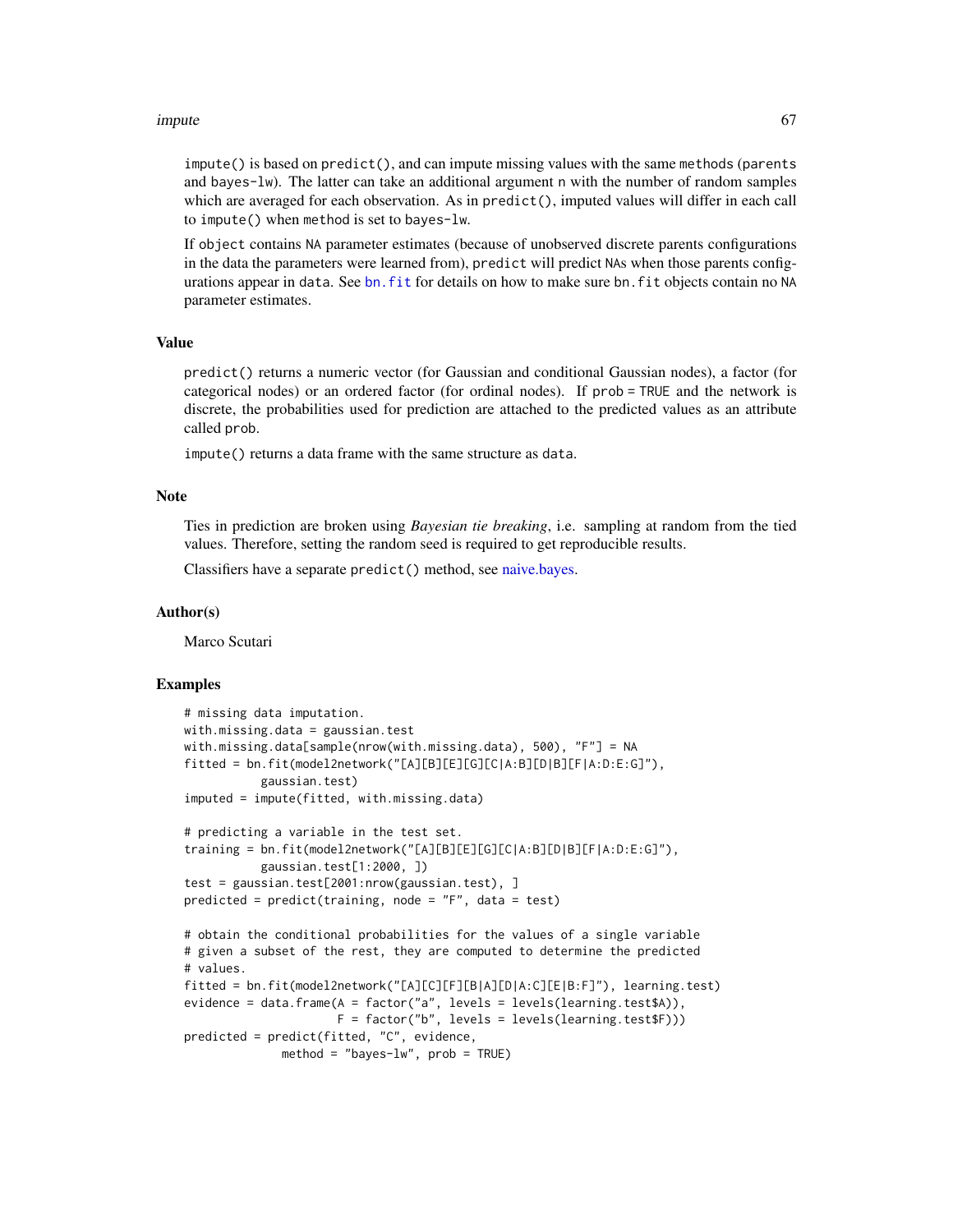impute() is based on predict(), and can impute missing values with the same methods (parents and bayes-lw). The latter can take an additional argument n with the number of random samples which are averaged for each observation. As in predict(), imputed values will differ in each call to impute() when method is set to bayes-lw.

If object contains NA parameter estimates (because of unobserved discrete parents configurations in the data the parameters were learned from), predict will predict NAs when those parents configurations appear in data. See bn.fit for details on how to make sure bn.fit objects contain no NA parameter estimates.

## Value

predict() returns a numeric vector (for Gaussian and conditional Gaussian nodes), a factor (for categorical nodes) or an ordered factor (for ordinal nodes). If prob = TRUE and the network is discrete, the probabilities used for prediction are attached to the predicted values as an attribute called prob.

impute() returns a data frame with the same structure as data.

## Note

Ties in prediction are broken using *Bayesian tie breaking*, i.e. sampling at random from the tied values. Therefore, setting the random seed is required to get reproducible results.

Classifiers have a separate predict() method, see naive.bayes.

## Author(s)

Marco Scutari

## Examples

```
# missing data imputation.
with.missing.data = gaussian.test
with.missing.data[sample(nrow(with.missing.data), 500), "F"] = NA
fitted = bn.fit(model2network("[A][B][E][G][C|A:B][D|B][F|A:D:E:G]"),
           gaussian.test)
imputed = impute(fitted, with.missing.data)

# predicting a variable in the test set.
training = bn.fit(model2network("[A][B][E][G][C|A:B][D|B][F|A:D:E:G]"),
           gaussian.test[1:2000, ])
test = gaussian.test[2001:nrow(gaussian.test), ]
predicted = predict(training, node = "F", data = test)

# obtain the conditional probabilities for the values of a single variable
# given a subset of the rest, they are computed to determine the predicted
# values.
fitted = bn.fit(model2network("[A][C][F][B|A][D|A:C][E|B:F]"), learning.test)
evidence = data.frame(A = factor("a", levels = levels(learning.test$A)),
                      F = factor("b", levels = levels(learning.test$F)))
predicted = predict(fitted, "C", evidence,
              method = "bayes-lw", prob = TRUE)
```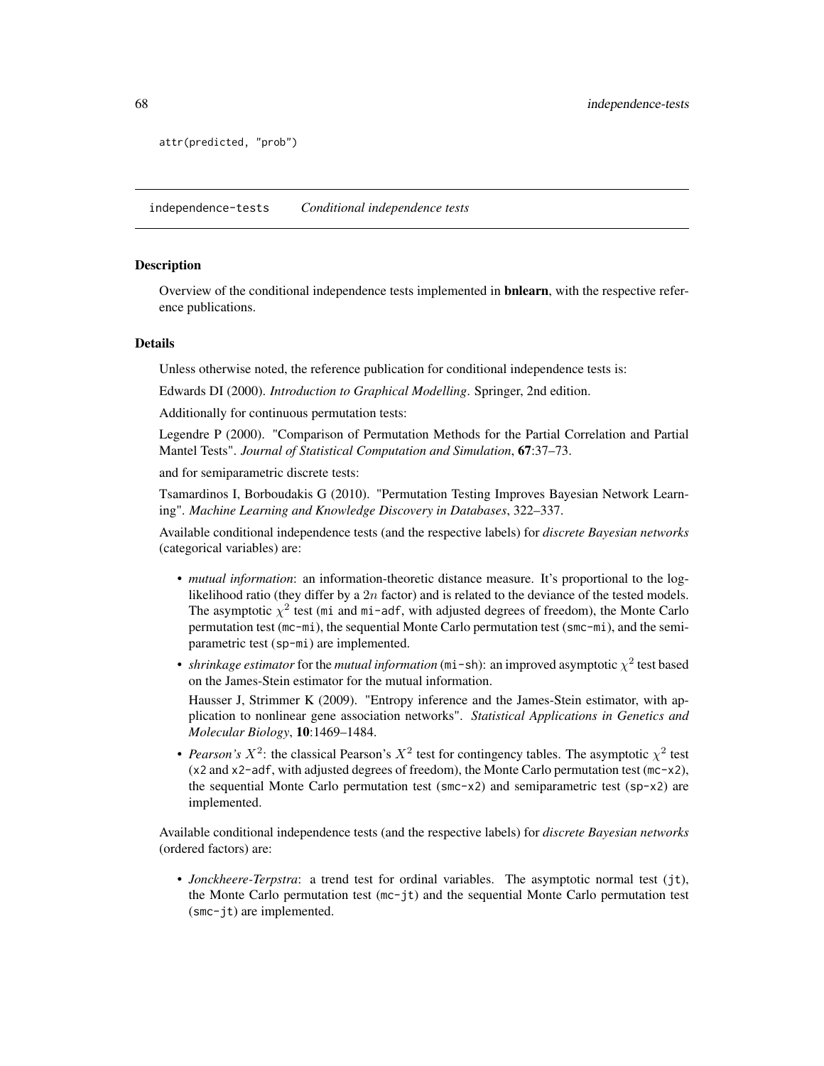```
attr(predicted, "prob")
```

## independence-tests — *Conditional independence tests*

### Description

Overview of the conditional independence tests implemented in **bnlearn**, with the respective reference publications.

### Details

Unless otherwise noted, the reference publication for conditional independence tests is:

Edwards DI (2000). *Introduction to Graphical Modelling*. Springer, 2nd edition.

Additionally for continuous permutation tests:

Legendre P (2000). "Comparison of Permutation Methods for the Partial Correlation and Partial Mantel Tests". *Journal of Statistical Computation and Simulation*, **67**:37–73.

and for semiparametric discrete tests:

Tsamardinos I, Borboudakis G (2010). "Permutation Testing Improves Bayesian Network Learning". *Machine Learning and Knowledge Discovery in Databases*, 322–337.

Available conditional independence tests (and the respective labels) for *discrete Bayesian networks* (categorical variables) are:

- *mutual information*: an information-theoretic distance measure. It's proportional to the log-likelihood ratio (they differ by a $2n$ factor) and is related to the deviance of the tested models. The asymptotic $\chi^2$ test (`mi` and `mi-adf`, with adjusted degrees of freedom), the Monte Carlo permutation test (`mc-mi`), the sequential Monte Carlo permutation test (`smc-mi`), and the semiparametric test (`sp-mi`) are implemented.
- *shrinkage estimator* for the *mutual information* (`mi-sh`): an improved asymptotic $\chi^2$ test based on the James-Stein estimator for the mutual information.

  Hausser J, Strimmer K (2009). "Entropy inference and the James-Stein estimator, with application to nonlinear gene association networks". *Statistical Applications in Genetics and Molecular Biology*, **10**:1469–1484.
- *Pearson's $X^2$*: the classical Pearson's $X^2$ test for contingency tables. The asymptotic $\chi^2$ test (`x2` and `x2-adf`, with adjusted degrees of freedom), the Monte Carlo permutation test (`mc-x2`), the sequential Monte Carlo permutation test (`smc-x2`) and semiparametric test (`sp-x2`) are implemented.

Available conditional independence tests (and the respective labels) for *discrete Bayesian networks* (ordered factors) are:

- *Jonckheere-Terpstra*: a trend test for ordinal variables. The asymptotic normal test (`jt`), the Monte Carlo permutation test (`mc-jt`) and the sequential Monte Carlo permutation test (`smc-jt`) are implemented.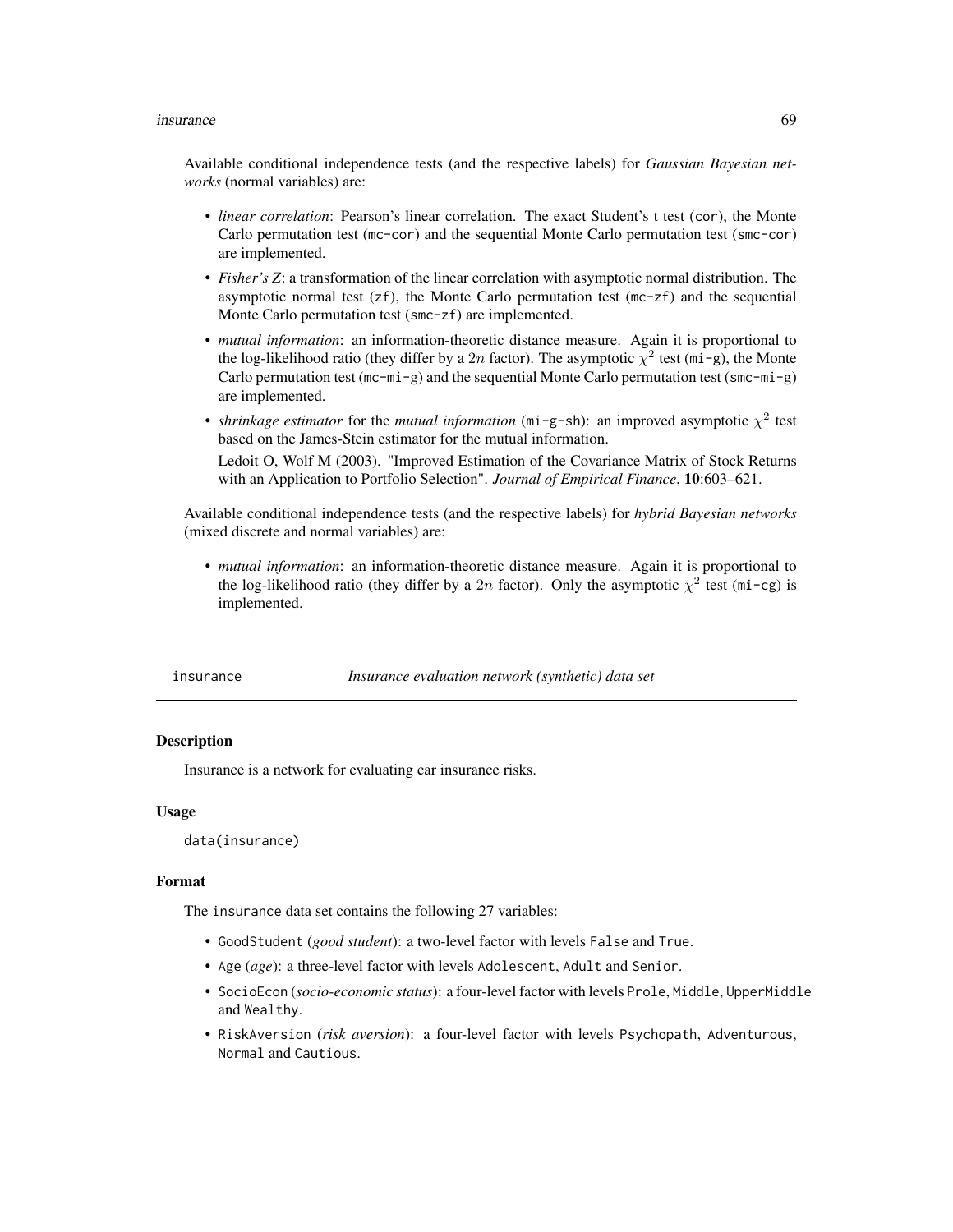Available conditional independence tests (and the respective labels) for *Gaussian Bayesian networks* (normal variables) are:

- *linear correlation*: Pearson's linear correlation. The exact Student's t test (cor), the Monte Carlo permutation test (mc-cor) and the sequential Monte Carlo permutation test (smc-cor) are implemented.
- *Fisher's Z*: a transformation of the linear correlation with asymptotic normal distribution. The asymptotic normal test (zf), the Monte Carlo permutation test (mc-zf) and the sequential Monte Carlo permutation test (smc-zf) are implemented.
- *mutual information*: an information-theoretic distance measure. Again it is proportional to the log-likelihood ratio (they differ by a $2n$ factor). The asymptotic $\chi^2$ test (mi-g), the Monte Carlo permutation test (mc-mi-g) and the sequential Monte Carlo permutation test (smc-mi-g) are implemented.
- *shrinkage estimator* for the *mutual information* (mi-g-sh): an improved asymptotic $\chi^2$ test based on the James-Stein estimator for the mutual information.

  Ledoit O, Wolf M (2003). "Improved Estimation of the Covariance Matrix of Stock Returns with an Application to Portfolio Selection". *Journal of Empirical Finance*, **10**:603–621.

Available conditional independence tests (and the respective labels) for *hybrid Bayesian networks* (mixed discrete and normal variables) are:

- *mutual information*: an information-theoretic distance measure. Again it is proportional to the log-likelihood ratio (they differ by a $2n$ factor). Only the asymptotic $\chi^2$ test (mi-cg) is implemented.

---

## insurance — *Insurance evaluation network (synthetic) data set*

### Description

Insurance is a network for evaluating car insurance risks.

### Usage

```
data(insurance)
```

### Format

The insurance data set contains the following 27 variables:

- GoodStudent (*good student*): a two-level factor with levels False and True.
- Age (*age*): a three-level factor with levels Adolescent, Adult and Senior.
- SocioEcon (*socio-economic status*): a four-level factor with levels Prole, Middle, UpperMiddle and Wealthy.
- RiskAversion (*risk aversion*): a four-level factor with levels Psychopath, Adventurous, Normal and Cautious.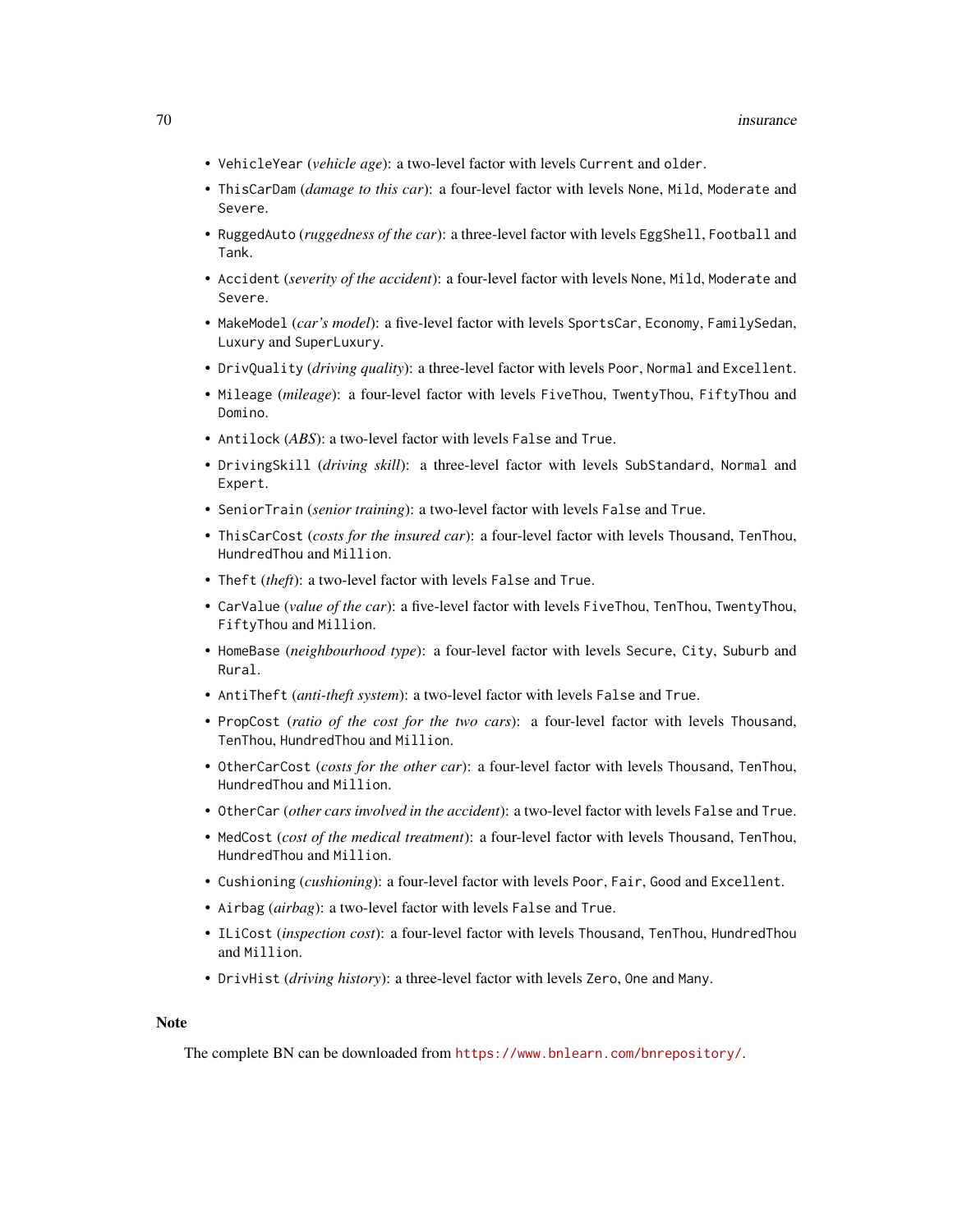- `VehicleYear` (*vehicle age*): a two-level factor with levels `Current` and `older`.
- `ThisCarDam` (*damage to this car*): a four-level factor with levels `None`, `Mild`, `Moderate` and `Severe`.
- `RuggedAuto` (*ruggedness of the car*): a three-level factor with levels `EggShell`, `Football` and `Tank`.
- `Accident` (*severity of the accident*): a four-level factor with levels `None`, `Mild`, `Moderate` and `Severe`.
- `MakeModel` (*car's model*): a five-level factor with levels `SportsCar`, `Economy`, `FamilySedan`, `Luxury` and `SuperLuxury`.
- `DrivQuality` (*driving quality*): a three-level factor with levels `Poor`, `Normal` and `Excellent`.
- `Mileage` (*mileage*): a four-level factor with levels `FiveThou`, `TwentyThou`, `FiftyThou` and `Domino`.
- `Antilock` (*ABS*): a two-level factor with levels `False` and `True`.
- `DrivingSkill` (*driving skill*): a three-level factor with levels `SubStandard`, `Normal` and `Expert`.
- `SeniorTrain` (*senior training*): a two-level factor with levels `False` and `True`.
- `ThisCarCost` (*costs for the insured car*): a four-level factor with levels `Thousand`, `TenThou`, `HundredThou` and `Million`.
- `Theft` (*theft*): a two-level factor with levels `False` and `True`.
- `CarValue` (*value of the car*): a five-level factor with levels `FiveThou`, `TenThou`, `TwentyThou`, `FiftyThou` and `Million`.
- `HomeBase` (*neighbourhood type*): a four-level factor with levels `Secure`, `City`, `Suburb` and `Rural`.
- `AntiTheft` (*anti-theft system*): a two-level factor with levels `False` and `True`.
- `PropCost` (*ratio of the cost for the two cars*): a four-level factor with levels `Thousand`, `TenThou`, `HundredThou` and `Million`.
- `OtherCarCost` (*costs for the other car*): a four-level factor with levels `Thousand`, `TenThou`, `HundredThou` and `Million`.
- `OtherCar` (*other cars involved in the accident*): a two-level factor with levels `False` and `True`.
- `MedCost` (*cost of the medical treatment*): a four-level factor with levels `Thousand`, `TenThou`, `HundredThou` and `Million`.
- `Cushioning` (*cushioning*): a four-level factor with levels `Poor`, `Fair`, `Good` and `Excellent`.
- `Airbag` (*airbag*): a two-level factor with levels `False` and `True`.
- `ILiCost` (*inspection cost*): a four-level factor with levels `Thousand`, `TenThou`, `HundredThou` and `Million`.
- `DrivHist` (*driving history*): a three-level factor with levels `Zero`, `One` and `Many`.

## Note

The complete BN can be downloaded from https://www.bnlearn.com/bnrepository/.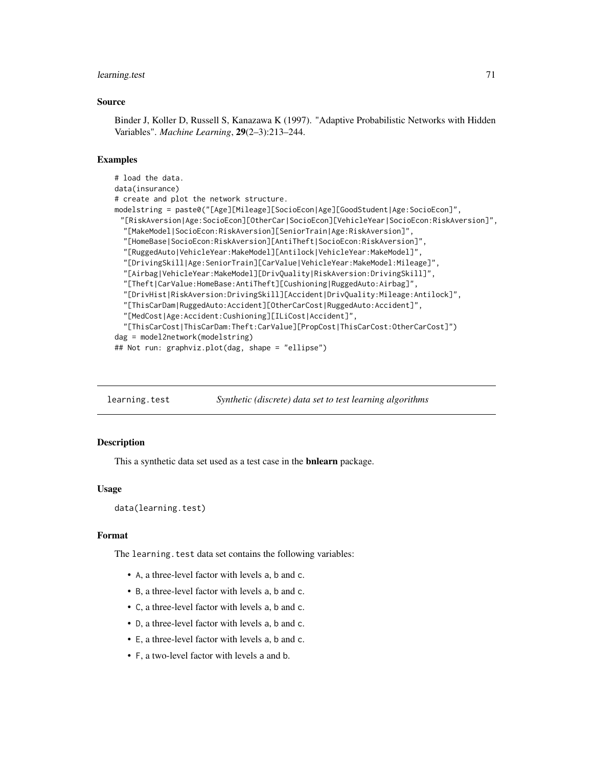### Source

Binder J, Koller D, Russell S, Kanazawa K (1997). "Adaptive Probabilistic Networks with Hidden Variables". *Machine Learning*, **29**(2–3):213–244.

### Examples

```
# load the data.
data(insurance)
# create and plot the network structure.
modelstring = paste0("[Age][Mileage][SocioEcon|Age][GoodStudent|Age:SocioEcon]",
  "[RiskAversion|Age:SocioEcon][OtherCar|SocioEcon][VehicleYear|SocioEcon:RiskAversion]",
   "[MakeModel|SocioEcon:RiskAversion][SeniorTrain|Age:RiskAversion]",
   "[HomeBase|SocioEcon:RiskAversion][AntiTheft|SocioEcon:RiskAversion]",
   "[RuggedAuto|VehicleYear:MakeModel][Antilock|VehicleYear:MakeModel]",
   "[DrivingSkill|Age:SeniorTrain][CarValue|VehicleYear:MakeModel:Mileage]",
   "[Airbag|VehicleYear:MakeModel][DrivQuality|RiskAversion:DrivingSkill]",
   "[Theft|CarValue:HomeBase:AntiTheft][Cushioning|RuggedAuto:Airbag]",
   "[DrivHist|RiskAversion:DrivingSkill][Accident|DrivQuality:Mileage:Antilock]",
   "[ThisCarDam|RuggedAuto:Accident][OtherCarCost|RuggedAuto:Accident]",
   "[MedCost|Age:Accident:Cushioning][ILiCost|Accident]",
   "[ThisCarCost|ThisCarDam:Theft:CarValue][PropCost|ThisCarCost:OtherCarCost]")
dag = model2network(modelstring)
## Not run: graphviz.plot(dag, shape = "ellipse")
```

---

## learning.test — *Synthetic (discrete) data set to test learning algorithms*

---

### Description

This a synthetic data set used as a test case in the **bnlearn** package.

### Usage

```
data(learning.test)
```

### Format

The learning.test data set contains the following variables:

- A, a three-level factor with levels a, b and c.
- B, a three-level factor with levels a, b and c.
- C, a three-level factor with levels a, b and c.
- D, a three-level factor with levels a, b and c.
- E, a three-level factor with levels a, b and c.
- F, a two-level factor with levels a and b.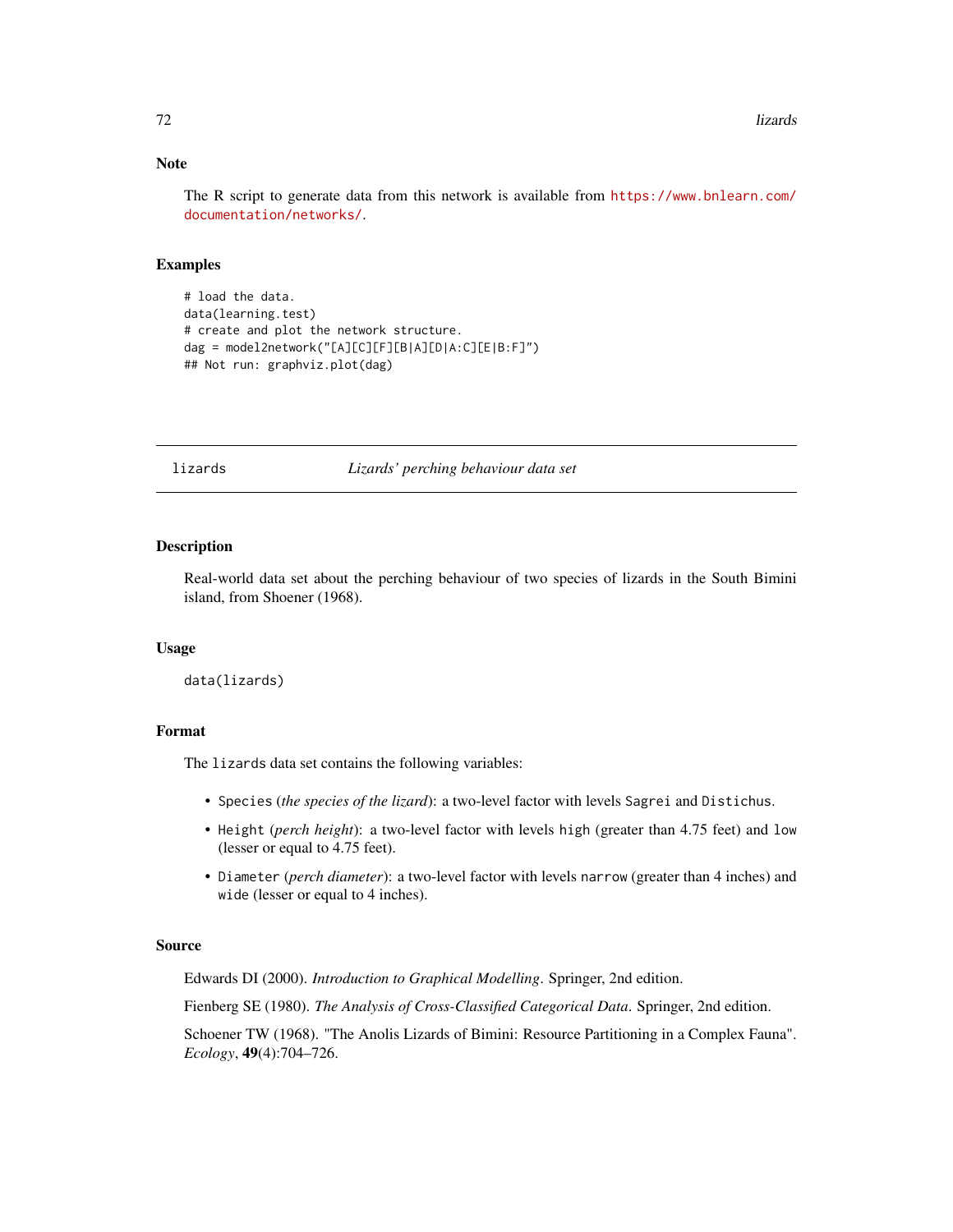### Note

The R script to generate data from this network is available from https://www.bnlearn.com/documentation/networks/.

### Examples

```
# load the data.
data(learning.test)
# create and plot the network structure.
dag = model2network("[A][C][F][B|A][D|A:C][E|B:F]")
## Not run: graphviz.plot(dag)
```

## lizards — *Lizards' perching behaviour data set*

### Description

Real-world data set about the perching behaviour of two species of lizards in the South Bimini island, from Shoener (1968).

### Usage

```
data(lizards)
```

### Format

The `lizards` data set contains the following variables:

- `Species` (*the species of the lizard*): a two-level factor with levels `Sagrei` and `Distichus`.
- `Height` (*perch height*): a two-level factor with levels `high` (greater than 4.75 feet) and `low` (lesser or equal to 4.75 feet).
- `Diameter` (*perch diameter*): a two-level factor with levels `narrow` (greater than 4 inches) and `wide` (lesser or equal to 4 inches).

### Source

Edwards DI (2000). *Introduction to Graphical Modelling*. Springer, 2nd edition.

Fienberg SE (1980). *The Analysis of Cross-Classified Categorical Data*. Springer, 2nd edition.

Schoener TW (1968). "The Anolis Lizards of Bimini: Resource Partitioning in a Complex Fauna". *Ecology*, **49**(4):704–726.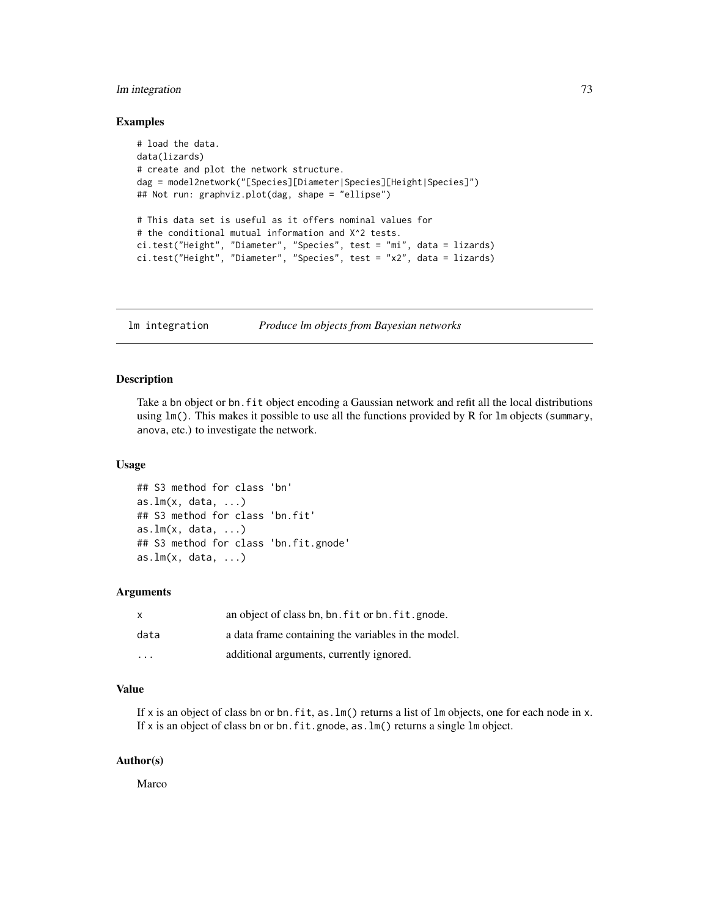### Examples

```
# load the data.
data(lizards)
# create and plot the network structure.
dag = model2network("[Species][Diameter|Species][Height|Species]")
## Not run: graphviz.plot(dag, shape = "ellipse")

# This data set is useful as it offers nominal values for
# the conditional mutual information and X^2 tests.
ci.test("Height", "Diameter", "Species", test = "mi", data = lizards)
ci.test("Height", "Diameter", "Species", test = "x2", data = lizards)
```

---

## lm integration &nbsp;&nbsp;&nbsp; *Produce lm objects from Bayesian networks*

---

### Description

Take a bn object or `bn.fit` object encoding a Gaussian network and refit all the local distributions using `lm()`. This makes it possible to use all the functions provided by R for `lm` objects (`summary`, `anova`, etc.) to investigate the network.

### Usage

```
## S3 method for class 'bn'
as.lm(x, data, ...)
## S3 method for class 'bn.fit'
as.lm(x, data, ...)
## S3 method for class 'bn.fit.gnode'
as.lm(x, data, ...)
```

### Arguments

| | |
|---|---|
| `x` | an object of class bn, `bn.fit` or `bn.fit.gnode`. |
| `data` | a data frame containing the variables in the model. |
| `...` | additional arguments, currently ignored. |

### Value

If `x` is an object of class bn or `bn.fit`, `as.lm()` returns a list of `lm` objects, one for each node in `x`. If `x` is an object of class bn or `bn.fit.gnode`, `as.lm()` returns a single `lm` object.

### Author(s)

Marco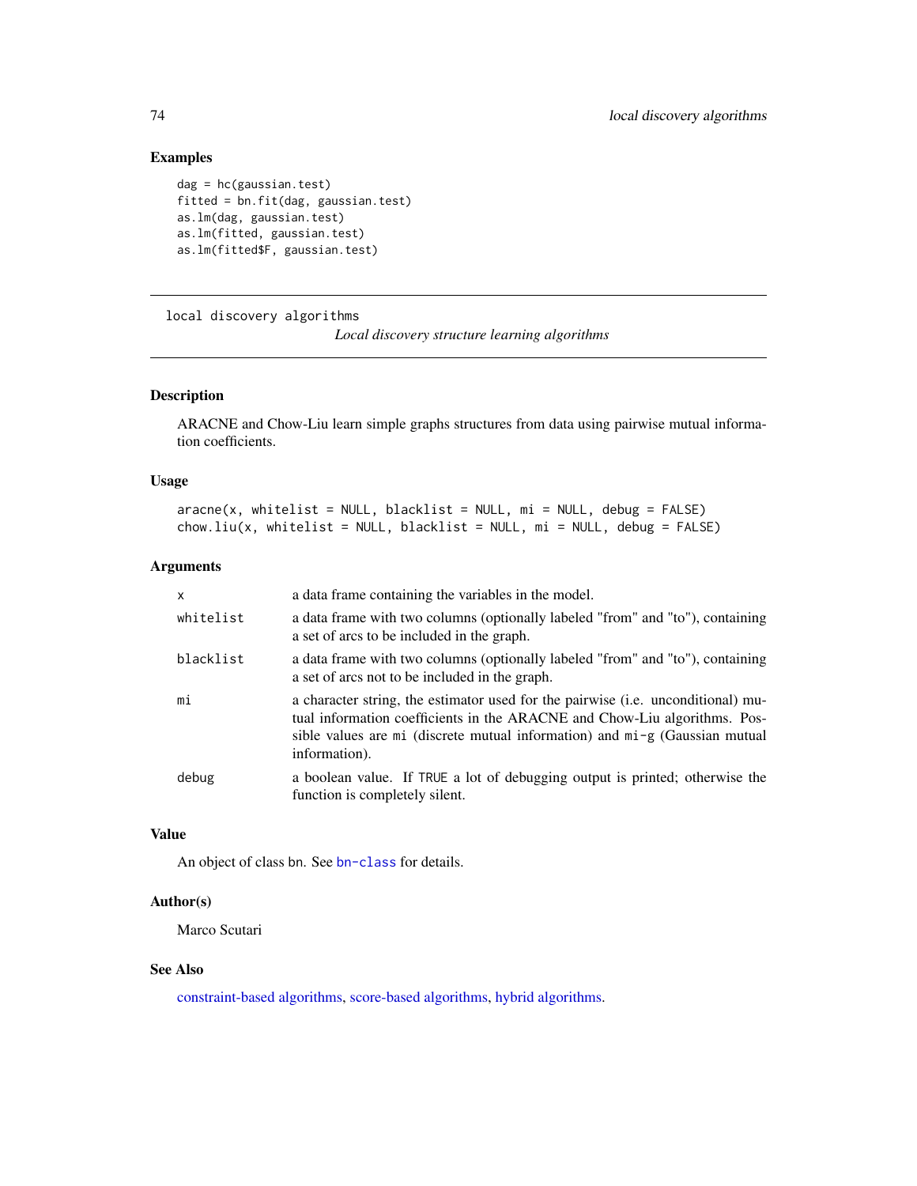## Examples

```
dag = hc(gaussian.test)
fitted = bn.fit(dag, gaussian.test)
as.lm(dag, gaussian.test)
as.lm(fitted, gaussian.test)
as.lm(fitted$F, gaussian.test)
```

---

`local discovery algorithms` *Local discovery structure learning algorithms*

---

## Description

ARACNE and Chow-Liu learn simple graphs structures from data using pairwise mutual information coefficients.

## Usage

```
aracne(x, whitelist = NULL, blacklist = NULL, mi = NULL, debug = FALSE)
chow.liu(x, whitelist = NULL, blacklist = NULL, mi = NULL, debug = FALSE)
```

## Arguments

| | |
|---|---|
| `x` | a data frame containing the variables in the model. |
| `whitelist` | a data frame with two columns (optionally labeled "from" and "to"), containing a set of arcs to be included in the graph. |
| `blacklist` | a data frame with two columns (optionally labeled "from" and "to"), containing a set of arcs not to be included in the graph. |
| `mi` | a character string, the estimator used for the pairwise (i.e. unconditional) mutual information coefficients in the ARACNE and Chow-Liu algorithms. Possible values are `mi` (discrete mutual information) and `mi-g` (Gaussian mutual information). |
| `debug` | a boolean value. If `TRUE` a lot of debugging output is printed; otherwise the function is completely silent. |

## Value

An object of class `bn`. See bn-class for details.

## Author(s)

Marco Scutari

## See Also

constraint-based algorithms, score-based algorithms, hybrid algorithms.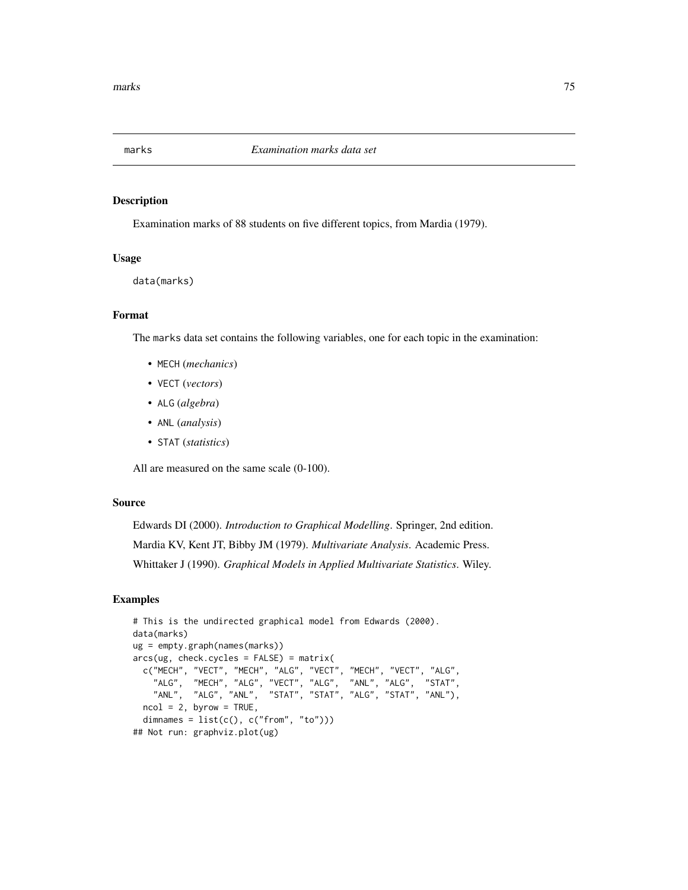# marks *Examination marks data set*

## Description

Examination marks of 88 students on five different topics, from Mardia (1979).

## Usage

```
data(marks)
```

## Format

The marks data set contains the following variables, one for each topic in the examination:

- MECH (*mechanics*)
- VECT (*vectors*)
- ALG (*algebra*)
- ANL (*analysis*)
- STAT (*statistics*)

All are measured on the same scale (0-100).

## Source

Edwards DI (2000). *Introduction to Graphical Modelling*. Springer, 2nd edition.

Mardia KV, Kent JT, Bibby JM (1979). *Multivariate Analysis*. Academic Press.

Whittaker J (1990). *Graphical Models in Applied Multivariate Statistics*. Wiley.

## Examples

```
# This is the undirected graphical model from Edwards (2000).
data(marks)
ug = empty.graph(names(marks))
arcs(ug, check.cycles = FALSE) = matrix(
  c("MECH", "VECT", "MECH", "ALG", "VECT", "MECH", "VECT", "ALG",
    "ALG",  "MECH", "ALG", "VECT", "ALG",  "ANL", "ALG",  "STAT",
    "ANL",  "ALG", "ANL",  "STAT", "STAT", "ALG", "STAT", "ANL"),
  ncol = 2, byrow = TRUE,
  dimnames = list(c(), c("from", "to")))
## Not run: graphviz.plot(ug)
```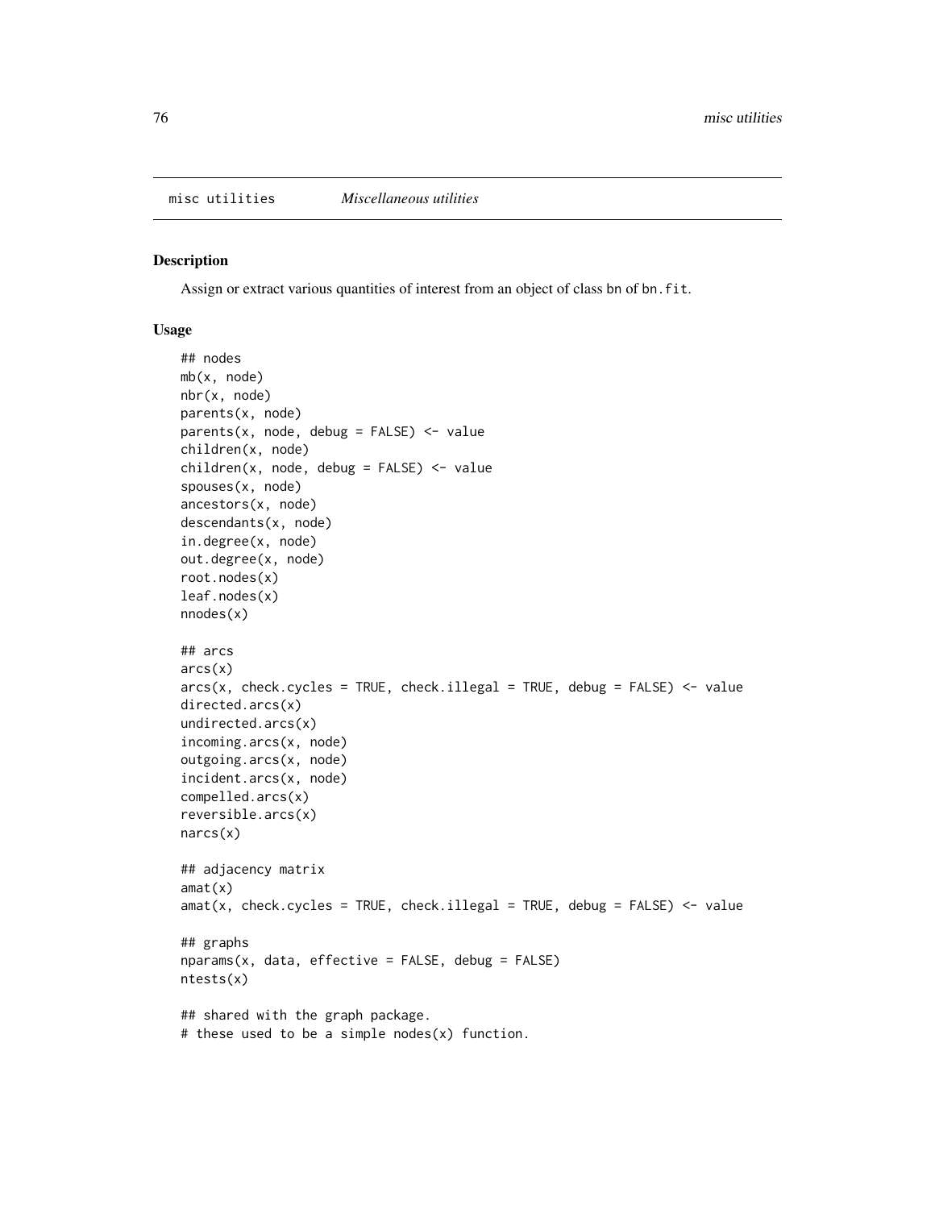misc utilities *Miscellaneous utilities*

### Description

Assign or extract various quantities of interest from an object of class bn of `bn.fit`.

### Usage

```
## nodes
mb(x, node)
nbr(x, node)
parents(x, node)
parents(x, node, debug = FALSE) <- value
children(x, node)
children(x, node, debug = FALSE) <- value
spouses(x, node)
ancestors(x, node)
descendants(x, node)
in.degree(x, node)
out.degree(x, node)
root.nodes(x)
leaf.nodes(x)
nnodes(x)

## arcs
arcs(x)
arcs(x, check.cycles = TRUE, check.illegal = TRUE, debug = FALSE) <- value
directed.arcs(x)
undirected.arcs(x)
incoming.arcs(x, node)
outgoing.arcs(x, node)
incident.arcs(x, node)
compelled.arcs(x)
reversible.arcs(x)
narcs(x)

## adjacency matrix
amat(x)
amat(x, check.cycles = TRUE, check.illegal = TRUE, debug = FALSE) <- value

## graphs
nparams(x, data, effective = FALSE, debug = FALSE)
ntests(x)

## shared with the graph package.
# these used to be a simple nodes(x) function.
```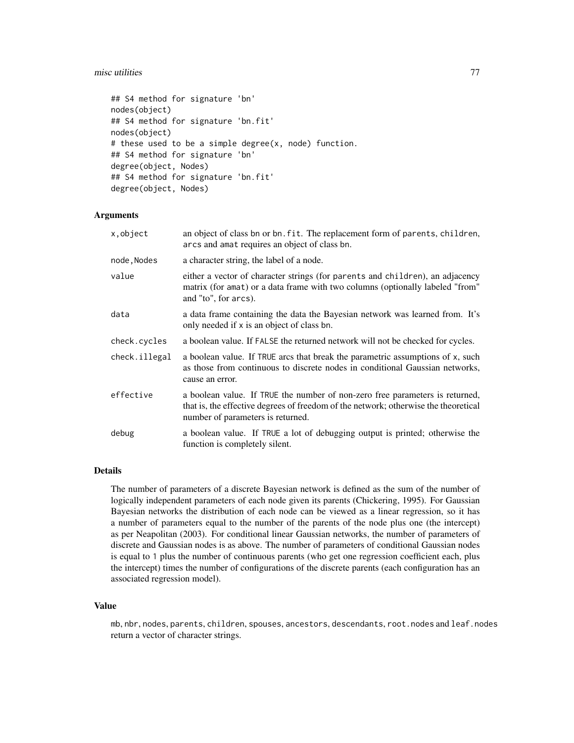```
## S4 method for signature 'bn'
nodes(object)
## S4 method for signature 'bn.fit'
nodes(object)
# these used to be a simple degree(x, node) function.
## S4 method for signature 'bn'
degree(object, Nodes)
## S4 method for signature 'bn.fit'
degree(object, Nodes)
```

### Arguments

| | |
|---|---|
| `x,object` | an object of class `bn` or `bn.fit`. The replacement form of `parents`, `children`, `arcs` and `amat` requires an object of class `bn`. |
| `node,Nodes` | a character string, the label of a node. |
| `value` | either a vector of character strings (for `parents` and `children`), an adjacency matrix (for `amat`) or a data frame with two columns (optionally labeled "from" and "to", for `arcs`). |
| `data` | a data frame containing the data the Bayesian network was learned from. It's only needed if `x` is an object of class `bn`. |
| `check.cycles` | a boolean value. If `FALSE` the returned network will not be checked for cycles. |
| `check.illegal` | a boolean value. If `TRUE` arcs that break the parametric assumptions of `x`, such as those from continuous to discrete nodes in conditional Gaussian networks, cause an error. |
| `effective` | a boolean value. If `TRUE` the number of non-zero free parameters is returned, that is, the effective degrees of freedom of the network; otherwise the theoretical number of parameters is returned. |
| `debug` | a boolean value. If `TRUE` a lot of debugging output is printed; otherwise the function is completely silent. |

### Details

The number of parameters of a discrete Bayesian network is defined as the sum of the number of logically independent parameters of each node given its parents (Chickering, 1995). For Gaussian Bayesian networks the distribution of each node can be viewed as a linear regression, so it has a number of parameters equal to the number of the parents of the node plus one (the intercept) as per Neapolitan (2003). For conditional linear Gaussian networks, the number of parameters of discrete and Gaussian nodes is as above. The number of parameters of conditional Gaussian nodes is equal to 1 plus the number of continuous parents (who get one regression coefficient each, plus the intercept) times the number of configurations of the discrete parents (each configuration has an associated regression model).

### Value

`mb`, `nbr`, `nodes`, `parents`, `children`, `spouses`, `ancestors`, `descendants`, `root.nodes` and `leaf.nodes` return a vector of character strings.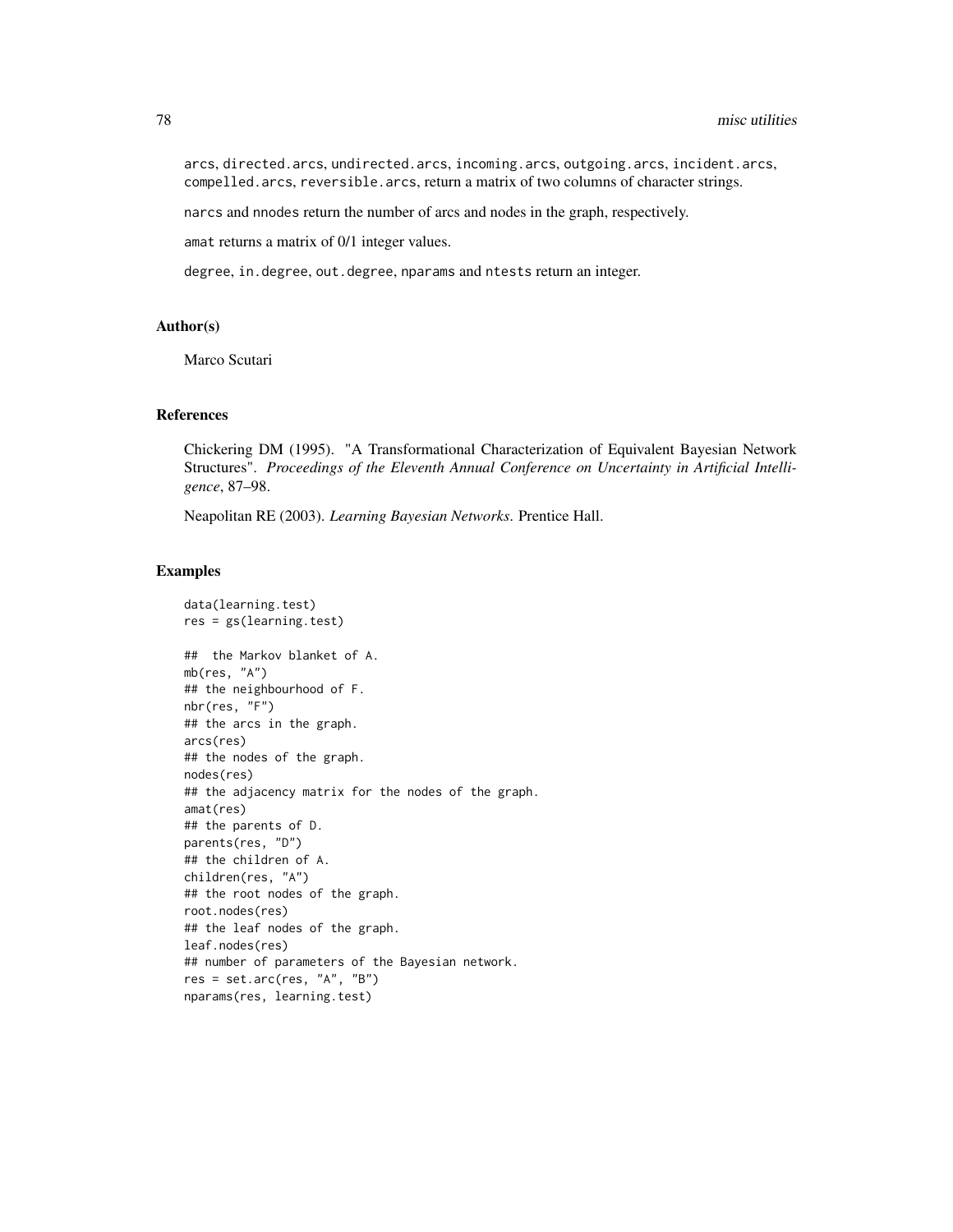arcs, directed.arcs, undirected.arcs, incoming.arcs, outgoing.arcs, incident.arcs, compelled.arcs, reversible.arcs, return a matrix of two columns of character strings.

narcs and nnodes return the number of arcs and nodes in the graph, respectively.

amat returns a matrix of 0/1 integer values.

degree, in.degree, out.degree, nparams and ntests return an integer.

## Author(s)

Marco Scutari

## References

Chickering DM (1995). "A Transformational Characterization of Equivalent Bayesian Network Structures". *Proceedings of the Eleventh Annual Conference on Uncertainty in Artificial Intelligence*, 87–98.

Neapolitan RE (2003). *Learning Bayesian Networks*. Prentice Hall.

## Examples

```
data(learning.test)
res = gs(learning.test)

##  the Markov blanket of A.
mb(res, "A")
## the neighbourhood of F.
nbr(res, "F")
## the arcs in the graph.
arcs(res)
## the nodes of the graph.
nodes(res)
## the adjacency matrix for the nodes of the graph.
amat(res)
## the parents of D.
parents(res, "D")
## the children of A.
children(res, "A")
## the root nodes of the graph.
root.nodes(res)
## the leaf nodes of the graph.
leaf.nodes(res)
## number of parameters of the Bayesian network.
res = set.arc(res, "A", "B")
nparams(res, learning.test)
```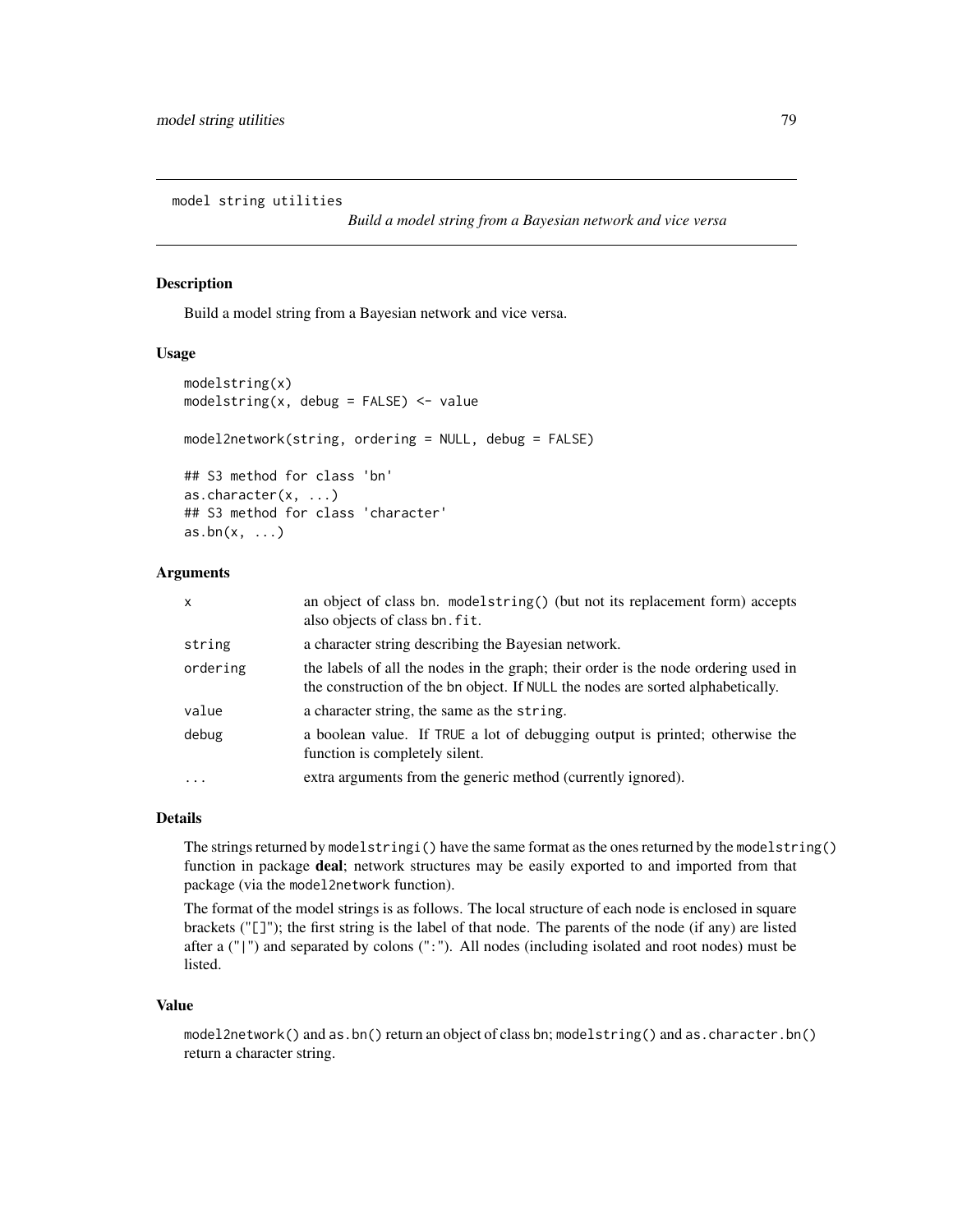model string utilities

## *Build a model string from a Bayesian network and vice versa*

### Description

Build a model string from a Bayesian network and vice versa.

### Usage

```
modelstring(x)
modelstring(x, debug = FALSE) <- value

model2network(string, ordering = NULL, debug = FALSE)

## S3 method for class 'bn'
as.character(x, ...)
## S3 method for class 'character'
as.bn(x, ...)
```

### Arguments

| | |
|---|---|
| x | an object of class bn. `modelstring()` (but not its replacement form) accepts also objects of class `bn.fit`. |
| string | a character string describing the Bayesian network. |
| ordering | the labels of all the nodes in the graph; their order is the node ordering used in the construction of the bn object. If `NULL` the nodes are sorted alphabetically. |
| value | a character string, the same as the `string`. |
| debug | a boolean value. If `TRUE` a lot of debugging output is printed; otherwise the function is completely silent. |
| ... | extra arguments from the generic method (currently ignored). |

### Details

The strings returned by `modelstringi()` have the same format as the ones returned by the `modelstring()` function in package **deal**; network structures may be easily exported to and imported from that package (via the `model2network` function).

The format of the model strings is as follows. The local structure of each node is enclosed in square brackets ("`[]`"); the first string is the label of that node. The parents of the node (if any) are listed after a ("`|`") and separated by colons ("`:`"). All nodes (including isolated and root nodes) must be listed.

### Value

`model2network()` and `as.bn()` return an object of class bn; `modelstring()` and `as.character.bn()` return a character string.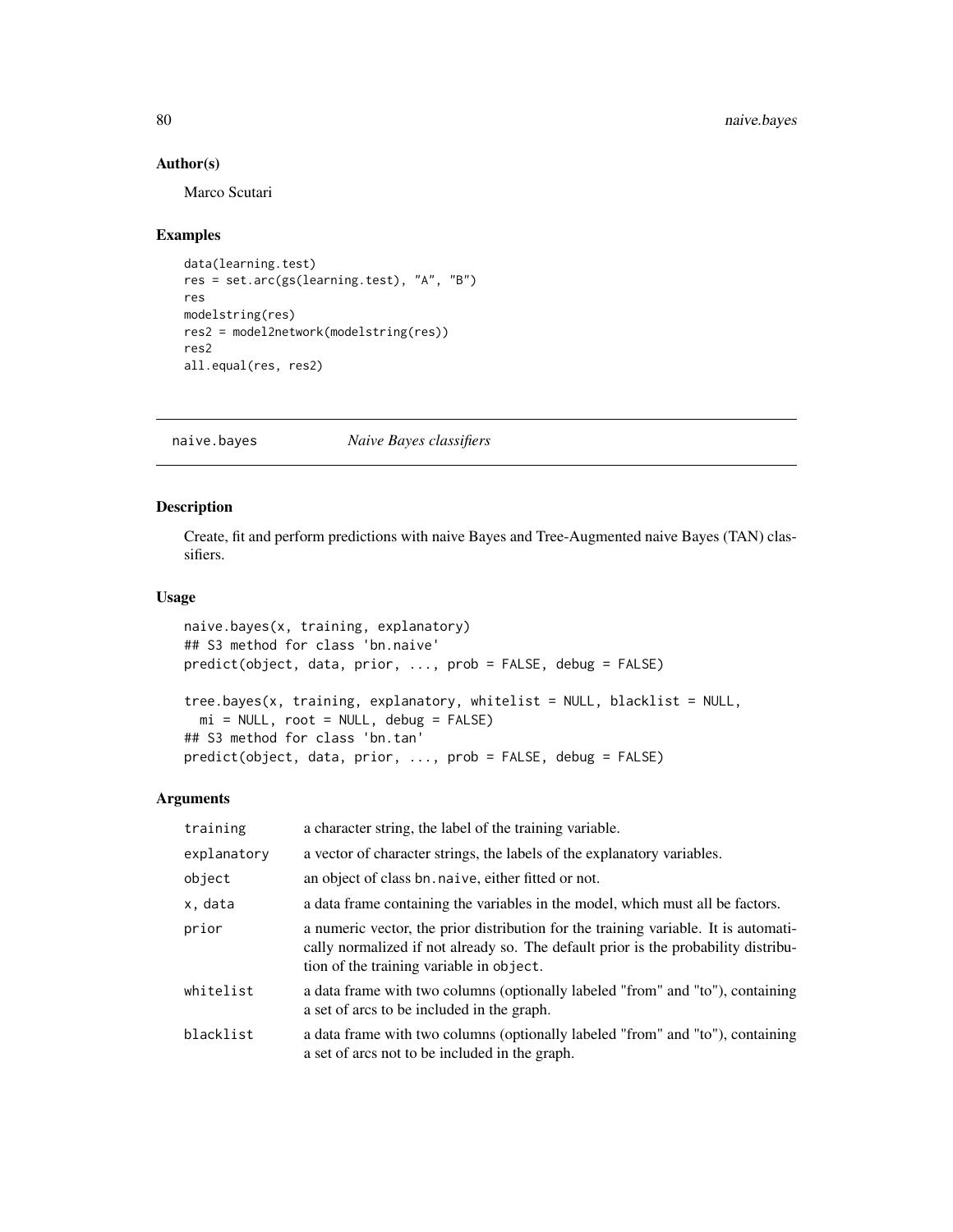### Author(s)

Marco Scutari

### Examples

```
data(learning.test)
res = set.arc(gs(learning.test), "A", "B")
res
modelstring(res)
res2 = model2network(modelstring(res))
res2
all.equal(res, res2)
```

---

## naive.bayes *Naive Bayes classifiers*

---

### Description

Create, fit and perform predictions with naive Bayes and Tree-Augmented naive Bayes (TAN) classifiers.

### Usage

```
naive.bayes(x, training, explanatory)
## S3 method for class 'bn.naive'
predict(object, data, prior, ..., prob = FALSE, debug = FALSE)

tree.bayes(x, training, explanatory, whitelist = NULL, blacklist = NULL,
  mi = NULL, root = NULL, debug = FALSE)
## S3 method for class 'bn.tan'
predict(object, data, prior, ..., prob = FALSE, debug = FALSE)
```

### Arguments

| | |
|---|---|
| training | a character string, the label of the training variable. |
| explanatory | a vector of character strings, the labels of the explanatory variables. |
| object | an object of class bn.naive, either fitted or not. |
| x, data | a data frame containing the variables in the model, which must all be factors. |
| prior | a numeric vector, the prior distribution for the training variable. It is automatically normalized if not already so. The default prior is the probability distribution of the training variable in object. |
| whitelist | a data frame with two columns (optionally labeled "from" and "to"), containing a set of arcs to be included in the graph. |
| blacklist | a data frame with two columns (optionally labeled "from" and "to"), containing a set of arcs not to be included in the graph. |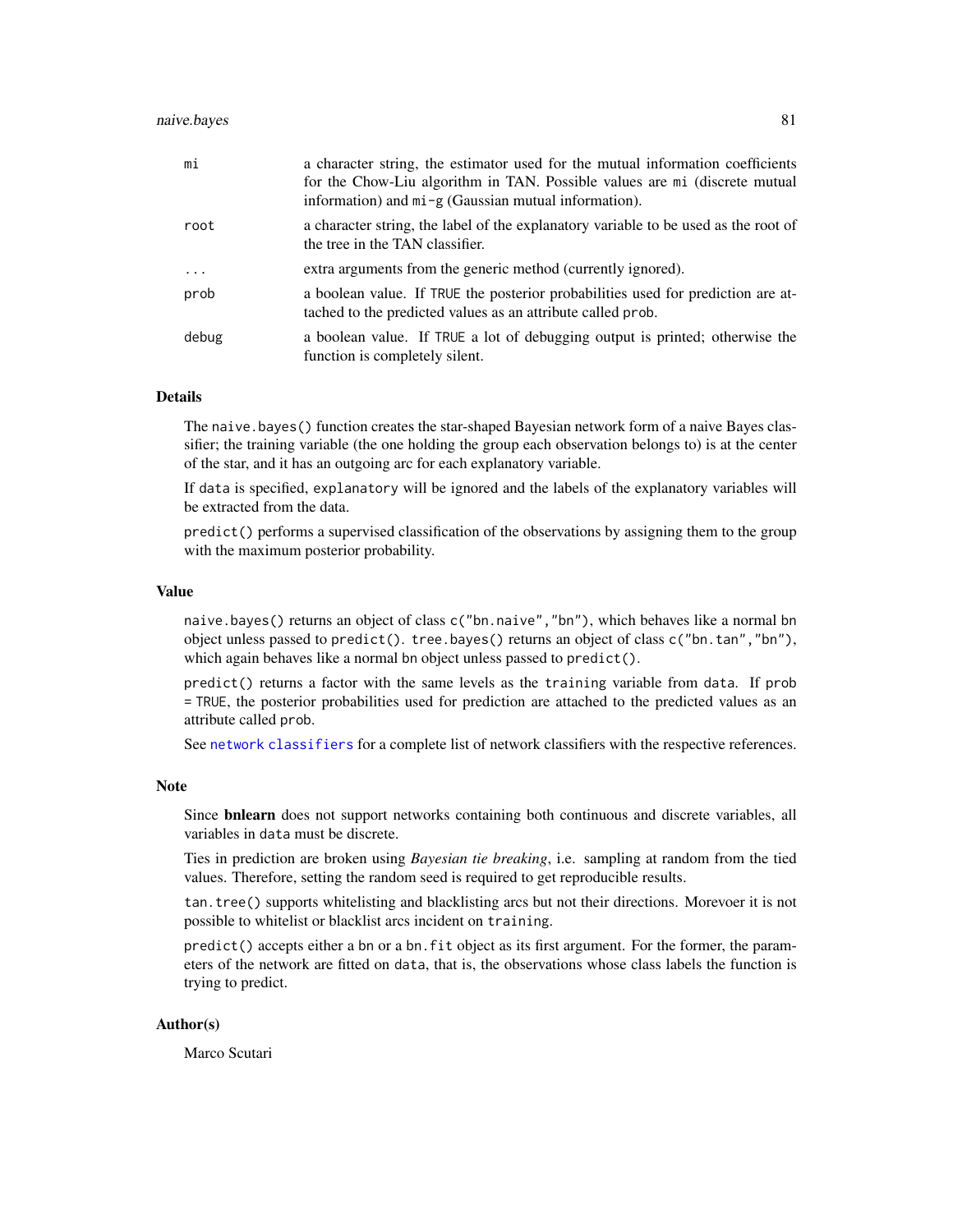| | |
|---|---|
| mi | a character string, the estimator used for the mutual information coefficients for the Chow-Liu algorithm in TAN. Possible values are mi (discrete mutual information) and mi-g (Gaussian mutual information). |
| root | a character string, the label of the explanatory variable to be used as the root of the tree in the TAN classifier. |
| ... | extra arguments from the generic method (currently ignored). |
| prob | a boolean value. If TRUE the posterior probabilities used for prediction are attached to the predicted values as an attribute called prob. |
| debug | a boolean value. If TRUE a lot of debugging output is printed; otherwise the function is completely silent. |

## Details

The naive.bayes() function creates the star-shaped Bayesian network form of a naive Bayes classifier; the training variable (the one holding the group each observation belongs to) is at the center of the star, and it has an outgoing arc for each explanatory variable.

If data is specified, explanatory will be ignored and the labels of the explanatory variables will be extracted from the data.

predict() performs a supervised classification of the observations by assigning them to the group with the maximum posterior probability.

## Value

naive.bayes() returns an object of class c("bn.naive","bn"), which behaves like a normal bn object unless passed to predict(). tree.bayes() returns an object of class c("bn.tan","bn"), which again behaves like a normal bn object unless passed to predict().

predict() returns a factor with the same levels as the training variable from data. If prob = TRUE, the posterior probabilities used for prediction are attached to the predicted values as an attribute called prob.

See network classifiers for a complete list of network classifiers with the respective references.

## Note

Since **bnlearn** does not support networks containing both continuous and discrete variables, all variables in data must be discrete.

Ties in prediction are broken using *Bayesian tie breaking*, i.e. sampling at random from the tied values. Therefore, setting the random seed is required to get reproducible results.

tan.tree() supports whitelisting and blacklisting arcs but not their directions. Morevoer it is not possible to whitelist or blacklist arcs incident on training.

predict() accepts either a bn or a bn.fit object as its first argument. For the former, the parameters of the network are fitted on data, that is, the observations whose class labels the function is trying to predict.

## Author(s)

Marco Scutari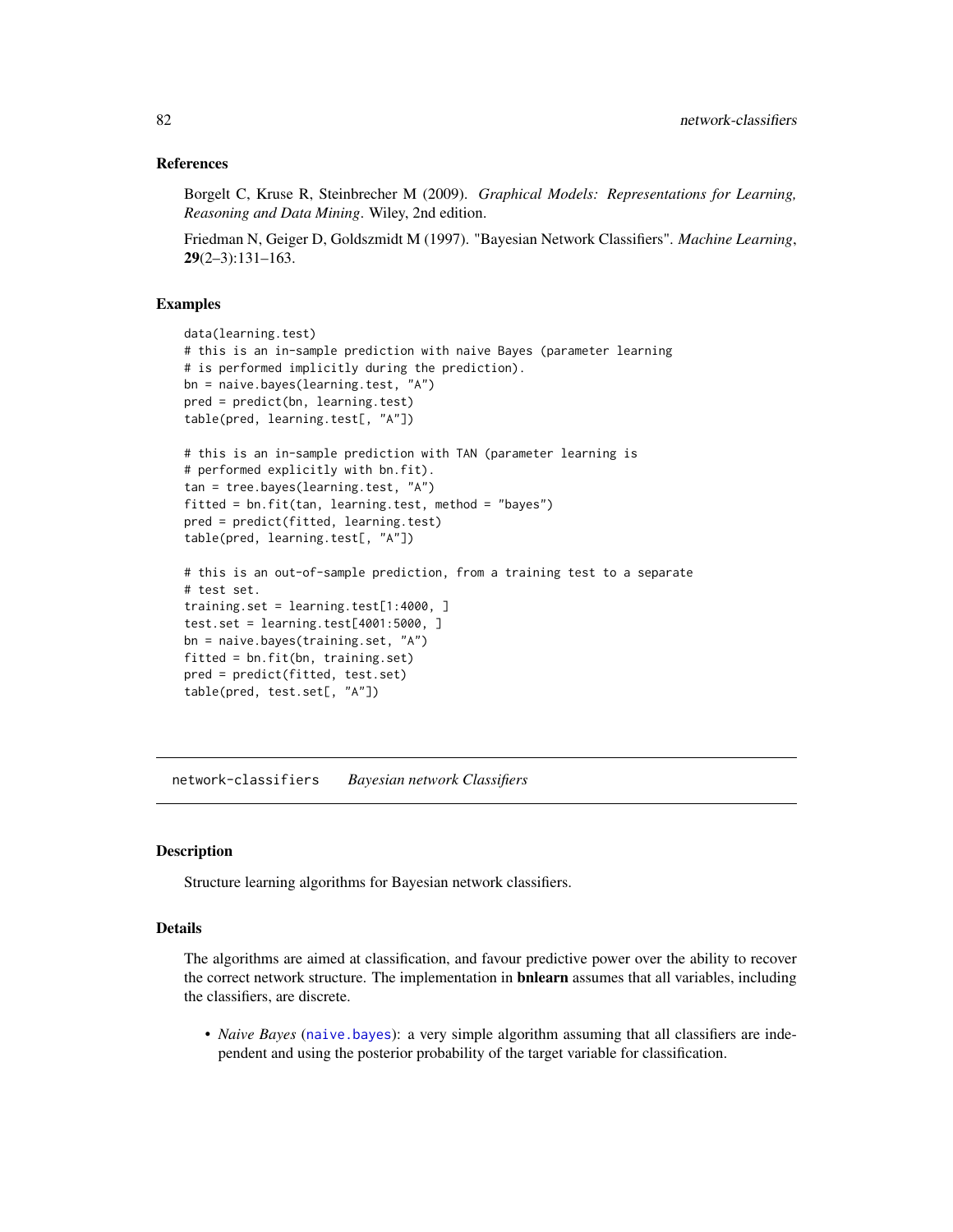### References

Borgelt C, Kruse R, Steinbrecher M (2009). *Graphical Models: Representations for Learning, Reasoning and Data Mining*. Wiley, 2nd edition.

Friedman N, Geiger D, Goldszmidt M (1997). "Bayesian Network Classifiers". *Machine Learning*, **29**(2–3):131–163.

### Examples

```
data(learning.test)
# this is an in-sample prediction with naive Bayes (parameter learning
# is performed implicitly during the prediction).
bn = naive.bayes(learning.test, "A")
pred = predict(bn, learning.test)
table(pred, learning.test[, "A"])

# this is an in-sample prediction with TAN (parameter learning is
# performed explicitly with bn.fit).
tan = tree.bayes(learning.test, "A")
fitted = bn.fit(tan, learning.test, method = "bayes")
pred = predict(fitted, learning.test)
table(pred, learning.test[, "A"])

# this is an out-of-sample prediction, from a training test to a separate
# test set.
training.set = learning.test[1:4000, ]
test.set = learning.test[4001:5000, ]
bn = naive.bayes(training.set, "A")
fitted = bn.fit(bn, training.set)
pred = predict(fitted, test.set)
table(pred, test.set[, "A"])
```

---

## network-classifiers *Bayesian network Classifiers*

---

### Description

Structure learning algorithms for Bayesian network classifiers.

### Details

The algorithms are aimed at classification, and favour predictive power over the ability to recover the correct network structure. The implementation in **bnlearn** assumes that all variables, including the classifiers, are discrete.

- *Naive Bayes* (naive.bayes): a very simple algorithm assuming that all classifiers are independent and using the posterior probability of the target variable for classification.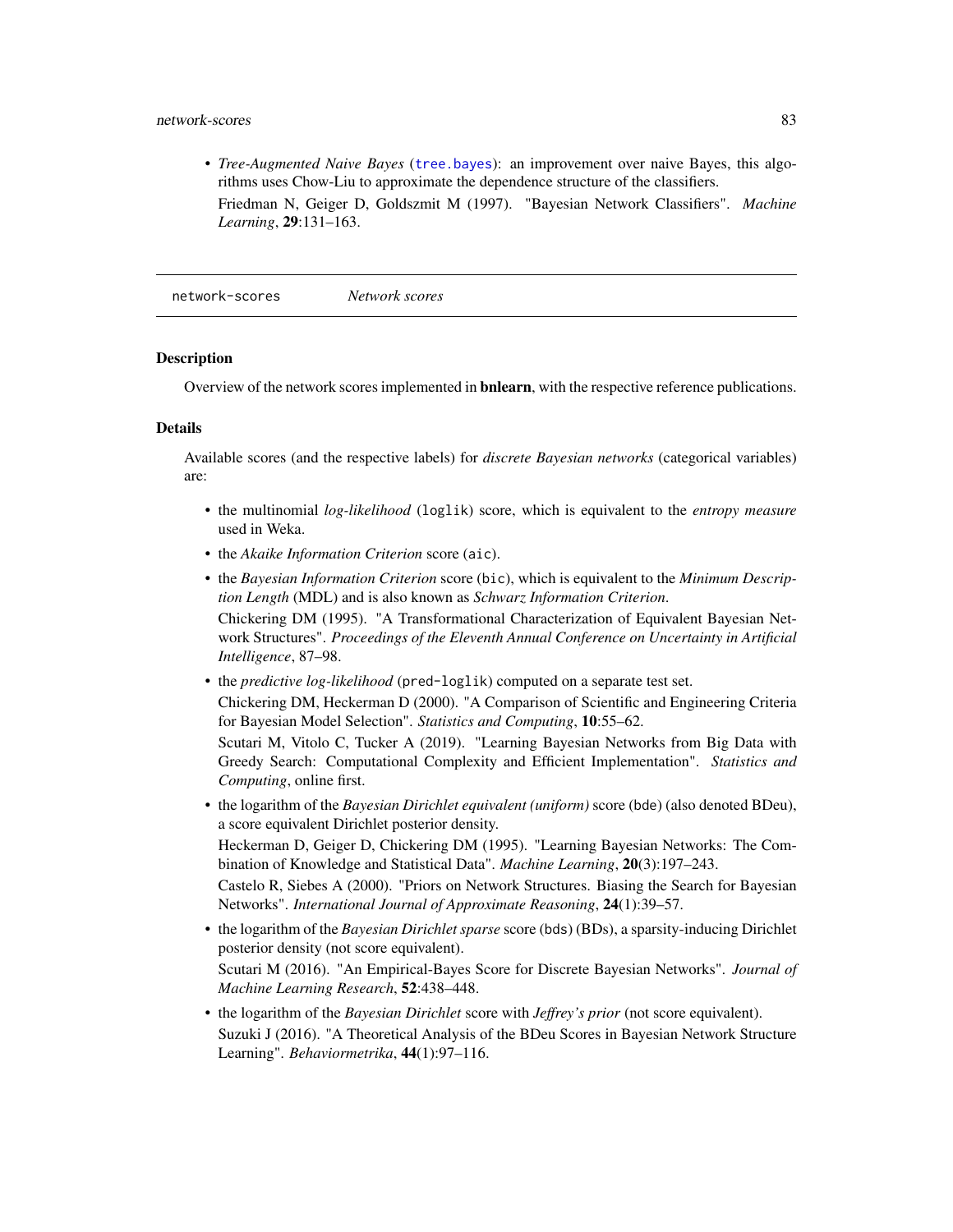- *Tree-Augmented Naive Bayes* (`tree.bayes`): an improvement over naive Bayes, this algorithms uses Chow-Liu to approximate the dependence structure of the classifiers.

  Friedman N, Geiger D, Goldszmit M (1997). "Bayesian Network Classifiers". *Machine Learning*, **29**:131–163.

---

`network-scores` *Network scores*

---

## Description

Overview of the network scores implemented in **bnlearn**, with the respective reference publications.

## Details

Available scores (and the respective labels) for *discrete Bayesian networks* (categorical variables) are:

- the multinomial *log-likelihood* (`loglik`) score, which is equivalent to the *entropy measure* used in Weka.
- the *Akaike Information Criterion* score (`aic`).
- the *Bayesian Information Criterion* score (`bic`), which is equivalent to the *Minimum Description Length* (MDL) and is also known as *Schwarz Information Criterion*.

  Chickering DM (1995). "A Transformational Characterization of Equivalent Bayesian Network Structures". *Proceedings of the Eleventh Annual Conference on Uncertainty in Artificial Intelligence*, 87–98.
- the *predictive log-likelihood* (`pred-loglik`) computed on a separate test set.

  Chickering DM, Heckerman D (2000). "A Comparison of Scientific and Engineering Criteria for Bayesian Model Selection". *Statistics and Computing*, **10**:55–62.

  Scutari M, Vitolo C, Tucker A (2019). "Learning Bayesian Networks from Big Data with Greedy Search: Computational Complexity and Efficient Implementation". *Statistics and Computing*, online first.
- the logarithm of the *Bayesian Dirichlet equivalent (uniform)* score (`bde`) (also denoted BDeu), a score equivalent Dirichlet posterior density.

  Heckerman D, Geiger D, Chickering DM (1995). "Learning Bayesian Networks: The Combination of Knowledge and Statistical Data". *Machine Learning*, **20**(3):197–243.

  Castelo R, Siebes A (2000). "Priors on Network Structures. Biasing the Search for Bayesian Networks". *International Journal of Approximate Reasoning*, **24**(1):39–57.
- the logarithm of the *Bayesian Dirichlet sparse* score (`bds`) (BDs), a sparsity-inducing Dirichlet posterior density (not score equivalent).

  Scutari M (2016). "An Empirical-Bayes Score for Discrete Bayesian Networks". *Journal of Machine Learning Research*, **52**:438–448.
- the logarithm of the *Bayesian Dirichlet* score with *Jeffrey's prior* (not score equivalent).

  Suzuki J (2016). "A Theoretical Analysis of the BDeu Scores in Bayesian Network Structure Learning". *Behaviormetrika*, **44**(1):97–116.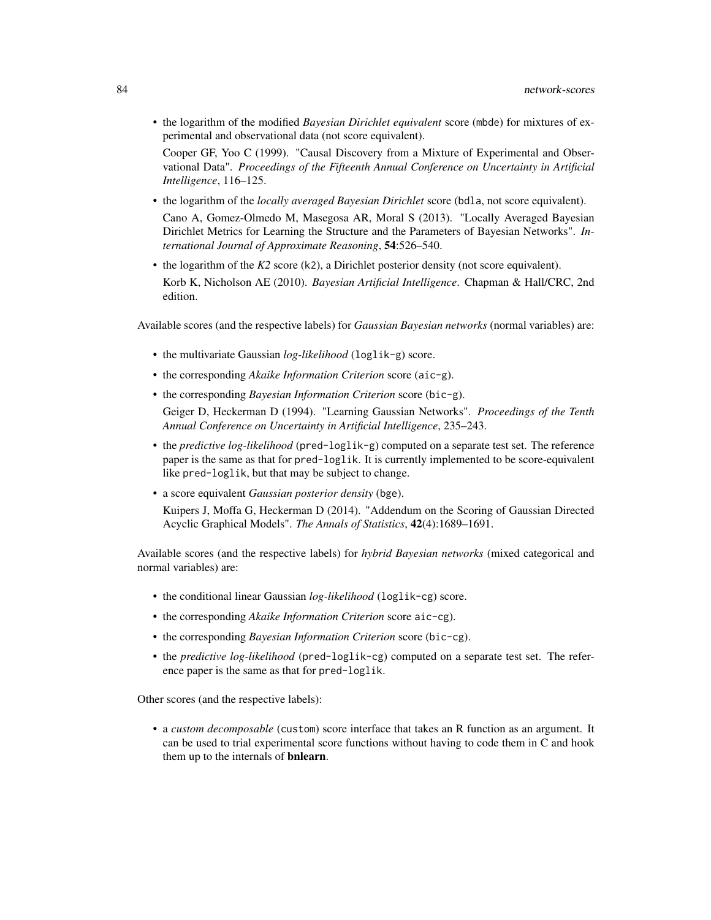- the logarithm of the modified *Bayesian Dirichlet equivalent* score (`mbde`) for mixtures of experimental and observational data (not score equivalent).

  Cooper GF, Yoo C (1999). "Causal Discovery from a Mixture of Experimental and Observational Data". *Proceedings of the Fifteenth Annual Conference on Uncertainty in Artificial Intelligence*, 116–125.

- the logarithm of the *locally averaged Bayesian Dirichlet* score (`bdla`, not score equivalent).

  Cano A, Gomez-Olmedo M, Masegosa AR, Moral S (2013). "Locally Averaged Bayesian Dirichlet Metrics for Learning the Structure and the Parameters of Bayesian Networks". *International Journal of Approximate Reasoning*, **54**:526–540.

- the logarithm of the *K2* score (`k2`), a Dirichlet posterior density (not score equivalent).

  Korb K, Nicholson AE (2010). *Bayesian Artificial Intelligence*. Chapman & Hall/CRC, 2nd edition.

Available scores (and the respective labels) for *Gaussian Bayesian networks* (normal variables) are:

- the multivariate Gaussian *log-likelihood* (`loglik-g`) score.
- the corresponding *Akaike Information Criterion* score (`aic-g`).
- the corresponding *Bayesian Information Criterion* score (`bic-g`).

  Geiger D, Heckerman D (1994). "Learning Gaussian Networks". *Proceedings of the Tenth Annual Conference on Uncertainty in Artificial Intelligence*, 235–243.

- the *predictive log-likelihood* (`pred-loglik-g`) computed on a separate test set. The reference paper is the same as that for `pred-loglik`. It is currently implemented to be score-equivalent like `pred-loglik`, but that may be subject to change.
- a score equivalent *Gaussian posterior density* (`bge`).

  Kuipers J, Moffa G, Heckerman D (2014). "Addendum on the Scoring of Gaussian Directed Acyclic Graphical Models". *The Annals of Statistics*, **42**(4):1689–1691.

Available scores (and the respective labels) for *hybrid Bayesian networks* (mixed categorical and normal variables) are:

- the conditional linear Gaussian *log-likelihood* (`loglik-cg`) score.
- the corresponding *Akaike Information Criterion* score `aic-cg`).
- the corresponding *Bayesian Information Criterion* score (`bic-cg`).
- the *predictive log-likelihood* (`pred-loglik-cg`) computed on a separate test set. The reference paper is the same as that for `pred-loglik`.

Other scores (and the respective labels):

- a *custom decomposable* (`custom`) score interface that takes an R function as an argument. It can be used to trial experimental score functions without having to code them in C and hook them up to the internals of **bnlearn**.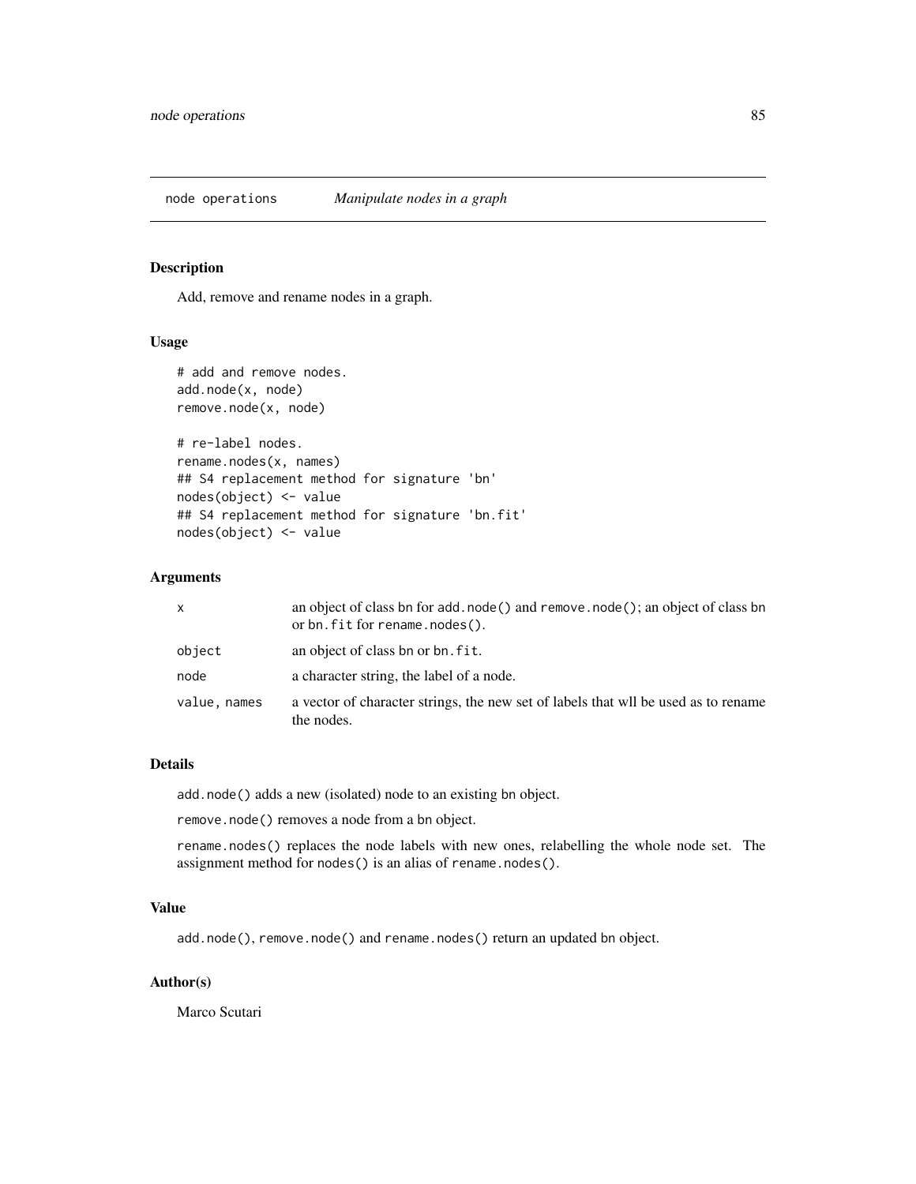## node operations *Manipulate nodes in a graph*

### Description

Add, remove and rename nodes in a graph.

### Usage

```
# add and remove nodes.
add.node(x, node)
remove.node(x, node)

# re-label nodes.
rename.nodes(x, names)
## S4 replacement method for signature 'bn'
nodes(object) <- value
## S4 replacement method for signature 'bn.fit'
nodes(object) <- value
```

### Arguments

| | |
|---|---|
| `x` | an object of class bn for `add.node()` and `remove.node()`; an object of class bn or `bn.fit` for `rename.nodes()`. |
| `object` | an object of class bn or `bn.fit`. |
| `node` | a character string, the label of a node. |
| `value, names` | a vector of character strings, the new set of labels that wll be used as to rename the nodes. |

### Details

`add.node()` adds a new (isolated) node to an existing bn object.

`remove.node()` removes a node from a bn object.

`rename.nodes()` replaces the node labels with new ones, relabelling the whole node set. The assignment method for `nodes()` is an alias of `rename.nodes()`.

### Value

`add.node()`, `remove.node()` and `rename.nodes()` return an updated bn object.

### Author(s)

Marco Scutari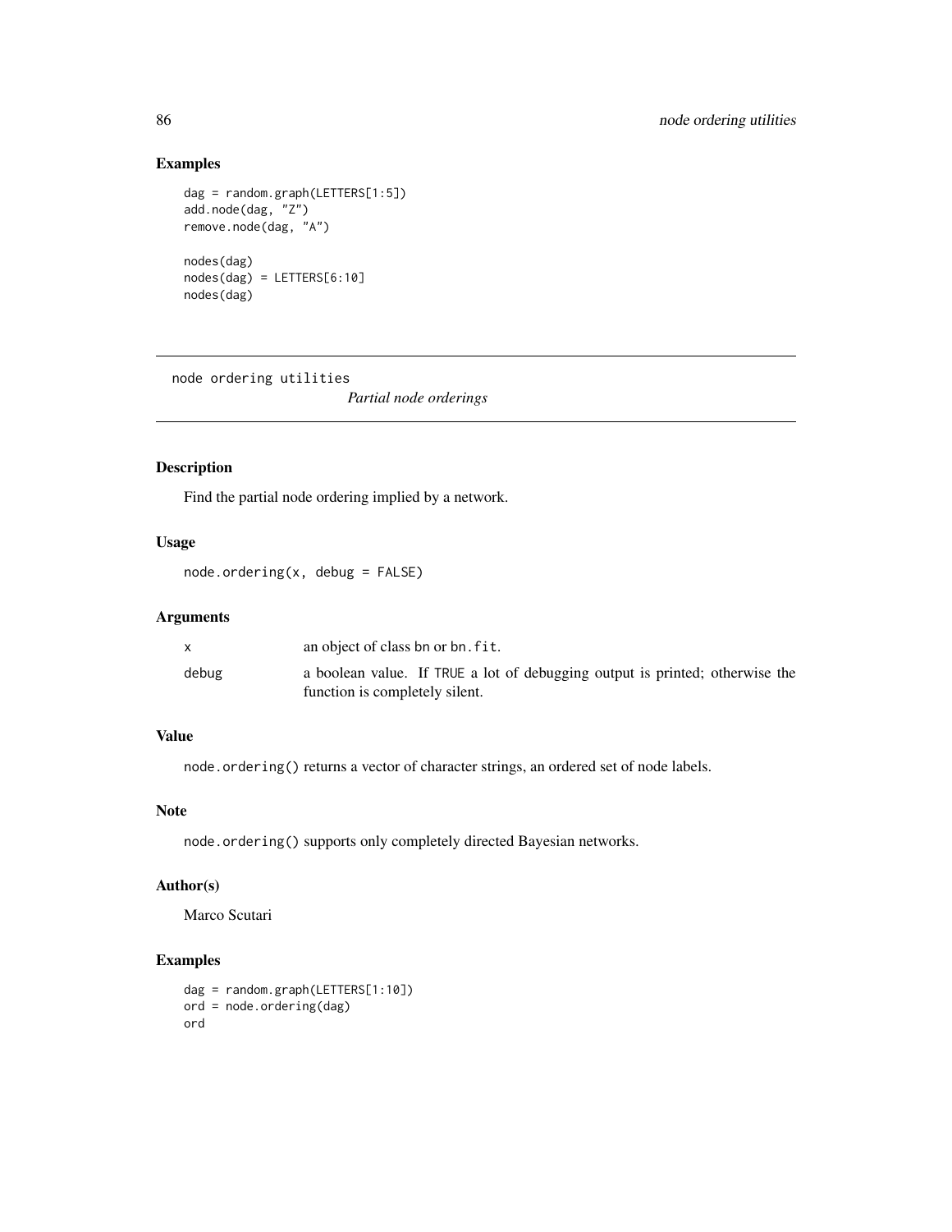## Examples

```
dag = random.graph(LETTERS[1:5])
add.node(dag, "Z")
remove.node(dag, "A")

nodes(dag)
nodes(dag) = LETTERS[6:10]
nodes(dag)
```

---

node ordering utilities                *Partial node orderings*

---

## Description

Find the partial node ordering implied by a network.

## Usage

```
node.ordering(x, debug = FALSE)
```

## Arguments

| | |
|---|---|
| `x` | an object of class bn or `bn.fit`. |
| `debug` | a boolean value. If `TRUE` a lot of debugging output is printed; otherwise the function is completely silent. |

## Value

`node.ordering()` returns a vector of character strings, an ordered set of node labels.

## Note

`node.ordering()` supports only completely directed Bayesian networks.

## Author(s)

Marco Scutari

## Examples

```
dag = random.graph(LETTERS[1:10])
ord = node.ordering(dag)
ord
```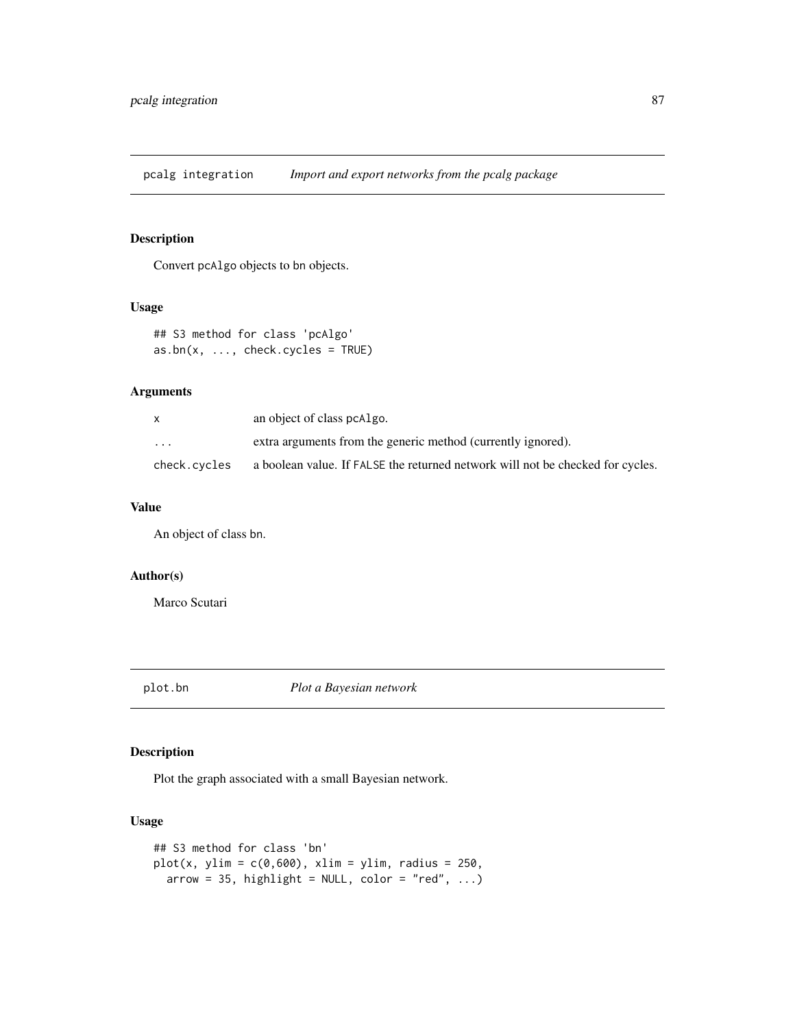## pcalg integration — *Import and export networks from the pcalg package*

### Description

Convert `pcAlgo` objects to `bn` objects.

### Usage

```
## S3 method for class 'pcAlgo'
as.bn(x, ..., check.cycles = TRUE)
```

### Arguments

| | |
|---|---|
| `x` | an object of class `pcAlgo`. |
| `...` | extra arguments from the generic method (currently ignored). |
| `check.cycles` | a boolean value. If `FALSE` the returned network will not be checked for cycles. |

### Value

An object of class `bn`.

### Author(s)

Marco Scutari

## plot.bn — *Plot a Bayesian network*

### Description

Plot the graph associated with a small Bayesian network.

### Usage

```
## S3 method for class 'bn'
plot(x, ylim = c(0,600), xlim = ylim, radius = 250,
  arrow = 35, highlight = NULL, color = "red", ...)
```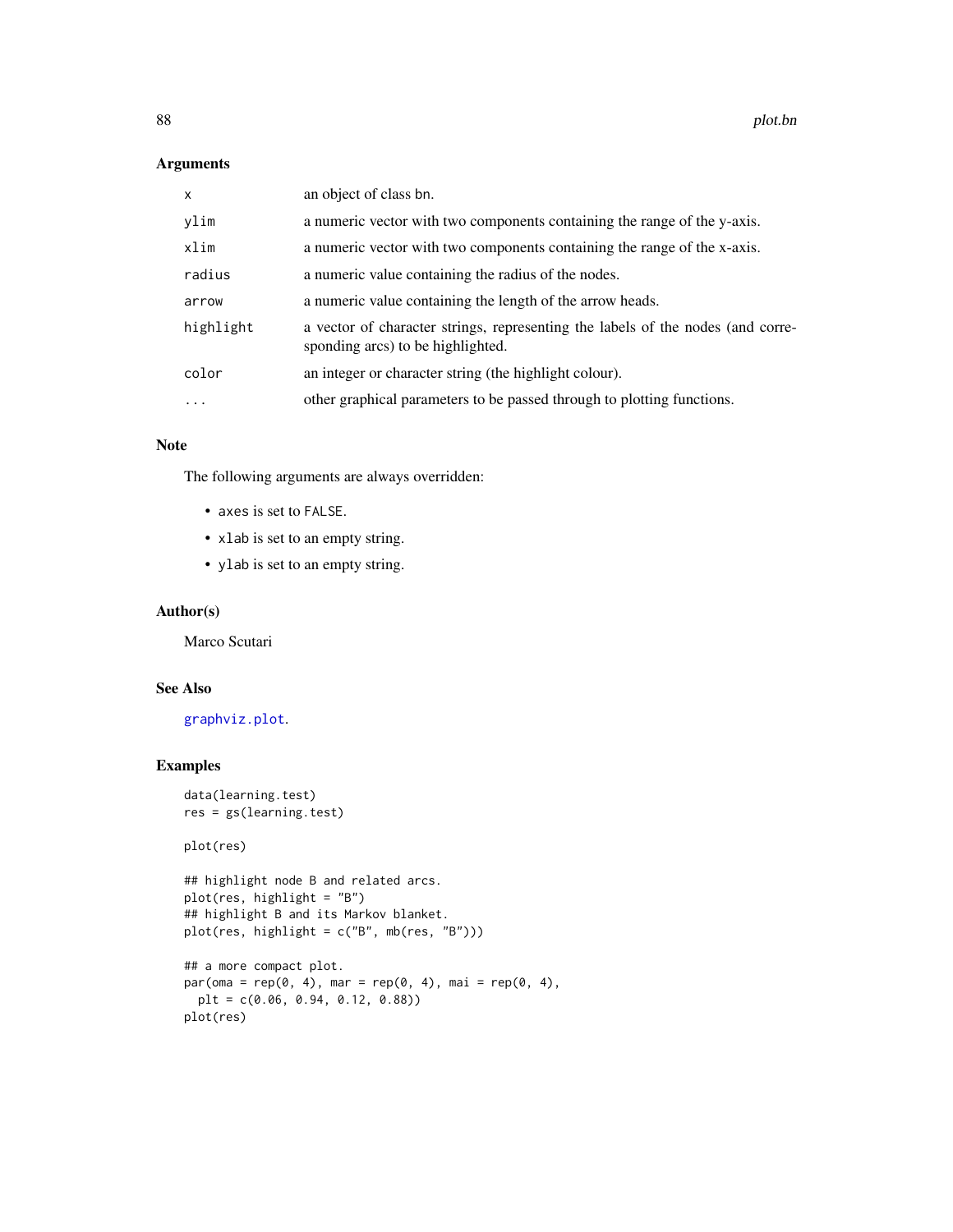## Arguments

| | |
|---|---|
| `x` | an object of class bn. |
| `ylim` | a numeric vector with two components containing the range of the y-axis. |
| `xlim` | a numeric vector with two components containing the range of the x-axis. |
| `radius` | a numeric value containing the radius of the nodes. |
| `arrow` | a numeric value containing the length of the arrow heads. |
| `highlight` | a vector of character strings, representing the labels of the nodes (and corresponding arcs) to be highlighted. |
| `color` | an integer or character string (the highlight colour). |
| `...` | other graphical parameters to be passed through to plotting functions. |

## Note

The following arguments are always overridden:

- `axes` is set to `FALSE`.
- `xlab` is set to an empty string.
- `ylab` is set to an empty string.

## Author(s)

Marco Scutari

## See Also

`graphviz.plot`.

## Examples

```
data(learning.test)
res = gs(learning.test)

plot(res)

## highlight node B and related arcs.
plot(res, highlight = "B")
## highlight B and its Markov blanket.
plot(res, highlight = c("B", mb(res, "B")))

## a more compact plot.
par(oma = rep(0, 4), mar = rep(0, 4), mai = rep(0, 4),
  plt = c(0.06, 0.94, 0.12, 0.88))
plot(res)
```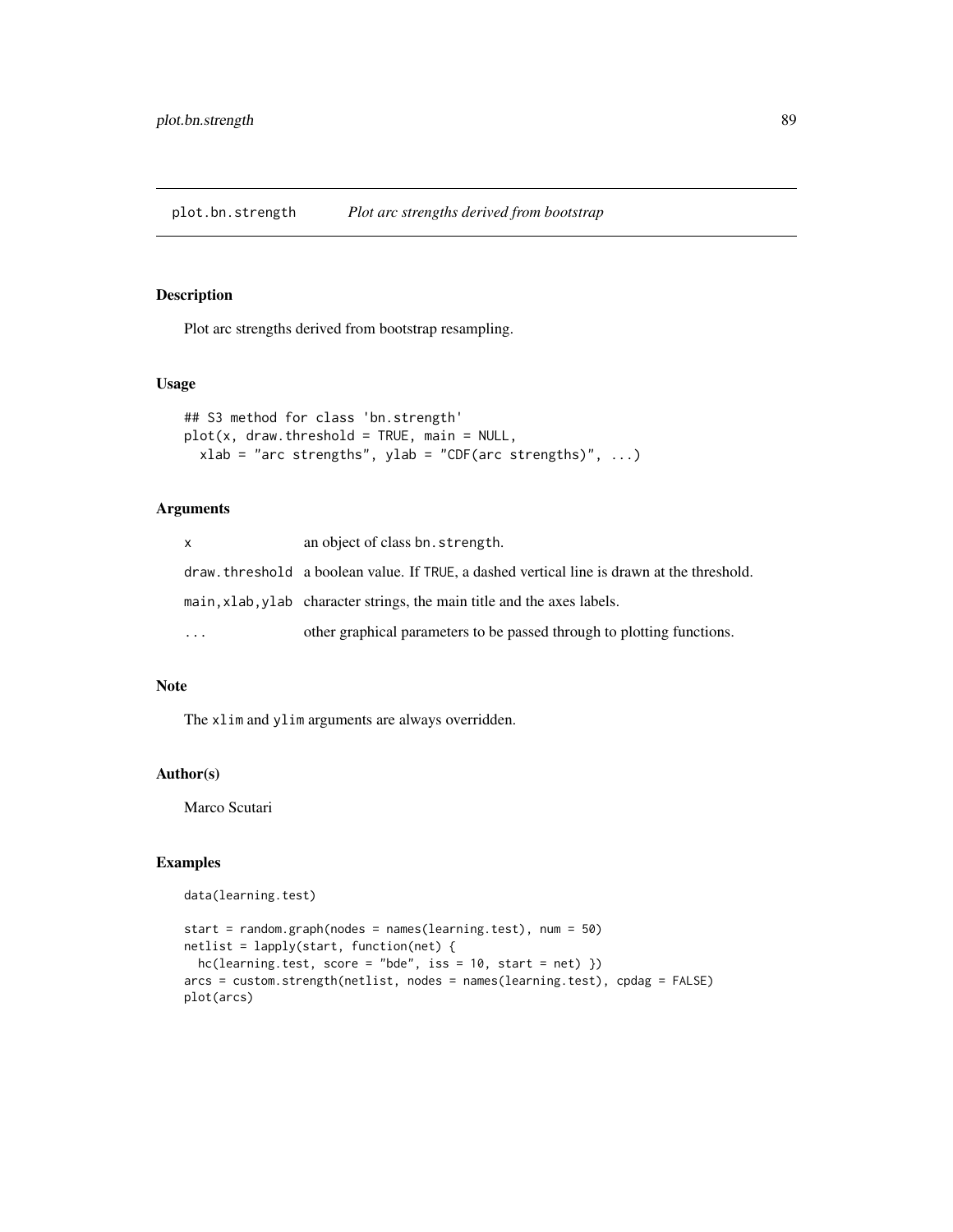# plot.bn.strength — *Plot arc strengths derived from bootstrap*

## Description

Plot arc strengths derived from bootstrap resampling.

## Usage

```
## S3 method for class 'bn.strength'
plot(x, draw.threshold = TRUE, main = NULL,
  xlab = "arc strengths", ylab = "CDF(arc strengths)", ...)
```

## Arguments

| | |
|---|---|
| `x` | an object of class `bn.strength`. |
| `draw.threshold` | a boolean value. If `TRUE`, a dashed vertical line is drawn at the threshold. |
| `main,xlab,ylab` | character strings, the main title and the axes labels. |
| `...` | other graphical parameters to be passed through to plotting functions. |

## Note

The `xlim` and `ylim` arguments are always overridden.

## Author(s)

Marco Scutari

## Examples

```
data(learning.test)

start = random.graph(nodes = names(learning.test), num = 50)
netlist = lapply(start, function(net) {
  hc(learning.test, score = "bde", iss = 10, start = net) })
arcs = custom.strength(netlist, nodes = names(learning.test), cpdag = FALSE)
plot(arcs)
```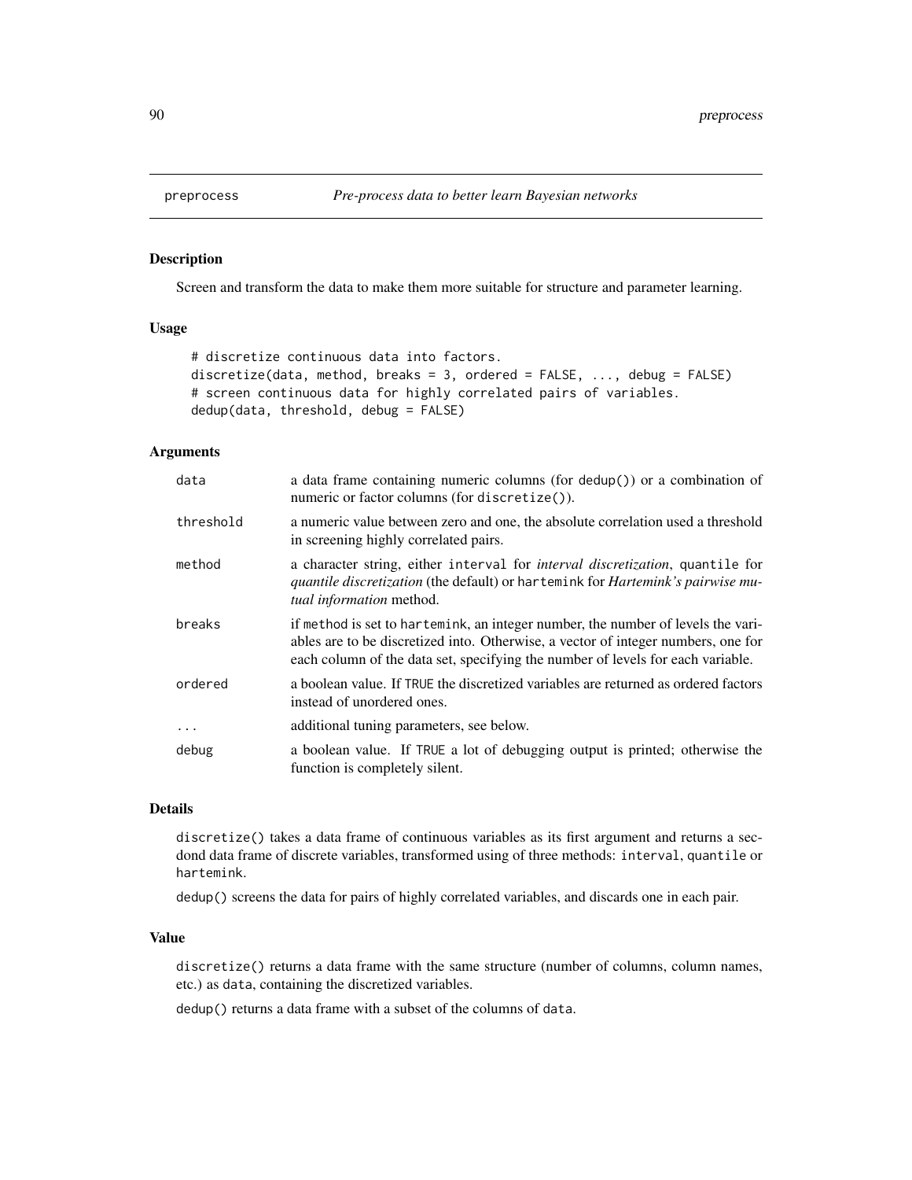# preprocess — *Pre-process data to better learn Bayesian networks*

## Description

Screen and transform the data to make them more suitable for structure and parameter learning.

## Usage

```
# discretize continuous data into factors.
discretize(data, method, breaks = 3, ordered = FALSE, ..., debug = FALSE)
# screen continuous data for highly correlated pairs of variables.
dedup(data, threshold, debug = FALSE)
```

## Arguments

| | |
|---|---|
| `data` | a data frame containing numeric columns (for `dedup()`) or a combination of numeric or factor columns (for `discretize()`). |
| `threshold` | a numeric value between zero and one, the absolute correlation used a threshold in screening highly correlated pairs. |
| `method` | a character string, either `interval` for *interval discretization*, `quantile` for *quantile discretization* (the default) or `hartemink` for *Hartemink's pairwise mutual information* method. |
| `breaks` | if `method` is set to `hartemink`, an integer number, the number of levels the variables are to be discretized into. Otherwise, a vector of integer numbers, one for each column of the data set, specifying the number of levels for each variable. |
| `ordered` | a boolean value. If `TRUE` the discretized variables are returned as ordered factors instead of unordered ones. |
| `...` | additional tuning parameters, see below. |
| `debug` | a boolean value. If `TRUE` a lot of debugging output is printed; otherwise the function is completely silent. |

## Details

`discretize()` takes a data frame of continuous variables as its first argument and returns a secdond data frame of discrete variables, transformed using of three methods: `interval`, `quantile` or `hartemink`.

`dedup()` screens the data for pairs of highly correlated variables, and discards one in each pair.

## Value

`discretize()` returns a data frame with the same structure (number of columns, column names, etc.) as `data`, containing the discretized variables.

`dedup()` returns a data frame with a subset of the columns of `data`.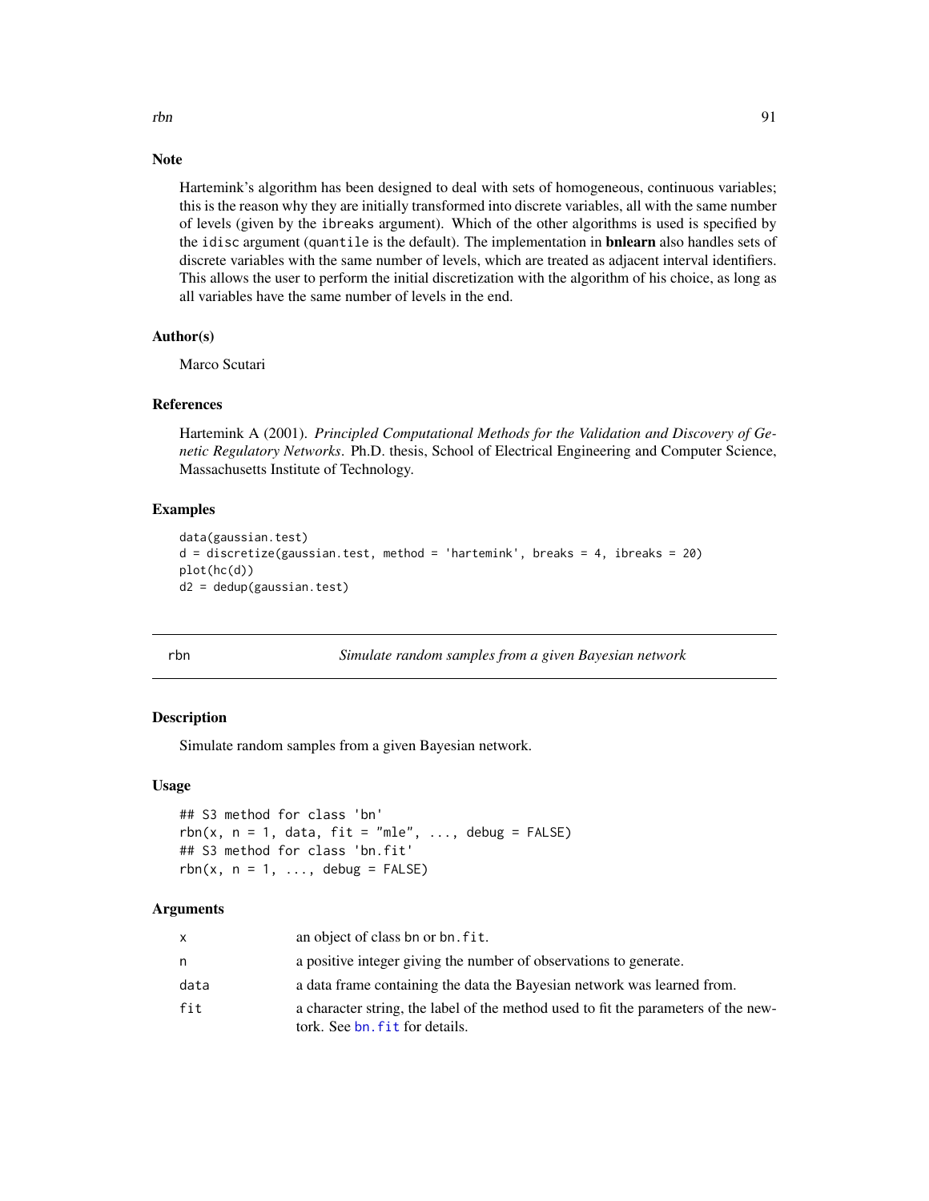## Note

Hartemink's algorithm has been designed to deal with sets of homogeneous, continuous variables; this is the reason why they are initially transformed into discrete variables, all with the same number of levels (given by the `ibreaks` argument). Which of the other algorithms is used is specified by the `idisc` argument (`quantile` is the default). The implementation in **bnlearn** also handles sets of discrete variables with the same number of levels, which are treated as adjacent interval identifiers. This allows the user to perform the initial discretization with the algorithm of his choice, as long as all variables have the same number of levels in the end.

## Author(s)

Marco Scutari

## References

Hartemink A (2001). *Principled Computational Methods for the Validation and Discovery of Genetic Regulatory Networks*. Ph.D. thesis, School of Electrical Engineering and Computer Science, Massachusetts Institute of Technology.

## Examples

```
data(gaussian.test)
d = discretize(gaussian.test, method = 'hartemink', breaks = 4, ibreaks = 20)
plot(hc(d))
d2 = dedup(gaussian.test)
```

---

# rbn — *Simulate random samples from a given Bayesian network*

## Description

Simulate random samples from a given Bayesian network.

## Usage

```
## S3 method for class 'bn'
rbn(x, n = 1, data, fit = "mle", ..., debug = FALSE)
## S3 method for class 'bn.fit'
rbn(x, n = 1, ..., debug = FALSE)
```

## Arguments

| | |
|---|---|
| `x` | an object of class `bn` or `bn.fit`. |
| `n` | a positive integer giving the number of observations to generate. |
| `data` | a data frame containing the data the Bayesian network was learned from. |
| `fit` | a character string, the label of the method used to fit the parameters of the newtork. See `bn.fit` for details. |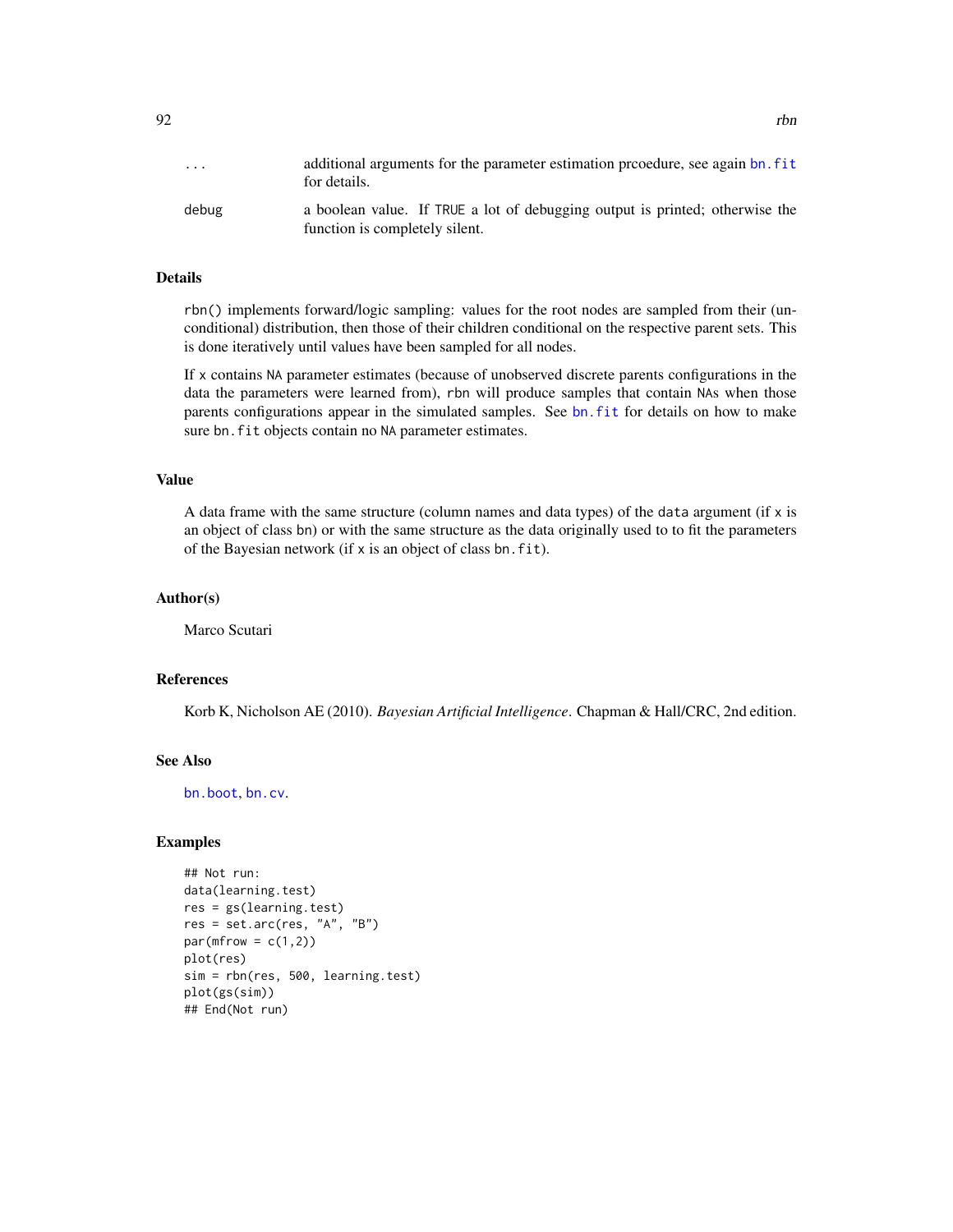| | |
|---|---|
| ... | additional arguments for the parameter estimation prcoedure, see again bn.fit for details. |
| debug | a boolean value. If TRUE a lot of debugging output is printed; otherwise the function is completely silent. |

## Details

rbn() implements forward/logic sampling: values for the root nodes are sampled from their (unconditional) distribution, then those of their children conditional on the respective parent sets. This is done iteratively until values have been sampled for all nodes.

If x contains NA parameter estimates (because of unobserved discrete parents configurations in the data the parameters were learned from), rbn will produce samples that contain NAs when those parents configurations appear in the simulated samples. See bn.fit for details on how to make sure bn.fit objects contain no NA parameter estimates.

## Value

A data frame with the same structure (column names and data types) of the data argument (if x is an object of class bn) or with the same structure as the data originally used to to fit the parameters of the Bayesian network (if x is an object of class bn.fit).

## Author(s)

Marco Scutari

## References

Korb K, Nicholson AE (2010). *Bayesian Artificial Intelligence*. Chapman & Hall/CRC, 2nd edition.

## See Also

bn.boot, bn.cv.

## Examples

```
## Not run:
data(learning.test)
res = gs(learning.test)
res = set.arc(res, "A", "B")
par(mfrow = c(1,2))
plot(res)
sim = rbn(res, 500, learning.test)
plot(gs(sim))
## End(Not run)
```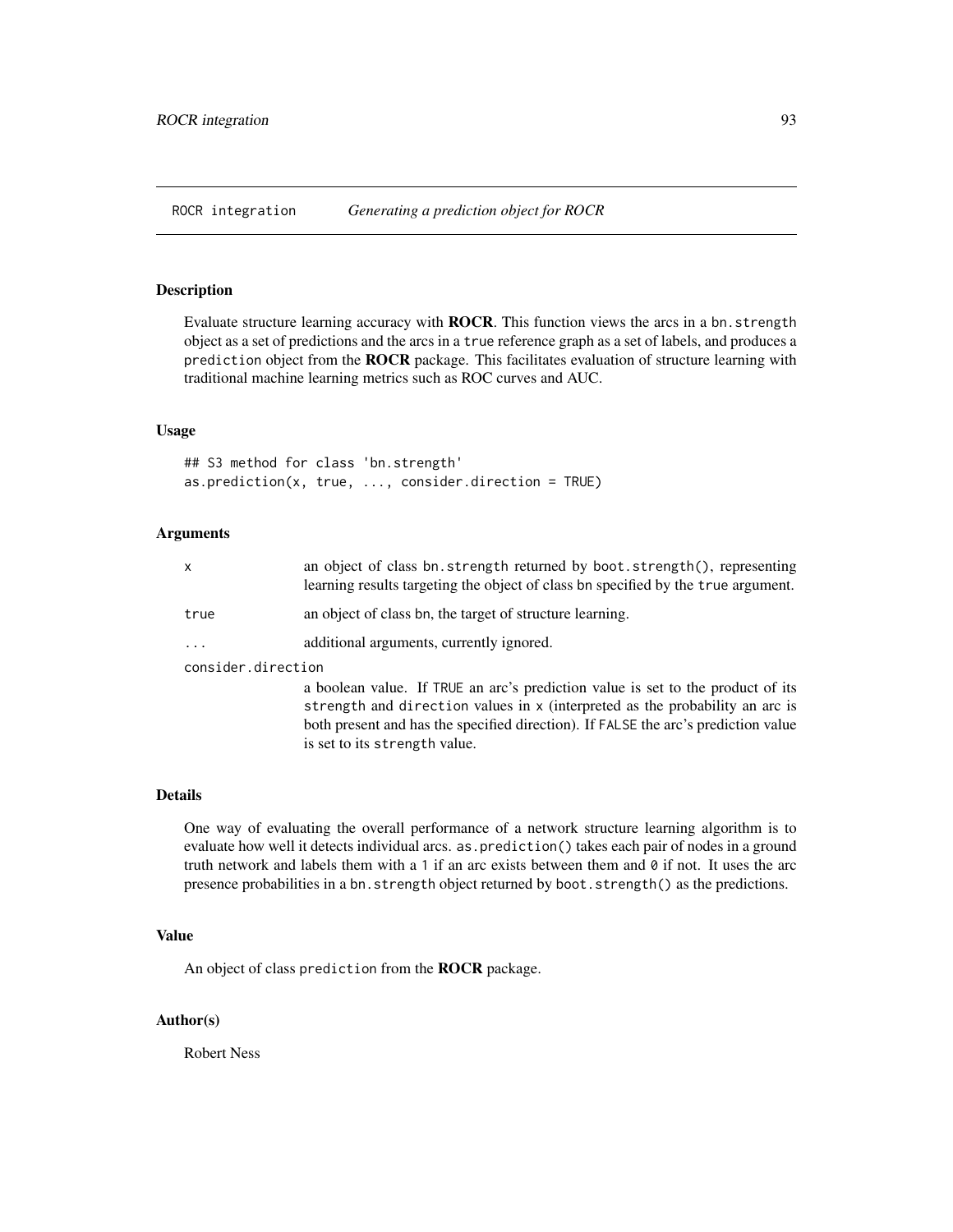# ROCR integration *Generating a prediction object for ROCR*

## Description

Evaluate structure learning accuracy with **ROCR**. This function views the arcs in a `bn.strength` object as a set of predictions and the arcs in a `true` reference graph as a set of labels, and produces a `prediction` object from the **ROCR** package. This facilitates evaluation of structure learning with traditional machine learning metrics such as ROC curves and AUC.

## Usage

```
## S3 method for class 'bn.strength'
as.prediction(x, true, ..., consider.direction = TRUE)
```

## Arguments

- `x` — an object of class bn.strength returned by boot.strength(), representing learning results targeting the object of class bn specified by the `true` argument.
- `true` — an object of class bn, the target of structure learning.
- `...` — additional arguments, currently ignored.
- `consider.direction` — a boolean value. If `TRUE` an arc's prediction value is set to the product of its `strength` and `direction` values in `x` (interpreted as the probability an arc is both present and has the specified direction). If `FALSE` the arc's prediction value is set to its `strength` value.

## Details

One way of evaluating the overall performance of a network structure learning algorithm is to evaluate how well it detects individual arcs. `as.prediction()` takes each pair of nodes in a ground truth network and labels them with a `1` if an arc exists between them and `0` if not. It uses the arc presence probabilities in a `bn.strength` object returned by `boot.strength()` as the predictions.

## Value

An object of class `prediction` from the **ROCR** package.

## Author(s)

Robert Ness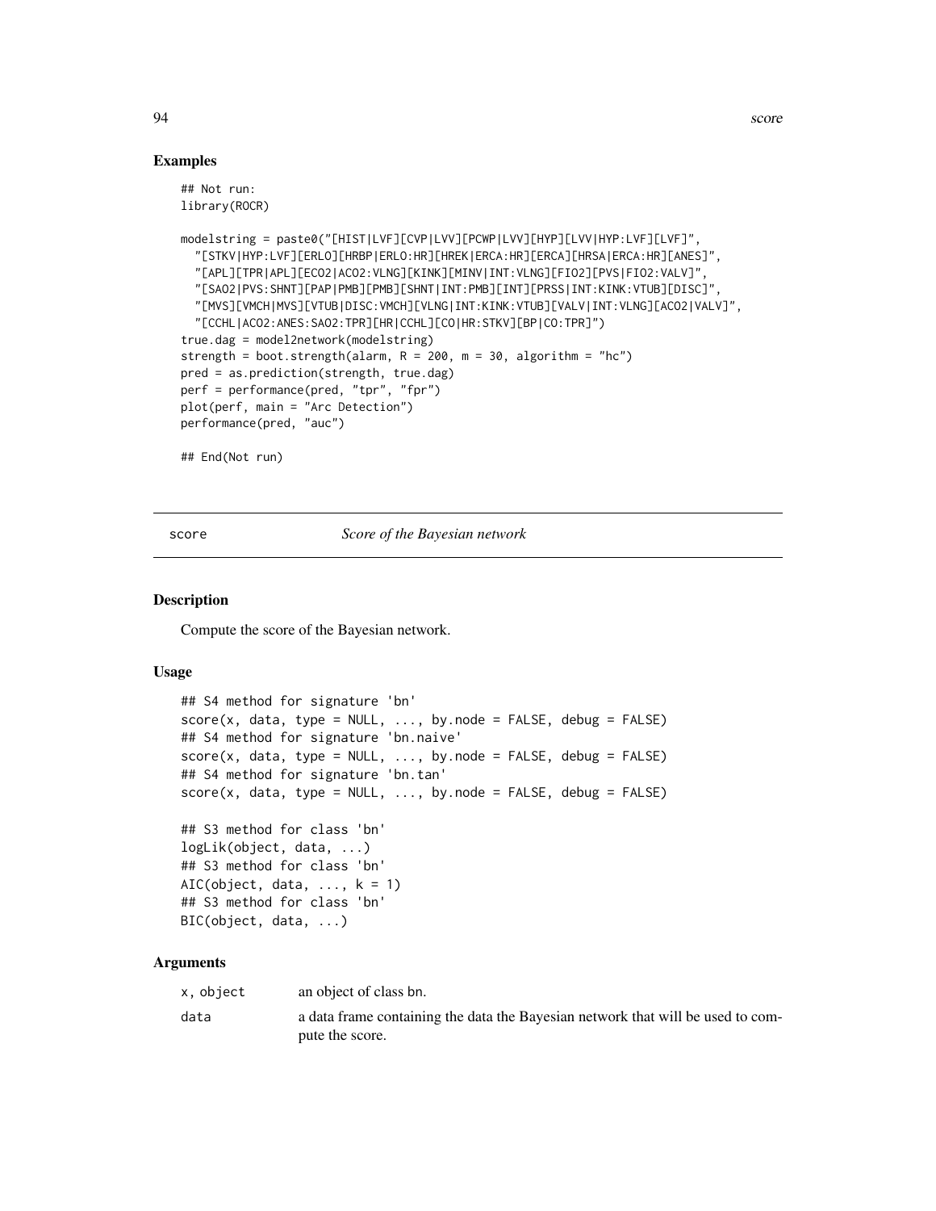## Examples

```
## Not run:
library(ROCR)

modelstring = paste0("[HIST|LVF][CVP|LVV][PCWP|LVV][HYP][LVV|HYP:LVF][LVF]",
  "[STKV|HYP:LVF][ERLO][HRBP|ERLO:HR][HREK|ERCA:HR][ERCA][HRSA|ERCA:HR][ANES]",
  "[APL][TPR|APL][ECO2|ACO2:VLNG][KINK][MINV|INT:VLNG][FIO2][PVS|FIO2:VALV]",
  "[SAO2|PVS:SHNT][PAP|PMB][PMB][SHNT|INT:PMB][INT][PRSS|INT:KINK:VTUB][DISC]",
  "[MVS][VMCH|MVS][VTUB|DISC:VMCH][VLNG|INT:KINK:VTUB][VALV|INT:VLNG][ACO2|VALV]",
  "[CCHL|ACO2:ANES:SAO2:TPR][HR|CCHL][CO|HR:STKV][BP|CO:TPR]")
true.dag = model2network(modelstring)
strength = boot.strength(alarm, R = 200, m = 30, algorithm = "hc")
pred = as.prediction(strength, true.dag)
perf = performance(pred, "tpr", "fpr")
plot(perf, main = "Arc Detection")
performance(pred, "auc")

## End(Not run)
```

---

# score *Score of the Bayesian network*

## Description

Compute the score of the Bayesian network.

## Usage

```
## S4 method for signature 'bn'
score(x, data, type = NULL, ..., by.node = FALSE, debug = FALSE)
## S4 method for signature 'bn.naive'
score(x, data, type = NULL, ..., by.node = FALSE, debug = FALSE)
## S4 method for signature 'bn.tan'
score(x, data, type = NULL, ..., by.node = FALSE, debug = FALSE)

## S3 method for class 'bn'
logLik(object, data, ...)
## S3 method for class 'bn'
AIC(object, data, ..., k = 1)
## S3 method for class 'bn'
BIC(object, data, ...)
```

## Arguments

| | |
|---|---|
| x, object | an object of class bn. |
| data | a data frame containing the data the Bayesian network that will be used to compute the score. |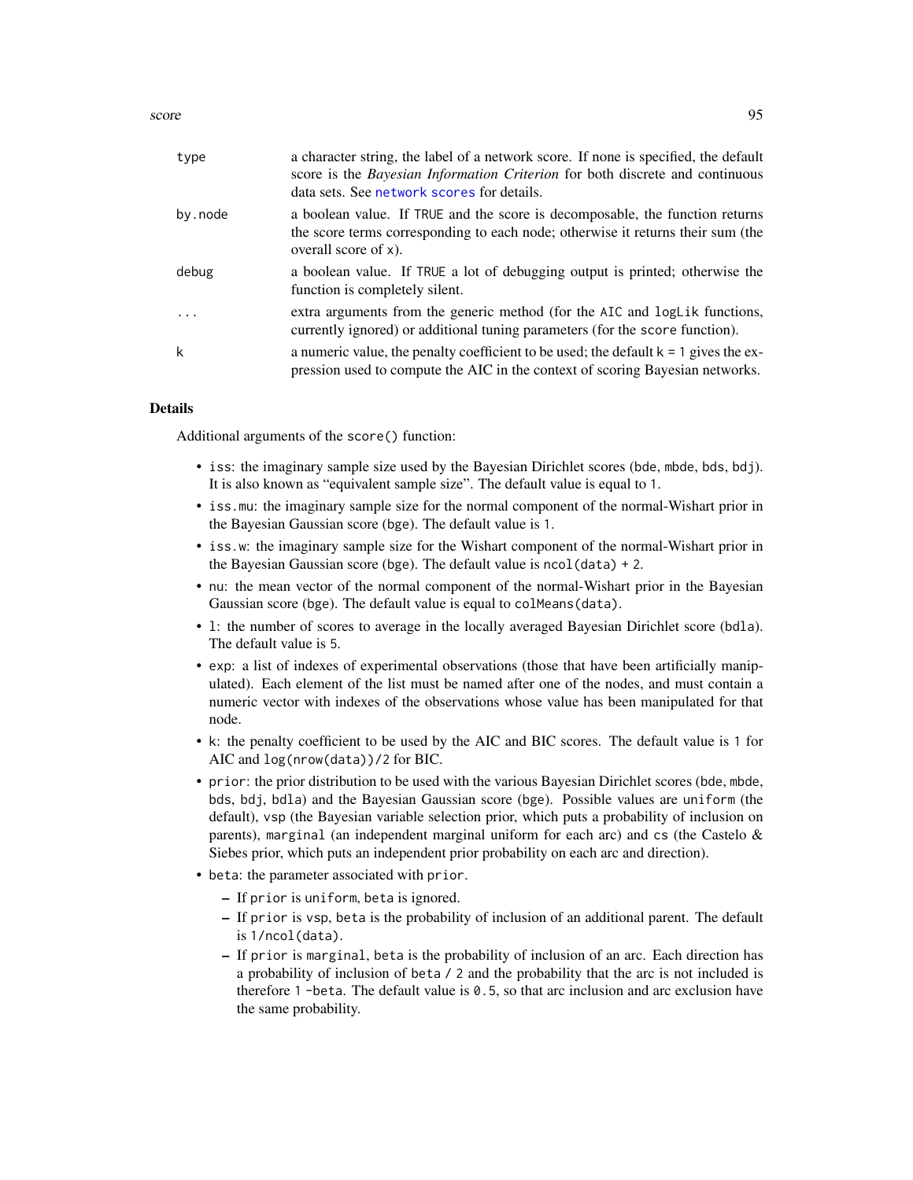| | |
|---|---|
| type | a character string, the label of a network score. If none is specified, the default score is the *Bayesian Information Criterion* for both discrete and continuous data sets. See network scores for details. |
| by.node | a boolean value. If TRUE and the score is decomposable, the function returns the score terms corresponding to each node; otherwise it returns their sum (the overall score of x). |
| debug | a boolean value. If TRUE a lot of debugging output is printed; otherwise the function is completely silent. |
| ... | extra arguments from the generic method (for the AIC and logLik functions, currently ignored) or additional tuning parameters (for the score function). |
| k | a numeric value, the penalty coefficient to be used; the default k = 1 gives the expression used to compute the AIC in the context of scoring Bayesian networks. |

## Details

Additional arguments of the score() function:

- iss: the imaginary sample size used by the Bayesian Dirichlet scores (bde, mbde, bds, bdj). It is also known as "equivalent sample size". The default value is equal to 1.
- iss.mu: the imaginary sample size for the normal component of the normal-Wishart prior in the Bayesian Gaussian score (bge). The default value is 1.
- iss.w: the imaginary sample size for the Wishart component of the normal-Wishart prior in the Bayesian Gaussian score (bge). The default value is ncol(data) + 2.
- nu: the mean vector of the normal component of the normal-Wishart prior in the Bayesian Gaussian score (bge). The default value is equal to colMeans(data).
- l: the number of scores to average in the locally averaged Bayesian Dirichlet score (bdla). The default value is 5.
- exp: a list of indexes of experimental observations (those that have been artificially manipulated). Each element of the list must be named after one of the nodes, and must contain a numeric vector with indexes of the observations whose value has been manipulated for that node.
- k: the penalty coefficient to be used by the AIC and BIC scores. The default value is 1 for AIC and log(nrow(data))/2 for BIC.
- prior: the prior distribution to be used with the various Bayesian Dirichlet scores (bde, mbde, bds, bdj, bdla) and the Bayesian Gaussian score (bge). Possible values are uniform (the default), vsp (the Bayesian variable selection prior, which puts a probability of inclusion on parents), marginal (an independent marginal uniform for each arc) and cs (the Castelo & Siebes prior, which puts an independent prior probability on each arc and direction).
- beta: the parameter associated with prior.
  - If prior is uniform, beta is ignored.
  - If prior is vsp, beta is the probability of inclusion of an additional parent. The default is 1/ncol(data).
  - If prior is marginal, beta is the probability of inclusion of an arc. Each direction has a probability of inclusion of beta / 2 and the probability that the arc is not included is therefore 1 -beta. The default value is 0.5, so that arc inclusion and arc exclusion have the same probability.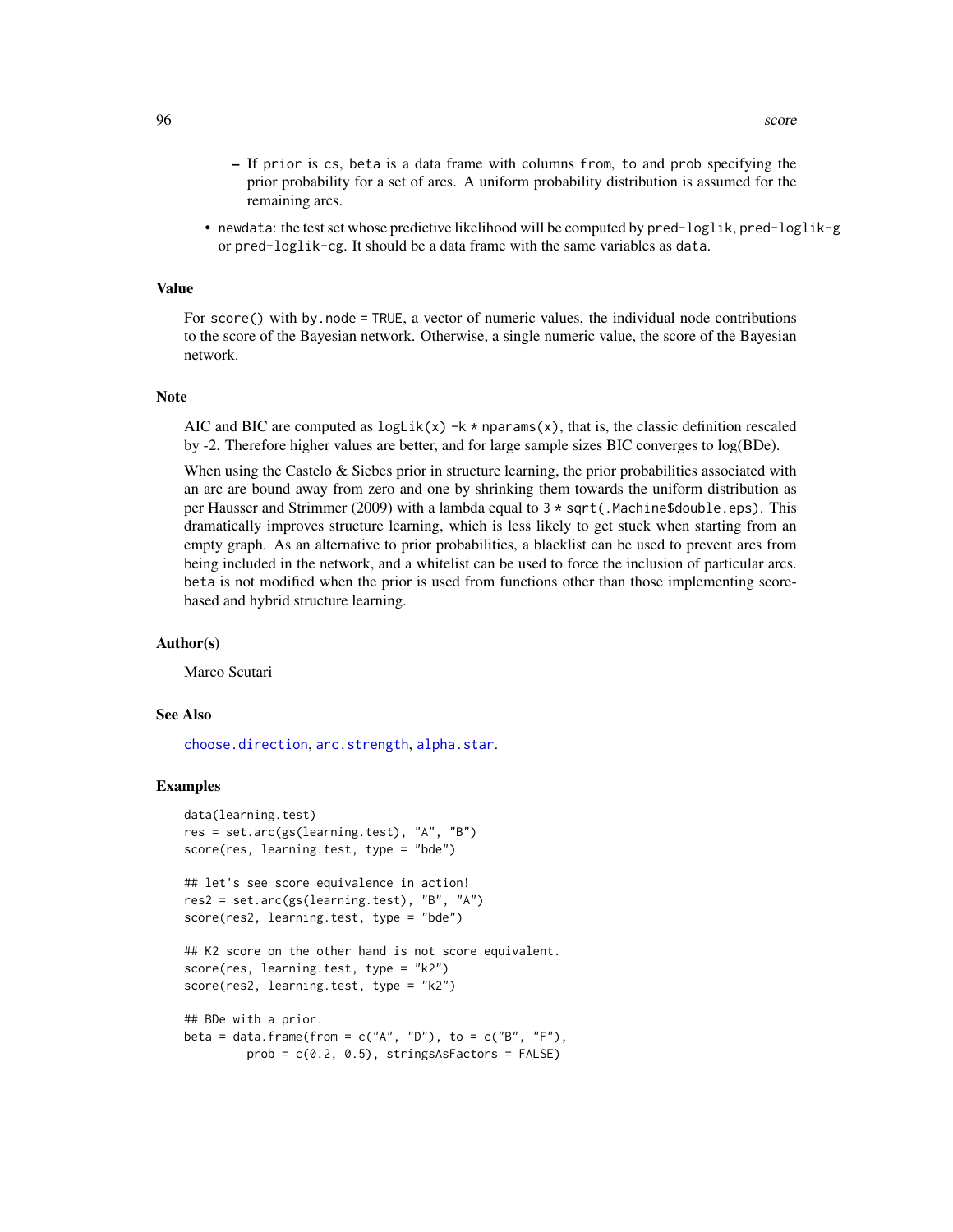- If `prior` is `cs`, `beta` is a data frame with columns `from`, `to` and `prob` specifying the prior probability for a set of arcs. A uniform probability distribution is assumed for the remaining arcs.

- `newdata`: the test set whose predictive likelihood will be computed by `pred-loglik`, `pred-loglik-g` or `pred-loglik-cg`. It should be a data frame with the same variables as `data`.

## Value

For `score()` with `by.node = TRUE`, a vector of numeric values, the individual node contributions to the score of the Bayesian network. Otherwise, a single numeric value, the score of the Bayesian network.

## Note

AIC and BIC are computed as `logLik(x) -k * nparams(x)`, that is, the classic definition rescaled by -2. Therefore higher values are better, and for large sample sizes BIC converges to log(BDe).

When using the Castelo & Siebes prior in structure learning, the prior probabilities associated with an arc are bound away from zero and one by shrinking them towards the uniform distribution as per Hausser and Strimmer (2009) with a lambda equal to `3 * sqrt(.Machine$double.eps)`. This dramatically improves structure learning, which is less likely to get stuck when starting from an empty graph. As an alternative to prior probabilities, a blacklist can be used to prevent arcs from being included in the network, and a whitelist can be used to force the inclusion of particular arcs. `beta` is not modified when the prior is used from functions other than those implementing score-based and hybrid structure learning.

## Author(s)

Marco Scutari

## See Also

`choose.direction`, `arc.strength`, `alpha.star`.

## Examples

```
data(learning.test)
res = set.arc(gs(learning.test), "A", "B")
score(res, learning.test, type = "bde")

## let's see score equivalence in action!
res2 = set.arc(gs(learning.test), "B", "A")
score(res2, learning.test, type = "bde")

## K2 score on the other hand is not score equivalent.
score(res, learning.test, type = "k2")
score(res2, learning.test, type = "k2")

## BDe with a prior.
beta = data.frame(from = c("A", "D"), to = c("B", "F"),
         prob = c(0.2, 0.5), stringsAsFactors = FALSE)
```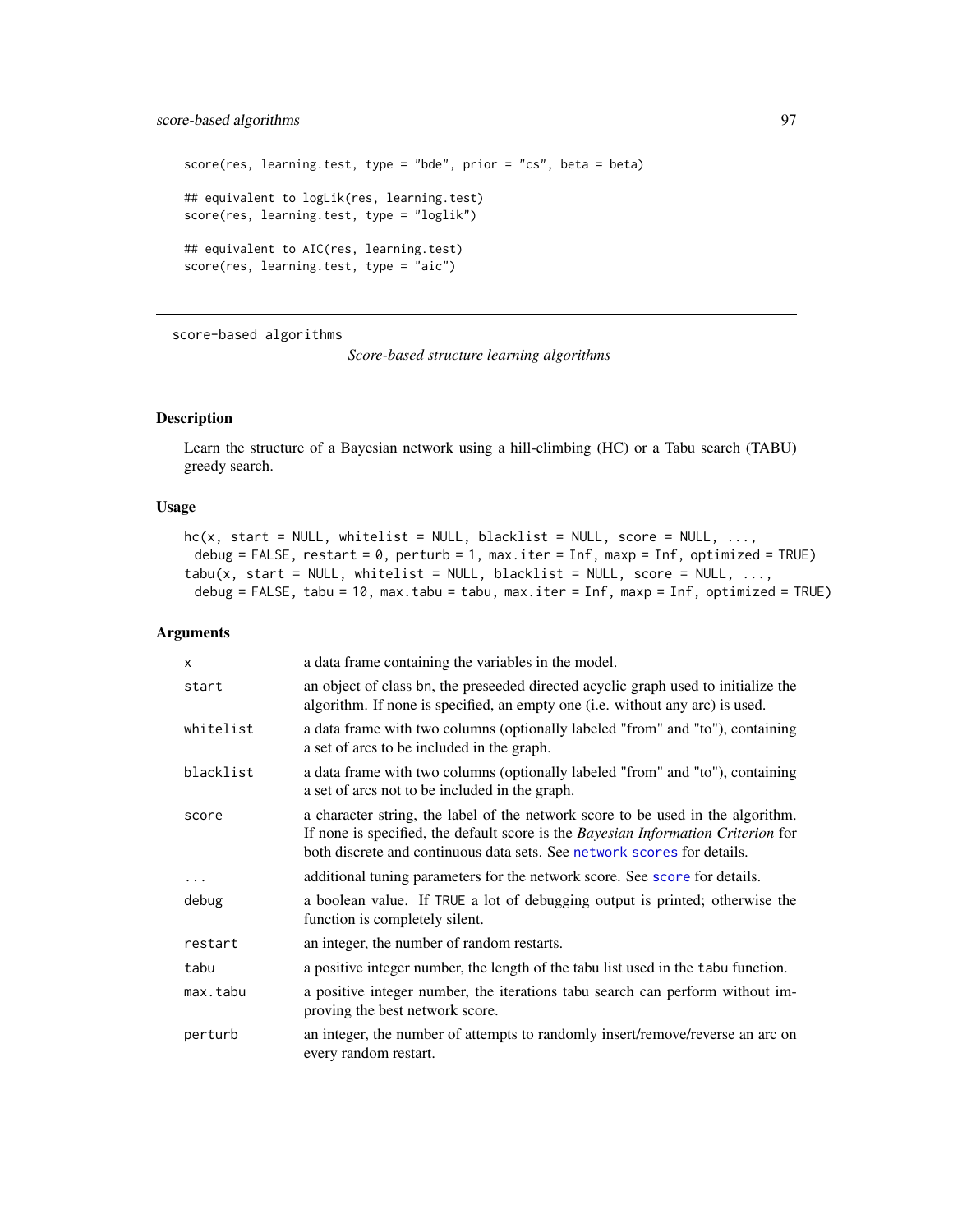```
score(res, learning.test, type = "bde", prior = "cs", beta = beta)

## equivalent to logLik(res, learning.test)
score(res, learning.test, type = "loglik")

## equivalent to AIC(res, learning.test)
score(res, learning.test, type = "aic")
```

---

score-based algorithms    *Score-based structure learning algorithms*

---

## Description

Learn the structure of a Bayesian network using a hill-climbing (HC) or a Tabu search (TABU) greedy search.

## Usage

```
hc(x, start = NULL, whitelist = NULL, blacklist = NULL, score = NULL, ...,
  debug = FALSE, restart = 0, perturb = 1, max.iter = Inf, maxp = Inf, optimized = TRUE)
tabu(x, start = NULL, whitelist = NULL, blacklist = NULL, score = NULL, ...,
  debug = FALSE, tabu = 10, max.tabu = tabu, max.iter = Inf, maxp = Inf, optimized = TRUE)
```

## Arguments

| | |
|---|---|
| `x` | a data frame containing the variables in the model. |
| `start` | an object of class bn, the preseeded directed acyclic graph used to initialize the algorithm. If none is specified, an empty one (i.e. without any arc) is used. |
| `whitelist` | a data frame with two columns (optionally labeled "from" and "to"), containing a set of arcs to be included in the graph. |
| `blacklist` | a data frame with two columns (optionally labeled "from" and "to"), containing a set of arcs not to be included in the graph. |
| `score` | a character string, the label of the network score to be used in the algorithm. If none is specified, the default score is the *Bayesian Information Criterion* for both discrete and continuous data sets. See `network scores` for details. |
| `...` | additional tuning parameters for the network score. See `score` for details. |
| `debug` | a boolean value. If `TRUE` a lot of debugging output is printed; otherwise the function is completely silent. |
| `restart` | an integer, the number of random restarts. |
| `tabu` | a positive integer number, the length of the tabu list used in the `tabu` function. |
| `max.tabu` | a positive integer number, the iterations tabu search can perform without improving the best network score. |
| `perturb` | an integer, the number of attempts to randomly insert/remove/reverse an arc on every random restart. |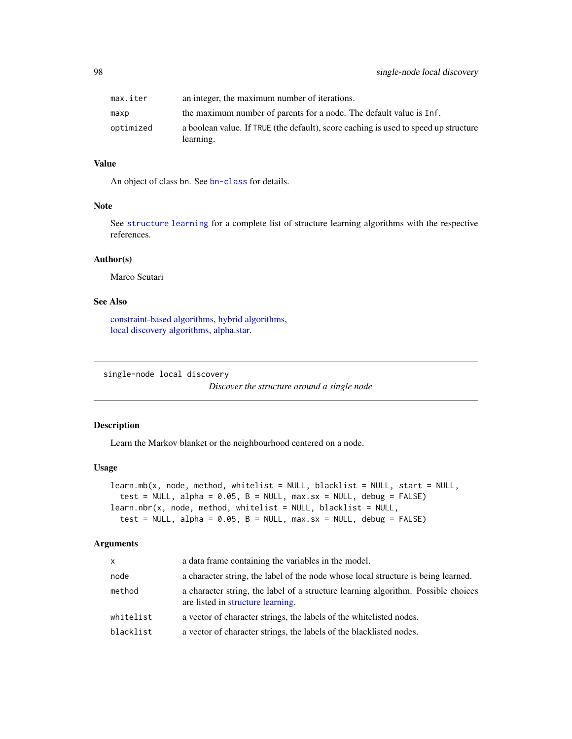| | |
|---|---|
| `max.iter` | an integer, the maximum number of iterations. |
| `maxp` | the maximum number of parents for a node. The default value is `Inf`. |
| `optimized` | a boolean value. If `TRUE` (the default), score caching is used to speed up structure learning. |

### Value

An object of class `bn`. See `bn-class` for details.

### Note

See `structure learning` for a complete list of structure learning algorithms with the respective references.

### Author(s)

Marco Scutari

### See Also

constraint-based algorithms, hybrid algorithms, local discovery algorithms, alpha.star.

---

## single-node local discovery

*Discover the structure around a single node*

---

### Description

Learn the Markov blanket or the neighbourhood centered on a node.

### Usage

```
learn.mb(x, node, method, whitelist = NULL, blacklist = NULL, start = NULL,
  test = NULL, alpha = 0.05, B = NULL, max.sx = NULL, debug = FALSE)
learn.nbr(x, node, method, whitelist = NULL, blacklist = NULL,
  test = NULL, alpha = 0.05, B = NULL, max.sx = NULL, debug = FALSE)
```

### Arguments

| | |
|---|---|
| `x` | a data frame containing the variables in the model. |
| `node` | a character string, the label of the node whose local structure is being learned. |
| `method` | a character string, the label of a structure learning algorithm. Possible choices are listed in structure learning. |
| `whitelist` | a vector of character strings, the labels of the whitelisted nodes. |
| `blacklist` | a vector of character strings, the labels of the blacklisted nodes. |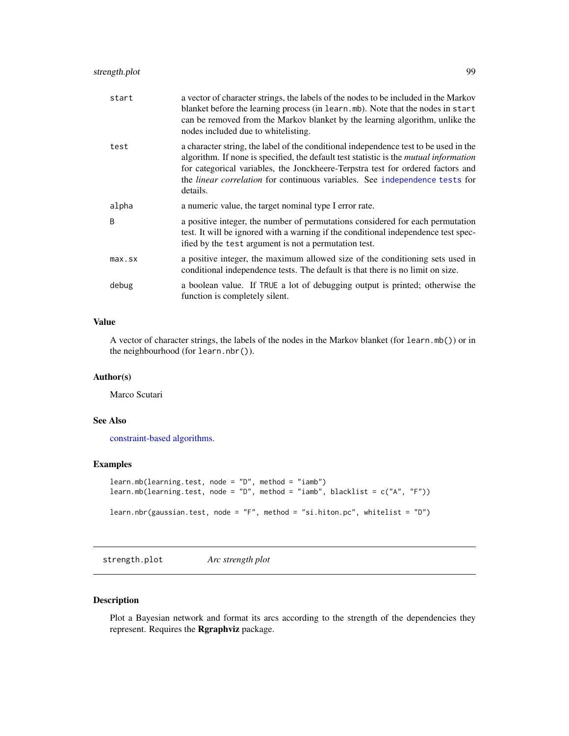| | |
|---|---|
| `start` | a vector of character strings, the labels of the nodes to be included in the Markov blanket before the learning process (in `learn.mb`). Note that the nodes in `start` can be removed from the Markov blanket by the learning algorithm, unlike the nodes included due to whitelisting. |
| `test` | a character string, the label of the conditional independence test to be used in the algorithm. If none is specified, the default test statistic is the *mutual information* for categorical variables, the Jonckheere-Terpstra test for ordered factors and the *linear correlation* for continuous variables. See independence tests for details. |
| `alpha` | a numeric value, the target nominal type I error rate. |
| `B` | a positive integer, the number of permutations considered for each permutation test. It will be ignored with a warning if the conditional independence test specified by the `test` argument is not a permutation test. |
| `max.sx` | a positive integer, the maximum allowed size of the conditioning sets used in conditional independence tests. The default is that there is no limit on size. |
| `debug` | a boolean value. If `TRUE` a lot of debugging output is printed; otherwise the function is completely silent. |

### Value

A vector of character strings, the labels of the nodes in the Markov blanket (for `learn.mb()`) or in the neighbourhood (for `learn.nbr()`).

### Author(s)

Marco Scutari

### See Also

constraint-based algorithms.

### Examples

```
learn.mb(learning.test, node = "D", method = "iamb")
learn.mb(learning.test, node = "D", method = "iamb", blacklist = c("A", "F"))

learn.nbr(gaussian.test, node = "F", method = "si.hiton.pc", whitelist = "D")
```

---

## strength.plot — *Arc strength plot*

---

### Description

Plot a Bayesian network and format its arcs according to the strength of the dependencies they represent. Requires the **Rgraphviz** package.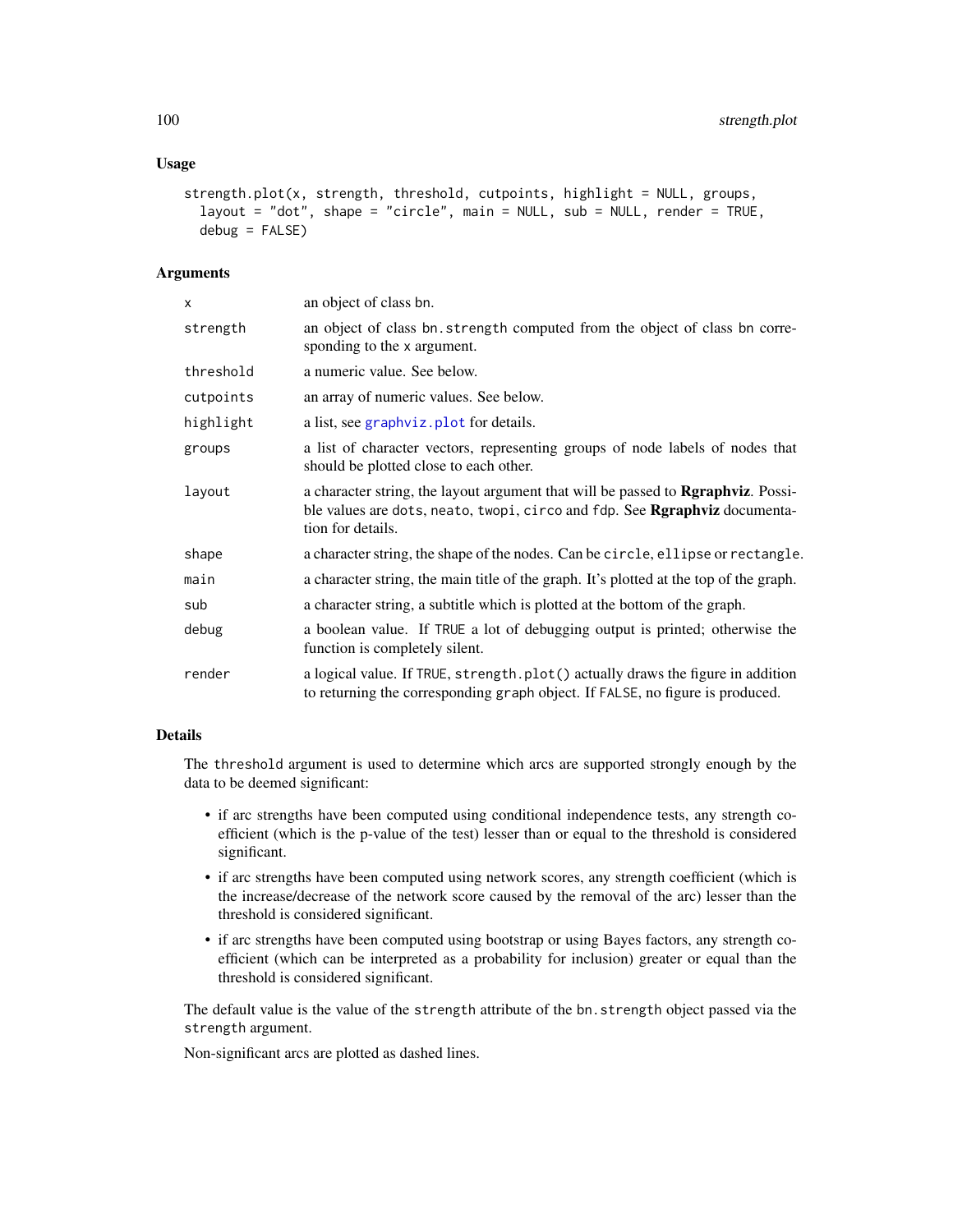## Usage

```
strength.plot(x, strength, threshold, cutpoints, highlight = NULL, groups,
  layout = "dot", shape = "circle", main = NULL, sub = NULL, render = TRUE,
  debug = FALSE)
```

## Arguments

| | |
|---|---|
| `x` | an object of class `bn`. |
| `strength` | an object of class `bn.strength` computed from the object of class `bn` corresponding to the `x` argument. |
| `threshold` | a numeric value. See below. |
| `cutpoints` | an array of numeric values. See below. |
| `highlight` | a list, see `graphviz.plot` for details. |
| `groups` | a list of character vectors, representing groups of node labels of nodes that should be plotted close to each other. |
| `layout` | a character string, the layout argument that will be passed to **Rgraphviz**. Possible values are `dots`, `neato`, `twopi`, `circo` and `fdp`. See **Rgraphviz** documentation for details. |
| `shape` | a character string, the shape of the nodes. Can be `circle`, `ellipse` or `rectangle`. |
| `main` | a character string, the main title of the graph. It's plotted at the top of the graph. |
| `sub` | a character string, a subtitle which is plotted at the bottom of the graph. |
| `debug` | a boolean value. If `TRUE` a lot of debugging output is printed; otherwise the function is completely silent. |
| `render` | a logical value. If `TRUE`, `strength.plot()` actually draws the figure in addition to returning the corresponding `graph` object. If `FALSE`, no figure is produced. |

## Details

The `threshold` argument is used to determine which arcs are supported strongly enough by the data to be deemed significant:

- if arc strengths have been computed using conditional independence tests, any strength coefficient (which is the p-value of the test) lesser than or equal to the threshold is considered significant.
- if arc strengths have been computed using network scores, any strength coefficient (which is the increase/decrease of the network score caused by the removal of the arc) lesser than the threshold is considered significant.
- if arc strengths have been computed using bootstrap or using Bayes factors, any strength coefficient (which can be interpreted as a probability for inclusion) greater or equal than the threshold is considered significant.

The default value is the value of the `strength` attribute of the `bn.strength` object passed via the `strength` argument.

Non-significant arcs are plotted as dashed lines.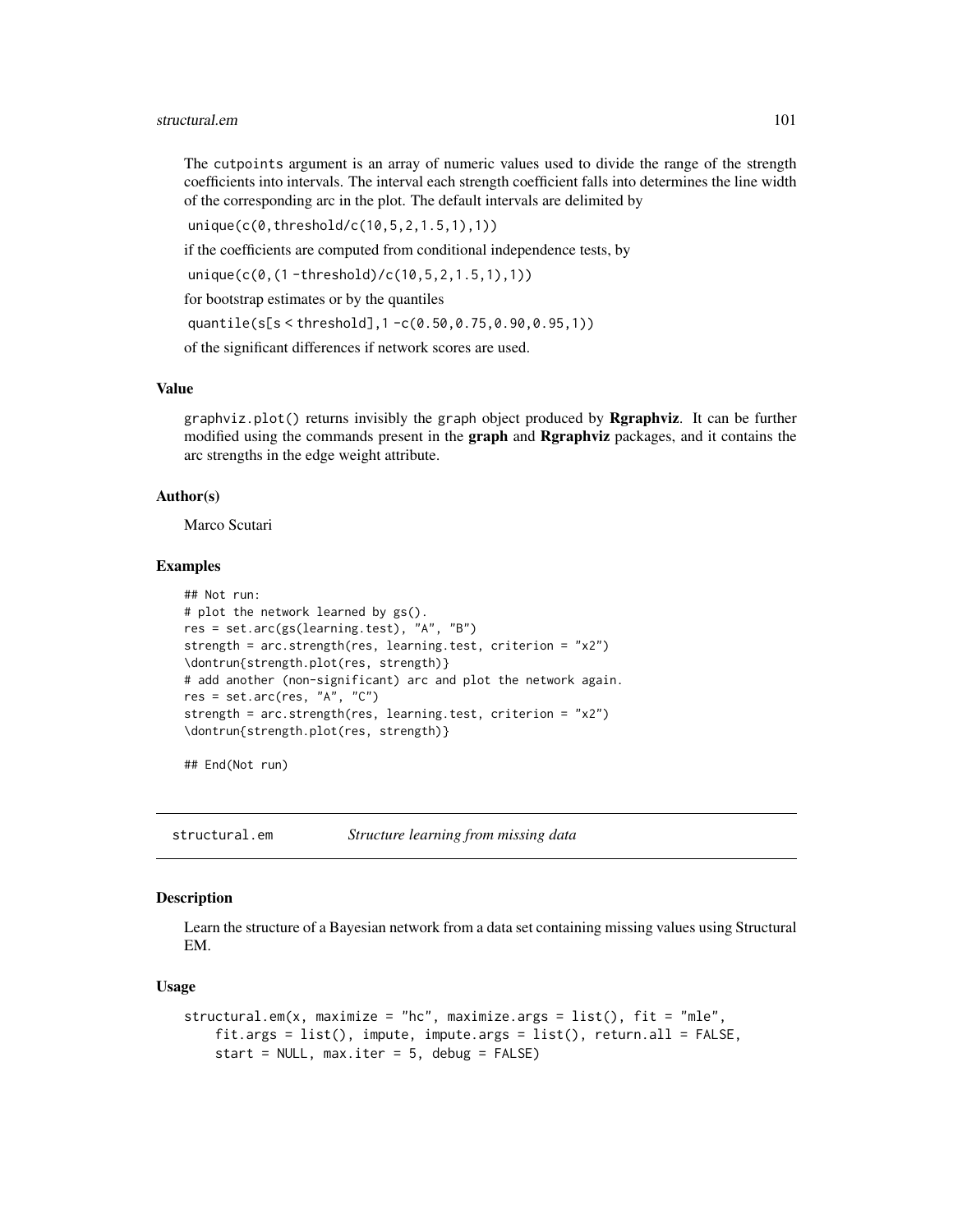The cutpoints argument is an array of numeric values used to divide the range of the strength coefficients into intervals. The interval each strength coefficient falls into determines the line width of the corresponding arc in the plot. The default intervals are delimited by

`unique(c(0,threshold/c(10,5,2,1.5,1),1))`

if the coefficients are computed from conditional independence tests, by

`unique(c(0,(1 -threshold)/c(10,5,2,1.5,1),1))`

for bootstrap estimates or by the quantiles

`quantile(s[s < threshold],1 -c(0.50,0.75,0.90,0.95,1))`

of the significant differences if network scores are used.

### Value

graphviz.plot() returns invisibly the graph object produced by **Rgraphviz**. It can be further modified using the commands present in the **graph** and **Rgraphviz** packages, and it contains the arc strengths in the edge weight attribute.

### Author(s)

Marco Scutari

### Examples

```
## Not run:
# plot the network learned by gs().
res = set.arc(gs(learning.test), "A", "B")
strength = arc.strength(res, learning.test, criterion = "x2")
\dontrun{strength.plot(res, strength)}
# add another (non-significant) arc and plot the network again.
res = set.arc(res, "A", "C")
strength = arc.strength(res, learning.test, criterion = "x2")
\dontrun{strength.plot(res, strength)}

## End(Not run)
```

---

## structural.em *Structure learning from missing data*

### Description

Learn the structure of a Bayesian network from a data set containing missing values using Structural EM.

### Usage

```
structural.em(x, maximize = "hc", maximize.args = list(), fit = "mle",
    fit.args = list(), impute, impute.args = list(), return.all = FALSE,
    start = NULL, max.iter = 5, debug = FALSE)
```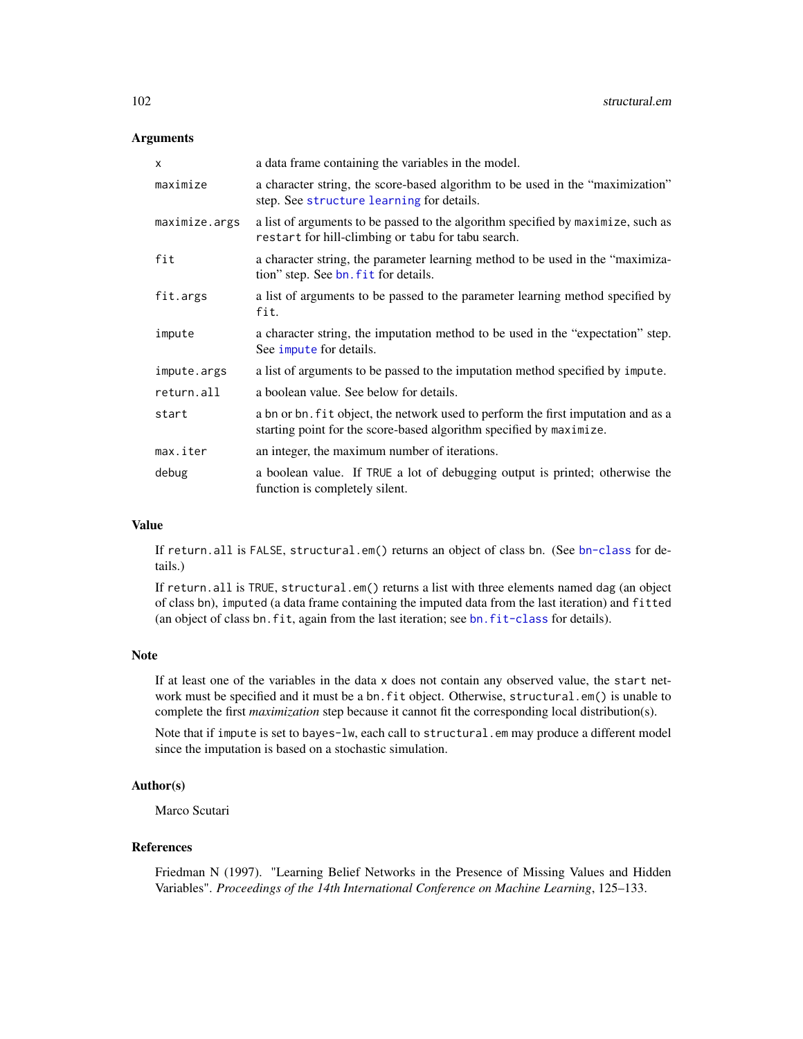## Arguments

| | |
|---|---|
| `x` | a data frame containing the variables in the model. |
| `maximize` | a character string, the score-based algorithm to be used in the "maximization" step. See `structure learning` for details. |
| `maximize.args` | a list of arguments to be passed to the algorithm specified by `maximize`, such as `restart` for hill-climbing or `tabu` for tabu search. |
| `fit` | a character string, the parameter learning method to be used in the "maximization" step. See `bn.fit` for details. |
| `fit.args` | a list of arguments to be passed to the parameter learning method specified by `fit`. |
| `impute` | a character string, the imputation method to be used in the "expectation" step. See `impute` for details. |
| `impute.args` | a list of arguments to be passed to the imputation method specified by `impute`. |
| `return.all` | a boolean value. See below for details. |
| `start` | a `bn` or `bn.fit` object, the network used to perform the first imputation and as a starting point for the score-based algorithm specified by `maximize`. |
| `max.iter` | an integer, the maximum number of iterations. |
| `debug` | a boolean value. If `TRUE` a lot of debugging output is printed; otherwise the function is completely silent. |

## Value

If `return.all` is `FALSE`, `structural.em()` returns an object of class `bn`. (See `bn-class` for details.)

If `return.all` is `TRUE`, `structural.em()` returns a list with three elements named `dag` (an object of class `bn`), `imputed` (a data frame containing the imputed data from the last iteration) and `fitted` (an object of class `bn.fit`, again from the last iteration; see `bn.fit-class` for details).

## Note

If at least one of the variables in the data `x` does not contain any observed value, the `start` network must be specified and it must be a `bn.fit` object. Otherwise, `structural.em()` is unable to complete the first *maximization* step because it cannot fit the corresponding local distribution(s).

Note that if `impute` is set to `bayes-lw`, each call to `structural.em` may produce a different model since the imputation is based on a stochastic simulation.

## Author(s)

Marco Scutari

## References

Friedman N (1997). "Learning Belief Networks in the Presence of Missing Values and Hidden Variables". *Proceedings of the 14th International Conference on Machine Learning*, 125–133.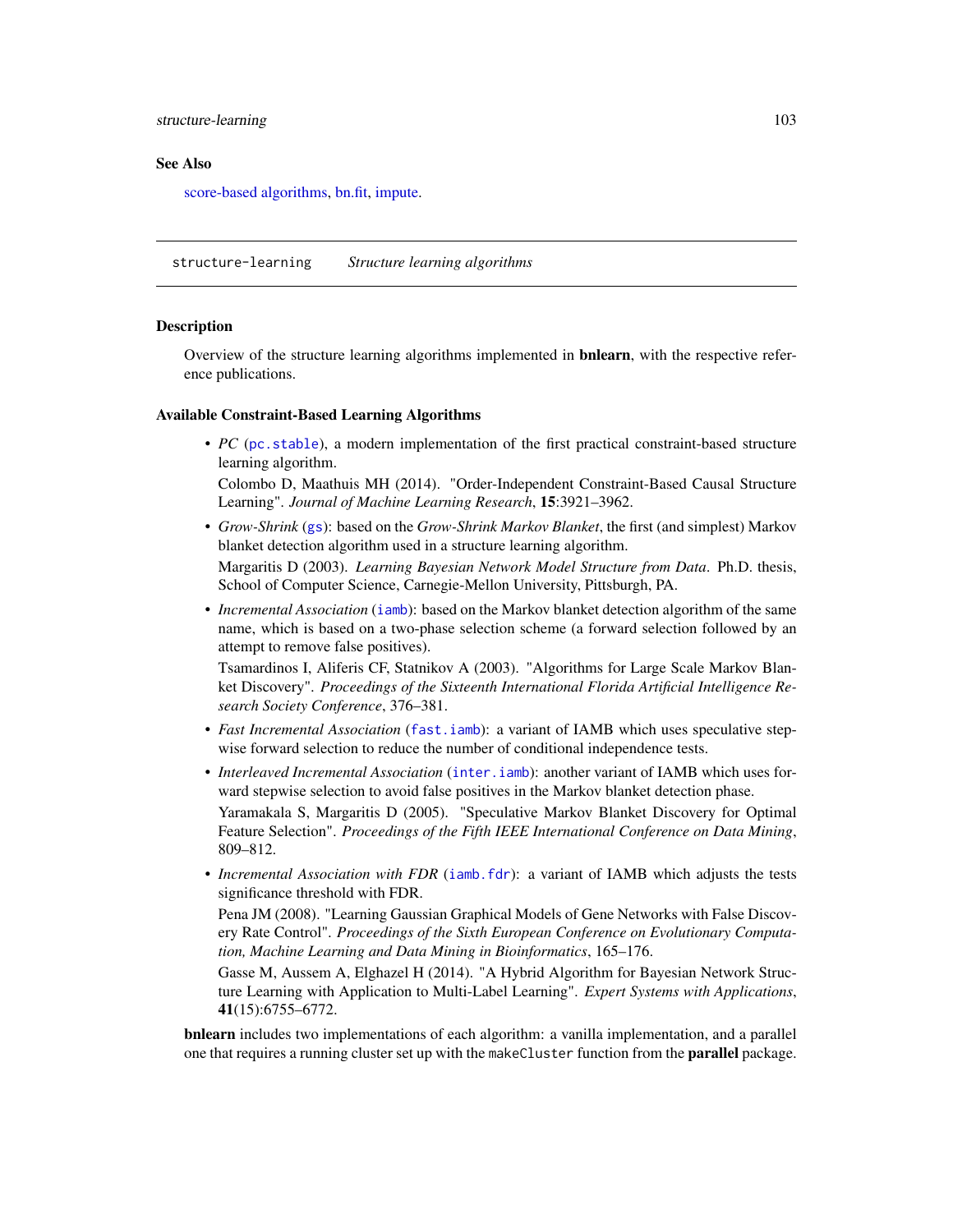### See Also

score-based algorithms, bn.fit, impute.

---

## structure-learning    *Structure learning algorithms*

### Description

Overview of the structure learning algorithms implemented in **bnlearn**, with the respective reference publications.

### Available Constraint-Based Learning Algorithms

- *PC* (`pc.stable`), a modern implementation of the first practical constraint-based structure learning algorithm.

  Colombo D, Maathuis MH (2014). "Order-Independent Constraint-Based Causal Structure Learning". *Journal of Machine Learning Research*, **15**:3921–3962.

- *Grow-Shrink* (`gs`): based on the *Grow-Shrink Markov Blanket*, the first (and simplest) Markov blanket detection algorithm used in a structure learning algorithm.

  Margaritis D (2003). *Learning Bayesian Network Model Structure from Data*. Ph.D. thesis, School of Computer Science, Carnegie-Mellon University, Pittsburgh, PA.

- *Incremental Association* (`iamb`): based on the Markov blanket detection algorithm of the same name, which is based on a two-phase selection scheme (a forward selection followed by an attempt to remove false positives).

  Tsamardinos I, Aliferis CF, Statnikov A (2003). "Algorithms for Large Scale Markov Blanket Discovery". *Proceedings of the Sixteenth International Florida Artificial Intelligence Research Society Conference*, 376–381.

- *Fast Incremental Association* (`fast.iamb`): a variant of IAMB which uses speculative stepwise forward selection to reduce the number of conditional independence tests.

- *Interleaved Incremental Association* (`inter.iamb`): another variant of IAMB which uses forward stepwise selection to avoid false positives in the Markov blanket detection phase.

  Yaramakala S, Margaritis D (2005). "Speculative Markov Blanket Discovery for Optimal Feature Selection". *Proceedings of the Fifth IEEE International Conference on Data Mining*, 809–812.

- *Incremental Association with FDR* (`iamb.fdr`): a variant of IAMB which adjusts the tests significance threshold with FDR.

  Pena JM (2008). "Learning Gaussian Graphical Models of Gene Networks with False Discovery Rate Control". *Proceedings of the Sixth European Conference on Evolutionary Computation, Machine Learning and Data Mining in Bioinformatics*, 165–176.

  Gasse M, Aussem A, Elghazel H (2014). "A Hybrid Algorithm for Bayesian Network Structure Learning with Application to Multi-Label Learning". *Expert Systems with Applications*, **41**(15):6755–6772.

**bnlearn** includes two implementations of each algorithm: a vanilla implementation, and a parallel one that requires a running cluster set up with the `makeCluster` function from the **parallel** package.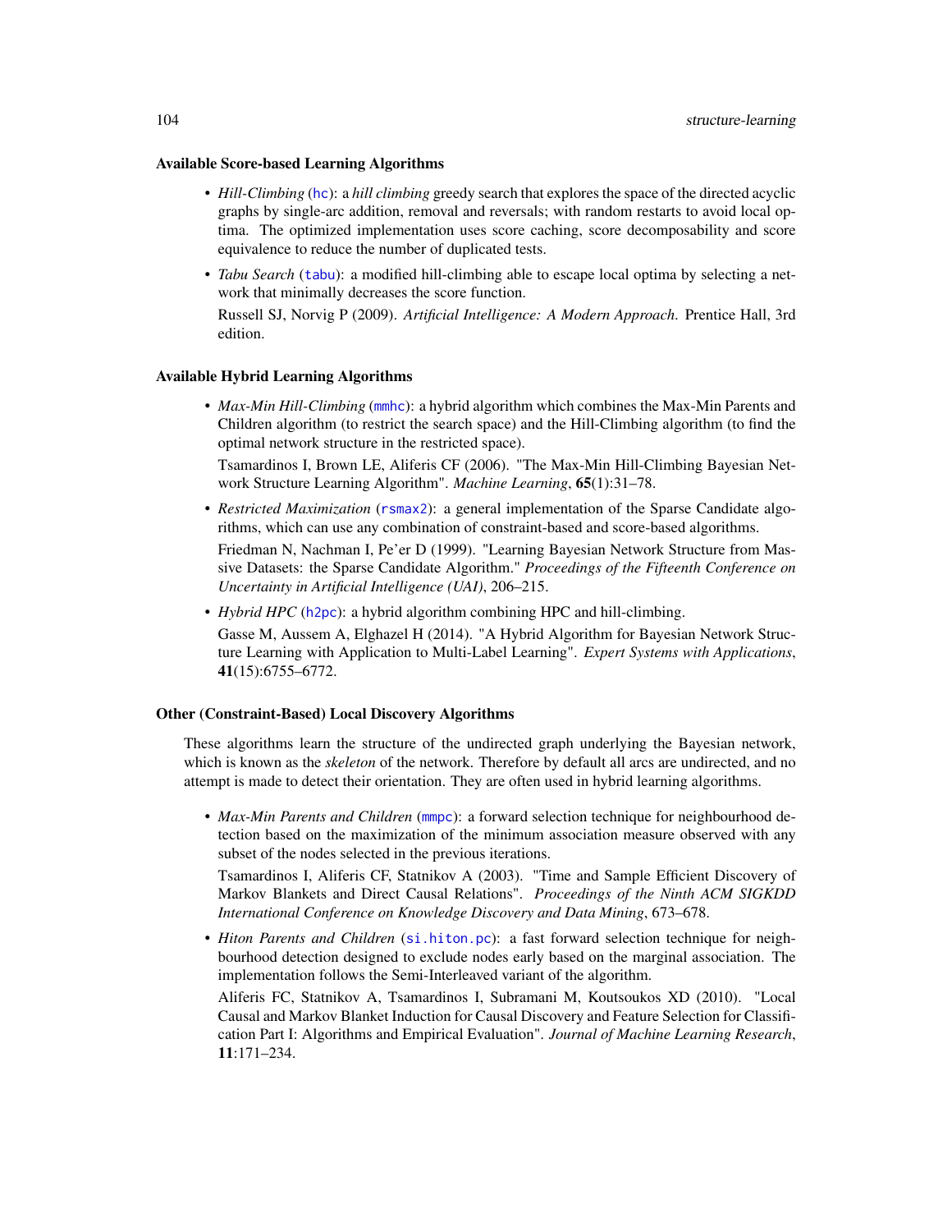### Available Score-based Learning Algorithms

- *Hill-Climbing* (`hc`): a *hill climbing* greedy search that explores the space of the directed acyclic graphs by single-arc addition, removal and reversals; with random restarts to avoid local optima. The optimized implementation uses score caching, score decomposability and score equivalence to reduce the number of duplicated tests.
- *Tabu Search* (`tabu`): a modified hill-climbing able to escape local optima by selecting a network that minimally decreases the score function.

  Russell SJ, Norvig P (2009). *Artificial Intelligence: A Modern Approach*. Prentice Hall, 3rd edition.

### Available Hybrid Learning Algorithms

- *Max-Min Hill-Climbing* (`mmhc`): a hybrid algorithm which combines the Max-Min Parents and Children algorithm (to restrict the search space) and the Hill-Climbing algorithm (to find the optimal network structure in the restricted space).

  Tsamardinos I, Brown LE, Aliferis CF (2006). "The Max-Min Hill-Climbing Bayesian Network Structure Learning Algorithm". *Machine Learning*, **65**(1):31–78.
- *Restricted Maximization* (`rsmax2`): a general implementation of the Sparse Candidate algorithms, which can use any combination of constraint-based and score-based algorithms.

  Friedman N, Nachman I, Pe'er D (1999). "Learning Bayesian Network Structure from Massive Datasets: the Sparse Candidate Algorithm." *Proceedings of the Fifteenth Conference on Uncertainty in Artificial Intelligence (UAI)*, 206–215.
- *Hybrid HPC* (`h2pc`): a hybrid algorithm combining HPC and hill-climbing.

  Gasse M, Aussem A, Elghazel H (2014). "A Hybrid Algorithm for Bayesian Network Structure Learning with Application to Multi-Label Learning". *Expert Systems with Applications*, **41**(15):6755–6772.

### Other (Constraint-Based) Local Discovery Algorithms

These algorithms learn the structure of the undirected graph underlying the Bayesian network, which is known as the *skeleton* of the network. Therefore by default all arcs are undirected, and no attempt is made to detect their orientation. They are often used in hybrid learning algorithms.

- *Max-Min Parents and Children* (`mmpc`): a forward selection technique for neighbourhood detection based on the maximization of the minimum association measure observed with any subset of the nodes selected in the previous iterations.

  Tsamardinos I, Aliferis CF, Statnikov A (2003). "Time and Sample Efficient Discovery of Markov Blankets and Direct Causal Relations". *Proceedings of the Ninth ACM SIGKDD International Conference on Knowledge Discovery and Data Mining*, 673–678.
- *Hiton Parents and Children* (`si.hiton.pc`): a fast forward selection technique for neighbourhood detection designed to exclude nodes early based on the marginal association. The implementation follows the Semi-Interleaved variant of the algorithm.

  Aliferis FC, Statnikov A, Tsamardinos I, Subramani M, Koutsoukos XD (2010). "Local Causal and Markov Blanket Induction for Causal Discovery and Feature Selection for Classification Part I: Algorithms and Empirical Evaluation". *Journal of Machine Learning Research*, **11**:171–234.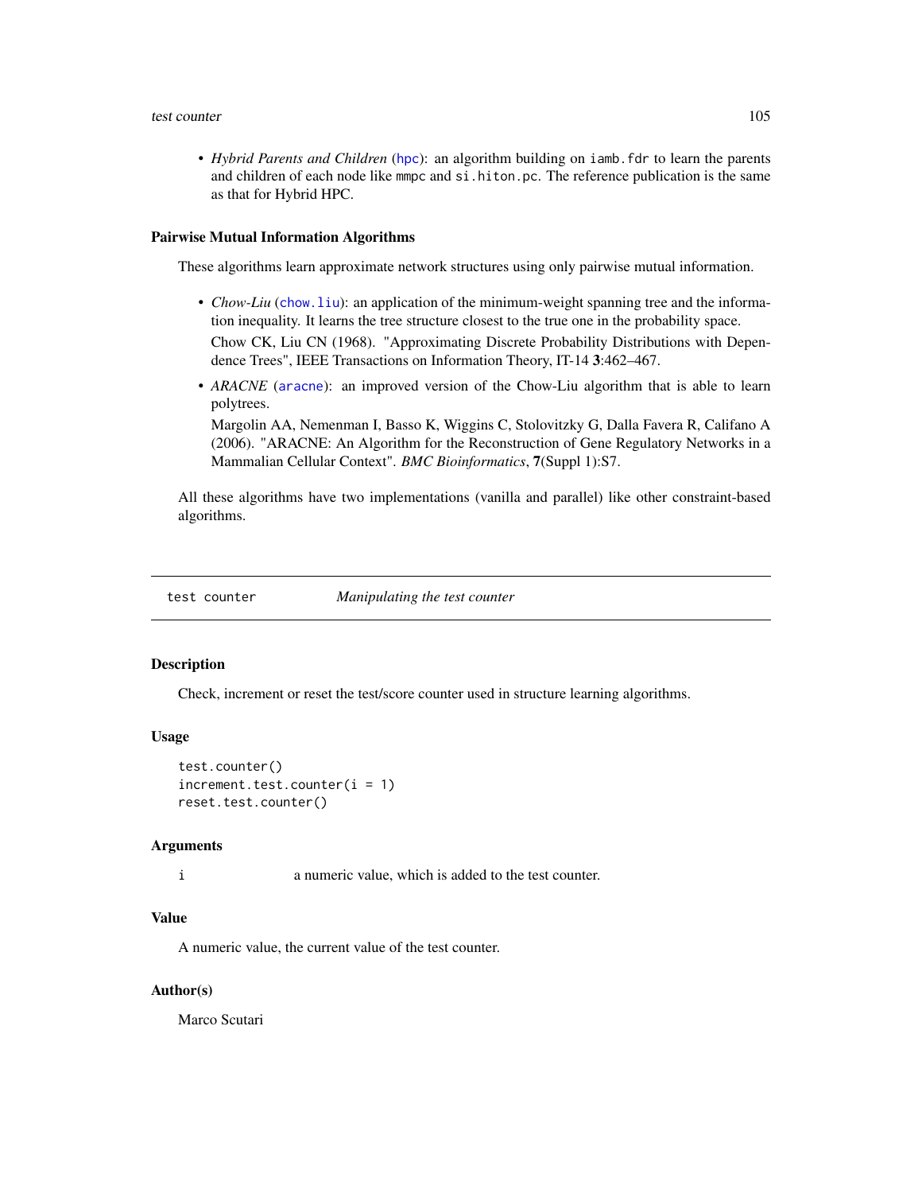- *Hybrid Parents and Children* (`hpc`): an algorithm building on `iamb.fdr` to learn the parents and children of each node like `mmpc` and `si.hiton.pc`. The reference publication is the same as that for Hybrid HPC.

### Pairwise Mutual Information Algorithms

These algorithms learn approximate network structures using only pairwise mutual information.

- *Chow-Liu* (`chow.liu`): an application of the minimum-weight spanning tree and the information inequality. It learns the tree structure closest to the true one in the probability space.

  Chow CK, Liu CN (1968). "Approximating Discrete Probability Distributions with Dependence Trees", IEEE Transactions on Information Theory, IT-14 **3**:462–467.

- *ARACNE* (`aracne`): an improved version of the Chow-Liu algorithm that is able to learn polytrees.

  Margolin AA, Nemenman I, Basso K, Wiggins C, Stolovitzky G, Dalla Favera R, Califano A (2006). "ARACNE: An Algorithm for the Reconstruction of Gene Regulatory Networks in a Mammalian Cellular Context". *BMC Bioinformatics*, **7**(Suppl 1):S7.

All these algorithms have two implementations (vanilla and parallel) like other constraint-based algorithms.

---

## test counter — *Manipulating the test counter*

### Description

Check, increment or reset the test/score counter used in structure learning algorithms.

### Usage

```
test.counter()
increment.test.counter(i = 1)
reset.test.counter()
```

### Arguments

| | |
|---|---|
| `i` | a numeric value, which is added to the test counter. |

### Value

A numeric value, the current value of the test counter.

### Author(s)

Marco Scutari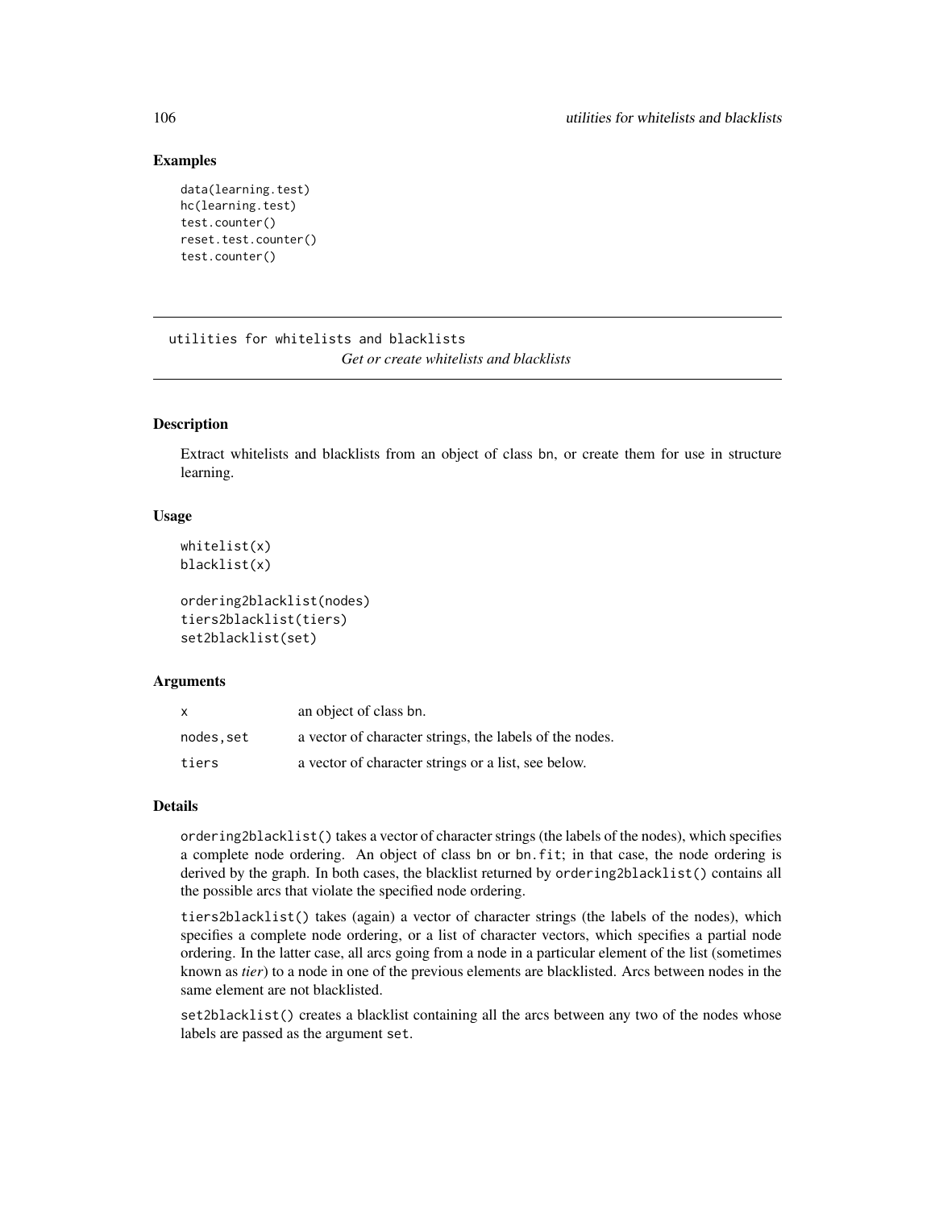## Examples

```
data(learning.test)
hc(learning.test)
test.counter()
reset.test.counter()
test.counter()
```

---

`utilities for whitelists and blacklists` *Get or create whitelists and blacklists*

---

### Description

Extract whitelists and blacklists from an object of class bn, or create them for use in structure learning.

### Usage

```
whitelist(x)
blacklist(x)

ordering2blacklist(nodes)
tiers2blacklist(tiers)
set2blacklist(set)
```

### Arguments

| | |
|---|---|
| `x` | an object of class bn. |
| `nodes,set` | a vector of character strings, the labels of the nodes. |
| `tiers` | a vector of character strings or a list, see below. |

### Details

`ordering2blacklist()` takes a vector of character strings (the labels of the nodes), which specifies a complete node ordering. An object of class bn or bn.fit; in that case, the node ordering is derived by the graph. In both cases, the blacklist returned by `ordering2blacklist()` contains all the possible arcs that violate the specified node ordering.

`tiers2blacklist()` takes (again) a vector of character strings (the labels of the nodes), which specifies a complete node ordering, or a list of character vectors, which specifies a partial node ordering. In the latter case, all arcs going from a node in a particular element of the list (sometimes known as *tier*) to a node in one of the previous elements are blacklisted. Arcs between nodes in the same element are not blacklisted.

`set2blacklist()` creates a blacklist containing all the arcs between any two of the nodes whose labels are passed as the argument `set`.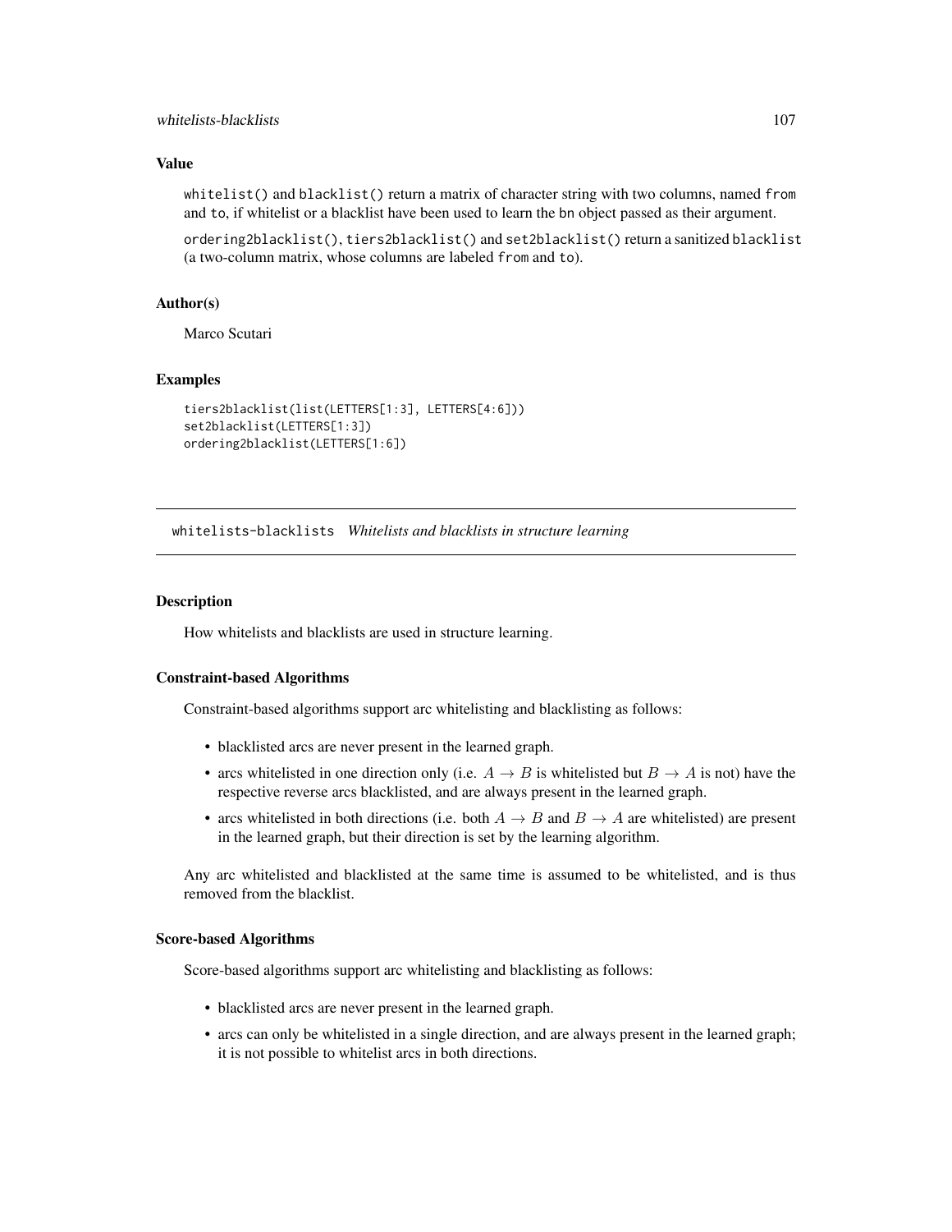### Value

`whitelist()` and `blacklist()` return a matrix of character string with two columns, named `from` and `to`, if whitelist or a blacklist have been used to learn the `bn` object passed as their argument.

`ordering2blacklist()`, `tiers2blacklist()` and `set2blacklist()` return a sanitized `blacklist` (a two-column matrix, whose columns are labeled `from` and `to`).

### Author(s)

Marco Scutari

### Examples

```
tiers2blacklist(list(LETTERS[1:3], LETTERS[4:6]))
set2blacklist(LETTERS[1:3])
ordering2blacklist(LETTERS[1:6])
```

---

## whitelists-blacklists *Whitelists and blacklists in structure learning*

---

### Description

How whitelists and blacklists are used in structure learning.

### Constraint-based Algorithms

Constraint-based algorithms support arc whitelisting and blacklisting as follows:

- blacklisted arcs are never present in the learned graph.
- arcs whitelisted in one direction only (i.e. $A \rightarrow B$ is whitelisted but $B \rightarrow A$ is not) have the respective reverse arcs blacklisted, and are always present in the learned graph.
- arcs whitelisted in both directions (i.e. both $A \rightarrow B$ and $B \rightarrow A$ are whitelisted) are present in the learned graph, but their direction is set by the learning algorithm.

Any arc whitelisted and blacklisted at the same time is assumed to be whitelisted, and is thus removed from the blacklist.

### Score-based Algorithms

Score-based algorithms support arc whitelisting and blacklisting as follows:

- blacklisted arcs are never present in the learned graph.
- arcs can only be whitelisted in a single direction, and are always present in the learned graph; it is not possible to whitelist arcs in both directions.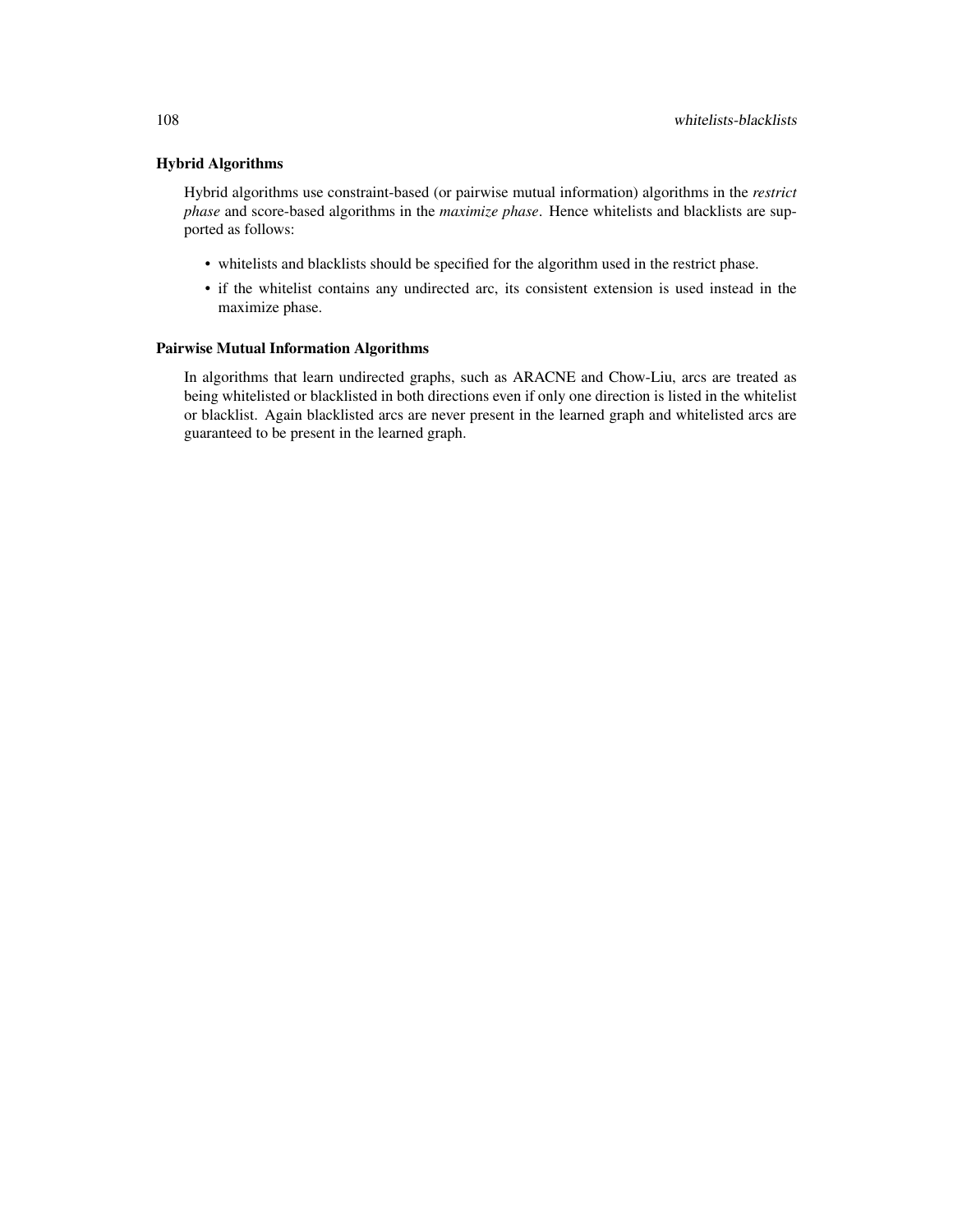## Hybrid Algorithms

Hybrid algorithms use constraint-based (or pairwise mutual information) algorithms in the *restrict phase* and score-based algorithms in the *maximize phase*. Hence whitelists and blacklists are supported as follows:

- whitelists and blacklists should be specified for the algorithm used in the restrict phase.
- if the whitelist contains any undirected arc, its consistent extension is used instead in the maximize phase.

## Pairwise Mutual Information Algorithms

In algorithms that learn undirected graphs, such as ARACNE and Chow-Liu, arcs are treated as being whitelisted or blacklisted in both directions even if only one direction is listed in the whitelist or blacklist. Again blacklisted arcs are never present in the learned graph and whitelisted arcs are guaranteed to be present in the learned graph.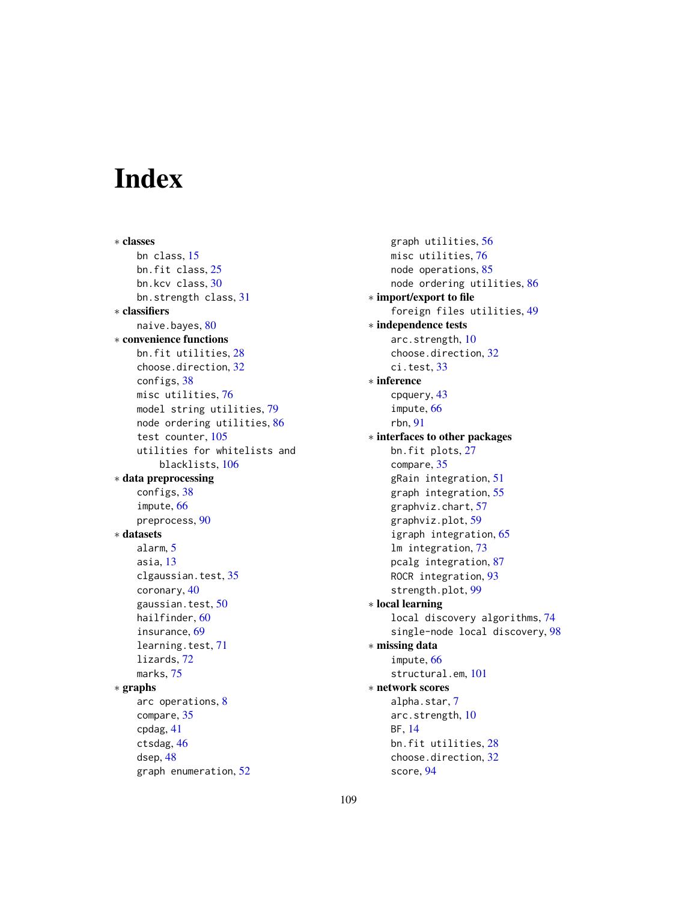# Index

∗ **classes**
- bn class, 15
- bn.fit class, 25
- bn.kcv class, 30
- bn.strength class, 31

∗ **classifiers**
- naive.bayes, 80

∗ **convenience functions**
- bn.fit utilities, 28
- choose.direction, 32
- configs, 38
- misc utilities, 76
- model string utilities, 79
- node ordering utilities, 86
- test counter, 105
- utilities for whitelists and blacklists, 106

∗ **data preprocessing**
- configs, 38
- impute, 66
- preprocess, 90

∗ **datasets**
- alarm, 5
- asia, 13
- clgaussian.test, 35
- coronary, 40
- gaussian.test, 50
- hailfinder, 60
- insurance, 69
- learning.test, 71
- lizards, 72
- marks, 75

∗ **graphs**
- arc operations, 8
- compare, 35
- cpdag, 41
- ctsdag, 46
- dsep, 48
- graph enumeration, 52
- graph utilities, 56
- misc utilities, 76
- node operations, 85
- node ordering utilities, 86

∗ **import/export to file**
- foreign files utilities, 49

∗ **independence tests**
- arc.strength, 10
- choose.direction, 32
- ci.test, 33

∗ **inference**
- cpquery, 43
- impute, 66
- rbn, 91

∗ **interfaces to other packages**
- bn.fit plots, 27
- compare, 35
- gRain integration, 51
- graph integration, 55
- graphviz.chart, 57
- graphviz.plot, 59
- igraph integration, 65
- lm integration, 73
- pcalg integration, 87
- ROCR integration, 93
- strength.plot, 99

∗ **local learning**
- local discovery algorithms, 74
- single-node local discovery, 98

∗ **missing data**
- impute, 66
- structural.em, 101

∗ **network scores**
- alpha.star, 7
- arc.strength, 10
- BF, 14
- bn.fit utilities, 28
- choose.direction, 32
- score, 94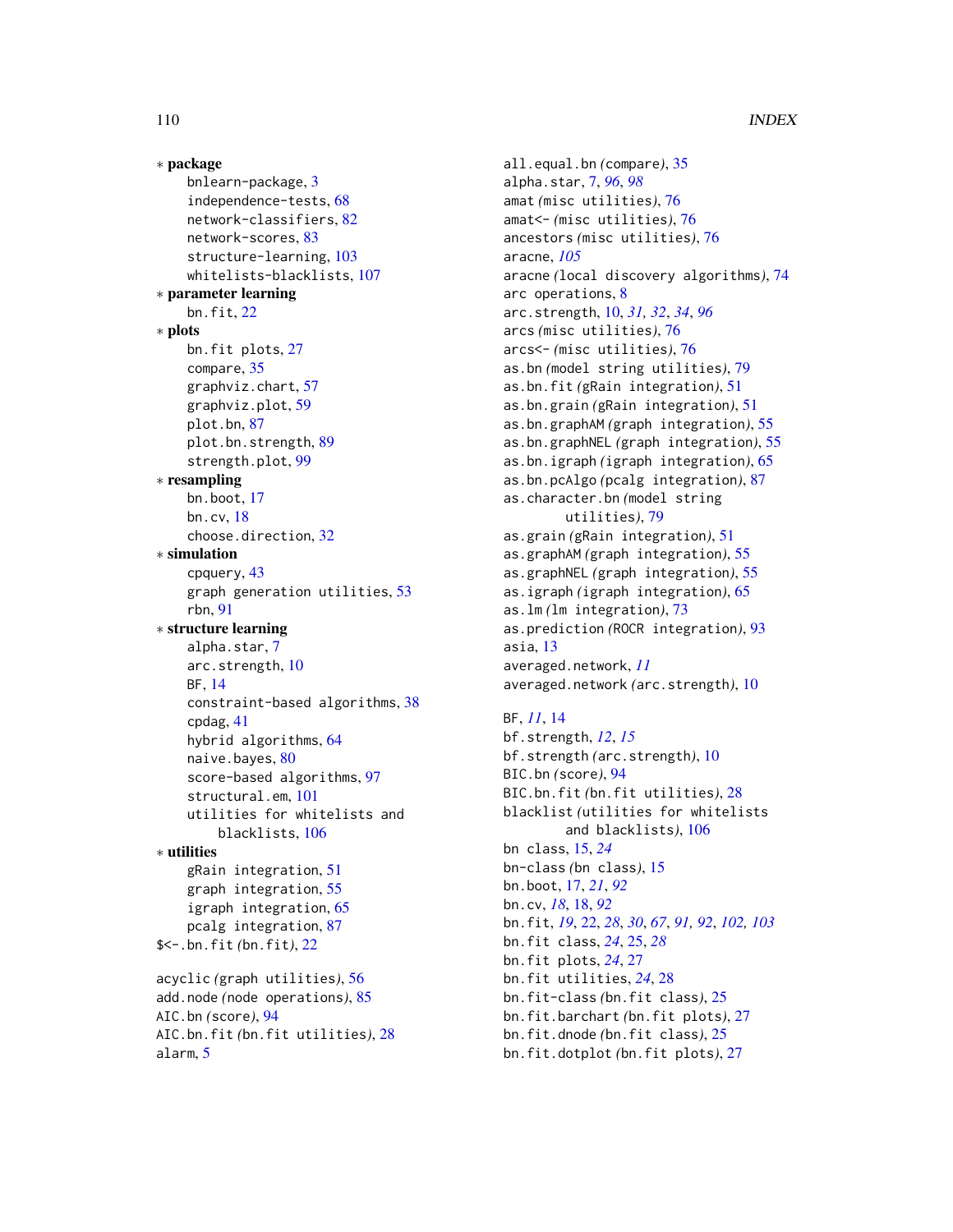∗ **package**
- bnlearn-package, 3
- independence-tests, 68
- network-classifiers, 82
- network-scores, 83
- structure-learning, 103
- whitelists-blacklists, 107

∗ **parameter learning**
- bn.fit, 22

∗ **plots**
- bn.fit plots, 27
- compare, 35
- graphviz.chart, 57
- graphviz.plot, 59
- plot.bn, 87
- plot.bn.strength, 89
- strength.plot, 99

∗ **resampling**
- bn.boot, 17
- bn.cv, 18
- choose.direction, 32

∗ **simulation**
- cpquery, 43
- graph generation utilities, 53
- rbn, 91

∗ **structure learning**
- alpha.star, 7
- arc.strength, 10
- BF, 14
- constraint-based algorithms, 38
- cpdag, 41
- hybrid algorithms, 64
- naive.bayes, 80
- score-based algorithms, 97
- structural.em, 101
- utilities for whitelists and blacklists, 106

∗ **utilities**
- gRain integration, 51
- graph integration, 55
- igraph integration, 65
- pcalg integration, 87

$<-.bn.fit *(bn.fit)*, 22

acyclic *(graph utilities)*, 56
add.node *(node operations)*, 85
AIC.bn *(score)*, 94
AIC.bn.fit *(bn.fit utilities)*, 28
alarm, 5
all.equal.bn *(compare)*, 35
alpha.star, 7, *96*, *98*
amat *(misc utilities)*, 76
amat<- *(misc utilities)*, 76
ancestors *(misc utilities)*, 76
aracne, *105*
aracne *(local discovery algorithms)*, 74
arc operations, 8
arc.strength, 10, *31, 32*, *34*, *96*
arcs *(misc utilities)*, 76
arcs<- *(misc utilities)*, 76
as.bn *(model string utilities)*, 79
as.bn.fit *(gRain integration)*, 51
as.bn.grain *(gRain integration)*, 51
as.bn.graphAM *(graph integration)*, 55
as.bn.graphNEL *(graph integration)*, 55
as.bn.igraph *(igraph integration)*, 65
as.bn.pcAlgo *(pcalg integration)*, 87
as.character.bn *(model string utilities)*, 79
as.grain *(gRain integration)*, 51
as.graphAM *(graph integration)*, 55
as.graphNEL *(graph integration)*, 55
as.igraph *(igraph integration)*, 65
as.lm *(lm integration)*, 73
as.prediction *(ROCR integration)*, 93
asia, 13
averaged.network, *11*
averaged.network *(arc.strength)*, 10

BF, *11*, 14
bf.strength, *12*, *15*
bf.strength *(arc.strength)*, 10
BIC.bn *(score)*, 94
BIC.bn.fit *(bn.fit utilities)*, 28
blacklist *(utilities for whitelists and blacklists)*, 106
bn class, 15, *24*
bn-class *(bn class)*, 15
bn.boot, 17, *21*, *92*
bn.cv, *18*, 18, *92*
bn.fit, *19*, 22, *28*, *30*, *67*, *91, 92*, *102, 103*
bn.fit class, *24*, 25, *28*
bn.fit plots, *24*, 27
bn.fit utilities, *24*, 28
bn.fit-class *(bn.fit class)*, 25
bn.fit.barchart *(bn.fit plots)*, 27
bn.fit.dnode *(bn.fit class)*, 25
bn.fit.dotplot *(bn.fit plots)*, 27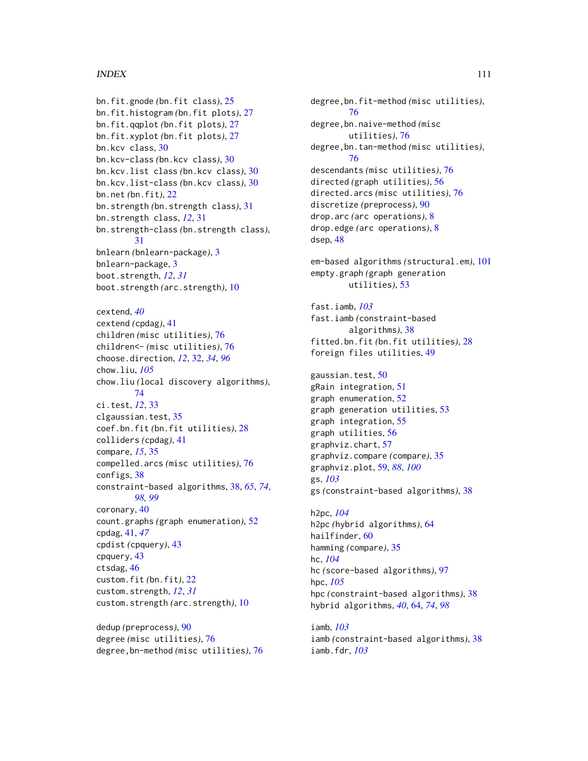bn.fit.gnode *(bn.fit class)*, 25
bn.fit.histogram *(bn.fit plots)*, 27
bn.fit.qqplot *(bn.fit plots)*, 27
bn.fit.xyplot *(bn.fit plots)*, 27
bn.kcv class, 30
bn.kcv-class *(bn.kcv class)*, 30
bn.kcv.list class *(bn.kcv class)*, 30
bn.kcv.list-class *(bn.kcv class)*, 30
bn.net *(bn.fit)*, 22
bn.strength *(bn.strength class)*, 31
bn.strength class, *12*, 31
bn.strength-class *(bn.strength class)*, 31
bnlearn *(bnlearn-package)*, 3
bnlearn-package, 3
boot.strength, *12*, *31*
boot.strength *(arc.strength)*, 10

cextend, *40*
cextend *(cpdag)*, 41
children *(misc utilities)*, 76
children<- *(misc utilities)*, 76
choose.direction, *12*, 32, *34*, *96*
chow.liu, *105*
chow.liu *(local discovery algorithms)*, 74
ci.test, *12*, 33
clgaussian.test, 35
coef.bn.fit *(bn.fit utilities)*, 28
colliders *(cpdag)*, 41
compare, *15*, 35
compelled.arcs *(misc utilities)*, 76
configs, 38
constraint-based algorithms, 38, *65*, *74*, *98*, *99*
coronary, 40
count.graphs *(graph enumeration)*, 52
cpdag, 41, *47*
cpdist *(cpquery)*, 43
cpquery, 43
ctsdag, 46
custom.fit *(bn.fit)*, 22
custom.strength, *12*, *31*
custom.strength *(arc.strength)*, 10

dedup *(preprocess)*, 90
degree *(misc utilities)*, 76
degree,bn-method *(misc utilities)*, 76
degree,bn.fit-method *(misc utilities)*, 76
degree,bn.naive-method *(misc utilities)*, 76
degree,bn.tan-method *(misc utilities)*, 76
descendants *(misc utilities)*, 76
directed *(graph utilities)*, 56
directed.arcs *(misc utilities)*, 76
discretize *(preprocess)*, 90
drop.arc *(arc operations)*, 8
drop.edge *(arc operations)*, 8
dsep, 48

em-based algorithms *(structural.em)*, 101
empty.graph *(graph generation utilities)*, 53

fast.iamb, *103*
fast.iamb *(constraint-based algorithms)*, 38
fitted.bn.fit *(bn.fit utilities)*, 28
foreign files utilities, 49

gaussian.test, 50
gRain integration, 51
graph enumeration, 52
graph generation utilities, 53
graph integration, 55
graph utilities, 56
graphviz.chart, 57
graphviz.compare *(compare)*, 35
graphviz.plot, 59, *88*, *100*
gs, *103*
gs *(constraint-based algorithms)*, 38

h2pc, *104*
h2pc *(hybrid algorithms)*, 64
hailfinder, 60
hamming *(compare)*, 35
hc, *104*
hc *(score-based algorithms)*, 97
hpc, *105*
hpc *(constraint-based algorithms)*, 38
hybrid algorithms, *40*, 64, *74*, *98*

iamb, *103*
iamb *(constraint-based algorithms)*, 38
iamb.fdr, *103*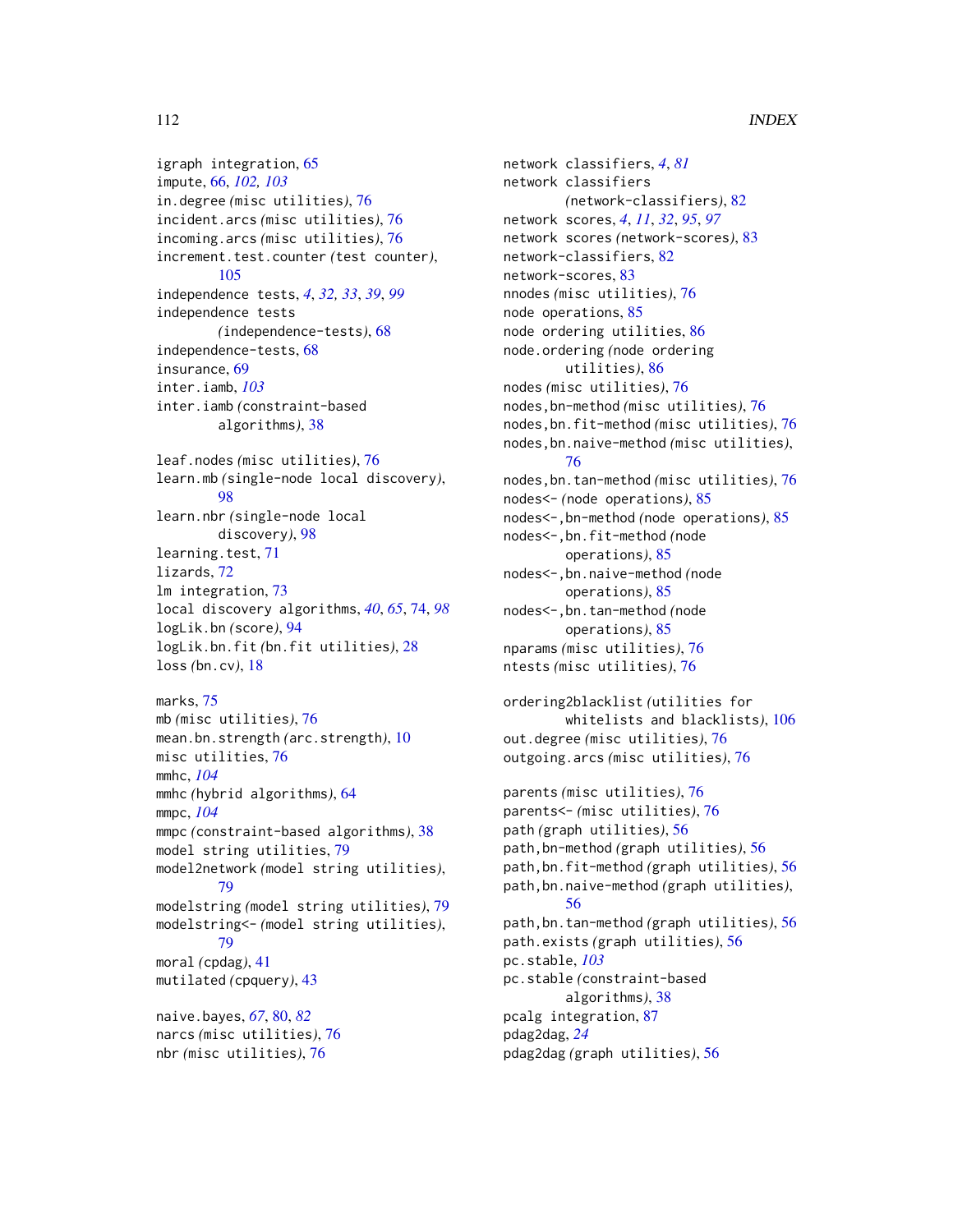igraph integration, 65
impute, 66, *102, 103*
in.degree *(misc utilities)*, 76
incident.arcs *(misc utilities)*, 76
incoming.arcs *(misc utilities)*, 76
increment.test.counter *(test counter)*, 105
independence tests, *4*, *32, 33*, *39*, *99*
independence tests *(independence-tests)*, 68
independence-tests, 68
insurance, 69
inter.iamb, *103*
inter.iamb *(constraint-based algorithms)*, 38

leaf.nodes *(misc utilities)*, 76
learn.mb *(single-node local discovery)*, 98
learn.nbr *(single-node local discovery)*, 98
learning.test, 71
lizards, 72
lm integration, 73
local discovery algorithms, *40*, *65*, 74, *98*
logLik.bn *(score)*, 94
logLik.bn.fit *(bn.fit utilities)*, 28
loss *(bn.cv)*, 18

marks, 75
mb *(misc utilities)*, 76
mean.bn.strength *(arc.strength)*, 10
misc utilities, 76
mmhc, *104*
mmhc *(hybrid algorithms)*, 64
mmpc, *104*
mmpc *(constraint-based algorithms)*, 38
model string utilities, 79
model2network *(model string utilities)*, 79
modelstring *(model string utilities)*, 79
modelstring<- *(model string utilities)*, 79
moral *(cpdag)*, 41
mutilated *(cpquery)*, 43

naive.bayes, *67*, 80, *82*
narcs *(misc utilities)*, 76
nbr *(misc utilities)*, 76
network classifiers, *4*, *81*
network classifiers *(network-classifiers)*, 82
network scores, *4*, *11*, *32*, *95*, *97*
network scores *(network-scores)*, 83
network-classifiers, 82
network-scores, 83
nnodes *(misc utilities)*, 76
node operations, 85
node ordering utilities, 86
node.ordering *(node ordering utilities)*, 86
nodes *(misc utilities)*, 76
nodes,bn-method *(misc utilities)*, 76
nodes,bn.fit-method *(misc utilities)*, 76
nodes,bn.naive-method *(misc utilities)*, 76
nodes,bn.tan-method *(misc utilities)*, 76
nodes<- *(node operations)*, 85
nodes<-,bn-method *(node operations)*, 85
nodes<-,bn.fit-method *(node operations)*, 85
nodes<-,bn.naive-method *(node operations)*, 85
nodes<-,bn.tan-method *(node operations)*, 85
nparams *(misc utilities)*, 76
ntests *(misc utilities)*, 76

ordering2blacklist *(utilities for whitelists and blacklists)*, 106
out.degree *(misc utilities)*, 76
outgoing.arcs *(misc utilities)*, 76

parents *(misc utilities)*, 76
parents<- *(misc utilities)*, 76
path *(graph utilities)*, 56
path,bn-method *(graph utilities)*, 56
path,bn.fit-method *(graph utilities)*, 56
path,bn.naive-method *(graph utilities)*, 56
path,bn.tan-method *(graph utilities)*, 56
path.exists *(graph utilities)*, 56
pc.stable, *103*
pc.stable *(constraint-based algorithms)*, 38
pcalg integration, 87
pdag2dag, *24*
pdag2dag *(graph utilities)*, 56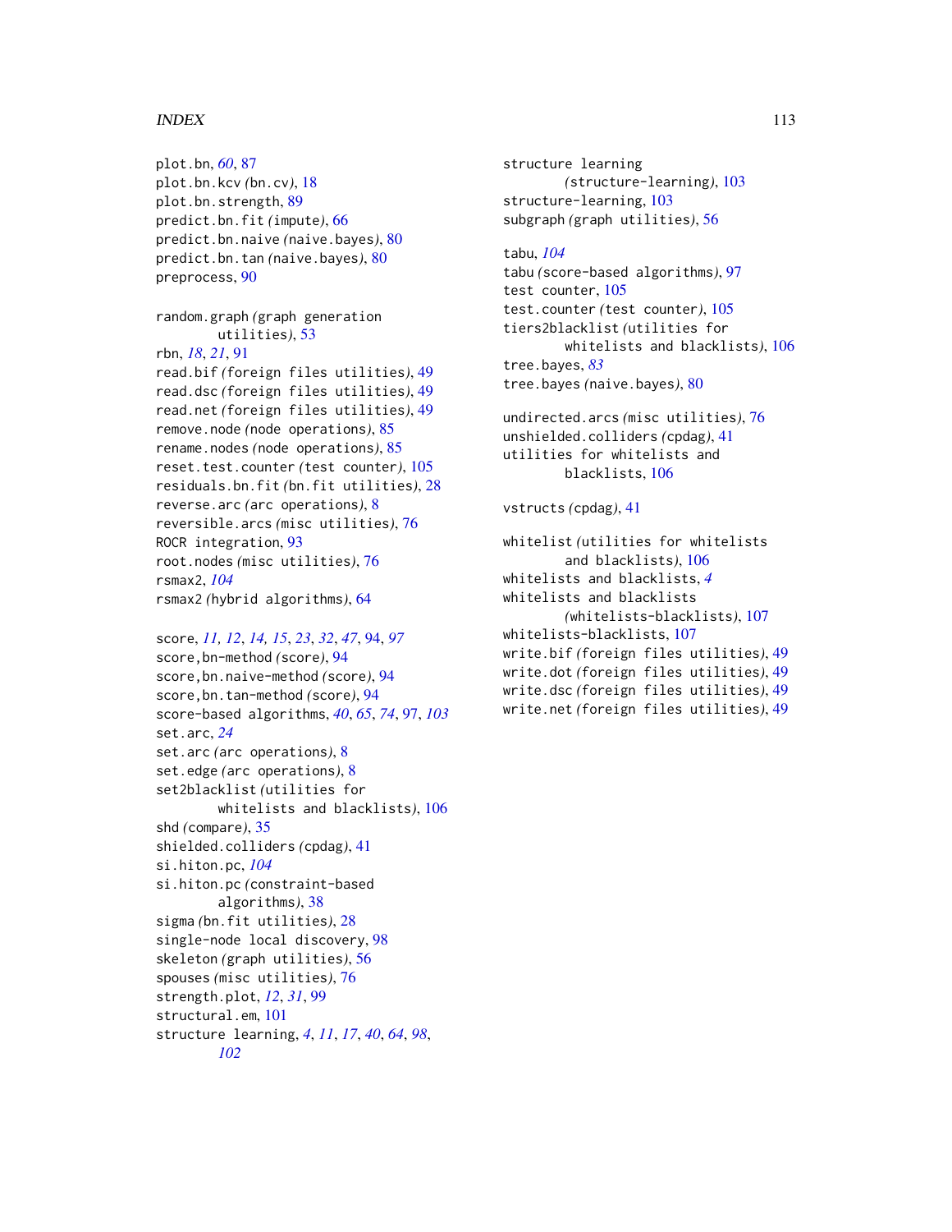plot.bn, *60*, 87
plot.bn.kcv *(bn.cv)*, 18
plot.bn.strength, 89
predict.bn.fit *(impute)*, 66
predict.bn.naive *(naive.bayes)*, 80
predict.bn.tan *(naive.bayes)*, 80
preprocess, 90

random.graph *(graph generation utilities)*, 53
rbn, *18*, *21*, 91
read.bif *(foreign files utilities)*, 49
read.dsc *(foreign files utilities)*, 49
read.net *(foreign files utilities)*, 49
remove.node *(node operations)*, 85
rename.nodes *(node operations)*, 85
reset.test.counter *(test counter)*, 105
residuals.bn.fit *(bn.fit utilities)*, 28
reverse.arc *(arc operations)*, 8
reversible.arcs *(misc utilities)*, 76
ROCR integration, 93
root.nodes *(misc utilities)*, 76
rsmax2, *104*
rsmax2 *(hybrid algorithms)*, 64

score, *11*, *12*, *14*, *15*, *23*, *32*, *47*, 94, *97*
score,bn-method *(score)*, 94
score,bn.naive-method *(score)*, 94
score,bn.tan-method *(score)*, 94
score-based algorithms, *40*, *65*, *74*, 97, *103*
set.arc, *24*
set.arc *(arc operations)*, 8
set.edge *(arc operations)*, 8
set2blacklist *(utilities for whitelists and blacklists)*, 106
shd *(compare)*, 35
shielded.colliders *(cpdag)*, 41
si.hiton.pc, *104*
si.hiton.pc *(constraint-based algorithms)*, 38
sigma *(bn.fit utilities)*, 28
single-node local discovery, 98
skeleton *(graph utilities)*, 56
spouses *(misc utilities)*, 76
strength.plot, *12*, *31*, 99
structural.em, 101
structure learning, *4*, *11*, *17*, *40*, *64*, *98*, *102*
structure learning *(structure-learning)*, 103
structure-learning, 103
subgraph *(graph utilities)*, 56

tabu, *104*
tabu *(score-based algorithms)*, 97
test counter, 105
test.counter *(test counter)*, 105
tiers2blacklist *(utilities for whitelists and blacklists)*, 106
tree.bayes, *83*
tree.bayes *(naive.bayes)*, 80

undirected.arcs *(misc utilities)*, 76
unshielded.colliders *(cpdag)*, 41
utilities for whitelists and blacklists, 106

vstructs *(cpdag)*, 41

whitelist *(utilities for whitelists and blacklists)*, 106
whitelists and blacklists, *4*
whitelists and blacklists *(whitelists-blacklists)*, 107
whitelists-blacklists, 107
write.bif *(foreign files utilities)*, 49
write.dot *(foreign files utilities)*, 49
write.dsc *(foreign files utilities)*, 49
write.net *(foreign files utilities)*, 49